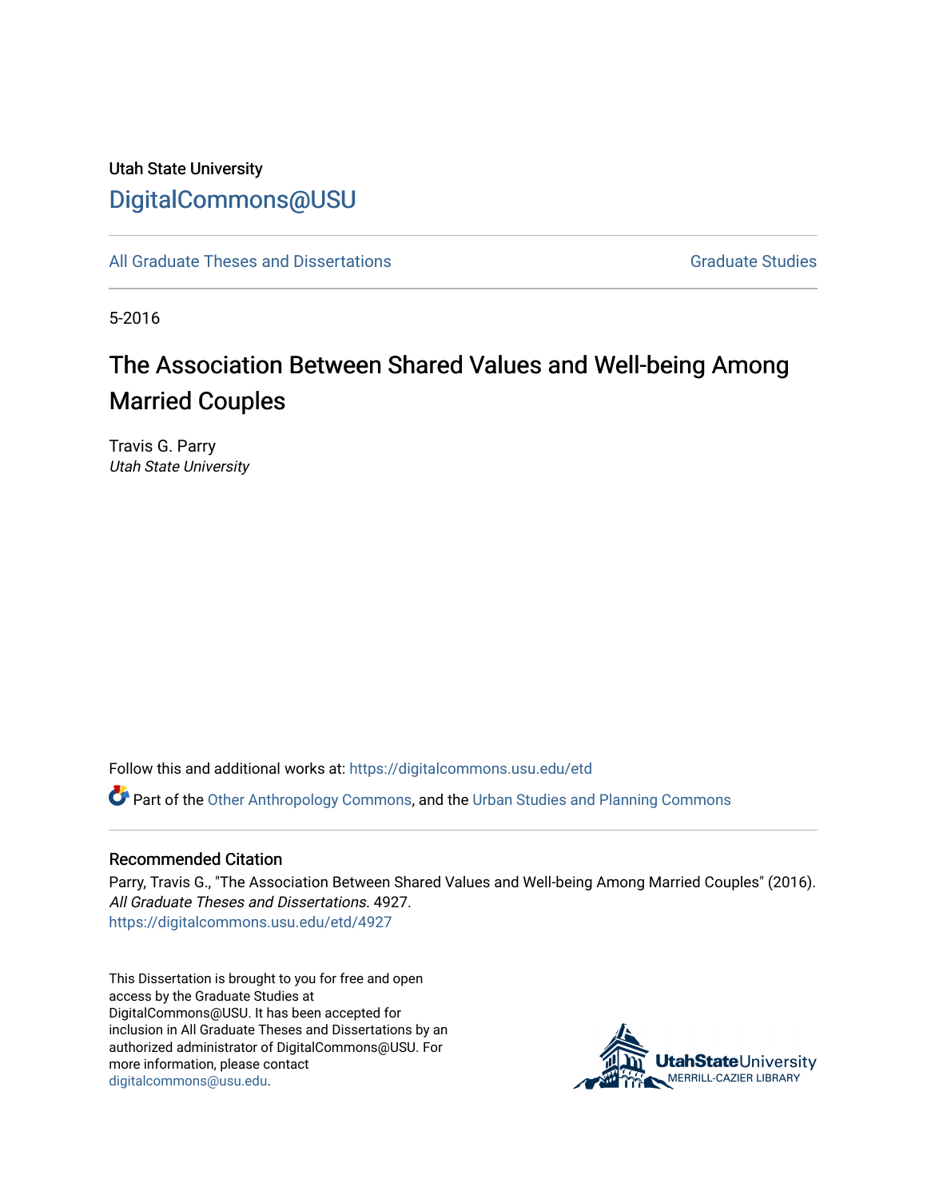Utah State University

DigitalCommons@USU

All Graduate Theses and Dissertations

Graduate Studies

5-2016

# The Association Between Shared Values and Well-being Among Married Couples

Travis G. Parry
*Utah State University*

Follow this and additional works at: https://digitalcommons.usu.edu/etd

Part of the Other Anthropology Commons, and the Urban Studies and Planning Commons

## Recommended Citation

Parry, Travis G., "The Association Between Shared Values and Well-being Among Married Couples" (2016). *All Graduate Theses and Dissertations*. 4927.
https://digitalcommons.usu.edu/etd/4927

This Dissertation is brought to you for free and open access by the Graduate Studies at DigitalCommons@USU. It has been accepted for inclusion in All Graduate Theses and Dissertations by an authorized administrator of DigitalCommons@USU. For more information, please contact digitalcommons@usu.edu.

UtahStateUniversity
MERRILL-CAZIER LIBRARY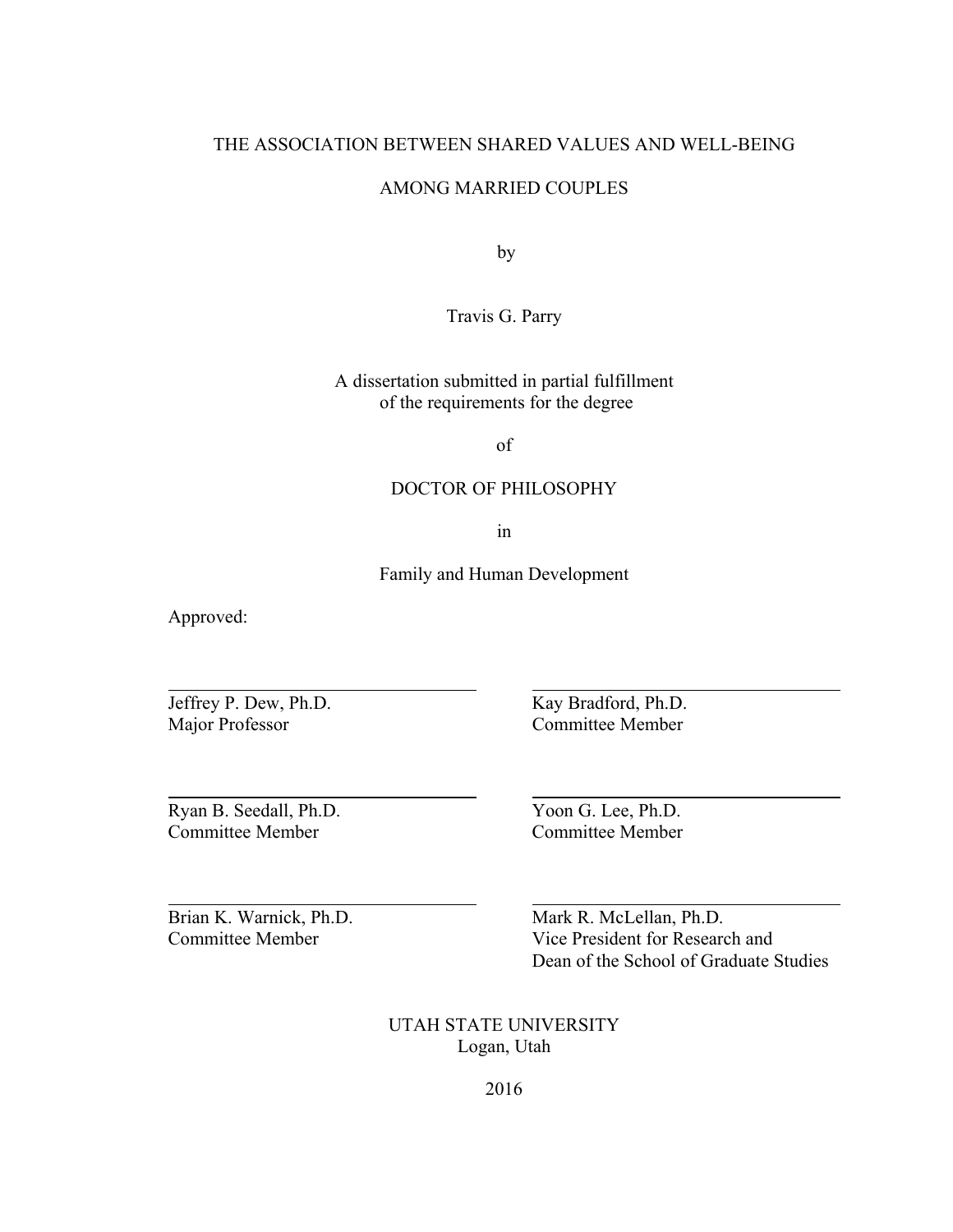THE ASSOCIATION BETWEEN SHARED VALUES AND WELL-BEING

AMONG MARRIED COUPLES

by

Travis G. Parry

A dissertation submitted in partial fulfillment
of the requirements for the degree

of

DOCTOR OF PHILOSOPHY

in

Family and Human Development

Approved:

| | |
|---|---|
| Jeffrey P. Dew, Ph.D.<br>Major Professor | Kay Bradford, Ph.D.<br>Committee Member |
| Ryan B. Seedall, Ph.D.<br>Committee Member | Yoon G. Lee, Ph.D.<br>Committee Member |
| Brian K. Warnick, Ph.D.<br>Committee Member | Mark R. McLellan, Ph.D.<br>Vice President for Research and<br>Dean of the School of Graduate Studies |

UTAH STATE UNIVERSITY
Logan, Utah

2016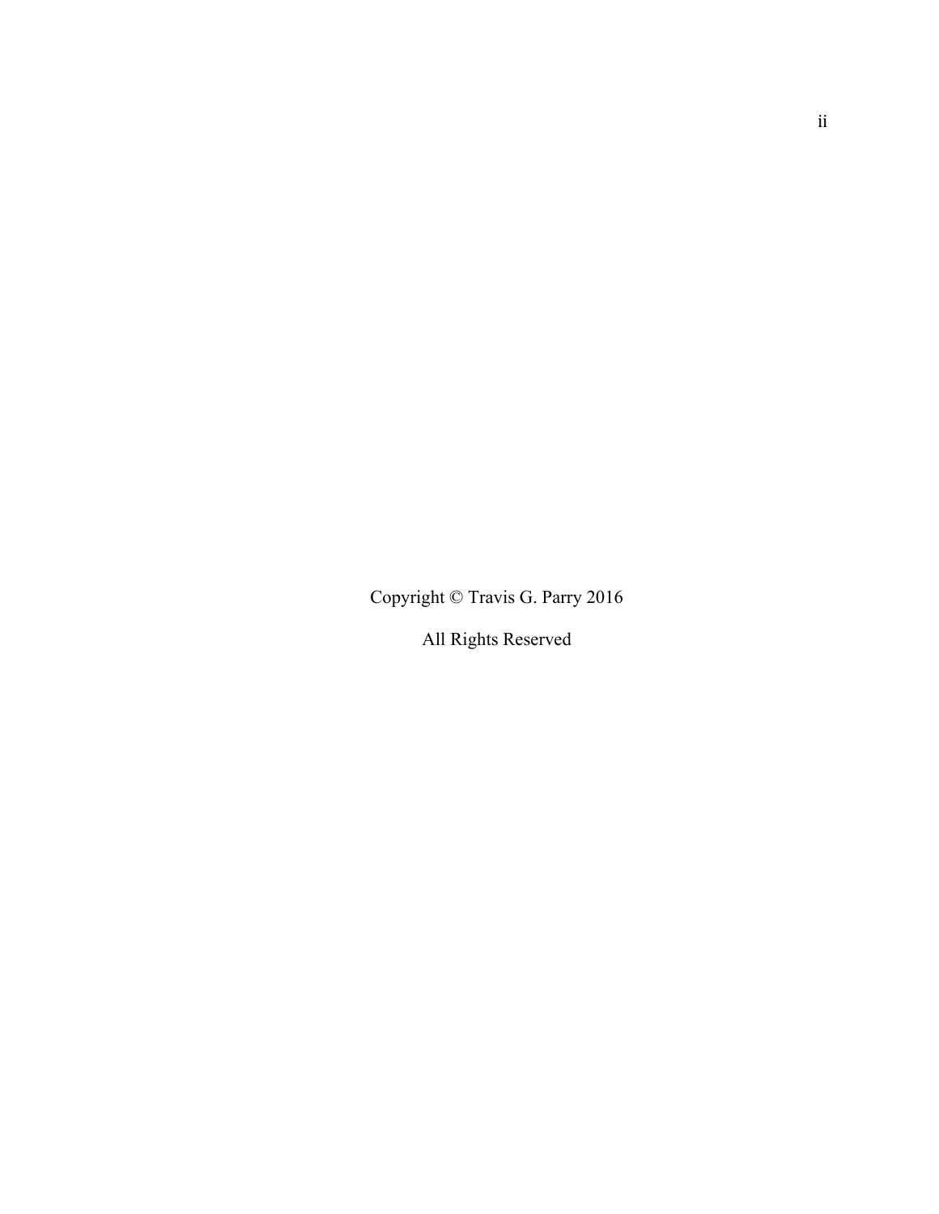Copyright © Travis G. Parry 2016

All Rights Reserved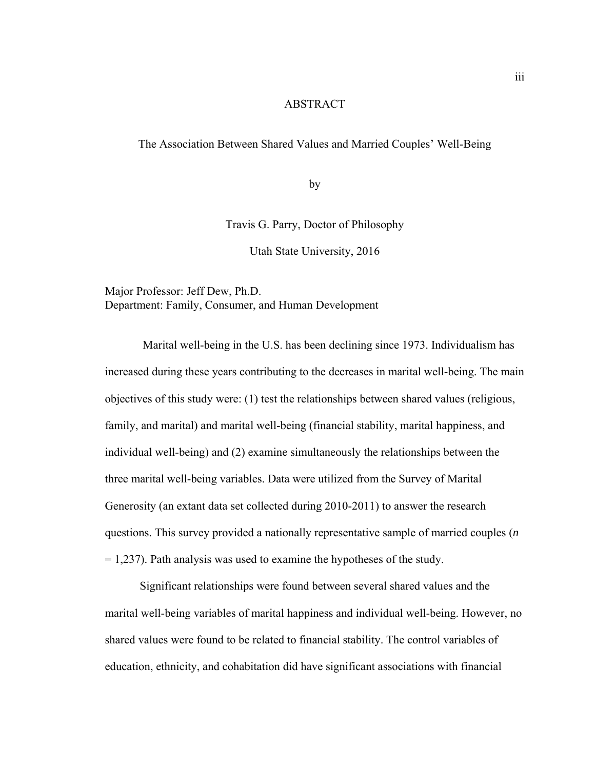# ABSTRACT

## The Association Between Shared Values and Married Couples' Well-Being

by

Travis G. Parry, Doctor of Philosophy

Utah State University, 2016

Major Professor: Jeff Dew, Ph.D.
Department: Family, Consumer, and Human Development

Marital well-being in the U.S. has been declining since 1973. Individualism has increased during these years contributing to the decreases in marital well-being. The main objectives of this study were: (1) test the relationships between shared values (religious, family, and marital) and marital well-being (financial stability, marital happiness, and individual well-being) and (2) examine simultaneously the relationships between the three marital well-being variables. Data were utilized from the Survey of Marital Generosity (an extant data set collected during 2010-2011) to answer the research questions. This survey provided a nationally representative sample of married couples (*n* = 1,237). Path analysis was used to examine the hypotheses of the study.

Significant relationships were found between several shared values and the marital well-being variables of marital happiness and individual well-being. However, no shared values were found to be related to financial stability. The control variables of education, ethnicity, and cohabitation did have significant associations with financial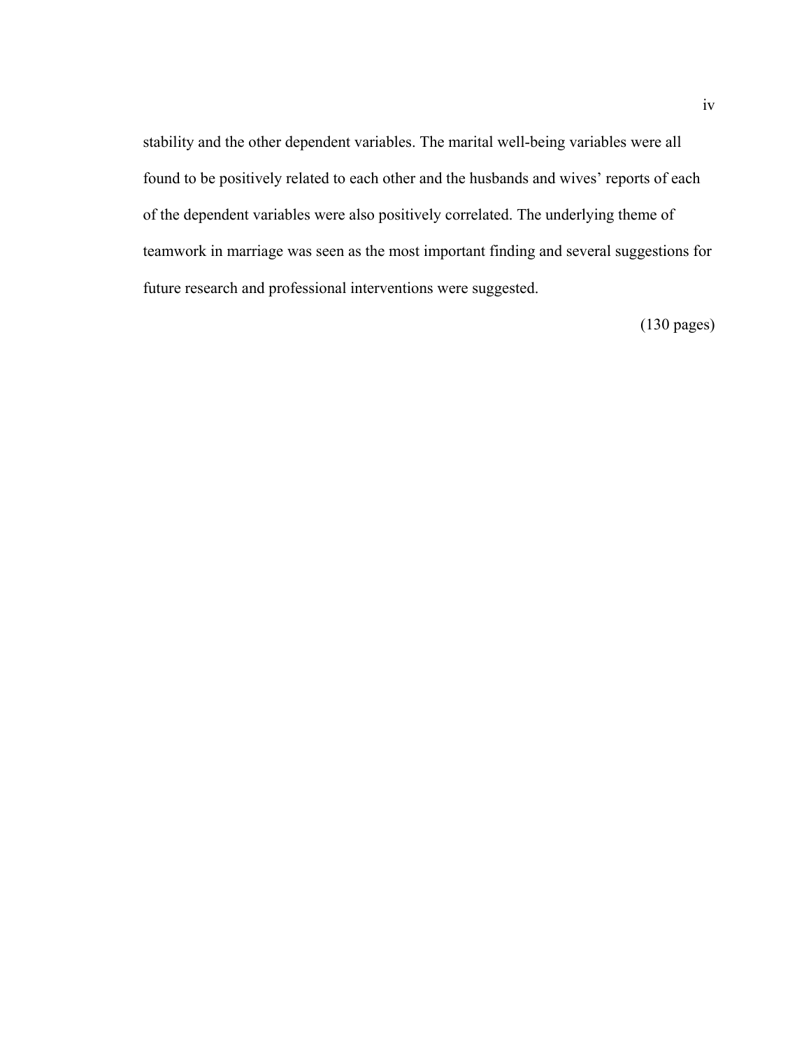stability and the other dependent variables. The marital well-being variables were all found to be positively related to each other and the husbands and wives' reports of each of the dependent variables were also positively correlated. The underlying theme of teamwork in marriage was seen as the most important finding and several suggestions for future research and professional interventions were suggested.

(130 pages)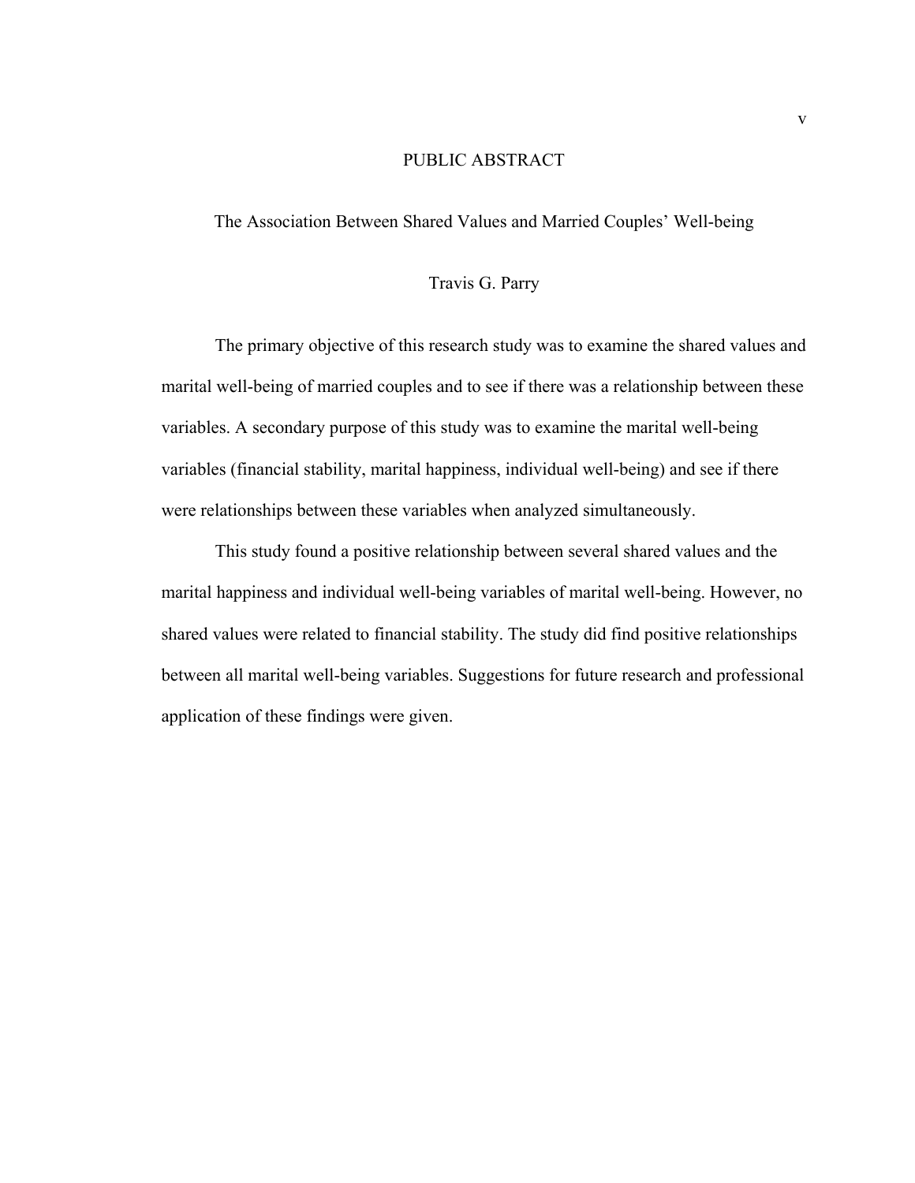# PUBLIC ABSTRACT

## The Association Between Shared Values and Married Couples' Well-being

Travis G. Parry

The primary objective of this research study was to examine the shared values and marital well-being of married couples and to see if there was a relationship between these variables. A secondary purpose of this study was to examine the marital well-being variables (financial stability, marital happiness, individual well-being) and see if there were relationships between these variables when analyzed simultaneously.

This study found a positive relationship between several shared values and the marital happiness and individual well-being variables of marital well-being. However, no shared values were related to financial stability. The study did find positive relationships between all marital well-being variables. Suggestions for future research and professional application of these findings were given.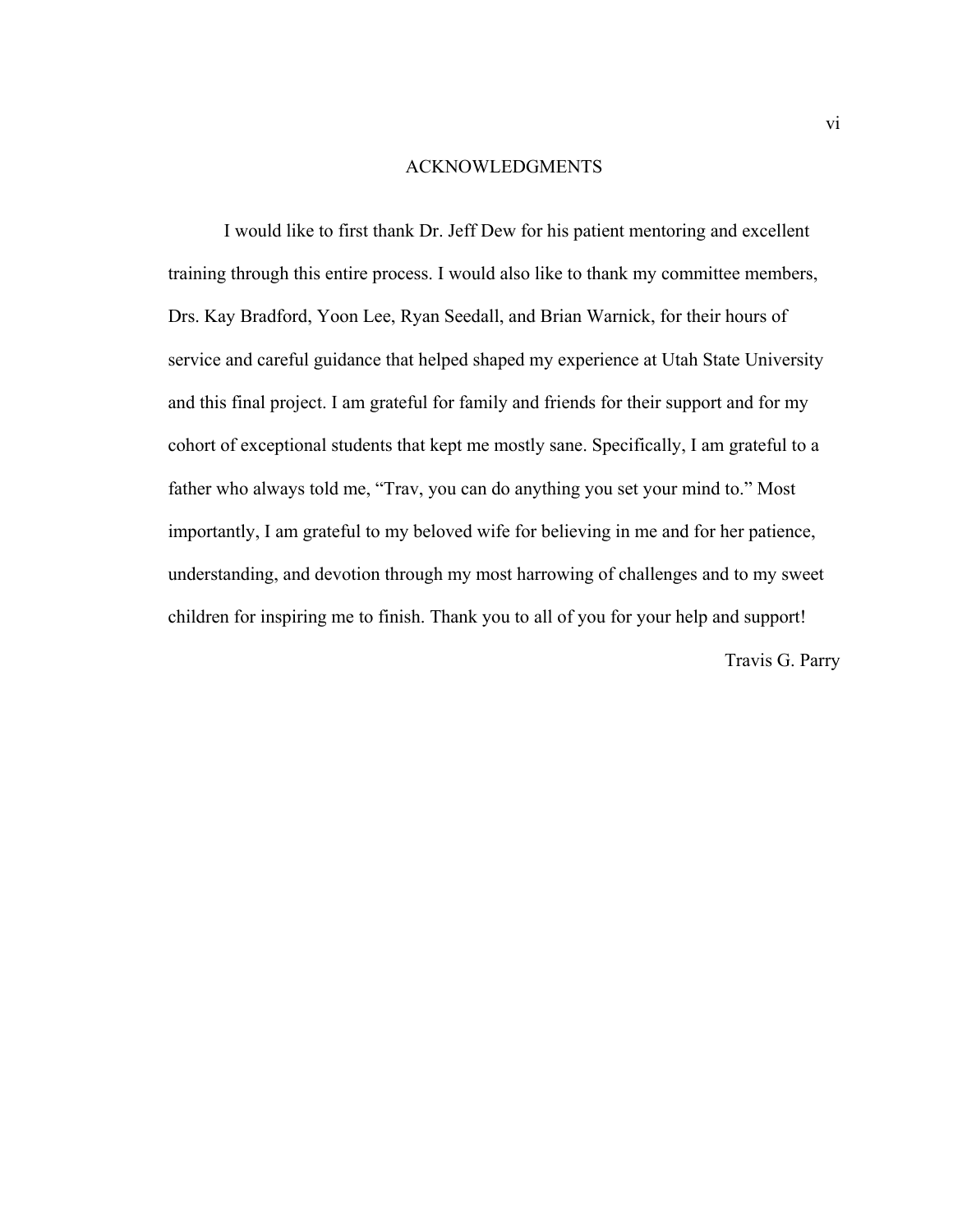# ACKNOWLEDGMENTS

I would like to first thank Dr. Jeff Dew for his patient mentoring and excellent training through this entire process. I would also like to thank my committee members, Drs. Kay Bradford, Yoon Lee, Ryan Seedall, and Brian Warnick, for their hours of service and careful guidance that helped shaped my experience at Utah State University and this final project. I am grateful for family and friends for their support and for my cohort of exceptional students that kept me mostly sane. Specifically, I am grateful to a father who always told me, "Trav, you can do anything you set your mind to." Most importantly, I am grateful to my beloved wife for believing in me and for her patience, understanding, and devotion through my most harrowing of challenges and to my sweet children for inspiring me to finish. Thank you to all of you for your help and support!

Travis G. Parry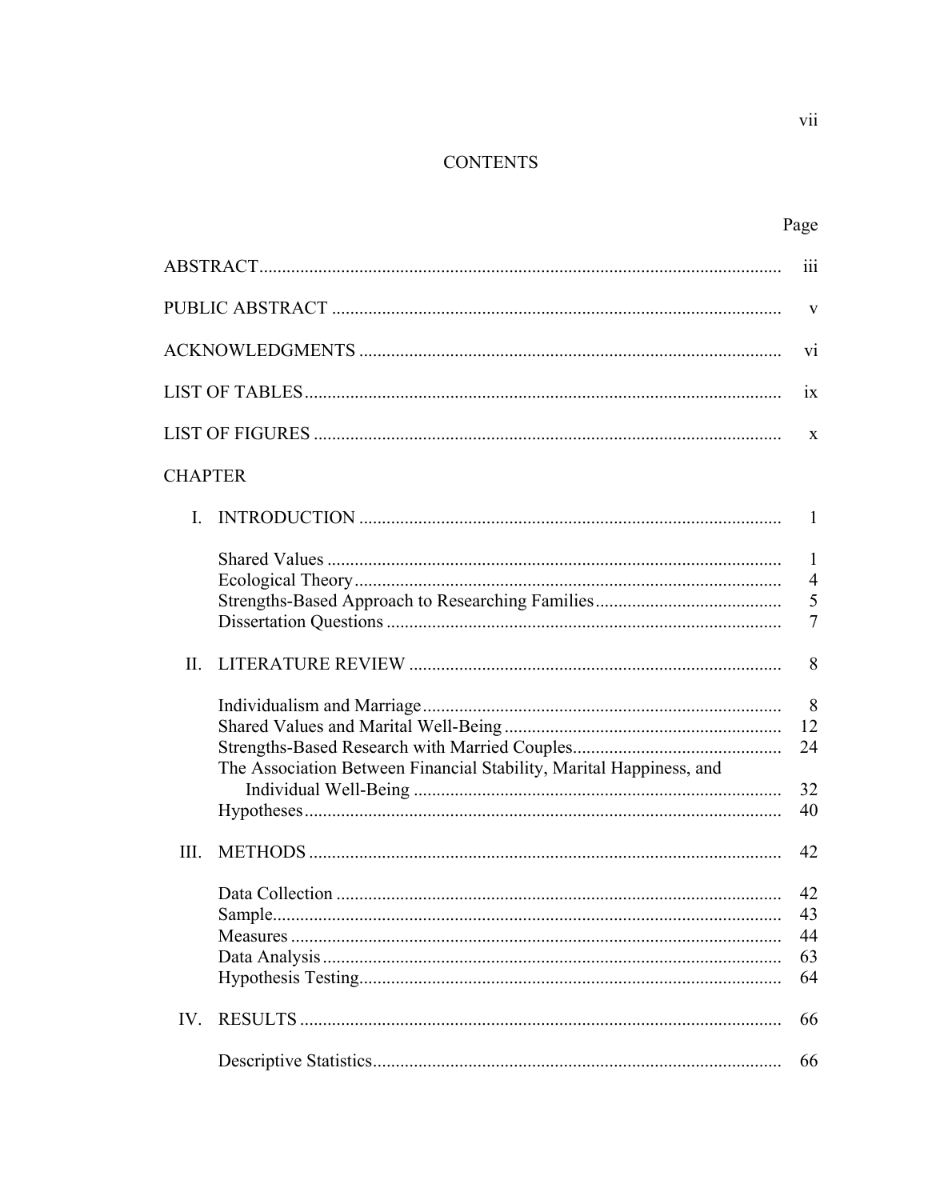# CONTENTS

| | Page |
|---|---|
| ABSTRACT | iii |
| PUBLIC ABSTRACT | v |
| ACKNOWLEDGMENTS | vi |
| LIST OF TABLES | ix |
| LIST OF FIGURES | x |

CHAPTER

| | | |
|---|---|---|
| I. | INTRODUCTION | 1 |
| | Shared Values | 1 |
| | Ecological Theory | 4 |
| | Strengths-Based Approach to Researching Families | 5 |
| | Dissertation Questions | 7 |
| II. | LITERATURE REVIEW | 8 |
| | Individualism and Marriage | 8 |
| | Shared Values and Marital Well-Being | 12 |
| | Strengths-Based Research with Married Couples | 24 |
| | The Association Between Financial Stability, Marital Happiness, and Individual Well-Being | 32 |
| | Hypotheses | 40 |
| III. | METHODS | 42 |
| | Data Collection | 42 |
| | Sample | 43 |
| | Measures | 44 |
| | Data Analysis | 63 |
| | Hypothesis Testing | 64 |
| IV. | RESULTS | 66 |
| | Descriptive Statistics | 66 |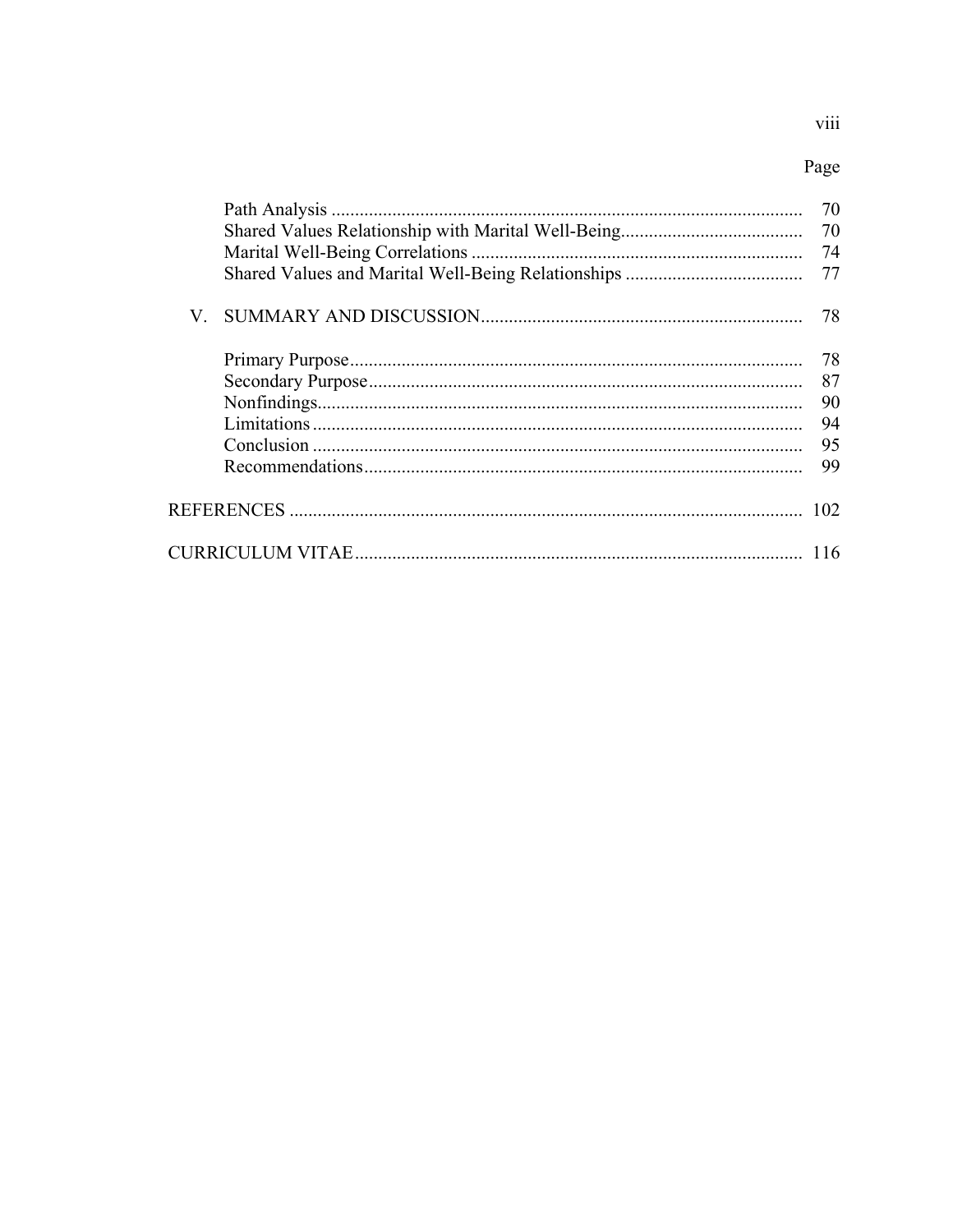| | Page |
|---|---|
| Path Analysis | 70 |
| Shared Values Relationship with Marital Well-Being | 70 |
| Marital Well-Being Correlations | 74 |
| Shared Values and Marital Well-Being Relationships | 77 |
| V. SUMMARY AND DISCUSSION | 78 |
| Primary Purpose | 78 |
| Secondary Purpose | 87 |
| Nonfindings | 90 |
| Limitations | 94 |
| Conclusion | 95 |
| Recommendations | 99 |
| REFERENCES | 102 |
| CURRICULUM VITAE | 116 |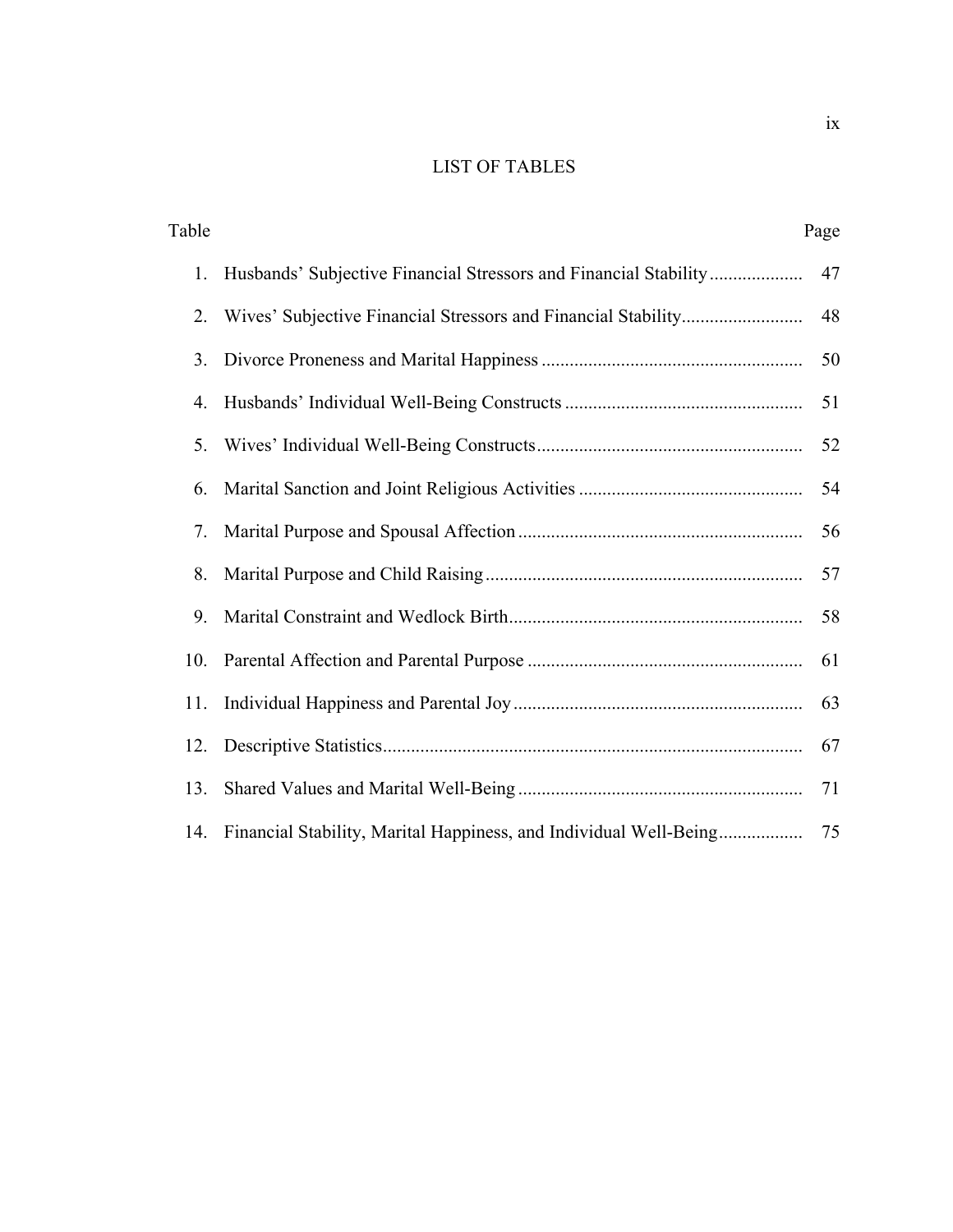# LIST OF TABLES

| Table | | Page |
|---|---|---|
| 1. | Husbands' Subjective Financial Stressors and Financial Stability | 47 |
| 2. | Wives' Subjective Financial Stressors and Financial Stability | 48 |
| 3. | Divorce Proneness and Marital Happiness | 50 |
| 4. | Husbands' Individual Well-Being Constructs | 51 |
| 5. | Wives' Individual Well-Being Constructs | 52 |
| 6. | Marital Sanction and Joint Religious Activities | 54 |
| 7. | Marital Purpose and Spousal Affection | 56 |
| 8. | Marital Purpose and Child Raising | 57 |
| 9. | Marital Constraint and Wedlock Birth | 58 |
| 10. | Parental Affection and Parental Purpose | 61 |
| 11. | Individual Happiness and Parental Joy | 63 |
| 12. | Descriptive Statistics | 67 |
| 13. | Shared Values and Marital Well-Being | 71 |
| 14. | Financial Stability, Marital Happiness, and Individual Well-Being | 75 |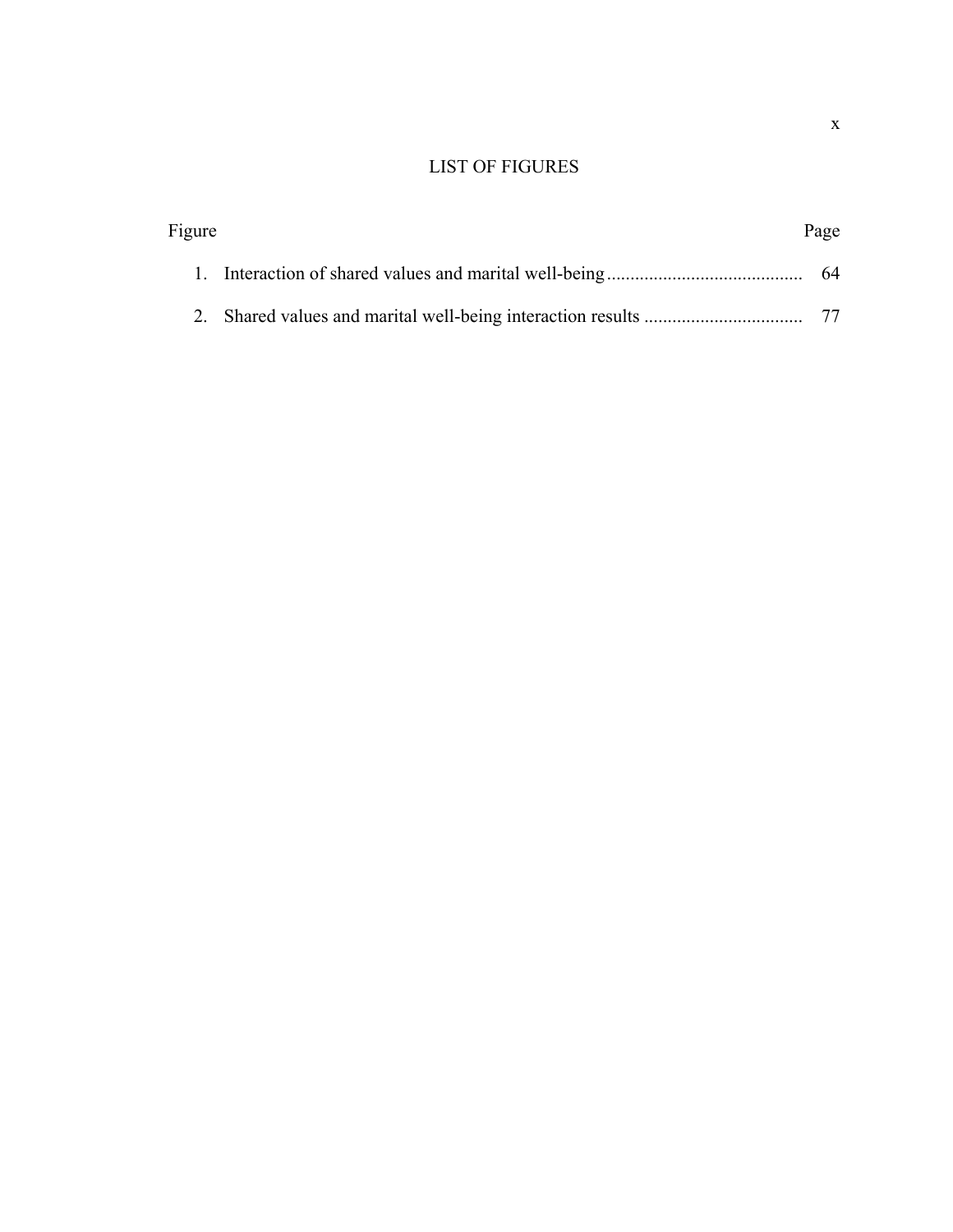# LIST OF FIGURES

| Figure | Page |
| --- | --- |
| 1. Interaction of shared values and marital well-being | 64 |
| 2. Shared values and marital well-being interaction results | 77 |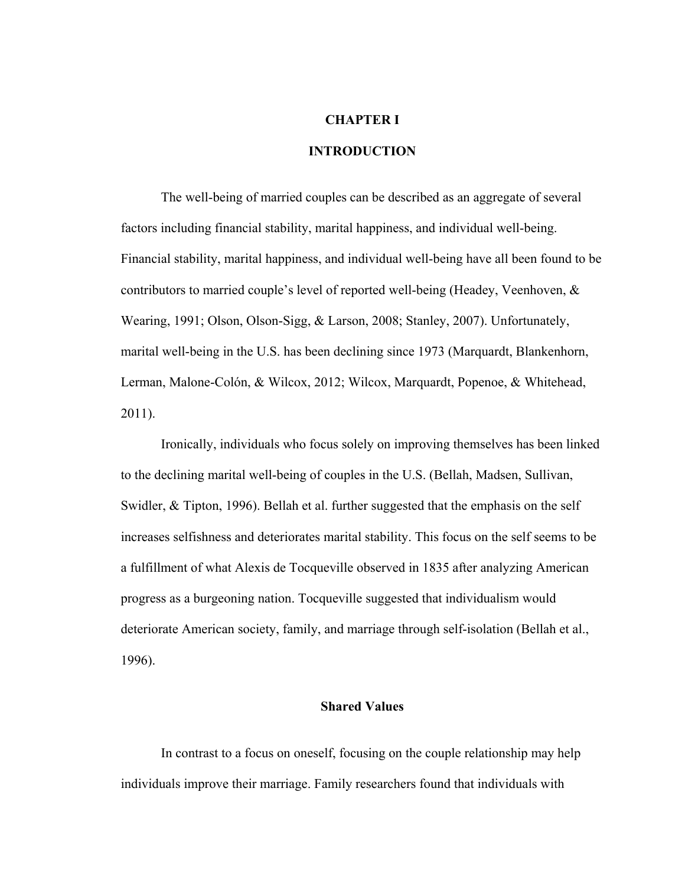# CHAPTER I

# INTRODUCTION

The well-being of married couples can be described as an aggregate of several factors including financial stability, marital happiness, and individual well-being. Financial stability, marital happiness, and individual well-being have all been found to be contributors to married couple's level of reported well-being (Headey, Veenhoven, & Wearing, 1991; Olson, Olson-Sigg, & Larson, 2008; Stanley, 2007). Unfortunately, marital well-being in the U.S. has been declining since 1973 (Marquardt, Blankenhorn, Lerman, Malone-Colón, & Wilcox, 2012; Wilcox, Marquardt, Popenoe, & Whitehead, 2011).

Ironically, individuals who focus solely on improving themselves has been linked to the declining marital well-being of couples in the U.S. (Bellah, Madsen, Sullivan, Swidler, & Tipton, 1996). Bellah et al. further suggested that the emphasis on the self increases selfishness and deteriorates marital stability. This focus on the self seems to be a fulfillment of what Alexis de Tocqueville observed in 1835 after analyzing American progress as a burgeoning nation. Tocqueville suggested that individualism would deteriorate American society, family, and marriage through self-isolation (Bellah et al., 1996).

## Shared Values

In contrast to a focus on oneself, focusing on the couple relationship may help individuals improve their marriage. Family researchers found that individuals with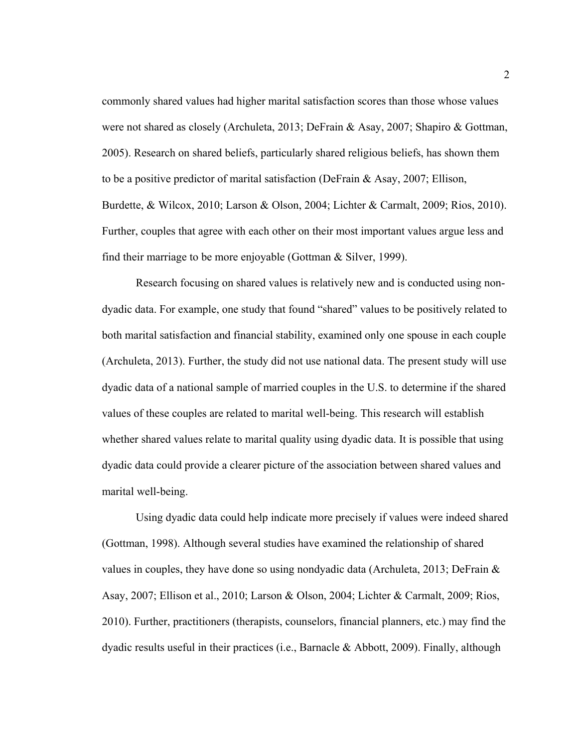commonly shared values had higher marital satisfaction scores than those whose values were not shared as closely (Archuleta, 2013; DeFrain & Asay, 2007; Shapiro & Gottman, 2005). Research on shared beliefs, particularly shared religious beliefs, has shown them to be a positive predictor of marital satisfaction (DeFrain & Asay, 2007; Ellison, Burdette, & Wilcox, 2010; Larson & Olson, 2004; Lichter & Carmalt, 2009; Rios, 2010). Further, couples that agree with each other on their most important values argue less and find their marriage to be more enjoyable (Gottman & Silver, 1999).

Research focusing on shared values is relatively new and is conducted using non-dyadic data. For example, one study that found "shared" values to be positively related to both marital satisfaction and financial stability, examined only one spouse in each couple (Archuleta, 2013). Further, the study did not use national data. The present study will use dyadic data of a national sample of married couples in the U.S. to determine if the shared values of these couples are related to marital well-being. This research will establish whether shared values relate to marital quality using dyadic data. It is possible that using dyadic data could provide a clearer picture of the association between shared values and marital well-being.

Using dyadic data could help indicate more precisely if values were indeed shared (Gottman, 1998). Although several studies have examined the relationship of shared values in couples, they have done so using nondyadic data (Archuleta, 2013; DeFrain & Asay, 2007; Ellison et al., 2010; Larson & Olson, 2004; Lichter & Carmalt, 2009; Rios, 2010). Further, practitioners (therapists, counselors, financial planners, etc.) may find the dyadic results useful in their practices (i.e., Barnacle & Abbott, 2009). Finally, although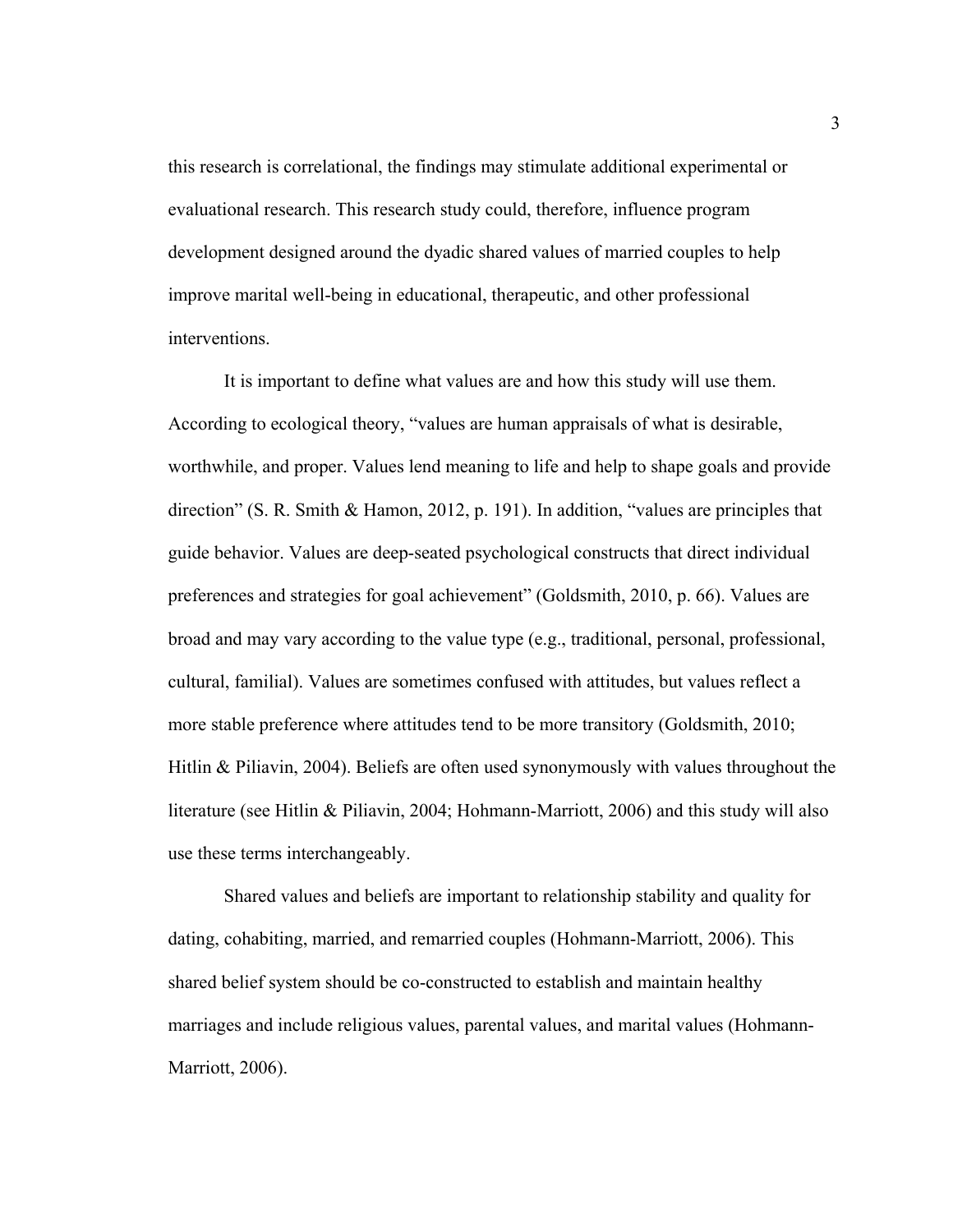this research is correlational, the findings may stimulate additional experimental or evaluational research. This research study could, therefore, influence program development designed around the dyadic shared values of married couples to help improve marital well-being in educational, therapeutic, and other professional interventions.

It is important to define what values are and how this study will use them. According to ecological theory, "values are human appraisals of what is desirable, worthwhile, and proper. Values lend meaning to life and help to shape goals and provide direction" (S. R. Smith & Hamon, 2012, p. 191). In addition, "values are principles that guide behavior. Values are deep-seated psychological constructs that direct individual preferences and strategies for goal achievement" (Goldsmith, 2010, p. 66). Values are broad and may vary according to the value type (e.g., traditional, personal, professional, cultural, familial). Values are sometimes confused with attitudes, but values reflect a more stable preference where attitudes tend to be more transitory (Goldsmith, 2010; Hitlin & Piliavin, 2004). Beliefs are often used synonymously with values throughout the literature (see Hitlin & Piliavin, 2004; Hohmann-Marriott, 2006) and this study will also use these terms interchangeably.

Shared values and beliefs are important to relationship stability and quality for dating, cohabiting, married, and remarried couples (Hohmann-Marriott, 2006). This shared belief system should be co-constructed to establish and maintain healthy marriages and include religious values, parental values, and marital values (Hohmann-Marriott, 2006).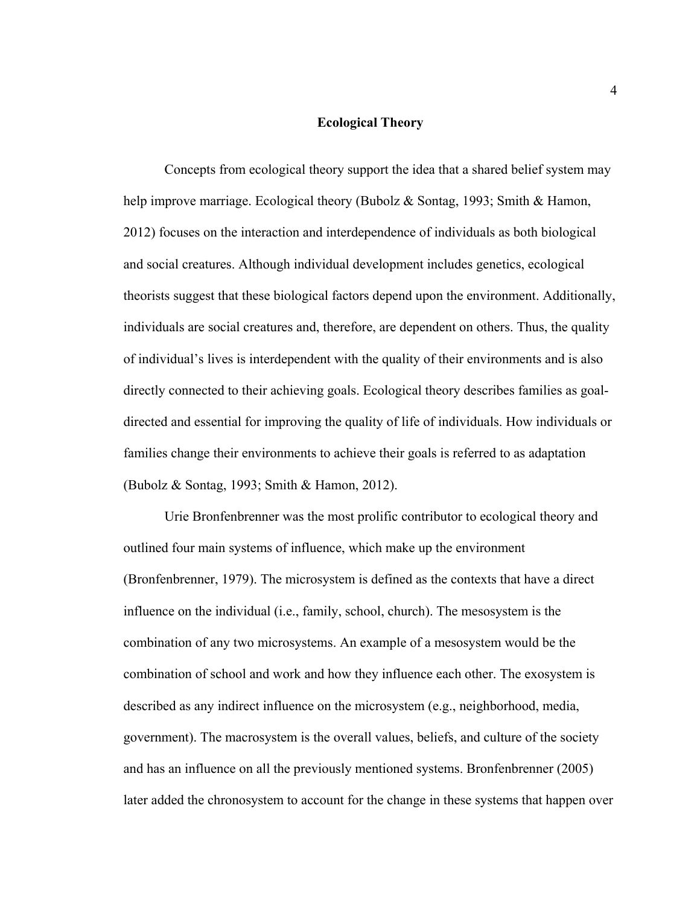## Ecological Theory

Concepts from ecological theory support the idea that a shared belief system may help improve marriage. Ecological theory (Bubolz & Sontag, 1993; Smith & Hamon, 2012) focuses on the interaction and interdependence of individuals as both biological and social creatures. Although individual development includes genetics, ecological theorists suggest that these biological factors depend upon the environment. Additionally, individuals are social creatures and, therefore, are dependent on others. Thus, the quality of individual's lives is interdependent with the quality of their environments and is also directly connected to their achieving goals. Ecological theory describes families as goal-directed and essential for improving the quality of life of individuals. How individuals or families change their environments to achieve their goals is referred to as adaptation (Bubolz & Sontag, 1993; Smith & Hamon, 2012).

Urie Bronfenbrenner was the most prolific contributor to ecological theory and outlined four main systems of influence, which make up the environment (Bronfenbrenner, 1979). The microsystem is defined as the contexts that have a direct influence on the individual (i.e., family, school, church). The mesosystem is the combination of any two microsystems. An example of a mesosystem would be the combination of school and work and how they influence each other. The exosystem is described as any indirect influence on the microsystem (e.g., neighborhood, media, government). The macrosystem is the overall values, beliefs, and culture of the society and has an influence on all the previously mentioned systems. Bronfenbrenner (2005) later added the chronosystem to account for the change in these systems that happen over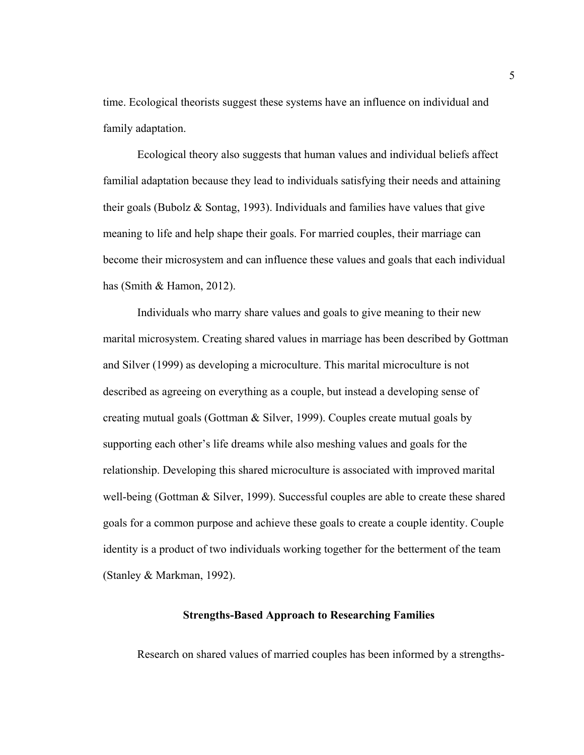time. Ecological theorists suggest these systems have an influence on individual and family adaptation.

Ecological theory also suggests that human values and individual beliefs affect familial adaptation because they lead to individuals satisfying their needs and attaining their goals (Bubolz & Sontag, 1993). Individuals and families have values that give meaning to life and help shape their goals. For married couples, their marriage can become their microsystem and can influence these values and goals that each individual has (Smith & Hamon, 2012).

Individuals who marry share values and goals to give meaning to their new marital microsystem. Creating shared values in marriage has been described by Gottman and Silver (1999) as developing a microculture. This marital microculture is not described as agreeing on everything as a couple, but instead a developing sense of creating mutual goals (Gottman & Silver, 1999). Couples create mutual goals by supporting each other's life dreams while also meshing values and goals for the relationship. Developing this shared microculture is associated with improved marital well-being (Gottman & Silver, 1999). Successful couples are able to create these shared goals for a common purpose and achieve these goals to create a couple identity. Couple identity is a product of two individuals working together for the betterment of the team (Stanley & Markman, 1992).

## Strengths-Based Approach to Researching Families

Research on shared values of married couples has been informed by a strengths-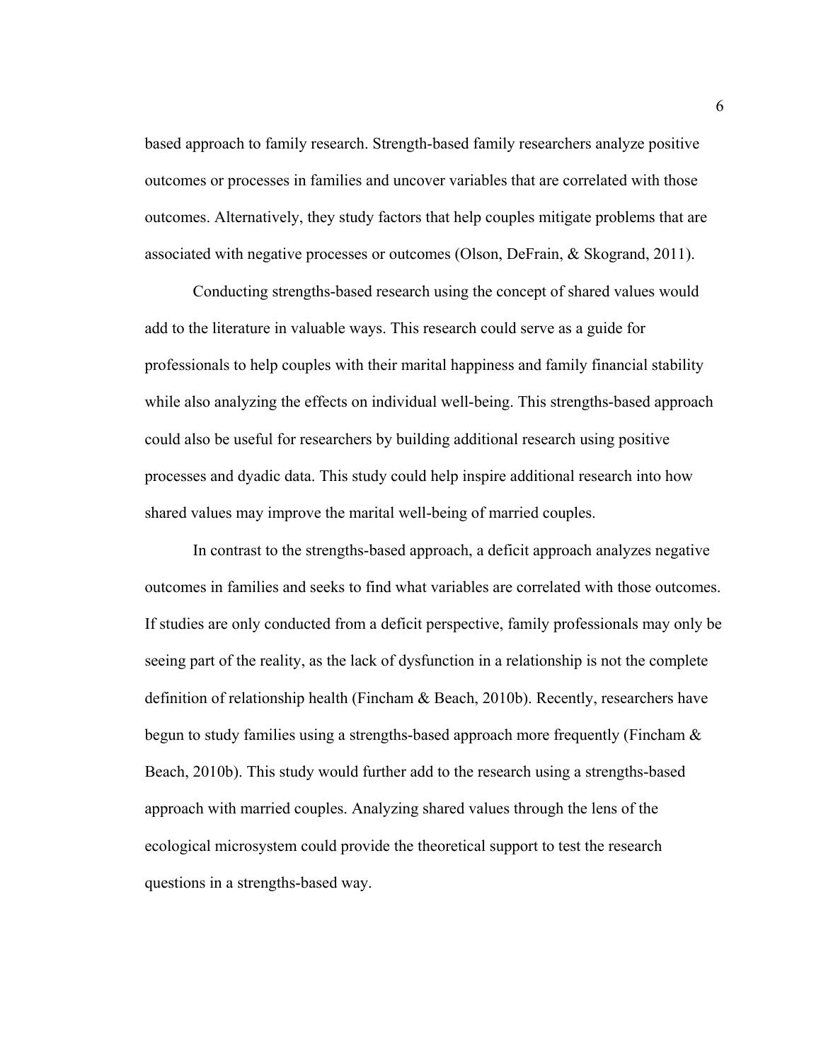based approach to family research. Strength-based family researchers analyze positive outcomes or processes in families and uncover variables that are correlated with those outcomes. Alternatively, they study factors that help couples mitigate problems that are associated with negative processes or outcomes (Olson, DeFrain, & Skogrand, 2011).

Conducting strengths-based research using the concept of shared values would add to the literature in valuable ways. This research could serve as a guide for professionals to help couples with their marital happiness and family financial stability while also analyzing the effects on individual well-being. This strengths-based approach could also be useful for researchers by building additional research using positive processes and dyadic data. This study could help inspire additional research into how shared values may improve the marital well-being of married couples.

In contrast to the strengths-based approach, a deficit approach analyzes negative outcomes in families and seeks to find what variables are correlated with those outcomes. If studies are only conducted from a deficit perspective, family professionals may only be seeing part of the reality, as the lack of dysfunction in a relationship is not the complete definition of relationship health (Fincham & Beach, 2010b). Recently, researchers have begun to study families using a strengths-based approach more frequently (Fincham & Beach, 2010b). This study would further add to the research using a strengths-based approach with married couples. Analyzing shared values through the lens of the ecological microsystem could provide the theoretical support to test the research questions in a strengths-based way.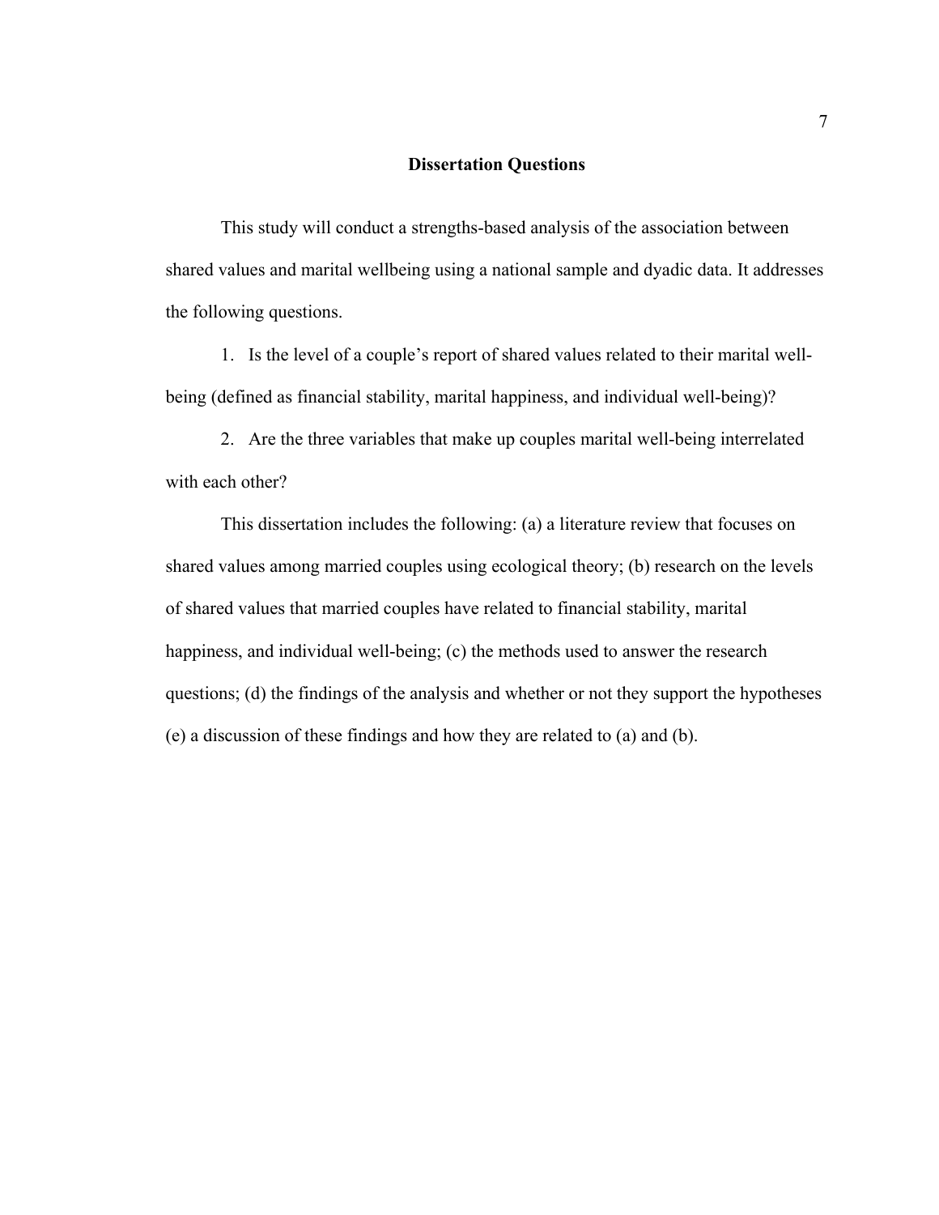## Dissertation Questions

This study will conduct a strengths-based analysis of the association between shared values and marital wellbeing using a national sample and dyadic data. It addresses the following questions.

1. Is the level of a couple's report of shared values related to their marital well-being (defined as financial stability, marital happiness, and individual well-being)?
2. Are the three variables that make up couples marital well-being interrelated with each other?

This dissertation includes the following: (a) a literature review that focuses on shared values among married couples using ecological theory; (b) research on the levels of shared values that married couples have related to financial stability, marital happiness, and individual well-being; (c) the methods used to answer the research questions; (d) the findings of the analysis and whether or not they support the hypotheses (e) a discussion of these findings and how they are related to (a) and (b).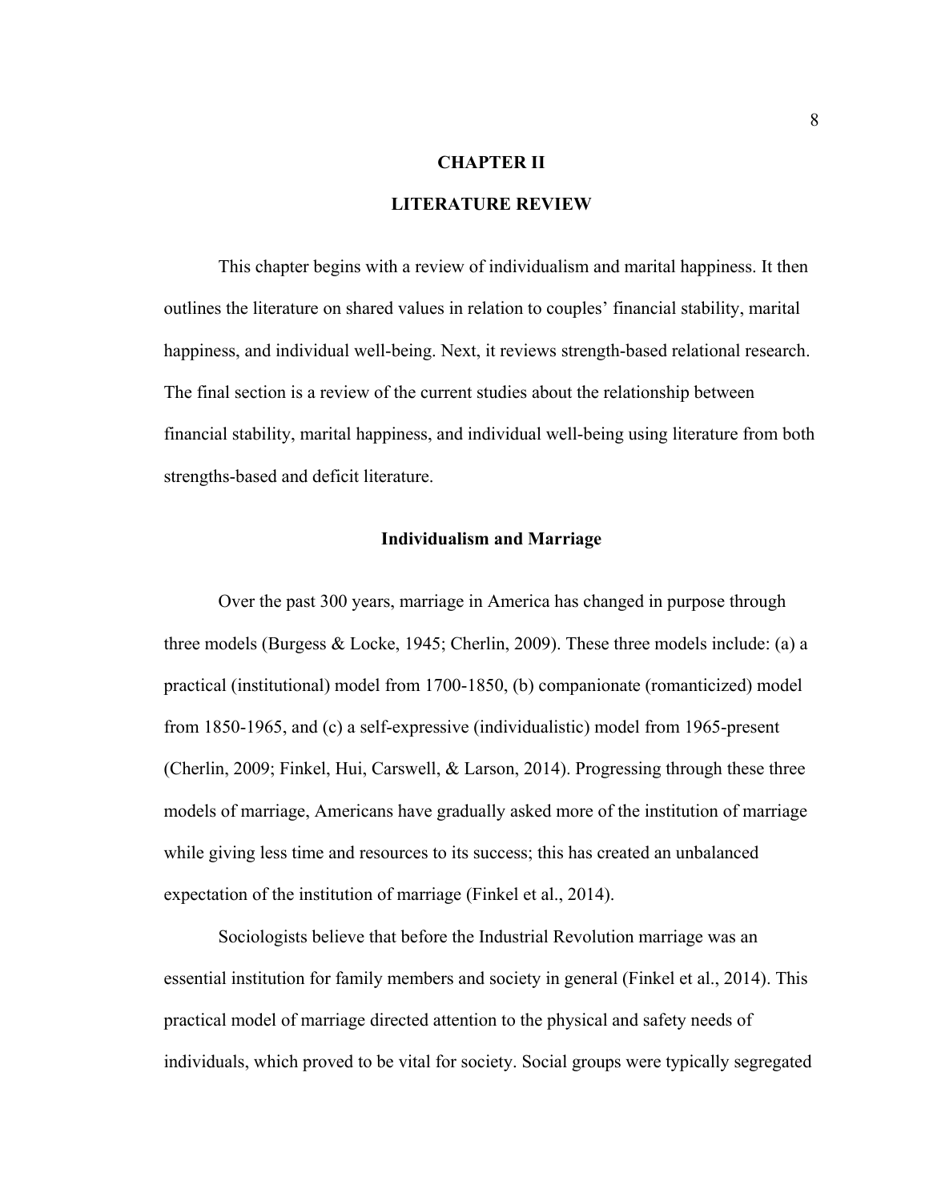# CHAPTER II

# LITERATURE REVIEW

This chapter begins with a review of individualism and marital happiness. It then outlines the literature on shared values in relation to couples' financial stability, marital happiness, and individual well-being. Next, it reviews strength-based relational research. The final section is a review of the current studies about the relationship between financial stability, marital happiness, and individual well-being using literature from both strengths-based and deficit literature.

## Individualism and Marriage

Over the past 300 years, marriage in America has changed in purpose through three models (Burgess & Locke, 1945; Cherlin, 2009). These three models include: (a) a practical (institutional) model from 1700-1850, (b) companionate (romanticized) model from 1850-1965, and (c) a self-expressive (individualistic) model from 1965-present (Cherlin, 2009; Finkel, Hui, Carswell, & Larson, 2014). Progressing through these three models of marriage, Americans have gradually asked more of the institution of marriage while giving less time and resources to its success; this has created an unbalanced expectation of the institution of marriage (Finkel et al., 2014).

Sociologists believe that before the Industrial Revolution marriage was an essential institution for family members and society in general (Finkel et al., 2014). This practical model of marriage directed attention to the physical and safety needs of individuals, which proved to be vital for society. Social groups were typically segregated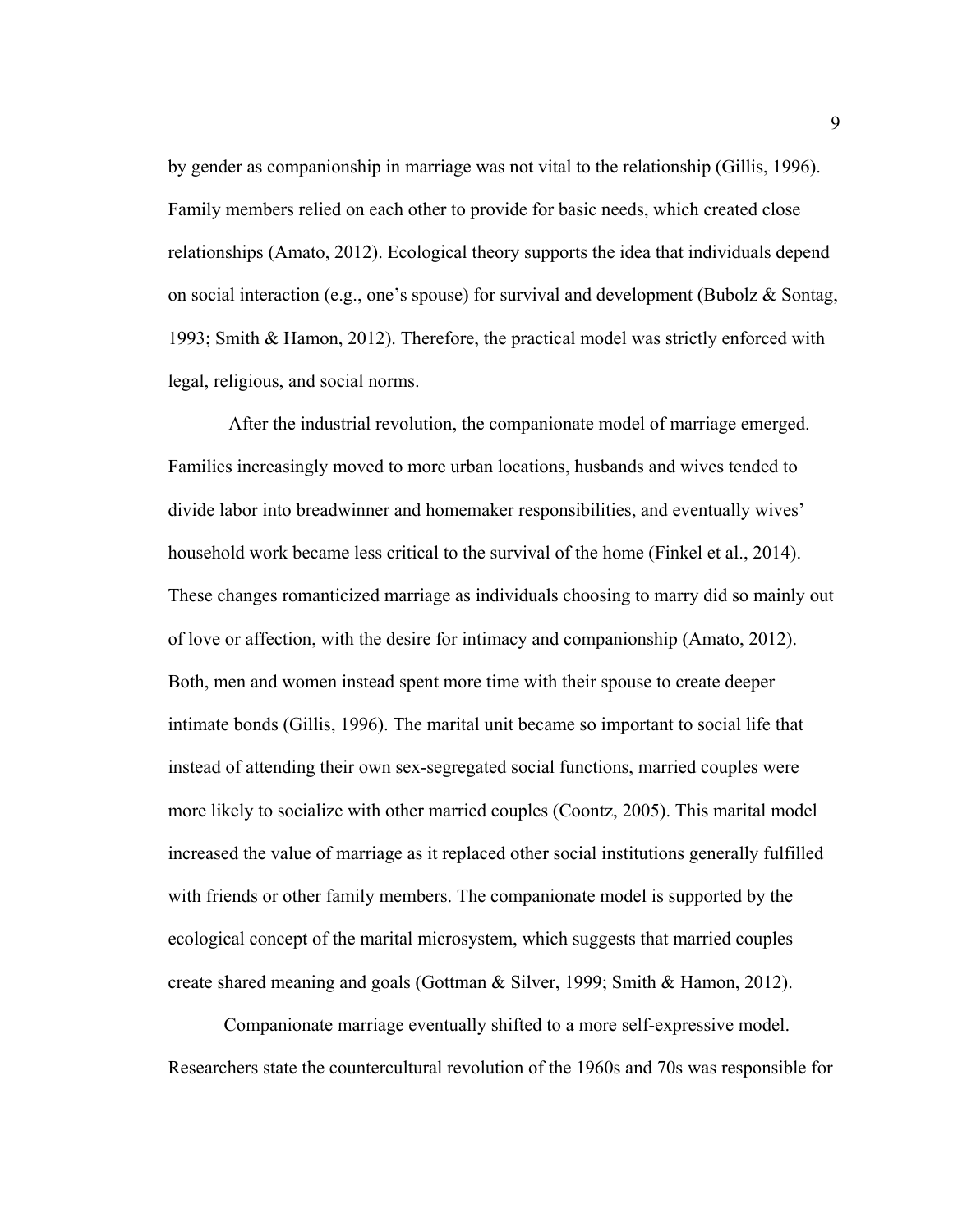by gender as companionship in marriage was not vital to the relationship (Gillis, 1996). Family members relied on each other to provide for basic needs, which created close relationships (Amato, 2012). Ecological theory supports the idea that individuals depend on social interaction (e.g., one's spouse) for survival and development (Bubolz & Sontag, 1993; Smith & Hamon, 2012). Therefore, the practical model was strictly enforced with legal, religious, and social norms.

After the industrial revolution, the companionate model of marriage emerged. Families increasingly moved to more urban locations, husbands and wives tended to divide labor into breadwinner and homemaker responsibilities, and eventually wives' household work became less critical to the survival of the home (Finkel et al., 2014). These changes romanticized marriage as individuals choosing to marry did so mainly out of love or affection, with the desire for intimacy and companionship (Amato, 2012). Both, men and women instead spent more time with their spouse to create deeper intimate bonds (Gillis, 1996). The marital unit became so important to social life that instead of attending their own sex-segregated social functions, married couples were more likely to socialize with other married couples (Coontz, 2005). This marital model increased the value of marriage as it replaced other social institutions generally fulfilled with friends or other family members. The companionate model is supported by the ecological concept of the marital microsystem, which suggests that married couples create shared meaning and goals (Gottman & Silver, 1999; Smith & Hamon, 2012).

Companionate marriage eventually shifted to a more self-expressive model. Researchers state the countercultural revolution of the 1960s and 70s was responsible for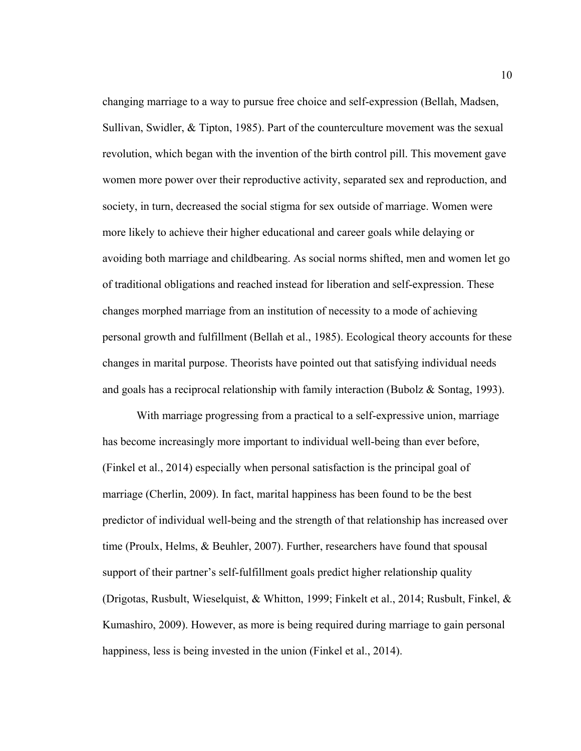changing marriage to a way to pursue free choice and self-expression (Bellah, Madsen, Sullivan, Swidler, & Tipton, 1985). Part of the counterculture movement was the sexual revolution, which began with the invention of the birth control pill. This movement gave women more power over their reproductive activity, separated sex and reproduction, and society, in turn, decreased the social stigma for sex outside of marriage. Women were more likely to achieve their higher educational and career goals while delaying or avoiding both marriage and childbearing. As social norms shifted, men and women let go of traditional obligations and reached instead for liberation and self-expression. These changes morphed marriage from an institution of necessity to a mode of achieving personal growth and fulfillment (Bellah et al., 1985). Ecological theory accounts for these changes in marital purpose. Theorists have pointed out that satisfying individual needs and goals has a reciprocal relationship with family interaction (Bubolz & Sontag, 1993).

With marriage progressing from a practical to a self-expressive union, marriage has become increasingly more important to individual well-being than ever before, (Finkel et al., 2014) especially when personal satisfaction is the principal goal of marriage (Cherlin, 2009). In fact, marital happiness has been found to be the best predictor of individual well-being and the strength of that relationship has increased over time (Proulx, Helms, & Beuhler, 2007). Further, researchers have found that spousal support of their partner's self-fulfillment goals predict higher relationship quality (Drigotas, Rusbult, Wieselquist, & Whitton, 1999; Finkelt et al., 2014; Rusbult, Finkel, & Kumashiro, 2009). However, as more is being required during marriage to gain personal happiness, less is being invested in the union (Finkel et al., 2014).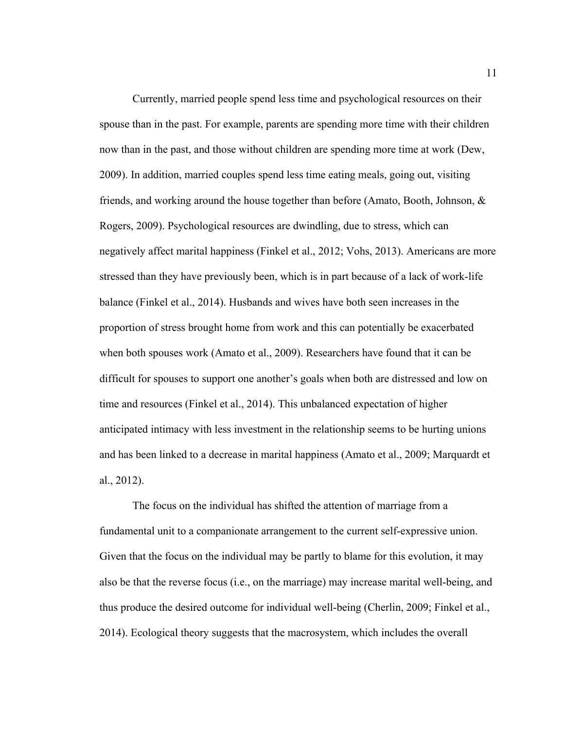Currently, married people spend less time and psychological resources on their spouse than in the past. For example, parents are spending more time with their children now than in the past, and those without children are spending more time at work (Dew, 2009). In addition, married couples spend less time eating meals, going out, visiting friends, and working around the house together than before (Amato, Booth, Johnson, & Rogers, 2009). Psychological resources are dwindling, due to stress, which can negatively affect marital happiness (Finkel et al., 2012; Vohs, 2013). Americans are more stressed than they have previously been, which is in part because of a lack of work-life balance (Finkel et al., 2014). Husbands and wives have both seen increases in the proportion of stress brought home from work and this can potentially be exacerbated when both spouses work (Amato et al., 2009). Researchers have found that it can be difficult for spouses to support one another's goals when both are distressed and low on time and resources (Finkel et al., 2014). This unbalanced expectation of higher anticipated intimacy with less investment in the relationship seems to be hurting unions and has been linked to a decrease in marital happiness (Amato et al., 2009; Marquardt et al., 2012).

The focus on the individual has shifted the attention of marriage from a fundamental unit to a companionate arrangement to the current self-expressive union. Given that the focus on the individual may be partly to blame for this evolution, it may also be that the reverse focus (i.e., on the marriage) may increase marital well-being, and thus produce the desired outcome for individual well-being (Cherlin, 2009; Finkel et al., 2014). Ecological theory suggests that the macrosystem, which includes the overall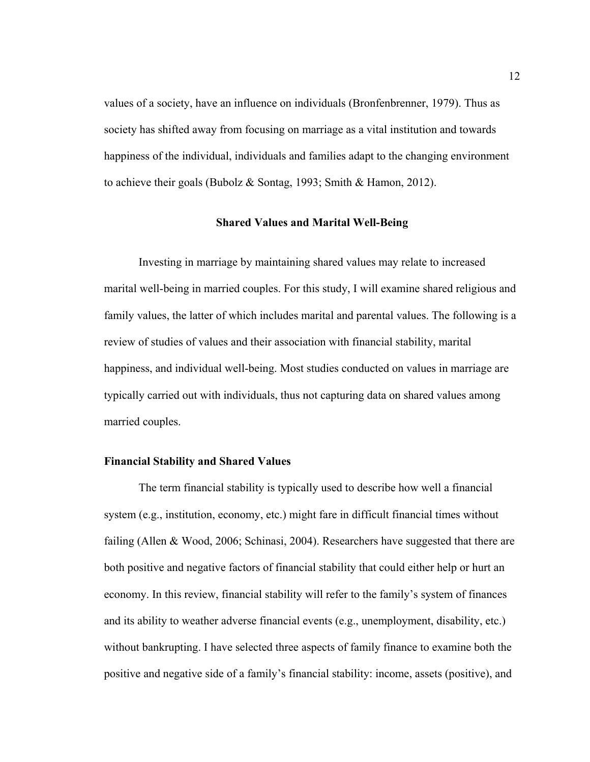values of a society, have an influence on individuals (Bronfenbrenner, 1979). Thus as society has shifted away from focusing on marriage as a vital institution and towards happiness of the individual, individuals and families adapt to the changing environment to achieve their goals (Bubolz & Sontag, 1993; Smith & Hamon, 2012).

## Shared Values and Marital Well-Being

Investing in marriage by maintaining shared values may relate to increased marital well-being in married couples. For this study, I will examine shared religious and family values, the latter of which includes marital and parental values. The following is a review of studies of values and their association with financial stability, marital happiness, and individual well-being. Most studies conducted on values in marriage are typically carried out with individuals, thus not capturing data on shared values among married couples.

### Financial Stability and Shared Values

The term financial stability is typically used to describe how well a financial system (e.g., institution, economy, etc.) might fare in difficult financial times without failing (Allen & Wood, 2006; Schinasi, 2004). Researchers have suggested that there are both positive and negative factors of financial stability that could either help or hurt an economy. In this review, financial stability will refer to the family's system of finances and its ability to weather adverse financial events (e.g., unemployment, disability, etc.) without bankrupting. I have selected three aspects of family finance to examine both the positive and negative side of a family's financial stability: income, assets (positive), and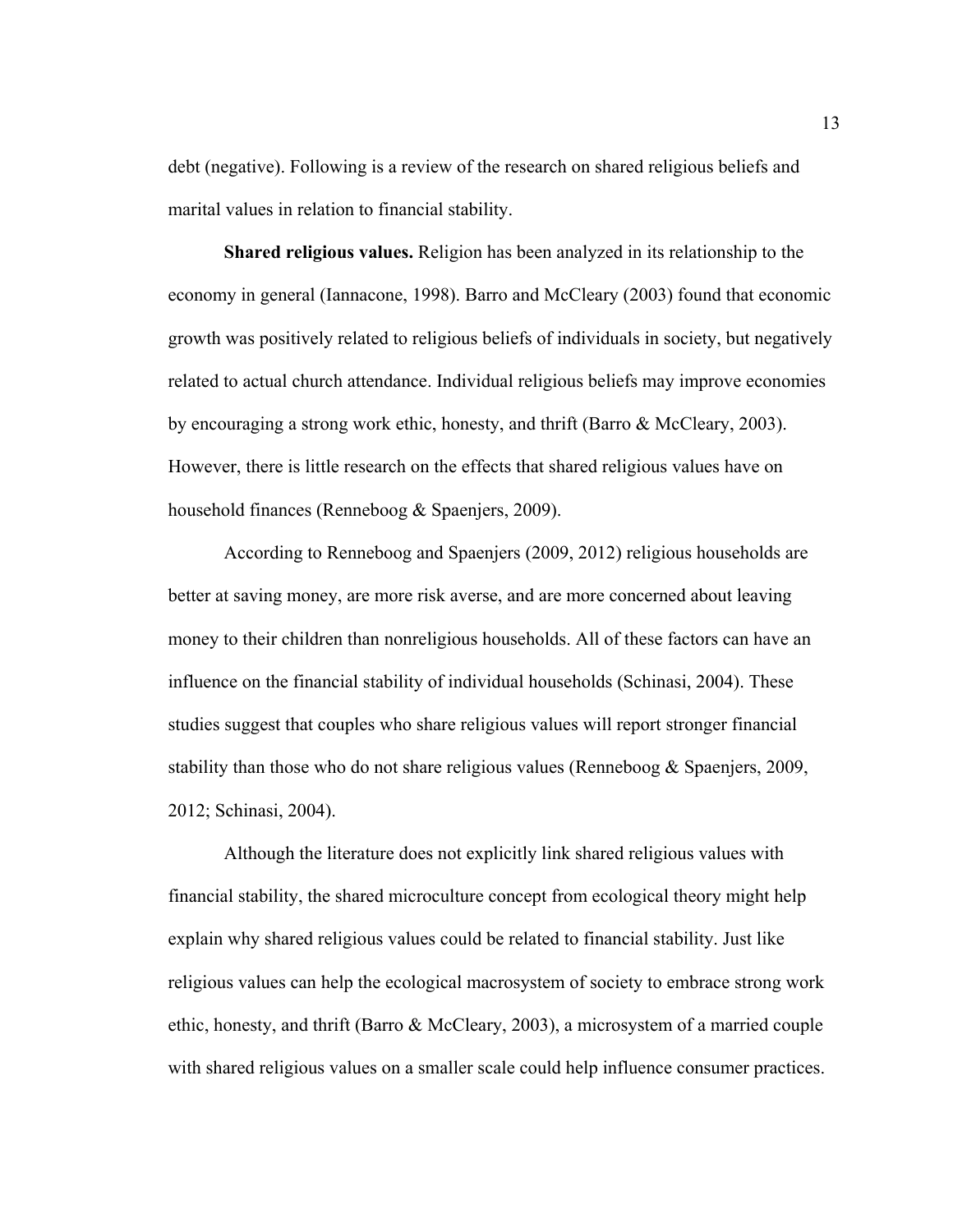debt (negative). Following is a review of the research on shared religious beliefs and marital values in relation to financial stability.

**Shared religious values.** Religion has been analyzed in its relationship to the economy in general (Iannacone, 1998). Barro and McCleary (2003) found that economic growth was positively related to religious beliefs of individuals in society, but negatively related to actual church attendance. Individual religious beliefs may improve economies by encouraging a strong work ethic, honesty, and thrift (Barro & McCleary, 2003). However, there is little research on the effects that shared religious values have on household finances (Renneboog & Spaenjers, 2009).

According to Renneboog and Spaenjers (2009, 2012) religious households are better at saving money, are more risk averse, and are more concerned about leaving money to their children than nonreligious households. All of these factors can have an influence on the financial stability of individual households (Schinasi, 2004). These studies suggest that couples who share religious values will report stronger financial stability than those who do not share religious values (Renneboog & Spaenjers, 2009, 2012; Schinasi, 2004).

Although the literature does not explicitly link shared religious values with financial stability, the shared microculture concept from ecological theory might help explain why shared religious values could be related to financial stability. Just like religious values can help the ecological macrosystem of society to embrace strong work ethic, honesty, and thrift (Barro & McCleary, 2003), a microsystem of a married couple with shared religious values on a smaller scale could help influence consumer practices.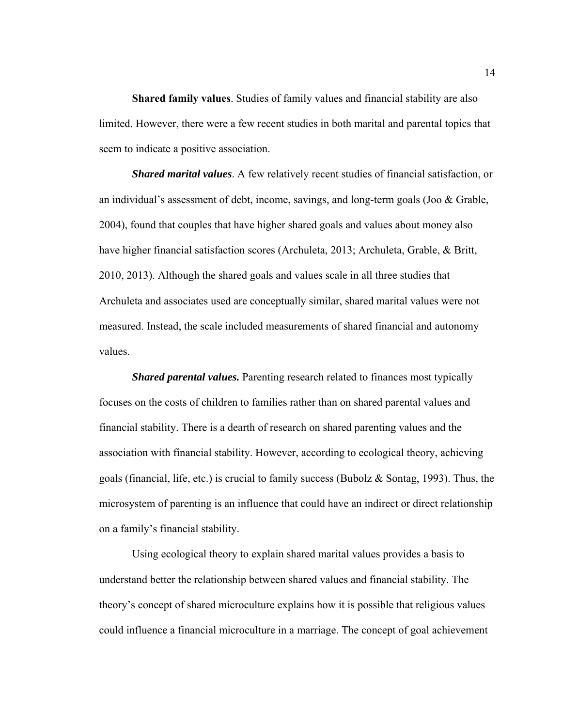**Shared family values**. Studies of family values and financial stability are also limited. However, there were a few recent studies in both marital and parental topics that seem to indicate a positive association.

***Shared marital values***. A few relatively recent studies of financial satisfaction, or an individual's assessment of debt, income, savings, and long-term goals (Joo & Grable, 2004), found that couples that have higher shared goals and values about money also have higher financial satisfaction scores (Archuleta, 2013; Archuleta, Grable, & Britt, 2010, 2013). Although the shared goals and values scale in all three studies that Archuleta and associates used are conceptually similar, shared marital values were not measured. Instead, the scale included measurements of shared financial and autonomy values.

***Shared parental values.*** Parenting research related to finances most typically focuses on the costs of children to families rather than on shared parental values and financial stability. There is a dearth of research on shared parenting values and the association with financial stability. However, according to ecological theory, achieving goals (financial, life, etc.) is crucial to family success (Bubolz & Sontag, 1993). Thus, the microsystem of parenting is an influence that could have an indirect or direct relationship on a family's financial stability.

Using ecological theory to explain shared marital values provides a basis to understand better the relationship between shared values and financial stability. The theory's concept of shared microculture explains how it is possible that religious values could influence a financial microculture in a marriage. The concept of goal achievement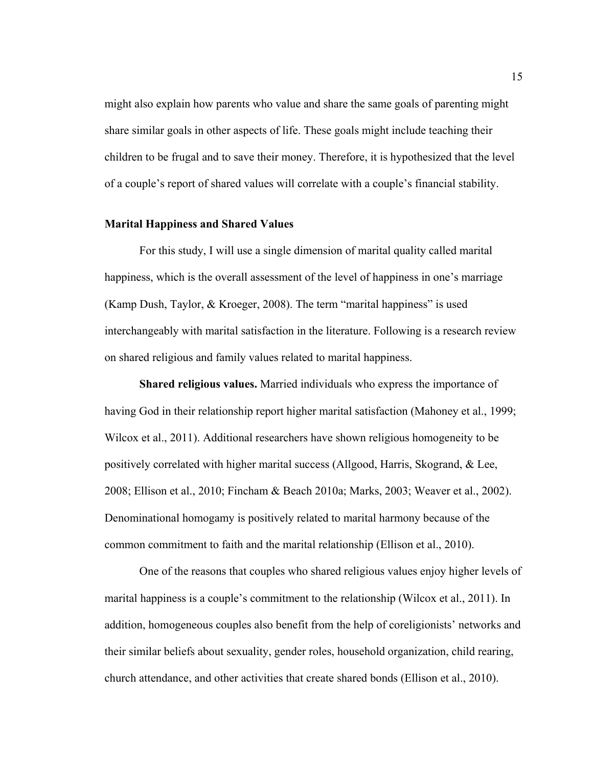might also explain how parents who value and share the same goals of parenting might share similar goals in other aspects of life. These goals might include teaching their children to be frugal and to save their money. Therefore, it is hypothesized that the level of a couple's report of shared values will correlate with a couple's financial stability.

## Marital Happiness and Shared Values

For this study, I will use a single dimension of marital quality called marital happiness, which is the overall assessment of the level of happiness in one's marriage (Kamp Dush, Taylor, & Kroeger, 2008). The term "marital happiness" is used interchangeably with marital satisfaction in the literature. Following is a research review on shared religious and family values related to marital happiness.

**Shared religious values.** Married individuals who express the importance of having God in their relationship report higher marital satisfaction (Mahoney et al., 1999; Wilcox et al., 2011). Additional researchers have shown religious homogeneity to be positively correlated with higher marital success (Allgood, Harris, Skogrand, & Lee, 2008; Ellison et al., 2010; Fincham & Beach 2010a; Marks, 2003; Weaver et al., 2002). Denominational homogamy is positively related to marital harmony because of the common commitment to faith and the marital relationship (Ellison et al., 2010).

One of the reasons that couples who shared religious values enjoy higher levels of marital happiness is a couple's commitment to the relationship (Wilcox et al., 2011). In addition, homogeneous couples also benefit from the help of coreligionists' networks and their similar beliefs about sexuality, gender roles, household organization, child rearing, church attendance, and other activities that create shared bonds (Ellison et al., 2010).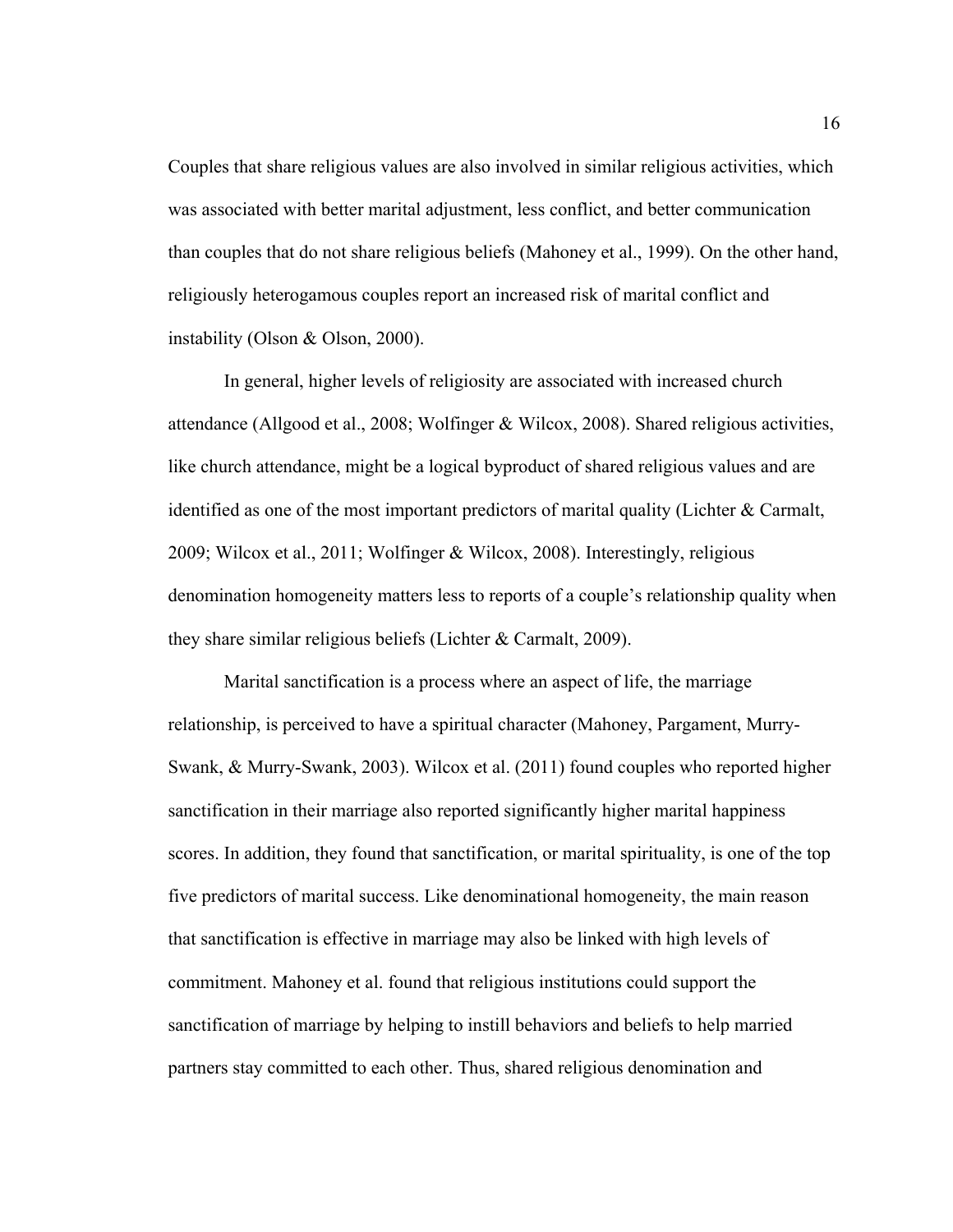Couples that share religious values are also involved in similar religious activities, which was associated with better marital adjustment, less conflict, and better communication than couples that do not share religious beliefs (Mahoney et al., 1999). On the other hand, religiously heterogamous couples report an increased risk of marital conflict and instability (Olson & Olson, 2000).

In general, higher levels of religiosity are associated with increased church attendance (Allgood et al., 2008; Wolfinger & Wilcox, 2008). Shared religious activities, like church attendance, might be a logical byproduct of shared religious values and are identified as one of the most important predictors of marital quality (Lichter & Carmalt, 2009; Wilcox et al., 2011; Wolfinger & Wilcox, 2008). Interestingly, religious denomination homogeneity matters less to reports of a couple's relationship quality when they share similar religious beliefs (Lichter & Carmalt, 2009).

Marital sanctification is a process where an aspect of life, the marriage relationship, is perceived to have a spiritual character (Mahoney, Pargament, Murry-Swank, & Murry-Swank, 2003). Wilcox et al. (2011) found couples who reported higher sanctification in their marriage also reported significantly higher marital happiness scores. In addition, they found that sanctification, or marital spirituality, is one of the top five predictors of marital success. Like denominational homogeneity, the main reason that sanctification is effective in marriage may also be linked with high levels of commitment. Mahoney et al. found that religious institutions could support the sanctification of marriage by helping to instill behaviors and beliefs to help married partners stay committed to each other. Thus, shared religious denomination and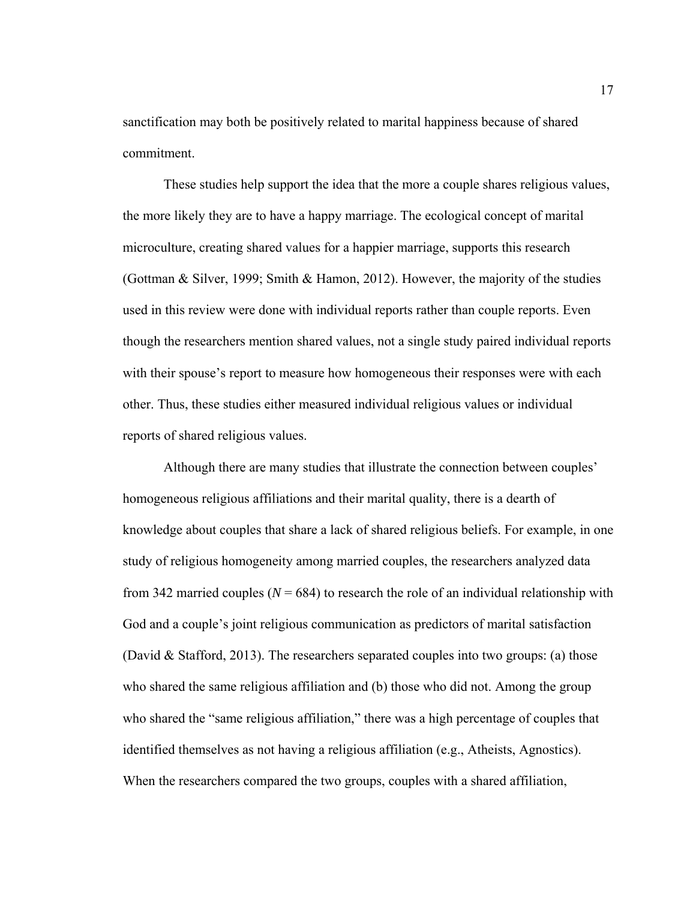sanctification may both be positively related to marital happiness because of shared commitment.

These studies help support the idea that the more a couple shares religious values, the more likely they are to have a happy marriage. The ecological concept of marital microculture, creating shared values for a happier marriage, supports this research (Gottman & Silver, 1999; Smith & Hamon, 2012). However, the majority of the studies used in this review were done with individual reports rather than couple reports. Even though the researchers mention shared values, not a single study paired individual reports with their spouse's report to measure how homogeneous their responses were with each other. Thus, these studies either measured individual religious values or individual reports of shared religious values.

Although there are many studies that illustrate the connection between couples' homogeneous religious affiliations and their marital quality, there is a dearth of knowledge about couples that share a lack of shared religious beliefs. For example, in one study of religious homogeneity among married couples, the researchers analyzed data from 342 married couples ($N = 684$) to research the role of an individual relationship with God and a couple's joint religious communication as predictors of marital satisfaction (David & Stafford, 2013). The researchers separated couples into two groups: (a) those who shared the same religious affiliation and (b) those who did not. Among the group who shared the "same religious affiliation," there was a high percentage of couples that identified themselves as not having a religious affiliation (e.g., Atheists, Agnostics). When the researchers compared the two groups, couples with a shared affiliation,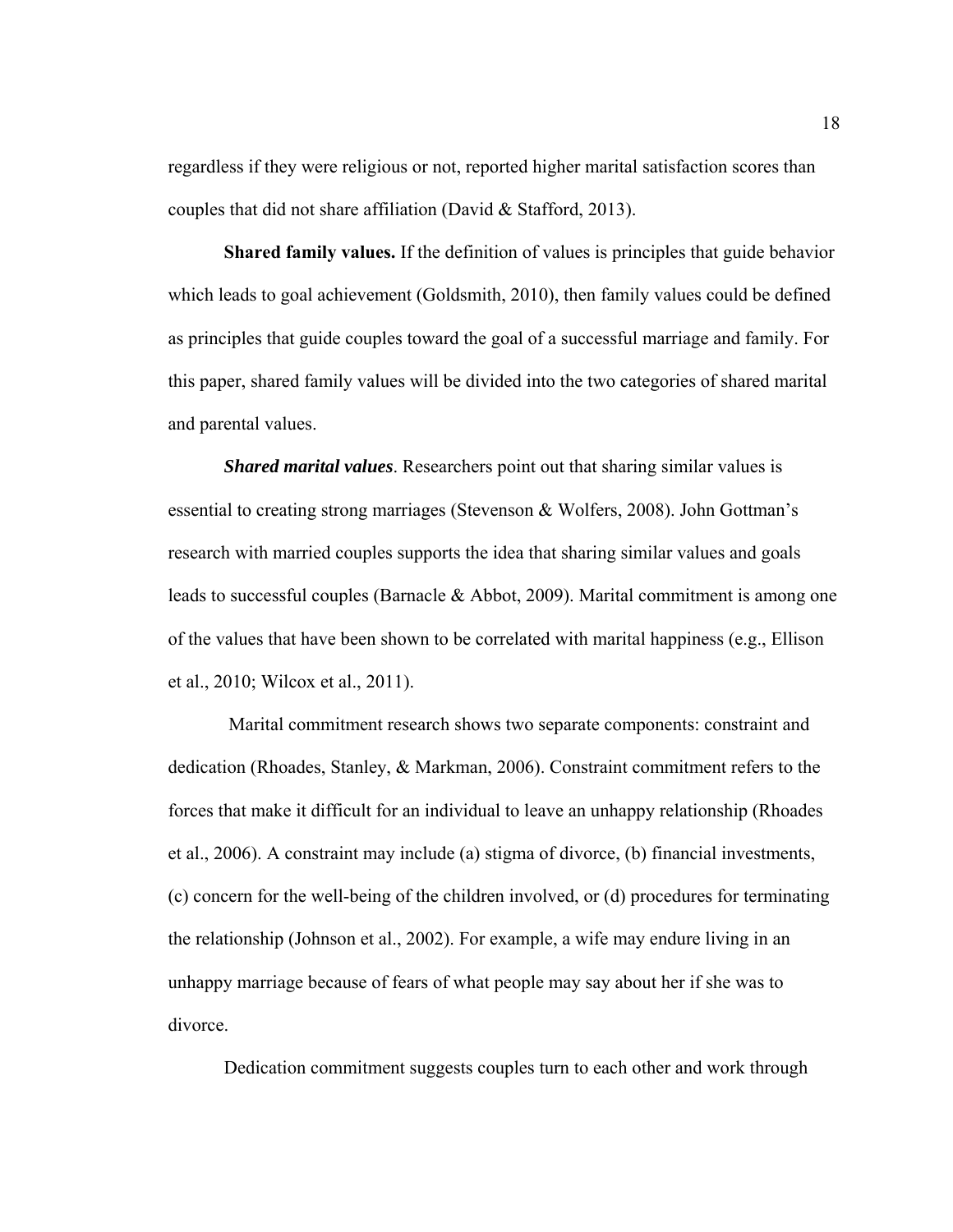regardless if they were religious or not, reported higher marital satisfaction scores than couples that did not share affiliation (David & Stafford, 2013).

**Shared family values.** If the definition of values is principles that guide behavior which leads to goal achievement (Goldsmith, 2010), then family values could be defined as principles that guide couples toward the goal of a successful marriage and family. For this paper, shared family values will be divided into the two categories of shared marital and parental values.

***Shared marital values***. Researchers point out that sharing similar values is essential to creating strong marriages (Stevenson & Wolfers, 2008). John Gottman's research with married couples supports the idea that sharing similar values and goals leads to successful couples (Barnacle & Abbot, 2009). Marital commitment is among one of the values that have been shown to be correlated with marital happiness (e.g., Ellison et al., 2010; Wilcox et al., 2011).

Marital commitment research shows two separate components: constraint and dedication (Rhoades, Stanley, & Markman, 2006). Constraint commitment refers to the forces that make it difficult for an individual to leave an unhappy relationship (Rhoades et al., 2006). A constraint may include (a) stigma of divorce, (b) financial investments, (c) concern for the well-being of the children involved, or (d) procedures for terminating the relationship (Johnson et al., 2002). For example, a wife may endure living in an unhappy marriage because of fears of what people may say about her if she was to divorce.

Dedication commitment suggests couples turn to each other and work through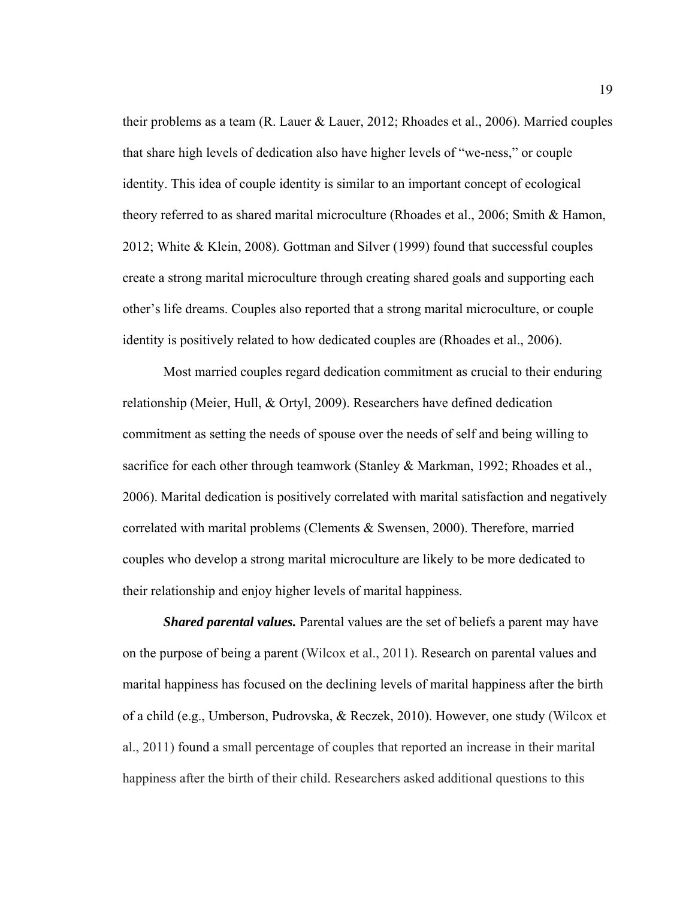their problems as a team (R. Lauer & Lauer, 2012; Rhoades et al., 2006). Married couples that share high levels of dedication also have higher levels of "we-ness," or couple identity. This idea of couple identity is similar to an important concept of ecological theory referred to as shared marital microculture (Rhoades et al., 2006; Smith & Hamon, 2012; White & Klein, 2008). Gottman and Silver (1999) found that successful couples create a strong marital microculture through creating shared goals and supporting each other's life dreams. Couples also reported that a strong marital microculture, or couple identity is positively related to how dedicated couples are (Rhoades et al., 2006).

Most married couples regard dedication commitment as crucial to their enduring relationship (Meier, Hull, & Ortyl, 2009). Researchers have defined dedication commitment as setting the needs of spouse over the needs of self and being willing to sacrifice for each other through teamwork (Stanley & Markman, 1992; Rhoades et al., 2006). Marital dedication is positively correlated with marital satisfaction and negatively correlated with marital problems (Clements & Swensen, 2000). Therefore, married couples who develop a strong marital microculture are likely to be more dedicated to their relationship and enjoy higher levels of marital happiness.

***Shared parental values.*** Parental values are the set of beliefs a parent may have on the purpose of being a parent (Wilcox et al., 2011). Research on parental values and marital happiness has focused on the declining levels of marital happiness after the birth of a child (e.g., Umberson, Pudrovska, & Reczek, 2010). However, one study (Wilcox et al., 2011) found a small percentage of couples that reported an increase in their marital happiness after the birth of their child. Researchers asked additional questions to this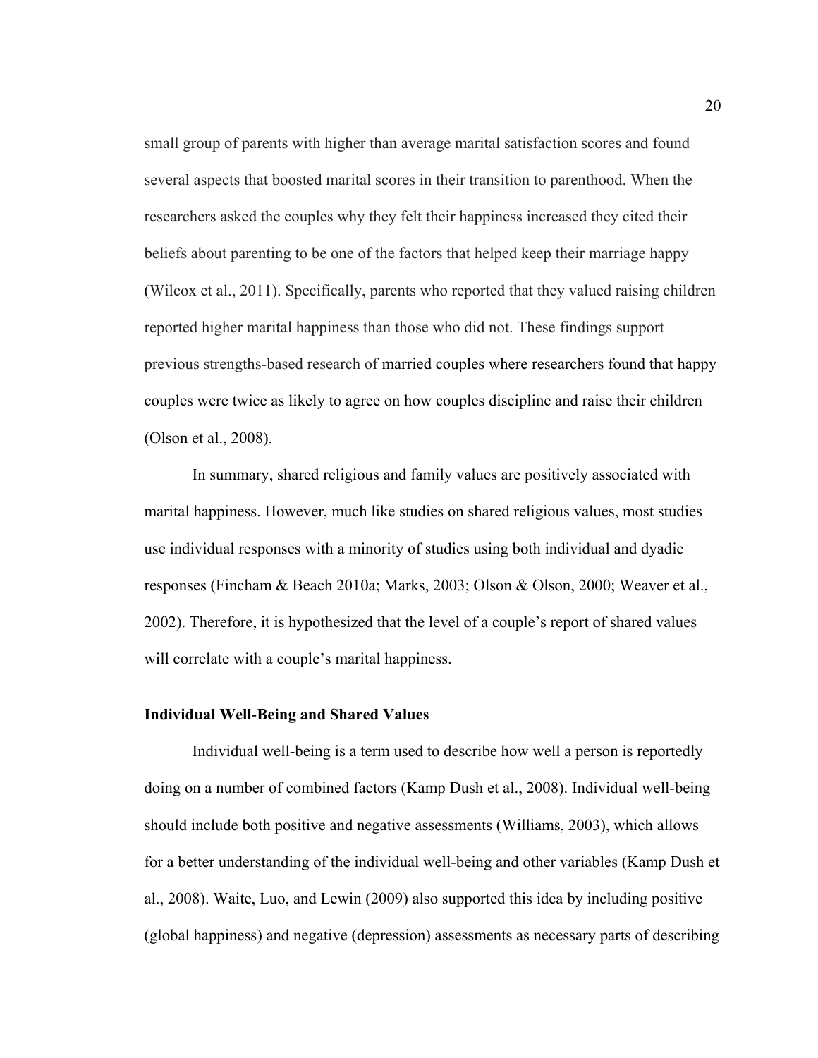small group of parents with higher than average marital satisfaction scores and found several aspects that boosted marital scores in their transition to parenthood. When the researchers asked the couples why they felt their happiness increased they cited their beliefs about parenting to be one of the factors that helped keep their marriage happy (Wilcox et al., 2011). Specifically, parents who reported that they valued raising children reported higher marital happiness than those who did not. These findings support previous strengths-based research of married couples where researchers found that happy couples were twice as likely to agree on how couples discipline and raise their children (Olson et al., 2008).

In summary, shared religious and family values are positively associated with marital happiness. However, much like studies on shared religious values, most studies use individual responses with a minority of studies using both individual and dyadic responses (Fincham & Beach 2010a; Marks, 2003; Olson & Olson, 2000; Weaver et al., 2002). Therefore, it is hypothesized that the level of a couple's report of shared values will correlate with a couple's marital happiness.

### Individual Well-Being and Shared Values

Individual well-being is a term used to describe how well a person is reportedly doing on a number of combined factors (Kamp Dush et al., 2008). Individual well-being should include both positive and negative assessments (Williams, 2003), which allows for a better understanding of the individual well-being and other variables (Kamp Dush et al., 2008). Waite, Luo, and Lewin (2009) also supported this idea by including positive (global happiness) and negative (depression) assessments as necessary parts of describing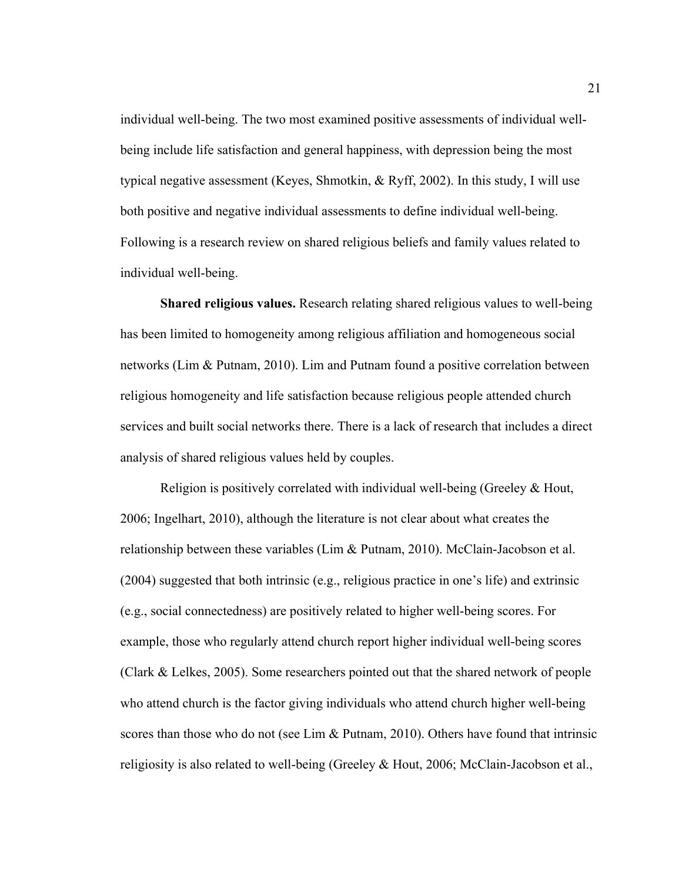individual well-being. The two most examined positive assessments of individual well-being include life satisfaction and general happiness, with depression being the most typical negative assessment (Keyes, Shmotkin, & Ryff, 2002). In this study, I will use both positive and negative individual assessments to define individual well-being. Following is a research review on shared religious beliefs and family values related to individual well-being.

**Shared religious values.** Research relating shared religious values to well-being has been limited to homogeneity among religious affiliation and homogeneous social networks (Lim & Putnam, 2010). Lim and Putnam found a positive correlation between religious homogeneity and life satisfaction because religious people attended church services and built social networks there. There is a lack of research that includes a direct analysis of shared religious values held by couples.

Religion is positively correlated with individual well-being (Greeley & Hout, 2006; Ingelhart, 2010), although the literature is not clear about what creates the relationship between these variables (Lim & Putnam, 2010). McClain-Jacobson et al. (2004) suggested that both intrinsic (e.g., religious practice in one's life) and extrinsic (e.g., social connectedness) are positively related to higher well-being scores. For example, those who regularly attend church report higher individual well-being scores (Clark & Lelkes, 2005). Some researchers pointed out that the shared network of people who attend church is the factor giving individuals who attend church higher well-being scores than those who do not (see Lim & Putnam, 2010). Others have found that intrinsic religiosity is also related to well-being (Greeley & Hout, 2006; McClain-Jacobson et al.,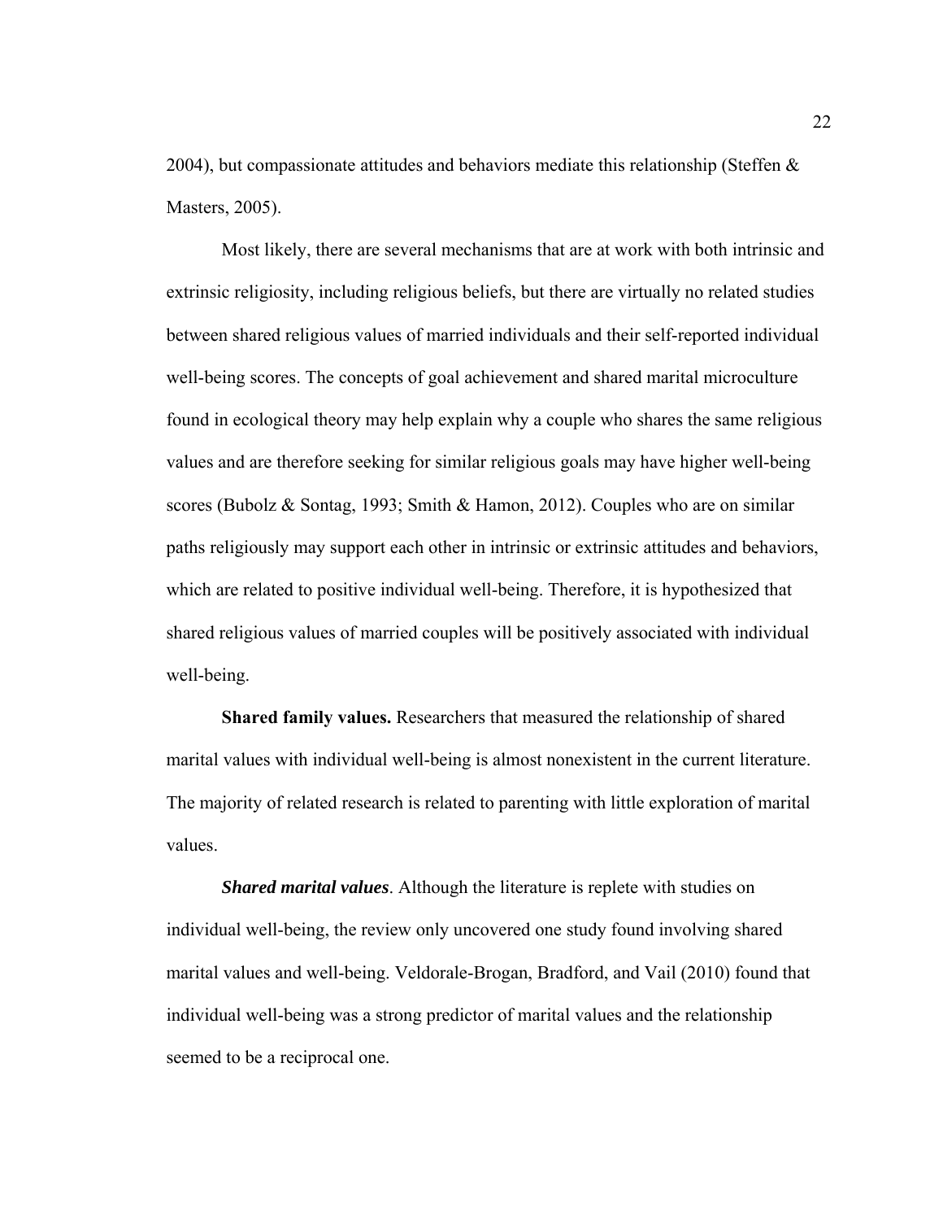2004), but compassionate attitudes and behaviors mediate this relationship (Steffen & Masters, 2005).

Most likely, there are several mechanisms that are at work with both intrinsic and extrinsic religiosity, including religious beliefs, but there are virtually no related studies between shared religious values of married individuals and their self-reported individual well-being scores. The concepts of goal achievement and shared marital microculture found in ecological theory may help explain why a couple who shares the same religious values and are therefore seeking for similar religious goals may have higher well-being scores (Bubolz & Sontag, 1993; Smith & Hamon, 2012). Couples who are on similar paths religiously may support each other in intrinsic or extrinsic attitudes and behaviors, which are related to positive individual well-being. Therefore, it is hypothesized that shared religious values of married couples will be positively associated with individual well-being.

**Shared family values.** Researchers that measured the relationship of shared marital values with individual well-being is almost nonexistent in the current literature. The majority of related research is related to parenting with little exploration of marital values.

***Shared marital values***. Although the literature is replete with studies on individual well-being, the review only uncovered one study found involving shared marital values and well-being. Veldorale-Brogan, Bradford, and Vail (2010) found that individual well-being was a strong predictor of marital values and the relationship seemed to be a reciprocal one.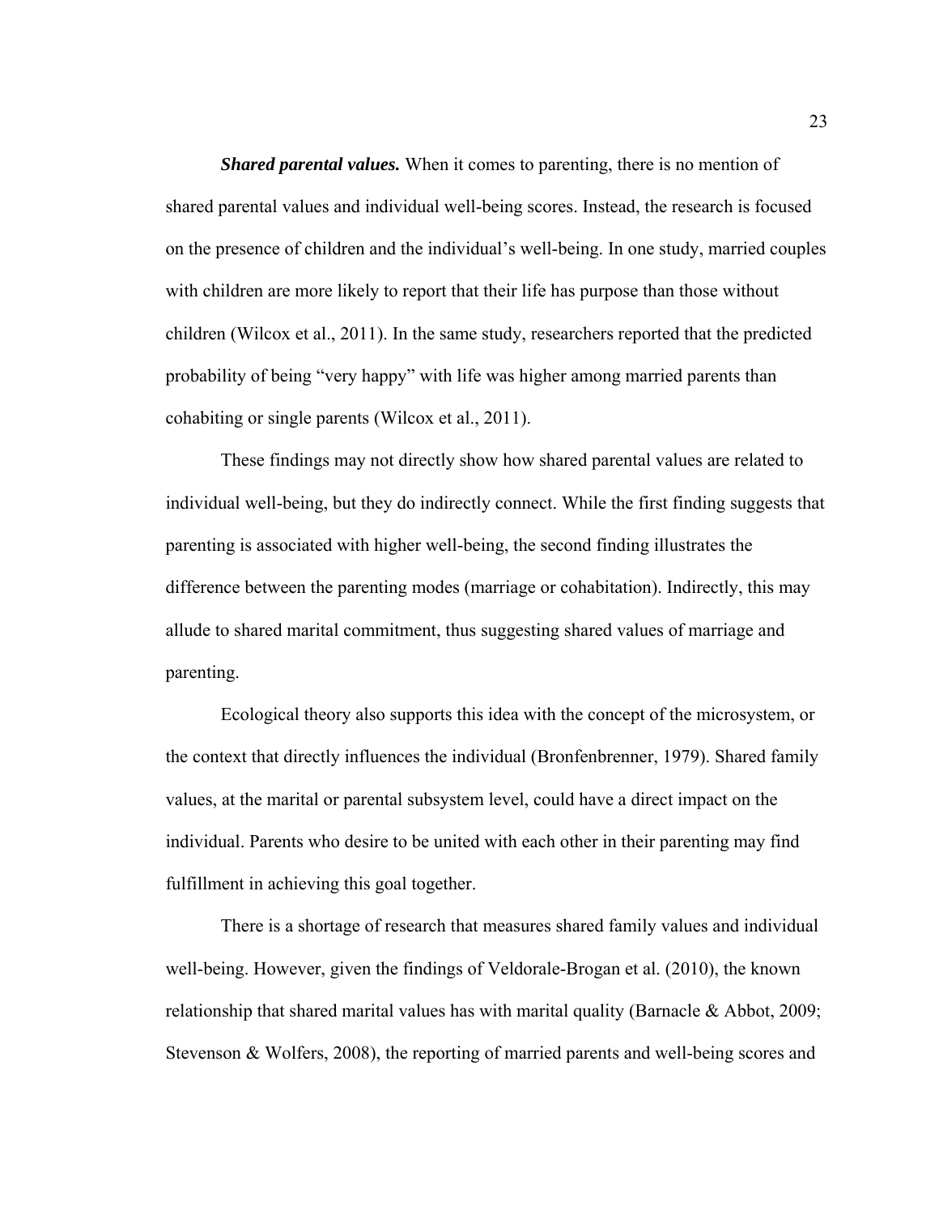***Shared parental values.*** When it comes to parenting, there is no mention of shared parental values and individual well-being scores. Instead, the research is focused on the presence of children and the individual's well-being. In one study, married couples with children are more likely to report that their life has purpose than those without children (Wilcox et al., 2011). In the same study, researchers reported that the predicted probability of being "very happy" with life was higher among married parents than cohabiting or single parents (Wilcox et al., 2011).

These findings may not directly show how shared parental values are related to individual well-being, but they do indirectly connect. While the first finding suggests that parenting is associated with higher well-being, the second finding illustrates the difference between the parenting modes (marriage or cohabitation). Indirectly, this may allude to shared marital commitment, thus suggesting shared values of marriage and parenting.

Ecological theory also supports this idea with the concept of the microsystem, or the context that directly influences the individual (Bronfenbrenner, 1979). Shared family values, at the marital or parental subsystem level, could have a direct impact on the individual. Parents who desire to be united with each other in their parenting may find fulfillment in achieving this goal together.

There is a shortage of research that measures shared family values and individual well-being. However, given the findings of Veldorale-Brogan et al. (2010), the known relationship that shared marital values has with marital quality (Barnacle & Abbot, 2009; Stevenson & Wolfers, 2008), the reporting of married parents and well-being scores and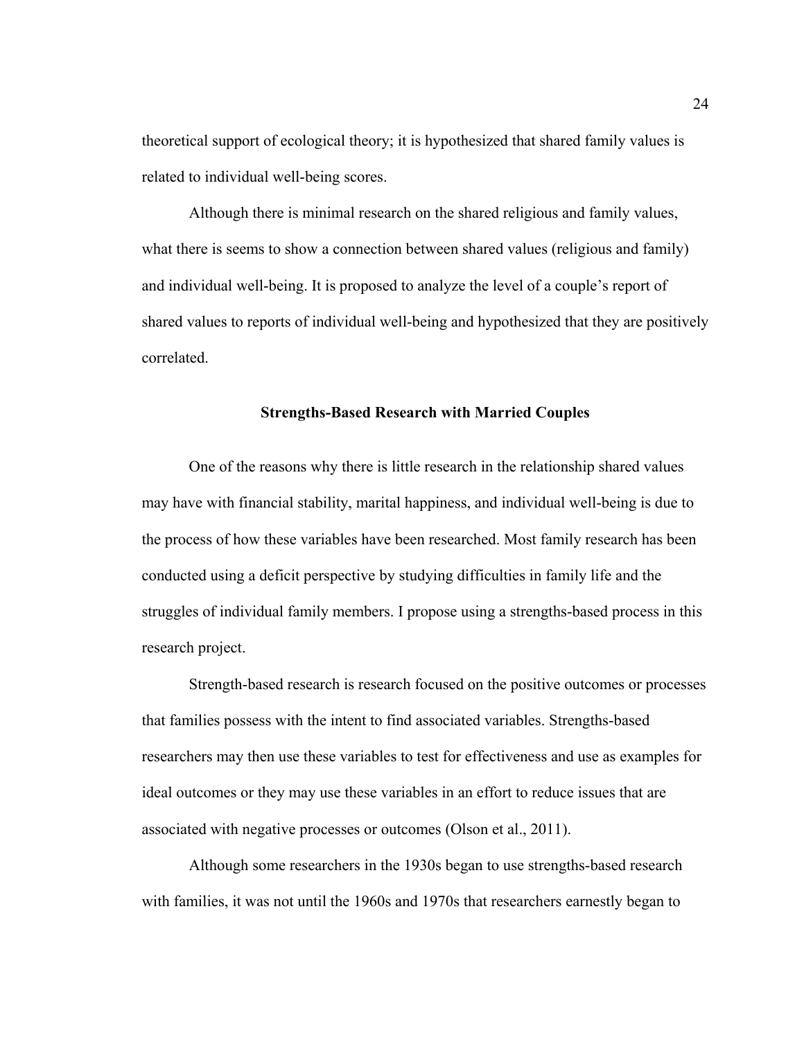theoretical support of ecological theory; it is hypothesized that shared family values is related to individual well-being scores.

Although there is minimal research on the shared religious and family values, what there is seems to show a connection between shared values (religious and family) and individual well-being. It is proposed to analyze the level of a couple's report of shared values to reports of individual well-being and hypothesized that they are positively correlated.

## Strengths-Based Research with Married Couples

One of the reasons why there is little research in the relationship shared values may have with financial stability, marital happiness, and individual well-being is due to the process of how these variables have been researched. Most family research has been conducted using a deficit perspective by studying difficulties in family life and the struggles of individual family members. I propose using a strengths-based process in this research project.

Strength-based research is research focused on the positive outcomes or processes that families possess with the intent to find associated variables. Strengths-based researchers may then use these variables to test for effectiveness and use as examples for ideal outcomes or they may use these variables in an effort to reduce issues that are associated with negative processes or outcomes (Olson et al., 2011).

Although some researchers in the 1930s began to use strengths-based research with families, it was not until the 1960s and 1970s that researchers earnestly began to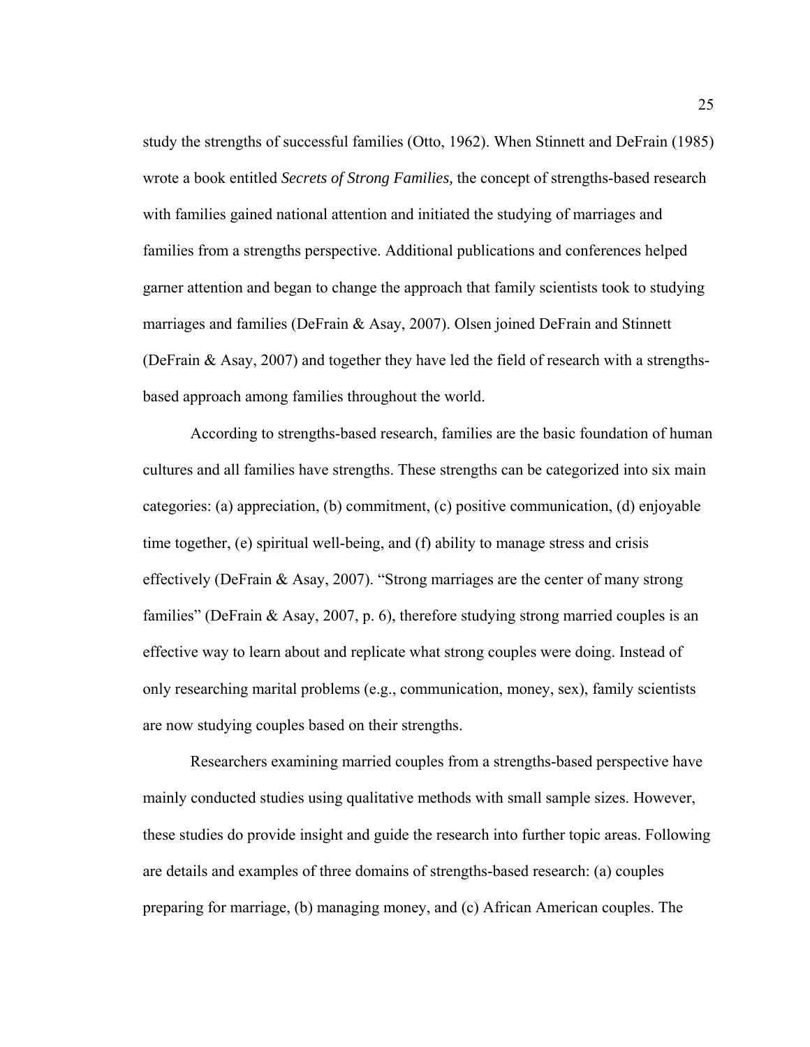study the strengths of successful families (Otto, 1962). When Stinnett and DeFrain (1985) wrote a book entitled *Secrets of Strong Families,* the concept of strengths-based research with families gained national attention and initiated the studying of marriages and families from a strengths perspective. Additional publications and conferences helped garner attention and began to change the approach that family scientists took to studying marriages and families (DeFrain & Asay, 2007). Olsen joined DeFrain and Stinnett (DeFrain & Asay, 2007) and together they have led the field of research with a strengths-based approach among families throughout the world.

According to strengths-based research, families are the basic foundation of human cultures and all families have strengths. These strengths can be categorized into six main categories: (a) appreciation, (b) commitment, (c) positive communication, (d) enjoyable time together, (e) spiritual well-being, and (f) ability to manage stress and crisis effectively (DeFrain & Asay, 2007). "Strong marriages are the center of many strong families" (DeFrain & Asay, 2007, p. 6), therefore studying strong married couples is an effective way to learn about and replicate what strong couples were doing. Instead of only researching marital problems (e.g., communication, money, sex), family scientists are now studying couples based on their strengths.

Researchers examining married couples from a strengths-based perspective have mainly conducted studies using qualitative methods with small sample sizes. However, these studies do provide insight and guide the research into further topic areas. Following are details and examples of three domains of strengths-based research: (a) couples preparing for marriage, (b) managing money, and (c) African American couples. The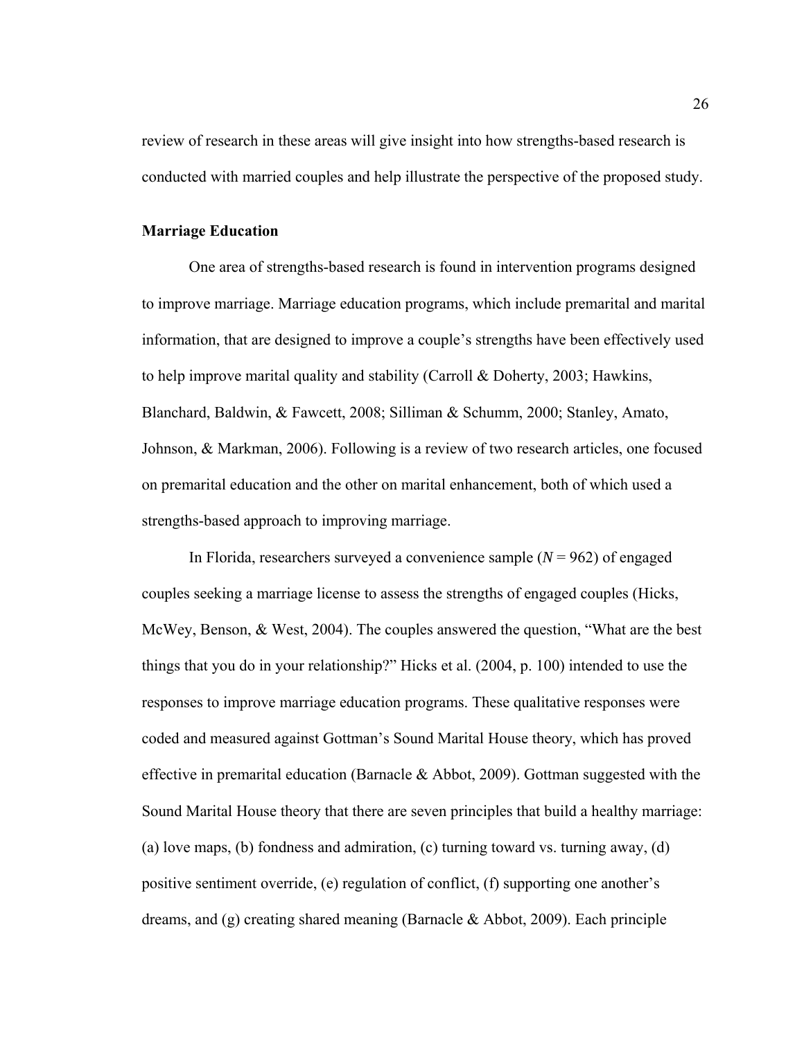review of research in these areas will give insight into how strengths-based research is conducted with married couples and help illustrate the perspective of the proposed study.

## Marriage Education

One area of strengths-based research is found in intervention programs designed to improve marriage. Marriage education programs, which include premarital and marital information, that are designed to improve a couple's strengths have been effectively used to help improve marital quality and stability (Carroll & Doherty, 2003; Hawkins, Blanchard, Baldwin, & Fawcett, 2008; Silliman & Schumm, 2000; Stanley, Amato, Johnson, & Markman, 2006). Following is a review of two research articles, one focused on premarital education and the other on marital enhancement, both of which used a strengths-based approach to improving marriage.

In Florida, researchers surveyed a convenience sample ($N$ = 962) of engaged couples seeking a marriage license to assess the strengths of engaged couples (Hicks, McWey, Benson, & West, 2004). The couples answered the question, "What are the best things that you do in your relationship?" Hicks et al. (2004, p. 100) intended to use the responses to improve marriage education programs. These qualitative responses were coded and measured against Gottman's Sound Marital House theory, which has proved effective in premarital education (Barnacle & Abbot, 2009). Gottman suggested with the Sound Marital House theory that there are seven principles that build a healthy marriage: (a) love maps, (b) fondness and admiration, (c) turning toward vs. turning away, (d) positive sentiment override, (e) regulation of conflict, (f) supporting one another's dreams, and (g) creating shared meaning (Barnacle & Abbot, 2009). Each principle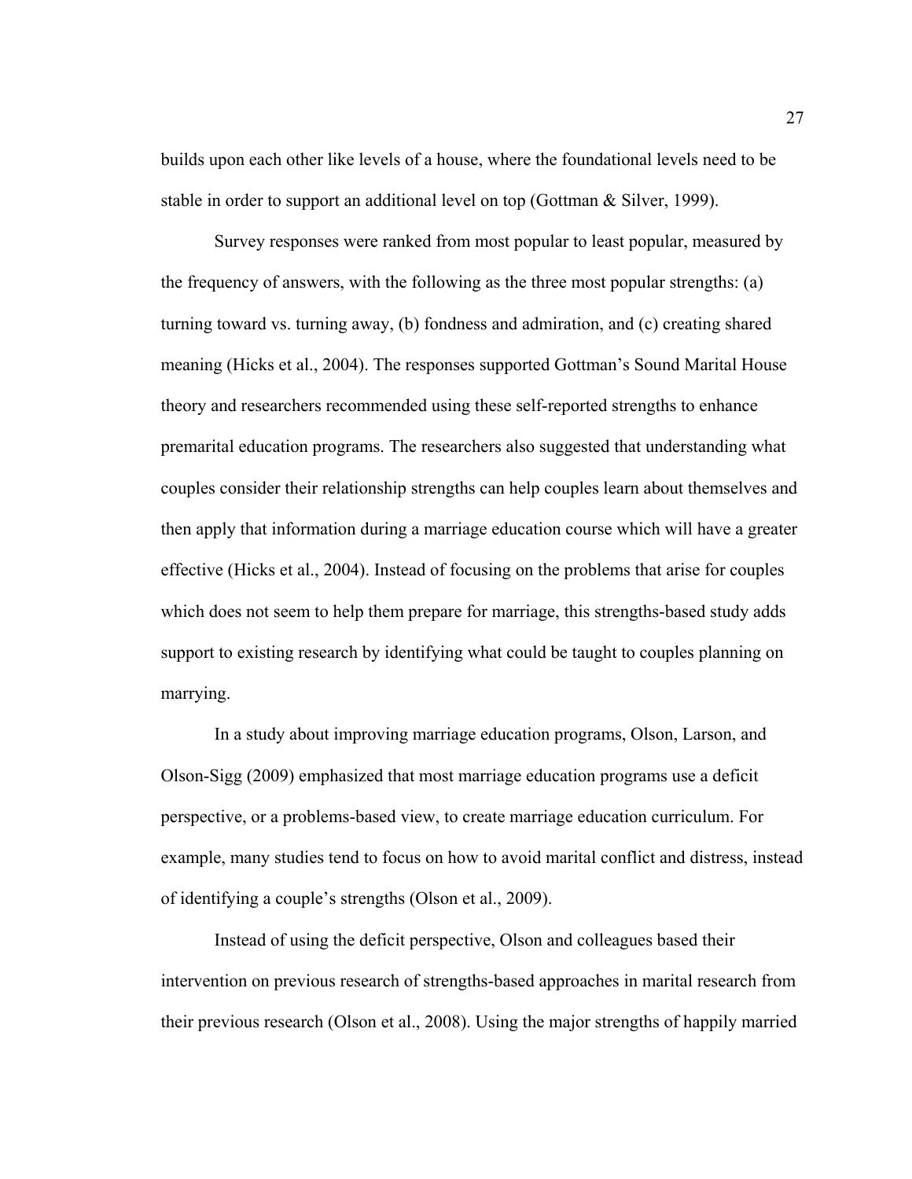builds upon each other like levels of a house, where the foundational levels need to be stable in order to support an additional level on top (Gottman & Silver, 1999).

Survey responses were ranked from most popular to least popular, measured by the frequency of answers, with the following as the three most popular strengths: (a) turning toward vs. turning away, (b) fondness and admiration, and (c) creating shared meaning (Hicks et al., 2004). The responses supported Gottman's Sound Marital House theory and researchers recommended using these self-reported strengths to enhance premarital education programs. The researchers also suggested that understanding what couples consider their relationship strengths can help couples learn about themselves and then apply that information during a marriage education course which will have a greater effective (Hicks et al., 2004). Instead of focusing on the problems that arise for couples which does not seem to help them prepare for marriage, this strengths-based study adds support to existing research by identifying what could be taught to couples planning on marrying.

In a study about improving marriage education programs, Olson, Larson, and Olson-Sigg (2009) emphasized that most marriage education programs use a deficit perspective, or a problems-based view, to create marriage education curriculum. For example, many studies tend to focus on how to avoid marital conflict and distress, instead of identifying a couple's strengths (Olson et al., 2009).

Instead of using the deficit perspective, Olson and colleagues based their intervention on previous research of strengths-based approaches in marital research from their previous research (Olson et al., 2008). Using the major strengths of happily married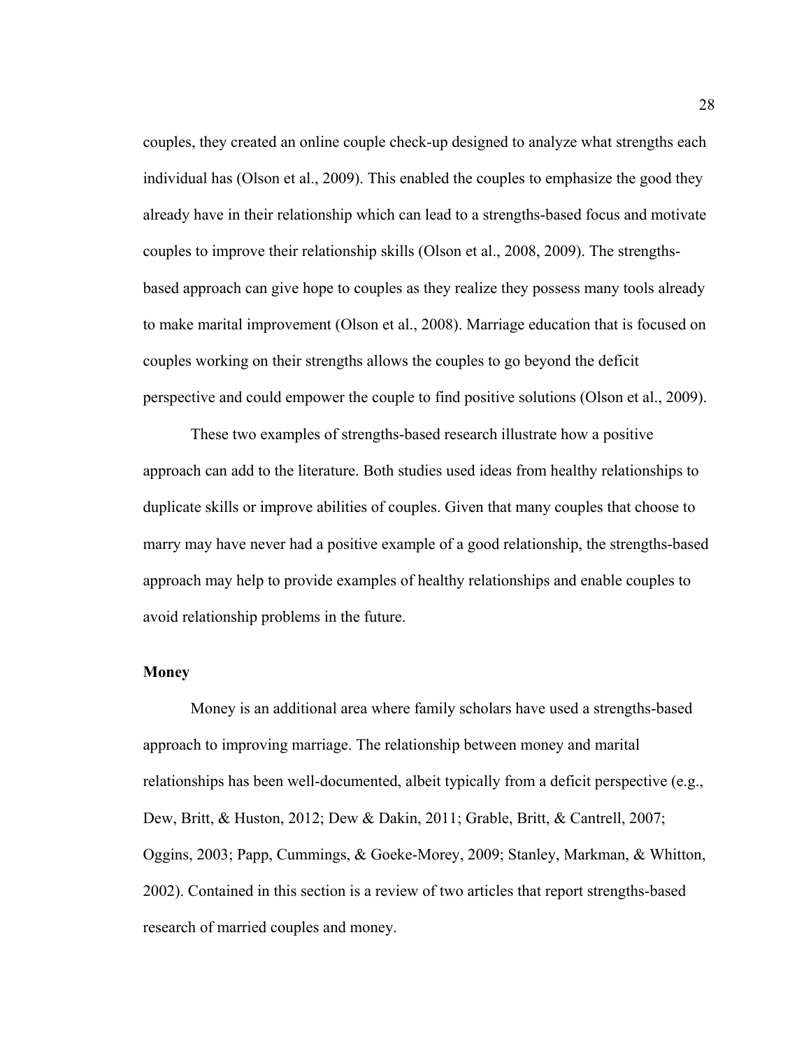couples, they created an online couple check-up designed to analyze what strengths each individual has (Olson et al., 2009). This enabled the couples to emphasize the good they already have in their relationship which can lead to a strengths-based focus and motivate couples to improve their relationship skills (Olson et al., 2008, 2009). The strengths-based approach can give hope to couples as they realize they possess many tools already to make marital improvement (Olson et al., 2008). Marriage education that is focused on couples working on their strengths allows the couples to go beyond the deficit perspective and could empower the couple to find positive solutions (Olson et al., 2009).

These two examples of strengths-based research illustrate how a positive approach can add to the literature. Both studies used ideas from healthy relationships to duplicate skills or improve abilities of couples. Given that many couples that choose to marry may have never had a positive example of a good relationship, the strengths-based approach may help to provide examples of healthy relationships and enable couples to avoid relationship problems in the future.

**Money**

Money is an additional area where family scholars have used a strengths-based approach to improving marriage. The relationship between money and marital relationships has been well-documented, albeit typically from a deficit perspective (e.g., Dew, Britt, & Huston, 2012; Dew & Dakin, 2011; Grable, Britt, & Cantrell, 2007; Oggins, 2003; Papp, Cummings, & Goeke-Morey, 2009; Stanley, Markman, & Whitton, 2002). Contained in this section is a review of two articles that report strengths-based research of married couples and money.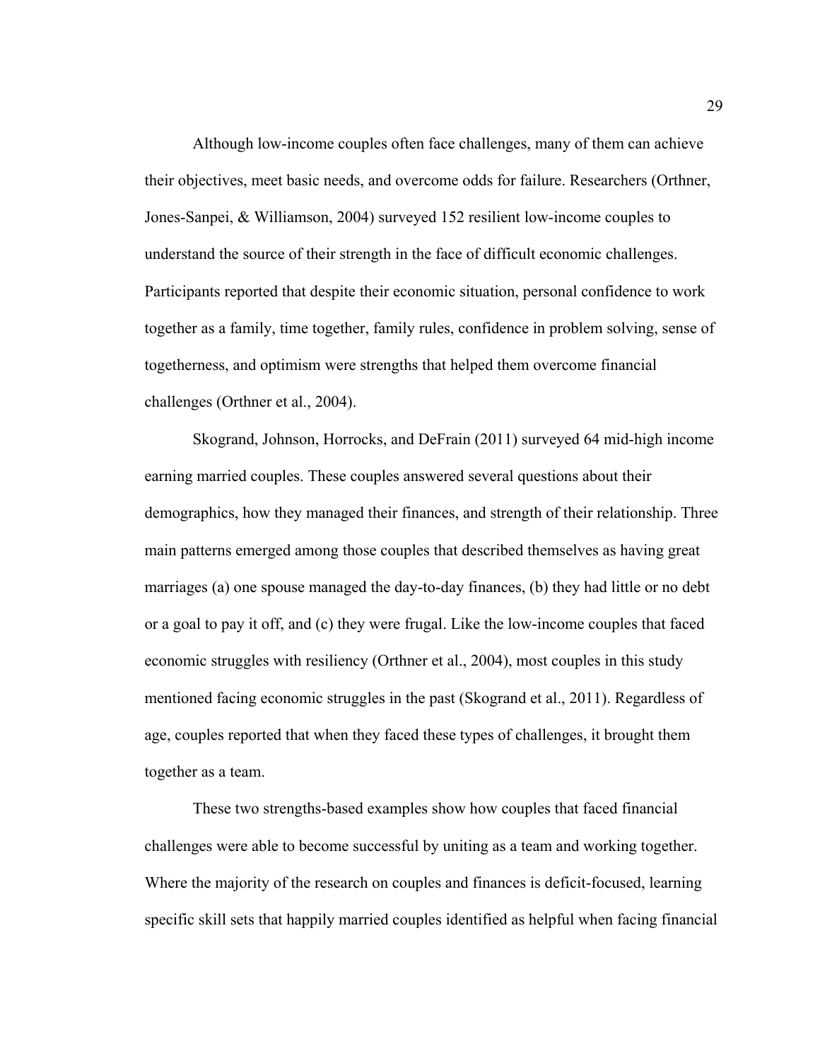Although low-income couples often face challenges, many of them can achieve their objectives, meet basic needs, and overcome odds for failure. Researchers (Orthner, Jones-Sanpei, & Williamson, 2004) surveyed 152 resilient low-income couples to understand the source of their strength in the face of difficult economic challenges. Participants reported that despite their economic situation, personal confidence to work together as a family, time together, family rules, confidence in problem solving, sense of togetherness, and optimism were strengths that helped them overcome financial challenges (Orthner et al., 2004).

Skogrand, Johnson, Horrocks, and DeFrain (2011) surveyed 64 mid-high income earning married couples. These couples answered several questions about their demographics, how they managed their finances, and strength of their relationship. Three main patterns emerged among those couples that described themselves as having great marriages (a) one spouse managed the day-to-day finances, (b) they had little or no debt or a goal to pay it off, and (c) they were frugal. Like the low-income couples that faced economic struggles with resiliency (Orthner et al., 2004), most couples in this study mentioned facing economic struggles in the past (Skogrand et al., 2011). Regardless of age, couples reported that when they faced these types of challenges, it brought them together as a team.

These two strengths-based examples show how couples that faced financial challenges were able to become successful by uniting as a team and working together. Where the majority of the research on couples and finances is deficit-focused, learning specific skill sets that happily married couples identified as helpful when facing financial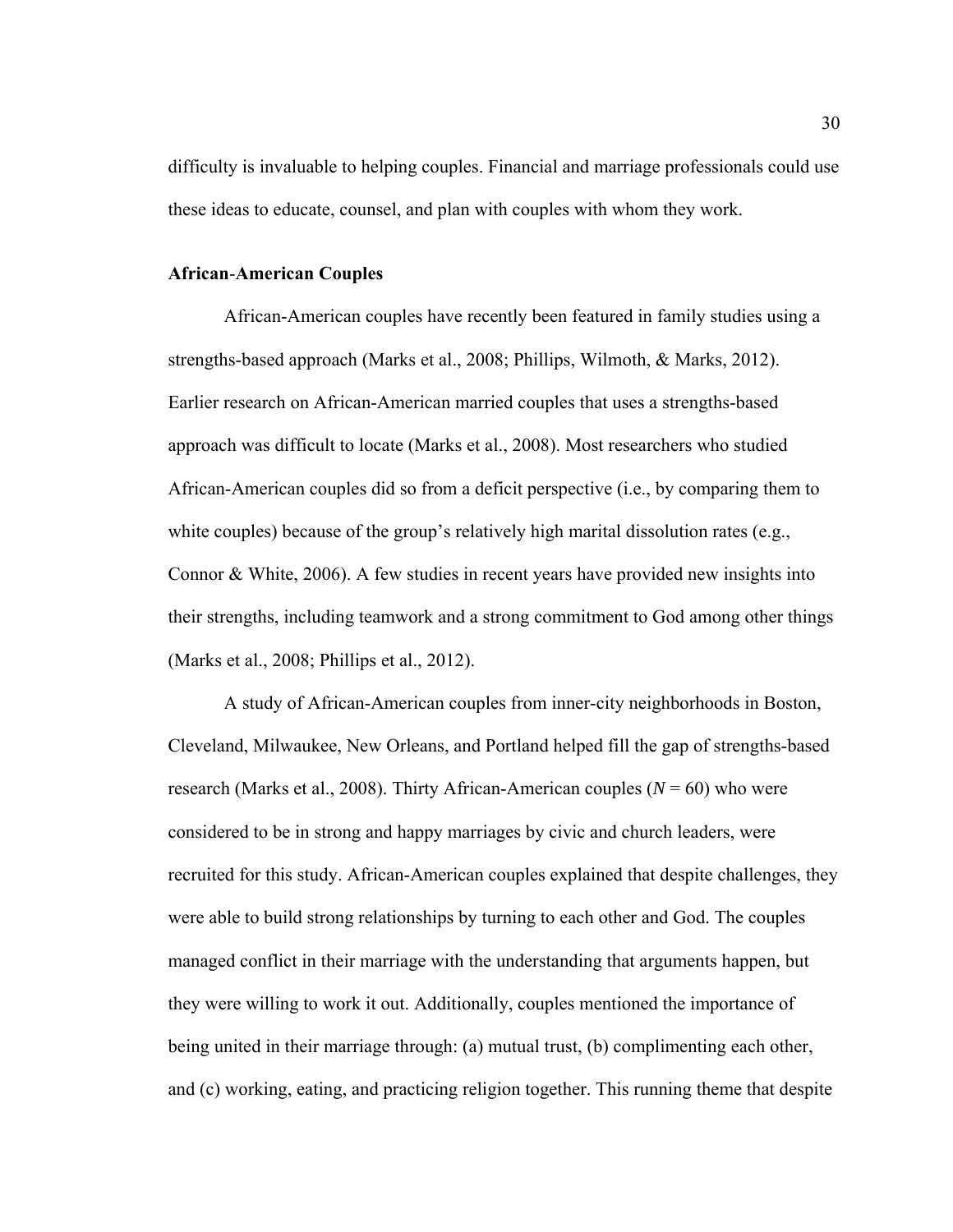difficulty is invaluable to helping couples. Financial and marriage professionals could use these ideas to educate, counsel, and plan with couples with whom they work.

### African-American Couples

African-American couples have recently been featured in family studies using a strengths-based approach (Marks et al., 2008; Phillips, Wilmoth, & Marks, 2012). Earlier research on African-American married couples that uses a strengths-based approach was difficult to locate (Marks et al., 2008). Most researchers who studied African-American couples did so from a deficit perspective (i.e., by comparing them to white couples) because of the group's relatively high marital dissolution rates (e.g., Connor & White, 2006). A few studies in recent years have provided new insights into their strengths, including teamwork and a strong commitment to God among other things (Marks et al., 2008; Phillips et al., 2012).

A study of African-American couples from inner-city neighborhoods in Boston, Cleveland, Milwaukee, New Orleans, and Portland helped fill the gap of strengths-based research (Marks et al., 2008). Thirty African-American couples ($N = 60$) who were considered to be in strong and happy marriages by civic and church leaders, were recruited for this study. African-American couples explained that despite challenges, they were able to build strong relationships by turning to each other and God. The couples managed conflict in their marriage with the understanding that arguments happen, but they were willing to work it out. Additionally, couples mentioned the importance of being united in their marriage through: (a) mutual trust, (b) complimenting each other, and (c) working, eating, and practicing religion together. This running theme that despite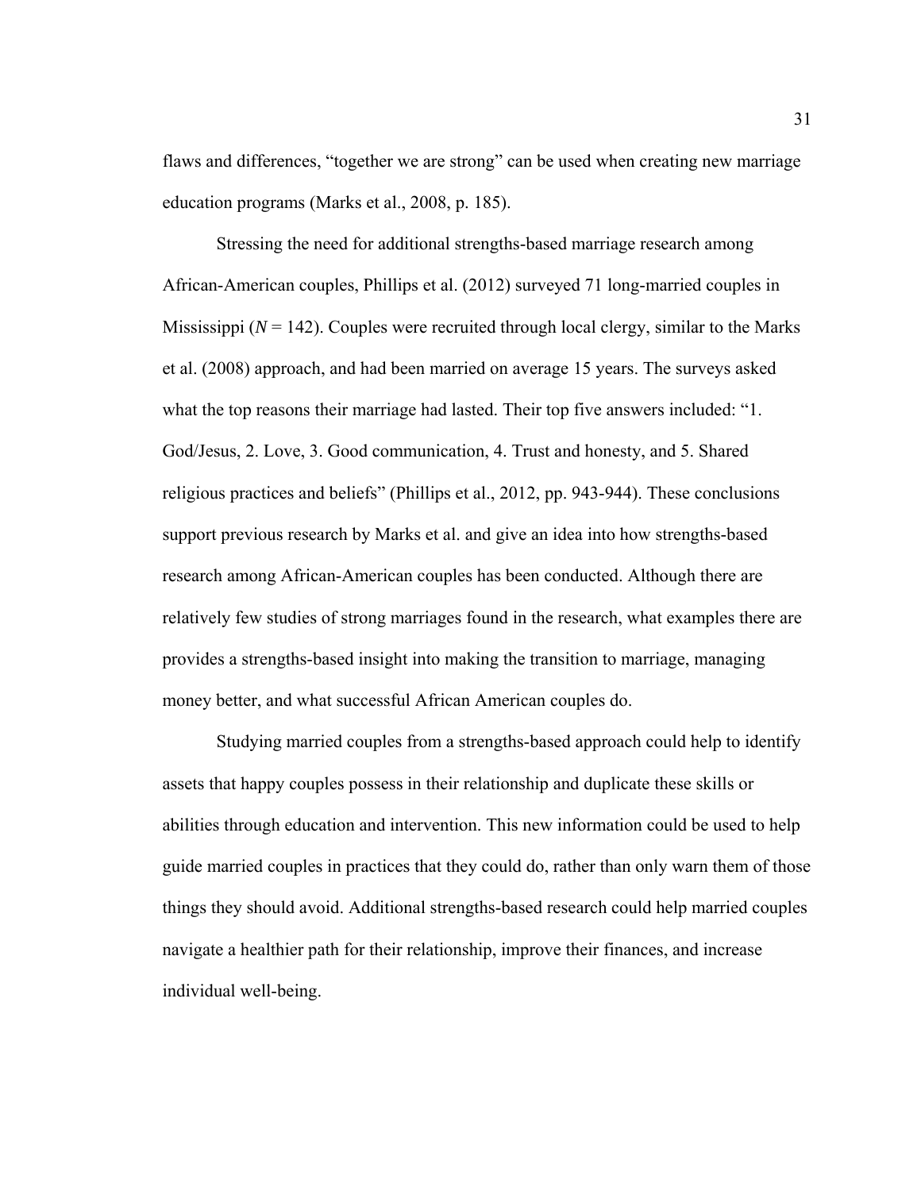flaws and differences, “together we are strong” can be used when creating new marriage education programs (Marks et al., 2008, p. 185).

Stressing the need for additional strengths-based marriage research among African-American couples, Phillips et al. (2012) surveyed 71 long-married couples in Mississippi (*N* = 142). Couples were recruited through local clergy, similar to the Marks et al. (2008) approach, and had been married on average 15 years. The surveys asked what the top reasons their marriage had lasted. Their top five answers included: “1. God/Jesus, 2. Love, 3. Good communication, 4. Trust and honesty, and 5. Shared religious practices and beliefs” (Phillips et al., 2012, pp. 943-944). These conclusions support previous research by Marks et al. and give an idea into how strengths-based research among African-American couples has been conducted. Although there are relatively few studies of strong marriages found in the research, what examples there are provides a strengths-based insight into making the transition to marriage, managing money better, and what successful African American couples do.

Studying married couples from a strengths-based approach could help to identify assets that happy couples possess in their relationship and duplicate these skills or abilities through education and intervention. This new information could be used to help guide married couples in practices that they could do, rather than only warn them of those things they should avoid. Additional strengths-based research could help married couples navigate a healthier path for their relationship, improve their finances, and increase individual well-being.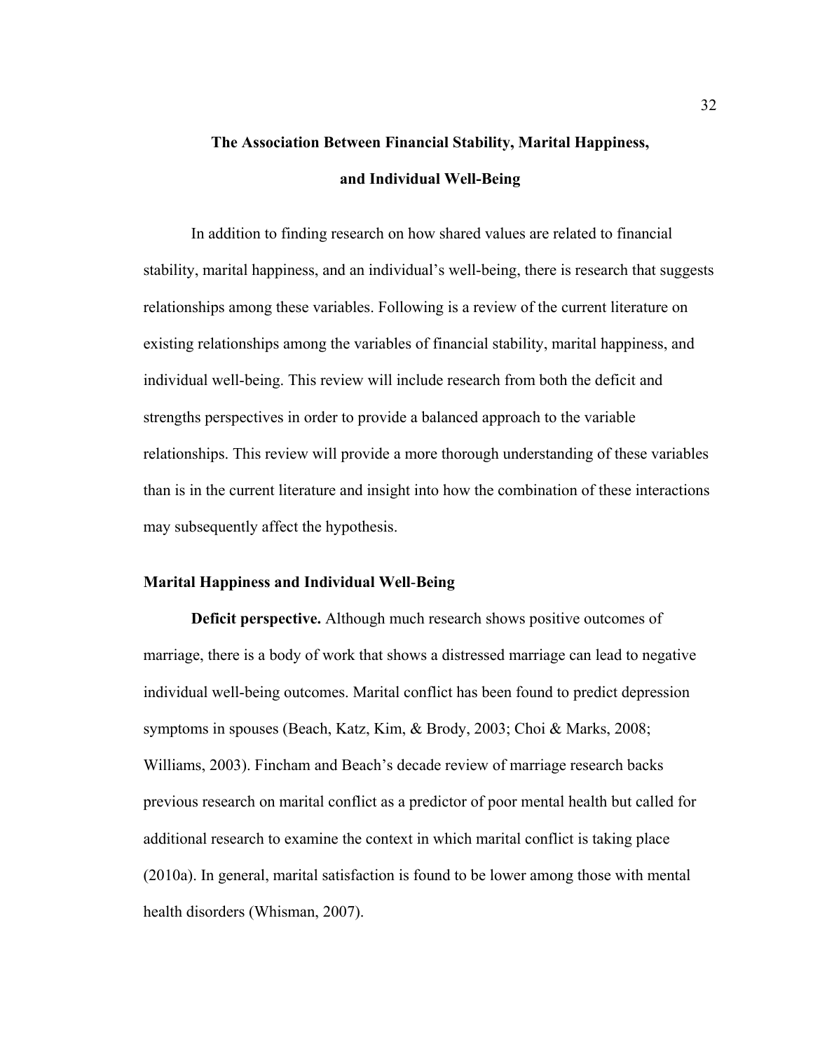## The Association Between Financial Stability, Marital Happiness, and Individual Well-Being

In addition to finding research on how shared values are related to financial stability, marital happiness, and an individual's well-being, there is research that suggests relationships among these variables. Following is a review of the current literature on existing relationships among the variables of financial stability, marital happiness, and individual well-being. This review will include research from both the deficit and strengths perspectives in order to provide a balanced approach to the variable relationships. This review will provide a more thorough understanding of these variables than is in the current literature and insight into how the combination of these interactions may subsequently affect the hypothesis.

### Marital Happiness and Individual Well-Being

**Deficit perspective.** Although much research shows positive outcomes of marriage, there is a body of work that shows a distressed marriage can lead to negative individual well-being outcomes. Marital conflict has been found to predict depression symptoms in spouses (Beach, Katz, Kim, & Brody, 2003; Choi & Marks, 2008; Williams, 2003). Fincham and Beach's decade review of marriage research backs previous research on marital conflict as a predictor of poor mental health but called for additional research to examine the context in which marital conflict is taking place (2010a). In general, marital satisfaction is found to be lower among those with mental health disorders (Whisman, 2007).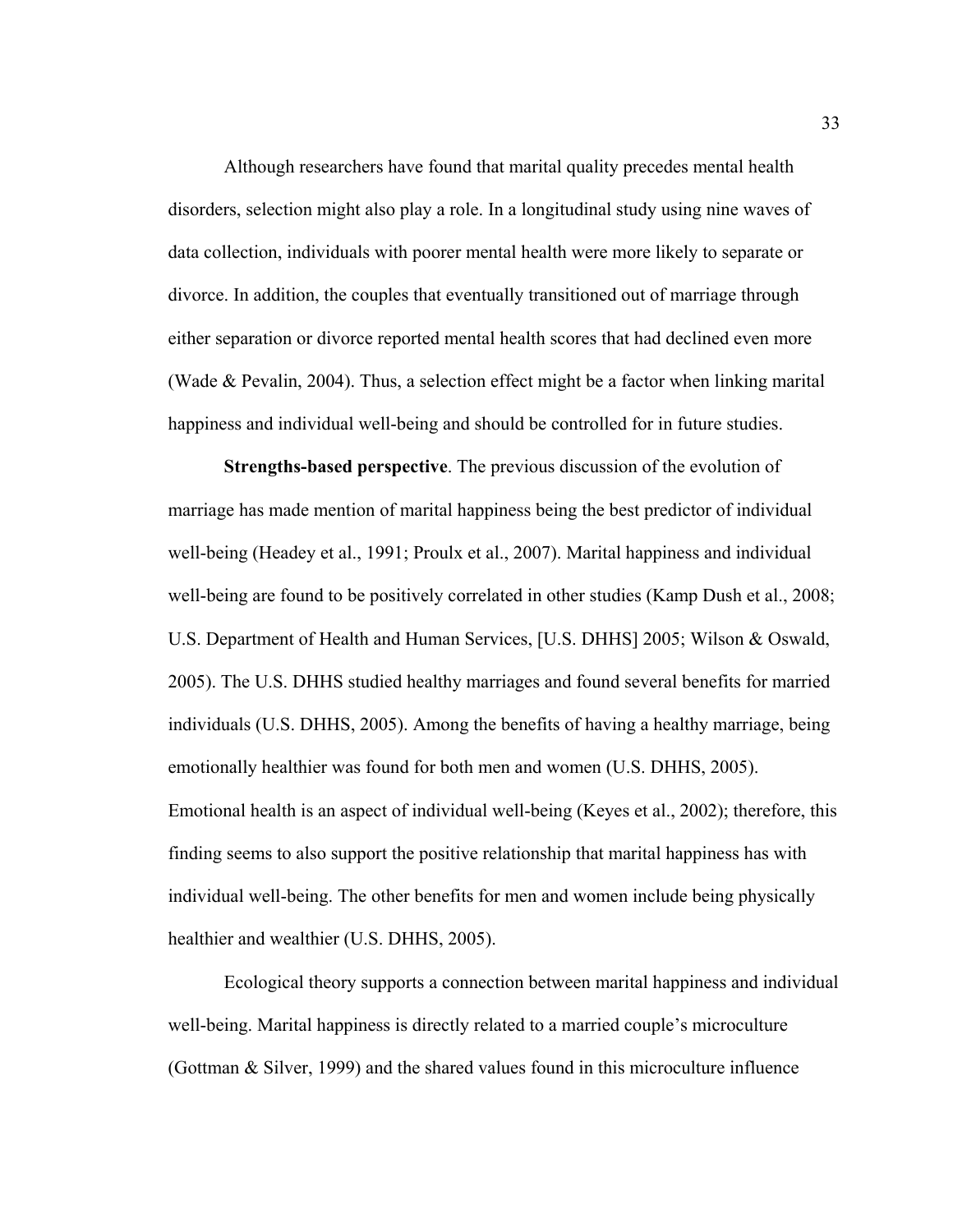Although researchers have found that marital quality precedes mental health disorders, selection might also play a role. In a longitudinal study using nine waves of data collection, individuals with poorer mental health were more likely to separate or divorce. In addition, the couples that eventually transitioned out of marriage through either separation or divorce reported mental health scores that had declined even more (Wade & Pevalin, 2004). Thus, a selection effect might be a factor when linking marital happiness and individual well-being and should be controlled for in future studies.

**Strengths-based perspective**. The previous discussion of the evolution of marriage has made mention of marital happiness being the best predictor of individual well-being (Headey et al., 1991; Proulx et al., 2007). Marital happiness and individual well-being are found to be positively correlated in other studies (Kamp Dush et al., 2008; U.S. Department of Health and Human Services, [U.S. DHHS] 2005; Wilson & Oswald, 2005). The U.S. DHHS studied healthy marriages and found several benefits for married individuals (U.S. DHHS, 2005). Among the benefits of having a healthy marriage, being emotionally healthier was found for both men and women (U.S. DHHS, 2005). Emotional health is an aspect of individual well-being (Keyes et al., 2002); therefore, this finding seems to also support the positive relationship that marital happiness has with individual well-being. The other benefits for men and women include being physically healthier and wealthier (U.S. DHHS, 2005).

Ecological theory supports a connection between marital happiness and individual well-being. Marital happiness is directly related to a married couple's microculture (Gottman & Silver, 1999) and the shared values found in this microculture influence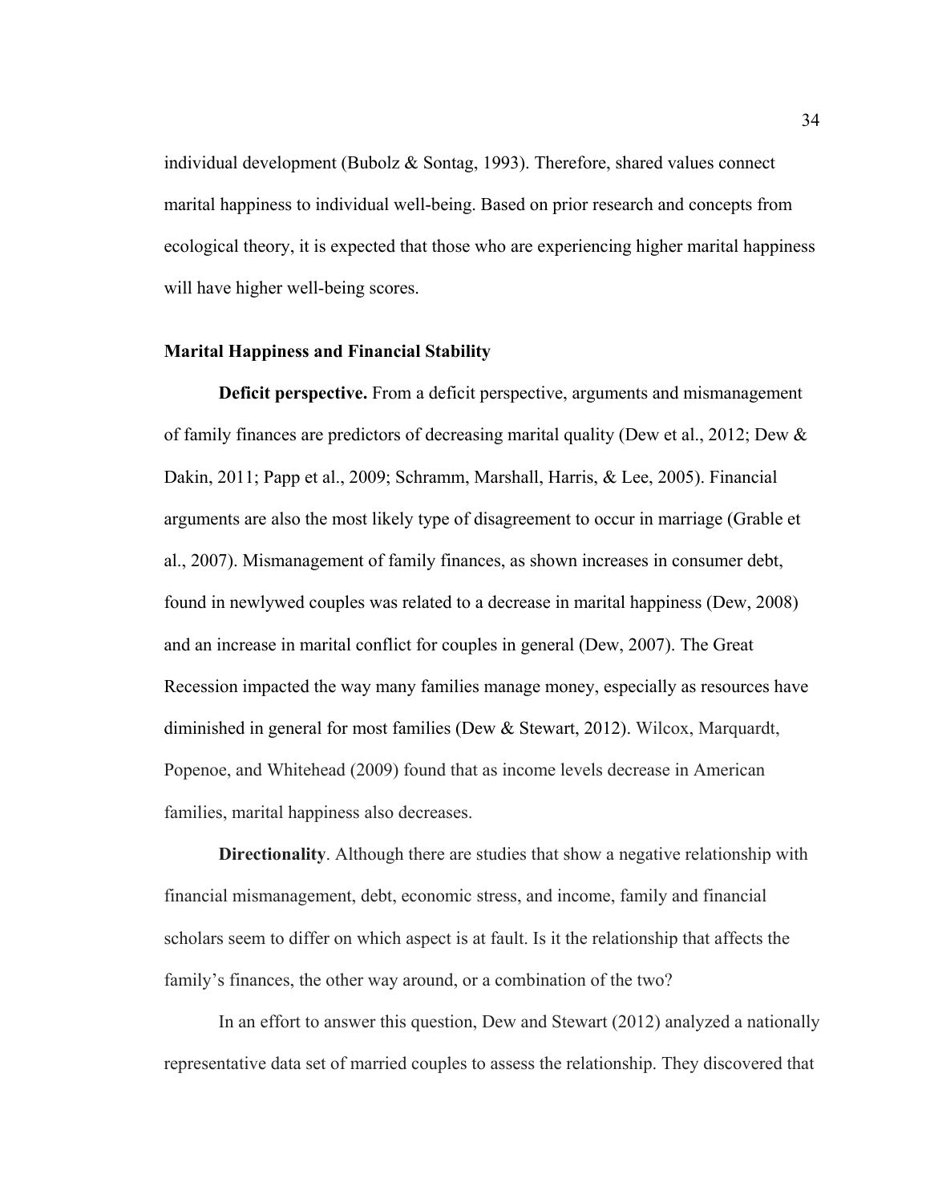individual development (Bubolz & Sontag, 1993). Therefore, shared values connect marital happiness to individual well-being. Based on prior research and concepts from ecological theory, it is expected that those who are experiencing higher marital happiness will have higher well-being scores.

### Marital Happiness and Financial Stability

**Deficit perspective.** From a deficit perspective, arguments and mismanagement of family finances are predictors of decreasing marital quality (Dew et al., 2012; Dew & Dakin, 2011; Papp et al., 2009; Schramm, Marshall, Harris, & Lee, 2005). Financial arguments are also the most likely type of disagreement to occur in marriage (Grable et al., 2007). Mismanagement of family finances, as shown increases in consumer debt, found in newlywed couples was related to a decrease in marital happiness (Dew, 2008) and an increase in marital conflict for couples in general (Dew, 2007). The Great Recession impacted the way many families manage money, especially as resources have diminished in general for most families (Dew & Stewart, 2012). Wilcox, Marquardt, Popenoe, and Whitehead (2009) found that as income levels decrease in American families, marital happiness also decreases.

**Directionality**. Although there are studies that show a negative relationship with financial mismanagement, debt, economic stress, and income, family and financial scholars seem to differ on which aspect is at fault. Is it the relationship that affects the family's finances, the other way around, or a combination of the two?

In an effort to answer this question, Dew and Stewart (2012) analyzed a nationally representative data set of married couples to assess the relationship. They discovered that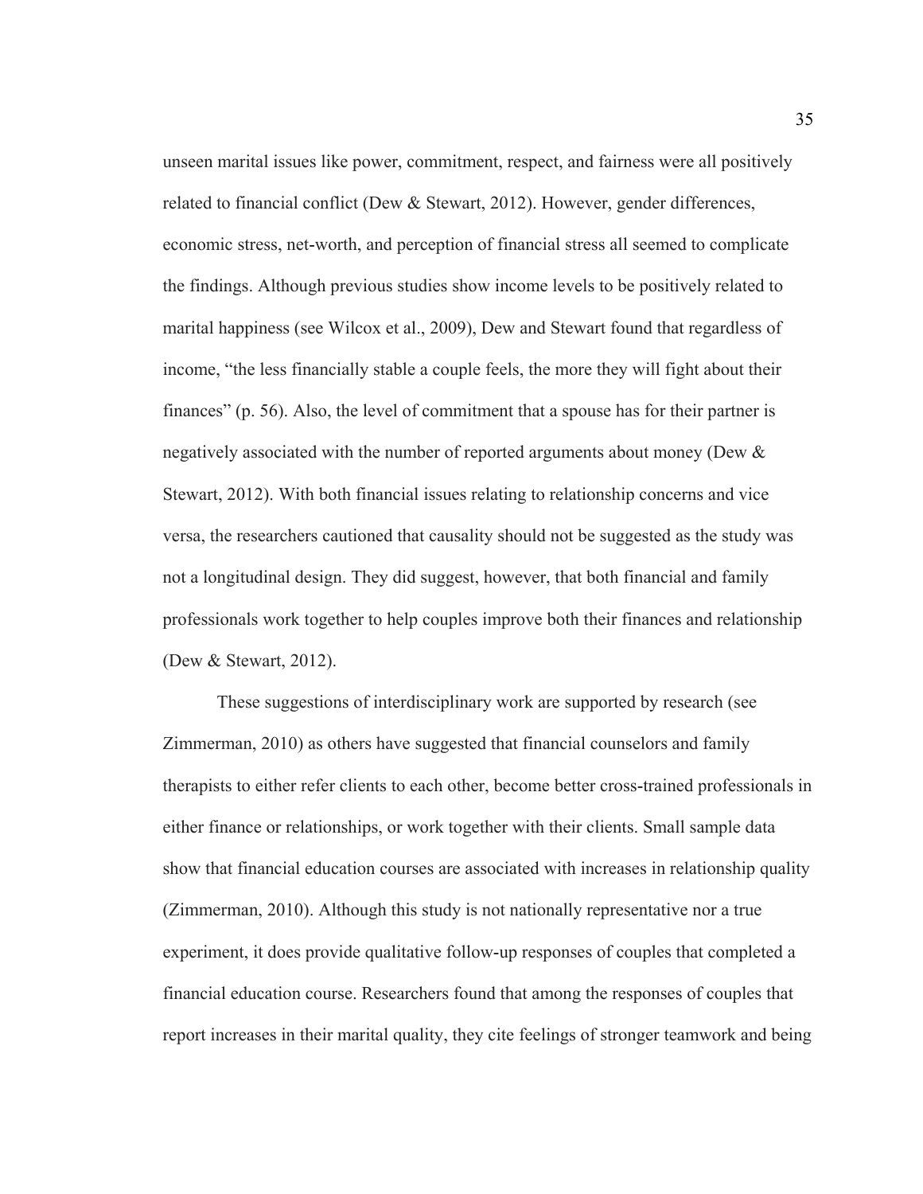unseen marital issues like power, commitment, respect, and fairness were all positively related to financial conflict (Dew & Stewart, 2012). However, gender differences, economic stress, net-worth, and perception of financial stress all seemed to complicate the findings. Although previous studies show income levels to be positively related to marital happiness (see Wilcox et al., 2009), Dew and Stewart found that regardless of income, "the less financially stable a couple feels, the more they will fight about their finances" (p. 56). Also, the level of commitment that a spouse has for their partner is negatively associated with the number of reported arguments about money (Dew & Stewart, 2012). With both financial issues relating to relationship concerns and vice versa, the researchers cautioned that causality should not be suggested as the study was not a longitudinal design. They did suggest, however, that both financial and family professionals work together to help couples improve both their finances and relationship (Dew & Stewart, 2012).

These suggestions of interdisciplinary work are supported by research (see Zimmerman, 2010) as others have suggested that financial counselors and family therapists to either refer clients to each other, become better cross-trained professionals in either finance or relationships, or work together with their clients. Small sample data show that financial education courses are associated with increases in relationship quality (Zimmerman, 2010). Although this study is not nationally representative nor a true experiment, it does provide qualitative follow-up responses of couples that completed a financial education course. Researchers found that among the responses of couples that report increases in their marital quality, they cite feelings of stronger teamwork and being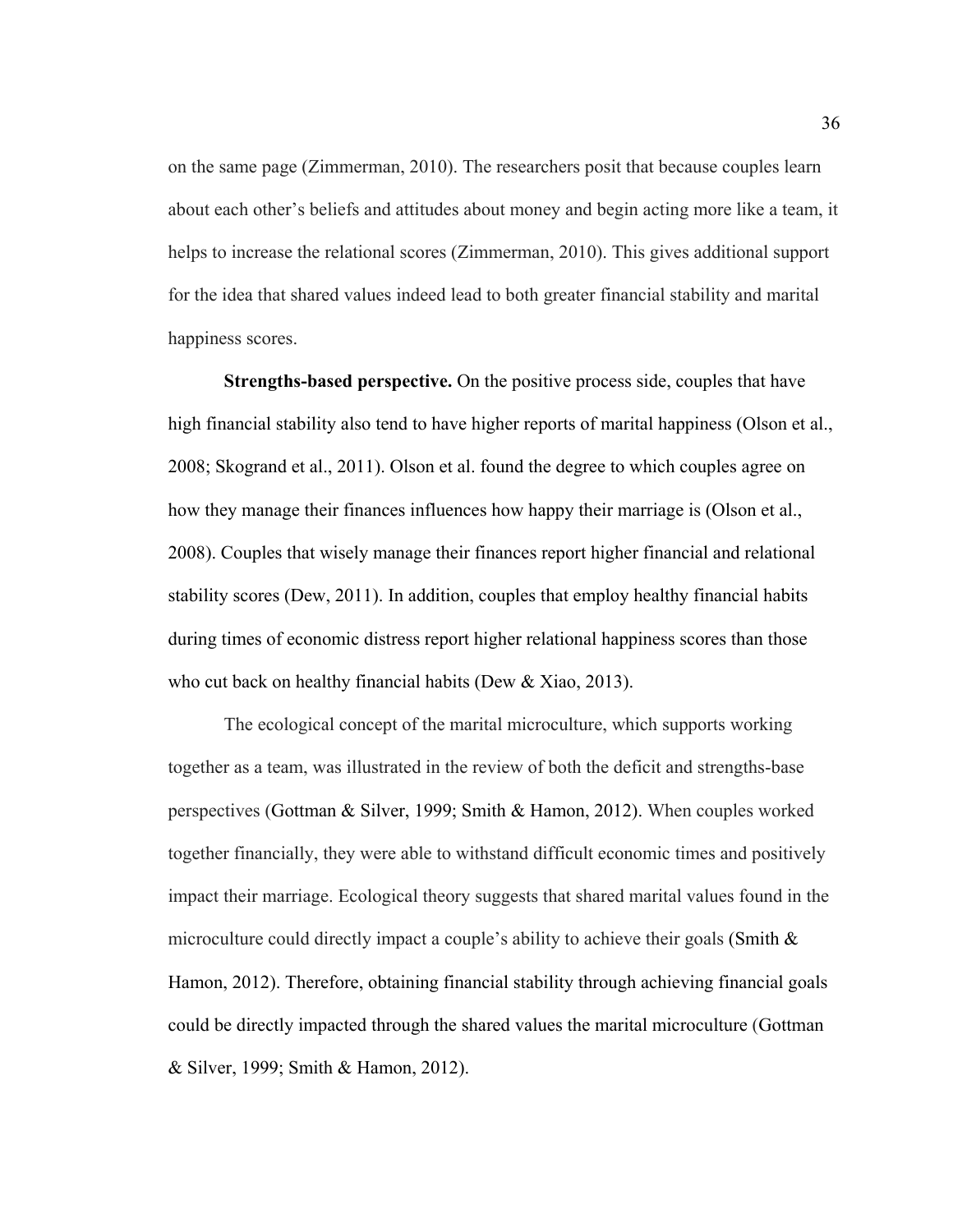on the same page (Zimmerman, 2010). The researchers posit that because couples learn about each other's beliefs and attitudes about money and begin acting more like a team, it helps to increase the relational scores (Zimmerman, 2010). This gives additional support for the idea that shared values indeed lead to both greater financial stability and marital happiness scores.

**Strengths-based perspective.** On the positive process side, couples that have high financial stability also tend to have higher reports of marital happiness (Olson et al., 2008; Skogrand et al., 2011). Olson et al. found the degree to which couples agree on how they manage their finances influences how happy their marriage is (Olson et al., 2008). Couples that wisely manage their finances report higher financial and relational stability scores (Dew, 2011). In addition, couples that employ healthy financial habits during times of economic distress report higher relational happiness scores than those who cut back on healthy financial habits (Dew & Xiao, 2013).

The ecological concept of the marital microculture, which supports working together as a team, was illustrated in the review of both the deficit and strengths-base perspectives (Gottman & Silver, 1999; Smith & Hamon, 2012). When couples worked together financially, they were able to withstand difficult economic times and positively impact their marriage. Ecological theory suggests that shared marital values found in the microculture could directly impact a couple's ability to achieve their goals (Smith & Hamon, 2012). Therefore, obtaining financial stability through achieving financial goals could be directly impacted through the shared values the marital microculture (Gottman & Silver, 1999; Smith & Hamon, 2012).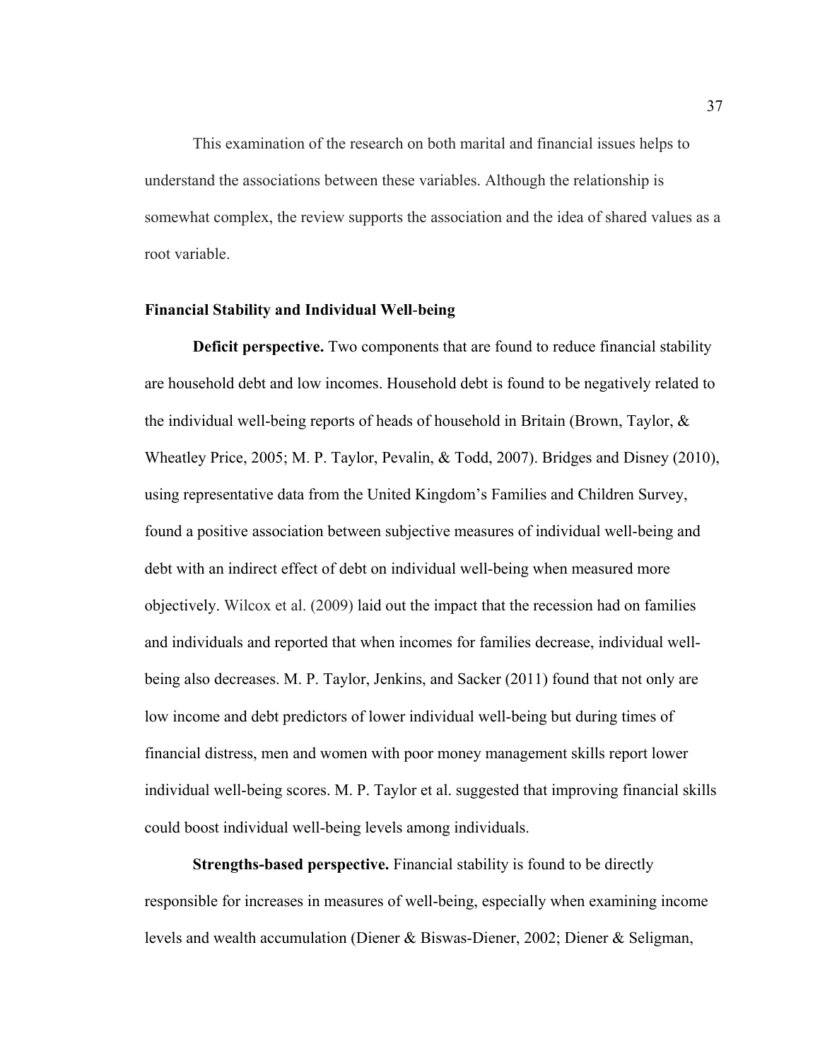This examination of the research on both marital and financial issues helps to understand the associations between these variables. Although the relationship is somewhat complex, the review supports the association and the idea of shared values as a root variable.

## Financial Stability and Individual Well-being

**Deficit perspective.** Two components that are found to reduce financial stability are household debt and low incomes. Household debt is found to be negatively related to the individual well-being reports of heads of household in Britain (Brown, Taylor, & Wheatley Price, 2005; M. P. Taylor, Pevalin, & Todd, 2007). Bridges and Disney (2010), using representative data from the United Kingdom's Families and Children Survey, found a positive association between subjective measures of individual well-being and debt with an indirect effect of debt on individual well-being when measured more objectively. Wilcox et al. (2009) laid out the impact that the recession had on families and individuals and reported that when incomes for families decrease, individual well-being also decreases. M. P. Taylor, Jenkins, and Sacker (2011) found that not only are low income and debt predictors of lower individual well-being but during times of financial distress, men and women with poor money management skills report lower individual well-being scores. M. P. Taylor et al. suggested that improving financial skills could boost individual well-being levels among individuals.

**Strengths-based perspective.** Financial stability is found to be directly responsible for increases in measures of well-being, especially when examining income levels and wealth accumulation (Diener & Biswas-Diener, 2002; Diener & Seligman,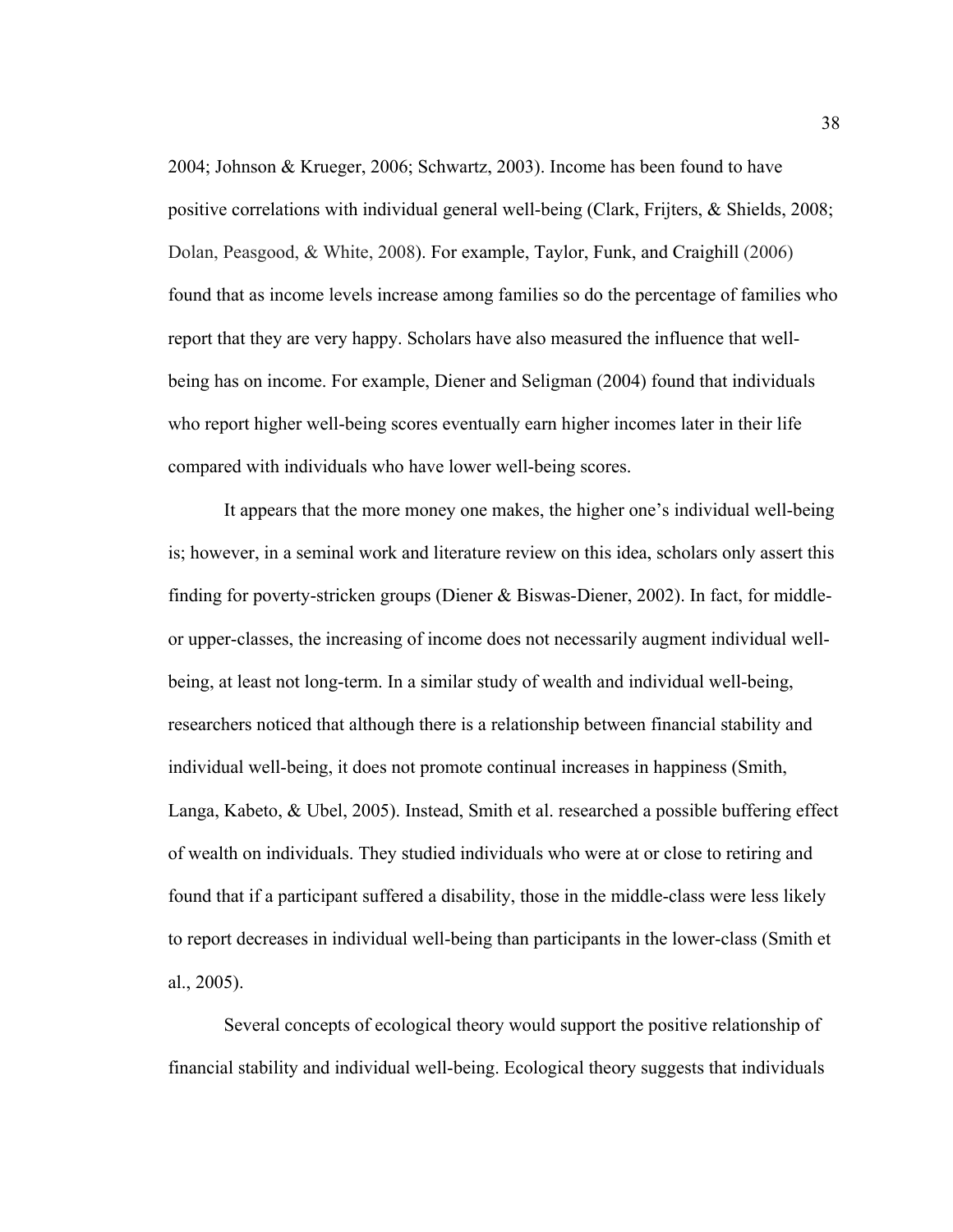2004; Johnson & Krueger, 2006; Schwartz, 2003). Income has been found to have positive correlations with individual general well-being (Clark, Frijters, & Shields, 2008; Dolan, Peasgood, & White, 2008). For example, Taylor, Funk, and Craighill (2006) found that as income levels increase among families so do the percentage of families who report that they are very happy. Scholars have also measured the influence that well-being has on income. For example, Diener and Seligman (2004) found that individuals who report higher well-being scores eventually earn higher incomes later in their life compared with individuals who have lower well-being scores.

It appears that the more money one makes, the higher one's individual well-being is; however, in a seminal work and literature review on this idea, scholars only assert this finding for poverty-stricken groups (Diener & Biswas-Diener, 2002). In fact, for middle- or upper-classes, the increasing of income does not necessarily augment individual well-being, at least not long-term. In a similar study of wealth and individual well-being, researchers noticed that although there is a relationship between financial stability and individual well-being, it does not promote continual increases in happiness (Smith, Langa, Kabeto, & Ubel, 2005). Instead, Smith et al. researched a possible buffering effect of wealth on individuals. They studied individuals who were at or close to retiring and found that if a participant suffered a disability, those in the middle-class were less likely to report decreases in individual well-being than participants in the lower-class (Smith et al., 2005).

Several concepts of ecological theory would support the positive relationship of financial stability and individual well-being. Ecological theory suggests that individuals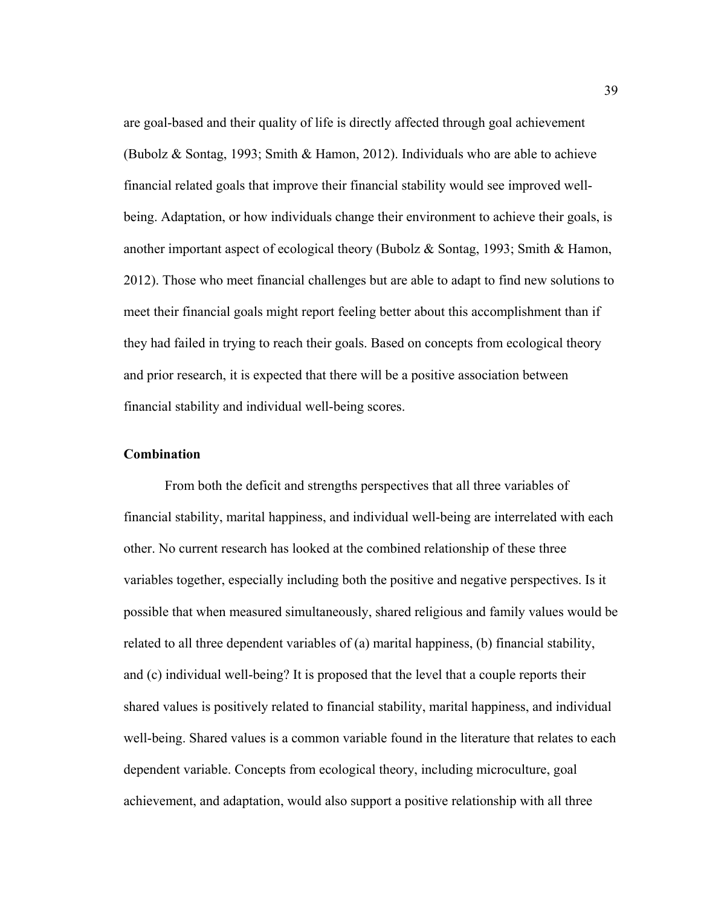are goal-based and their quality of life is directly affected through goal achievement (Bubolz & Sontag, 1993; Smith & Hamon, 2012). Individuals who are able to achieve financial related goals that improve their financial stability would see improved well-being. Adaptation, or how individuals change their environment to achieve their goals, is another important aspect of ecological theory (Bubolz & Sontag, 1993; Smith & Hamon, 2012). Those who meet financial challenges but are able to adapt to find new solutions to meet their financial goals might report feeling better about this accomplishment than if they had failed in trying to reach their goals. Based on concepts from ecological theory and prior research, it is expected that there will be a positive association between financial stability and individual well-being scores.

### Combination

From both the deficit and strengths perspectives that all three variables of financial stability, marital happiness, and individual well-being are interrelated with each other. No current research has looked at the combined relationship of these three variables together, especially including both the positive and negative perspectives. Is it possible that when measured simultaneously, shared religious and family values would be related to all three dependent variables of (a) marital happiness, (b) financial stability, and (c) individual well-being? It is proposed that the level that a couple reports their shared values is positively related to financial stability, marital happiness, and individual well-being. Shared values is a common variable found in the literature that relates to each dependent variable. Concepts from ecological theory, including microculture, goal achievement, and adaptation, would also support a positive relationship with all three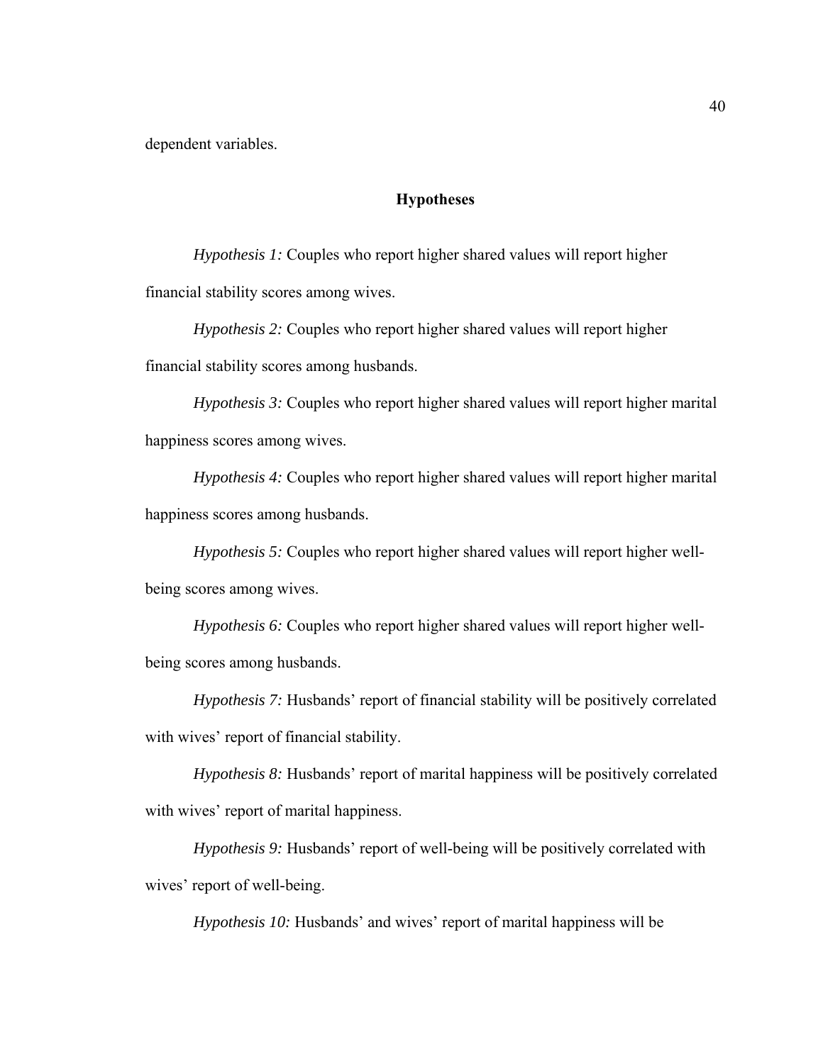dependent variables.

## Hypotheses

*Hypothesis 1:* Couples who report higher shared values will report higher financial stability scores among wives.

*Hypothesis 2:* Couples who report higher shared values will report higher financial stability scores among husbands.

*Hypothesis 3:* Couples who report higher shared values will report higher marital happiness scores among wives.

*Hypothesis 4:* Couples who report higher shared values will report higher marital happiness scores among husbands.

*Hypothesis 5:* Couples who report higher shared values will report higher well-being scores among wives.

*Hypothesis 6:* Couples who report higher shared values will report higher well-being scores among husbands.

*Hypothesis 7:* Husbands' report of financial stability will be positively correlated with wives' report of financial stability.

*Hypothesis 8:* Husbands' report of marital happiness will be positively correlated with wives' report of marital happiness.

*Hypothesis 9:* Husbands' report of well-being will be positively correlated with wives' report of well-being.

*Hypothesis 10:* Husbands' and wives' report of marital happiness will be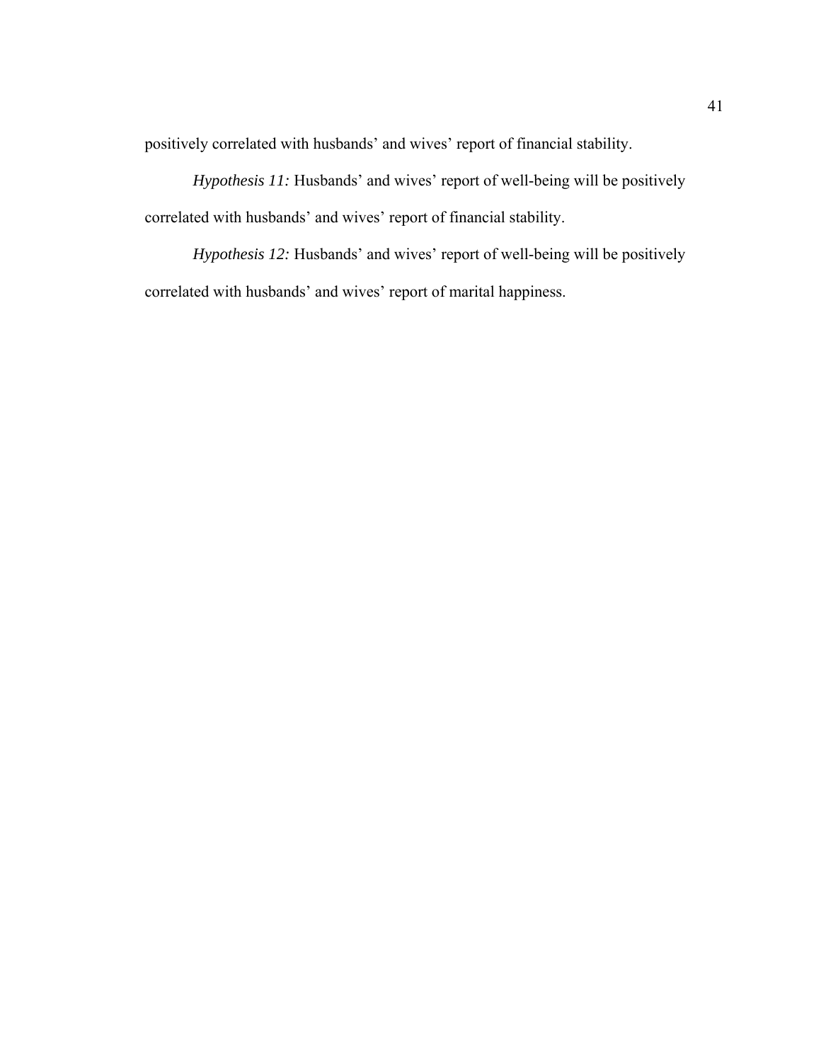positively correlated with husbands' and wives' report of financial stability.

*Hypothesis 11:* Husbands' and wives' report of well-being will be positively correlated with husbands' and wives' report of financial stability.

*Hypothesis 12:* Husbands' and wives' report of well-being will be positively correlated with husbands' and wives' report of marital happiness.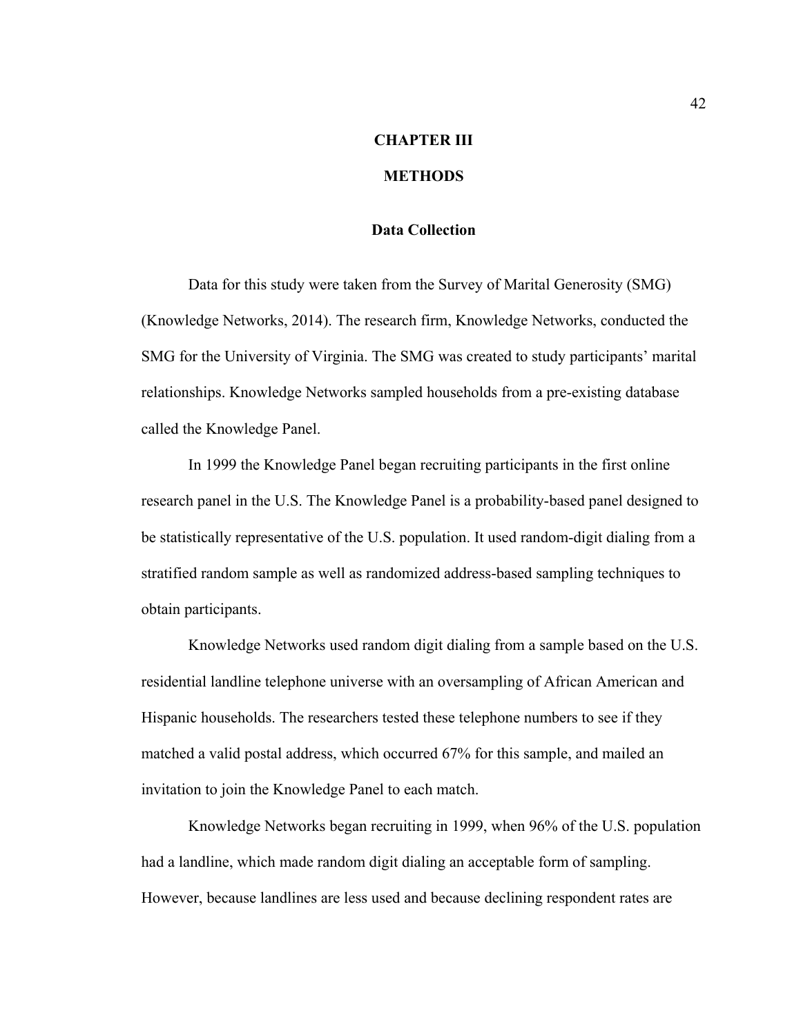# CHAPTER III

# METHODS

## Data Collection

Data for this study were taken from the Survey of Marital Generosity (SMG) (Knowledge Networks, 2014). The research firm, Knowledge Networks, conducted the SMG for the University of Virginia. The SMG was created to study participants' marital relationships. Knowledge Networks sampled households from a pre-existing database called the Knowledge Panel.

In 1999 the Knowledge Panel began recruiting participants in the first online research panel in the U.S. The Knowledge Panel is a probability-based panel designed to be statistically representative of the U.S. population. It used random-digit dialing from a stratified random sample as well as randomized address-based sampling techniques to obtain participants.

Knowledge Networks used random digit dialing from a sample based on the U.S. residential landline telephone universe with an oversampling of African American and Hispanic households. The researchers tested these telephone numbers to see if they matched a valid postal address, which occurred 67% for this sample, and mailed an invitation to join the Knowledge Panel to each match.

Knowledge Networks began recruiting in 1999, when 96% of the U.S. population had a landline, which made random digit dialing an acceptable form of sampling. However, because landlines are less used and because declining respondent rates are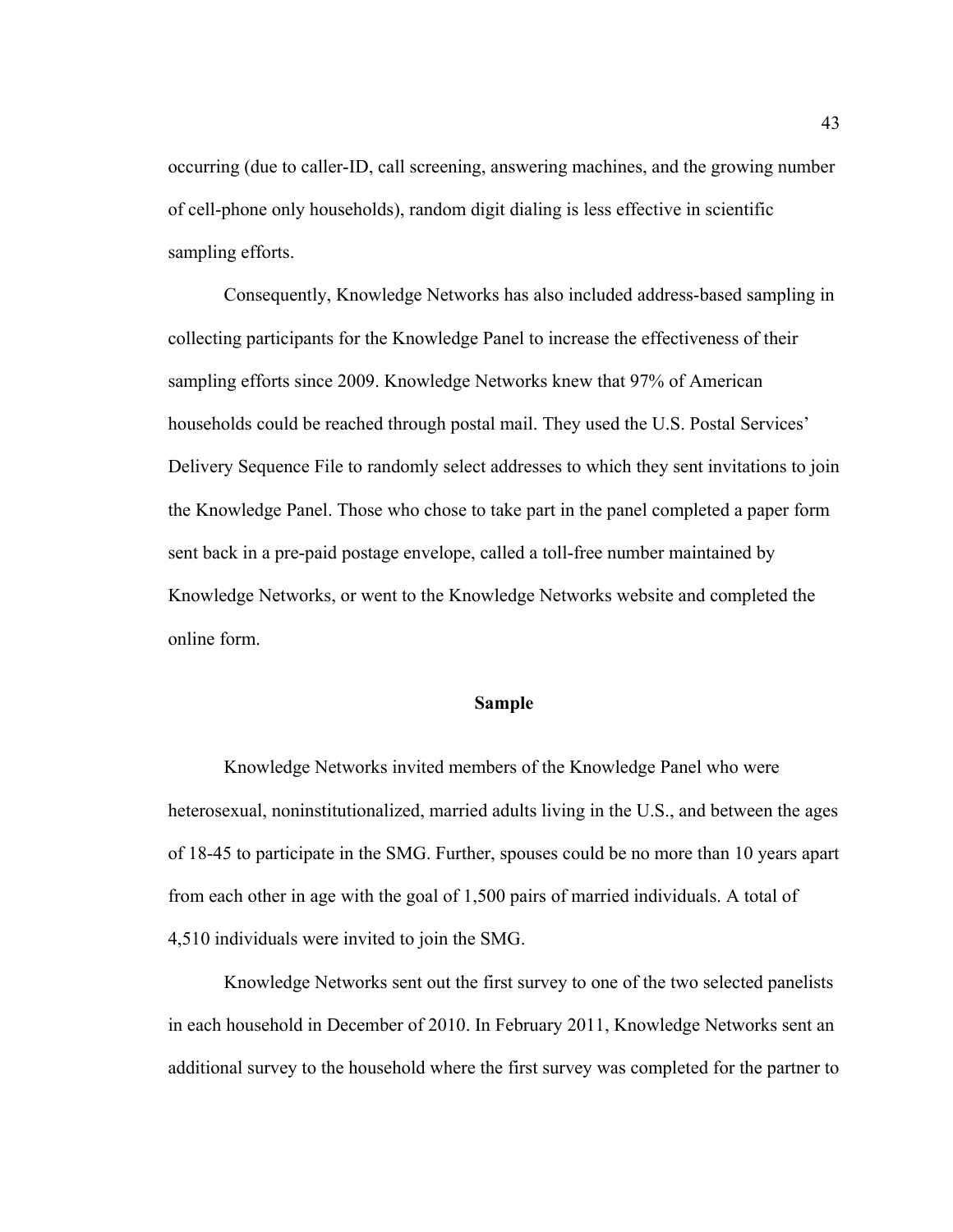occurring (due to caller-ID, call screening, answering machines, and the growing number of cell-phone only households), random digit dialing is less effective in scientific sampling efforts.

Consequently, Knowledge Networks has also included address-based sampling in collecting participants for the Knowledge Panel to increase the effectiveness of their sampling efforts since 2009. Knowledge Networks knew that 97% of American households could be reached through postal mail. They used the U.S. Postal Services' Delivery Sequence File to randomly select addresses to which they sent invitations to join the Knowledge Panel. Those who chose to take part in the panel completed a paper form sent back in a pre-paid postage envelope, called a toll-free number maintained by Knowledge Networks, or went to the Knowledge Networks website and completed the online form.

## Sample

Knowledge Networks invited members of the Knowledge Panel who were heterosexual, noninstitutionalized, married adults living in the U.S., and between the ages of 18-45 to participate in the SMG. Further, spouses could be no more than 10 years apart from each other in age with the goal of 1,500 pairs of married individuals. A total of 4,510 individuals were invited to join the SMG.

Knowledge Networks sent out the first survey to one of the two selected panelists in each household in December of 2010. In February 2011, Knowledge Networks sent an additional survey to the household where the first survey was completed for the partner to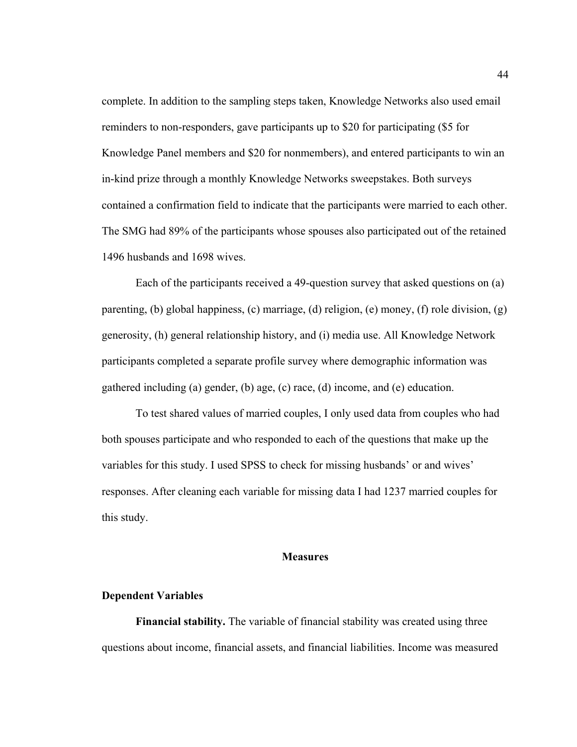complete. In addition to the sampling steps taken, Knowledge Networks also used email reminders to non-responders, gave participants up to $20 for participating ($5 for Knowledge Panel members and $20 for nonmembers), and entered participants to win an in-kind prize through a monthly Knowledge Networks sweepstakes. Both surveys contained a confirmation field to indicate that the participants were married to each other. The SMG had 89% of the participants whose spouses also participated out of the retained 1496 husbands and 1698 wives.

Each of the participants received a 49-question survey that asked questions on (a) parenting, (b) global happiness, (c) marriage, (d) religion, (e) money, (f) role division, (g) generosity, (h) general relationship history, and (i) media use. All Knowledge Network participants completed a separate profile survey where demographic information was gathered including (a) gender, (b) age, (c) race, (d) income, and (e) education.

To test shared values of married couples, I only used data from couples who had both spouses participate and who responded to each of the questions that make up the variables for this study. I used SPSS to check for missing husbands' or and wives' responses. After cleaning each variable for missing data I had 1237 married couples for this study.

## Measures

### Dependent Variables

**Financial stability.** The variable of financial stability was created using three questions about income, financial assets, and financial liabilities. Income was measured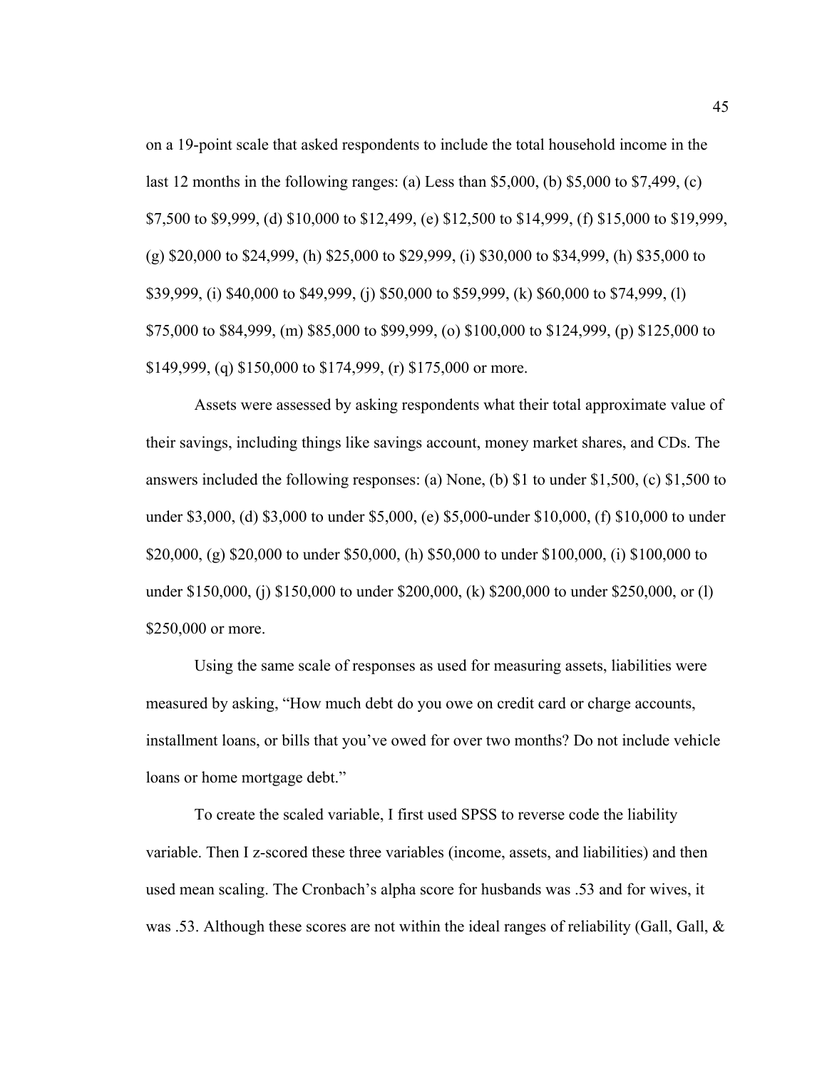on a 19-point scale that asked respondents to include the total household income in the last 12 months in the following ranges: (a) Less than $5,000, (b) $5,000 to $7,499, (c) $7,500 to $9,999, (d) $10,000 to $12,499, (e) $12,500 to $14,999, (f) $15,000 to $19,999, (g) $20,000 to $24,999, (h) $25,000 to $29,999, (i) $30,000 to $34,999, (h) $35,000 to $39,999, (i) $40,000 to $49,999, (j) $50,000 to $59,999, (k) $60,000 to $74,999, (l) $75,000 to $84,999, (m) $85,000 to $99,999, (o) $100,000 to $124,999, (p) $125,000 to $149,999, (q) $150,000 to $174,999, (r) $175,000 or more.

Assets were assessed by asking respondents what their total approximate value of their savings, including things like savings account, money market shares, and CDs. The answers included the following responses: (a) None, (b) $1 to under $1,500, (c) $1,500 to under $3,000, (d) $3,000 to under $5,000, (e) $5,000-under $10,000, (f) $10,000 to under $20,000, (g) $20,000 to under $50,000, (h) $50,000 to under $100,000, (i) $100,000 to under $150,000, (j) $150,000 to under $200,000, (k) $200,000 to under $250,000, or (l) $250,000 or more.

Using the same scale of responses as used for measuring assets, liabilities were measured by asking, "How much debt do you owe on credit card or charge accounts, installment loans, or bills that you've owed for over two months? Do not include vehicle loans or home mortgage debt."

To create the scaled variable, I first used SPSS to reverse code the liability variable. Then I z-scored these three variables (income, assets, and liabilities) and then used mean scaling. The Cronbach's alpha score for husbands was .53 and for wives, it was .53. Although these scores are not within the ideal ranges of reliability (Gall, Gall, &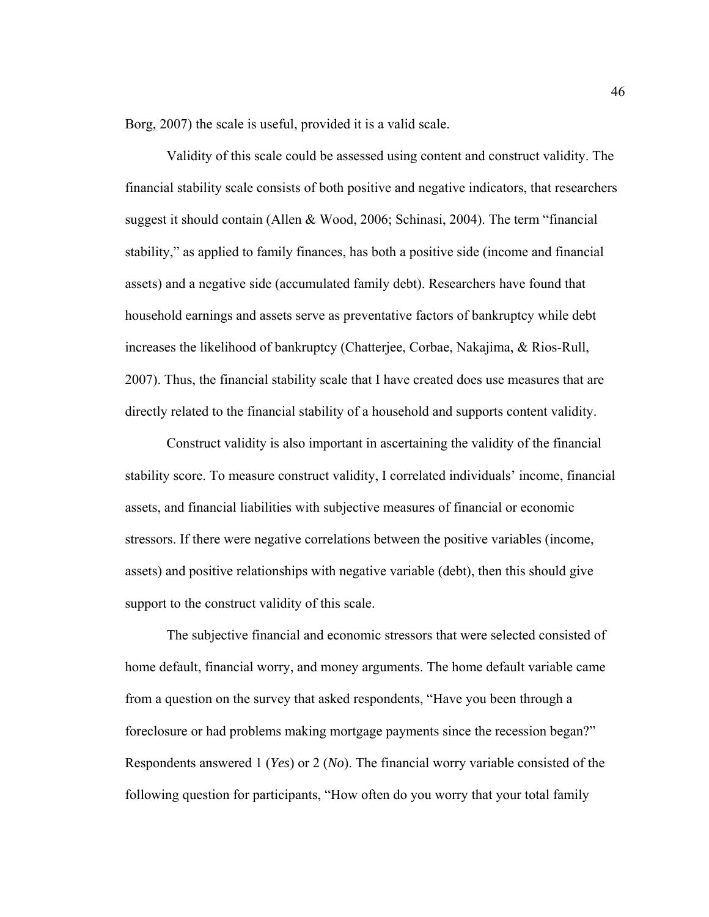Borg, 2007) the scale is useful, provided it is a valid scale.

Validity of this scale could be assessed using content and construct validity. The financial stability scale consists of both positive and negative indicators, that researchers suggest it should contain (Allen & Wood, 2006; Schinasi, 2004). The term "financial stability," as applied to family finances, has both a positive side (income and financial assets) and a negative side (accumulated family debt). Researchers have found that household earnings and assets serve as preventative factors of bankruptcy while debt increases the likelihood of bankruptcy (Chatterjee, Corbae, Nakajima, & Rios-Rull, 2007). Thus, the financial stability scale that I have created does use measures that are directly related to the financial stability of a household and supports content validity.

Construct validity is also important in ascertaining the validity of the financial stability score. To measure construct validity, I correlated individuals' income, financial assets, and financial liabilities with subjective measures of financial or economic stressors. If there were negative correlations between the positive variables (income, assets) and positive relationships with negative variable (debt), then this should give support to the construct validity of this scale.

The subjective financial and economic stressors that were selected consisted of home default, financial worry, and money arguments. The home default variable came from a question on the survey that asked respondents, "Have you been through a foreclosure or had problems making mortgage payments since the recession began?" Respondents answered 1 (*Yes*) or 2 (*No*). The financial worry variable consisted of the following question for participants, "How often do you worry that your total family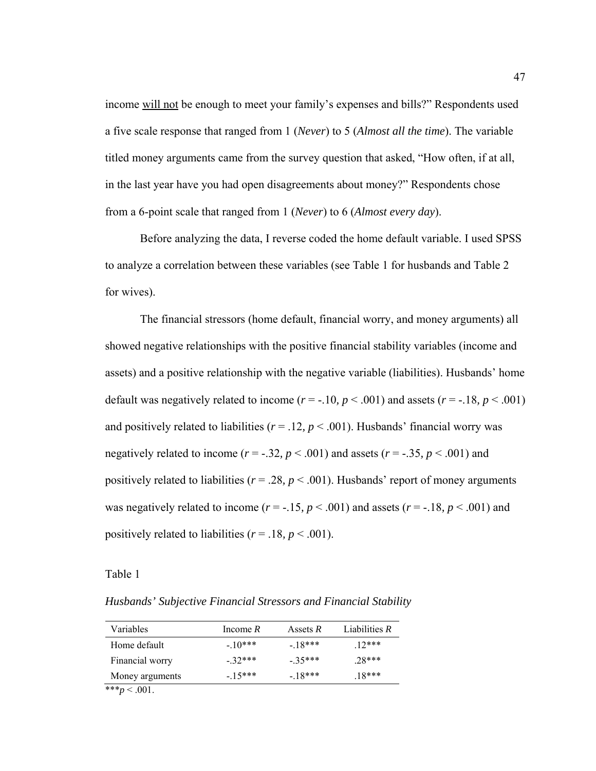income <u>will not</u> be enough to meet your family's expenses and bills?" Respondents used a five scale response that ranged from 1 (*Never*) to 5 (*Almost all the time*). The variable titled money arguments came from the survey question that asked, "How often, if at all, in the last year have you had open disagreements about money?" Respondents chose from a 6-point scale that ranged from 1 (*Never*) to 6 (*Almost every day*).

Before analyzing the data, I reverse coded the home default variable. I used SPSS to analyze a correlation between these variables (see Table 1 for husbands and Table 2 for wives).

The financial stressors (home default, financial worry, and money arguments) all showed negative relationships with the positive financial stability variables (income and assets) and a positive relationship with the negative variable (liabilities). Husbands' home default was negatively related to income ($r$ = -.10, $p$ < .001) and assets ($r$ = -.18, $p$ < .001) and positively related to liabilities ($r$ = .12, $p$ < .001). Husbands' financial worry was negatively related to income ($r$ = -.32, $p$ < .001) and assets ($r$ = -.35, $p$ < .001) and positively related to liabilities ($r$ = .28, $p$ < .001). Husbands' report of money arguments was negatively related to income ($r$ = -.15, $p$ < .001) and assets ($r$ = -.18, $p$ < .001) and positively related to liabilities ($r$ = .18, $p$ < .001).

Table 1

*Husbands' Subjective Financial Stressors and Financial Stability*

| Variables | Income *R* | Assets *R* | Liabilities *R* |
|---|---|---|---|
| Home default | -.10*** | -.18*** | .12*** |
| Financial worry | -.32*** | -.35*** | .28*** |
| Money arguments | -.15*** | -.18*** | .18*** |

***$p$ < .001.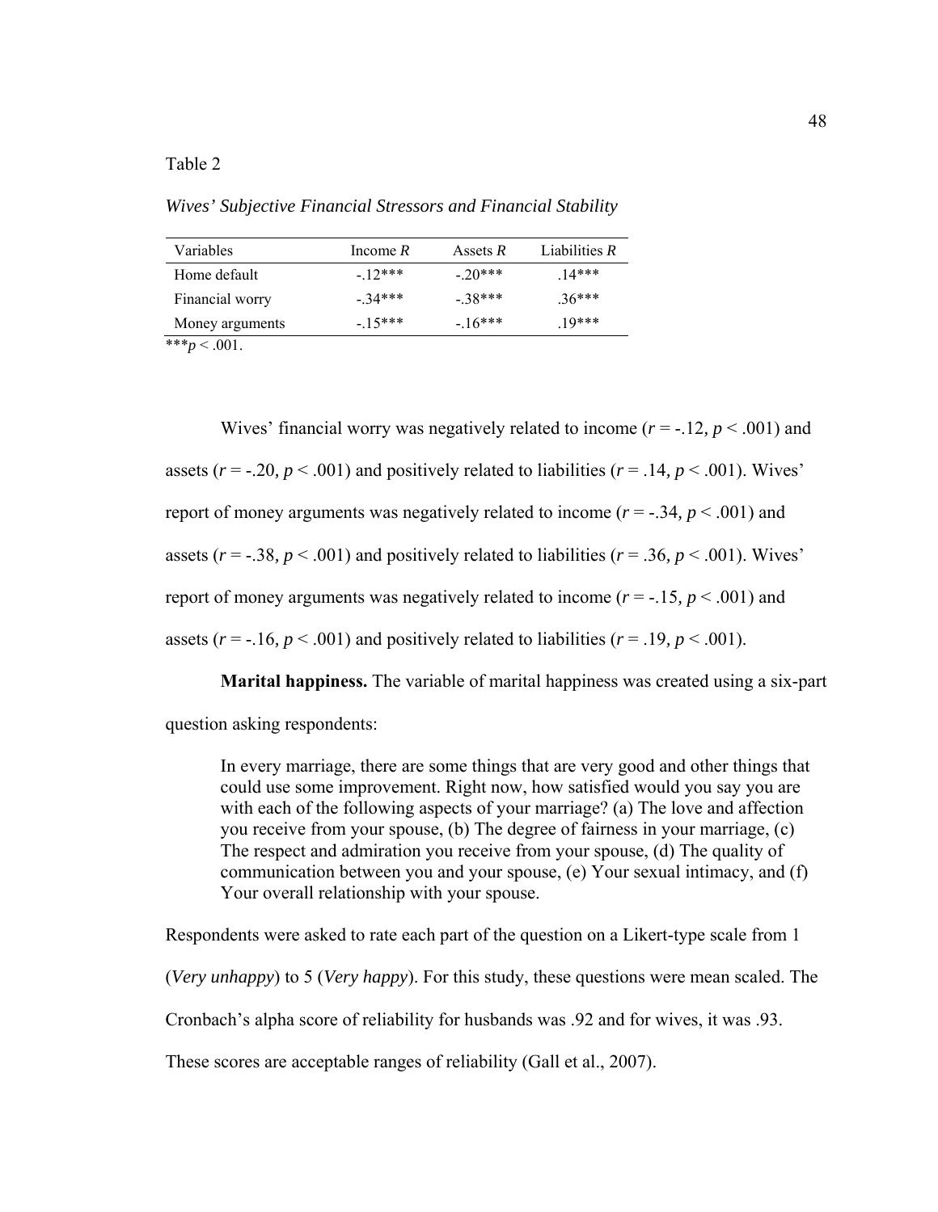Table 2

*Wives' Subjective Financial Stressors and Financial Stability*

| Variables | Income *R* | Assets *R* | Liabilities *R* |
|---|---|---|---|
| Home default | -.12*** | -.20*** | .14*** |
| Financial worry | -.34*** | -.38*** | .36*** |
| Money arguments | -.15*** | -.16*** | .19*** |

***$p < .001$.

Wives' financial worry was negatively related to income ($r = -.12$, $p < .001$) and assets ($r = -.20$, $p < .001$) and positively related to liabilities ($r = .14$, $p < .001$). Wives' report of money arguments was negatively related to income ($r = -.34$, $p < .001$) and assets ($r = -.38$, $p < .001$) and positively related to liabilities ($r = .36$, $p < .001$). Wives' report of money arguments was negatively related to income ($r = -.15$, $p < .001$) and assets ($r = -.16$, $p < .001$) and positively related to liabilities ($r = .19$, $p < .001$).

**Marital happiness.** The variable of marital happiness was created using a six-part question asking respondents:

> In every marriage, there are some things that are very good and other things that could use some improvement. Right now, how satisfied would you say you are with each of the following aspects of your marriage? (a) The love and affection you receive from your spouse, (b) The degree of fairness in your marriage, (c) The respect and admiration you receive from your spouse, (d) The quality of communication between you and your spouse, (e) Your sexual intimacy, and (f) Your overall relationship with your spouse.

Respondents were asked to rate each part of the question on a Likert-type scale from 1 (*Very unhappy*) to 5 (*Very happy*). For this study, these questions were mean scaled. The Cronbach's alpha score of reliability for husbands was .92 and for wives, it was .93. These scores are acceptable ranges of reliability (Gall et al., 2007).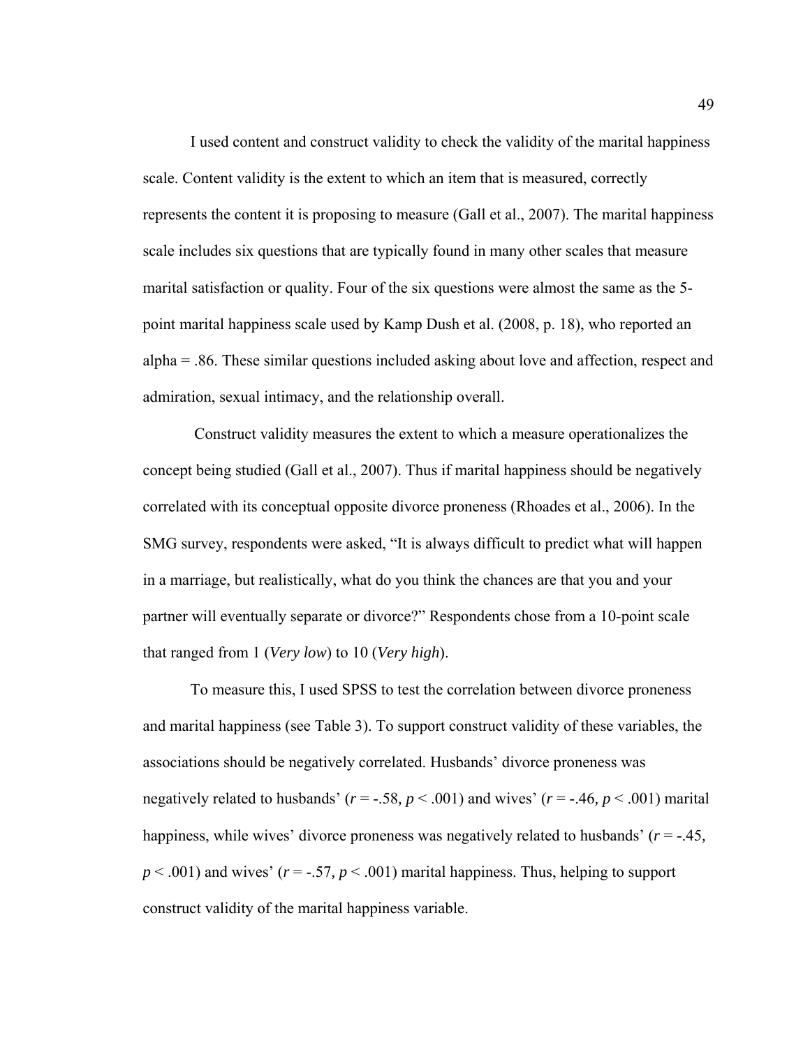I used content and construct validity to check the validity of the marital happiness scale. Content validity is the extent to which an item that is measured, correctly represents the content it is proposing to measure (Gall et al., 2007). The marital happiness scale includes six questions that are typically found in many other scales that measure marital satisfaction or quality. Four of the six questions were almost the same as the 5-point marital happiness scale used by Kamp Dush et al. (2008, p. 18), who reported an alpha = .86. These similar questions included asking about love and affection, respect and admiration, sexual intimacy, and the relationship overall.

Construct validity measures the extent to which a measure operationalizes the concept being studied (Gall et al., 2007). Thus if marital happiness should be negatively correlated with its conceptual opposite divorce proneness (Rhoades et al., 2006). In the SMG survey, respondents were asked, "It is always difficult to predict what will happen in a marriage, but realistically, what do you think the chances are that you and your partner will eventually separate or divorce?" Respondents chose from a 10-point scale that ranged from 1 (*Very low*) to 10 (*Very high*).

To measure this, I used SPSS to test the correlation between divorce proneness and marital happiness (see Table 3). To support construct validity of these variables, the associations should be negatively correlated. Husbands' divorce proneness was negatively related to husbands' ($r$ = -.58, $p < .001$) and wives' ($r$ = -.46, $p < .001$) marital happiness, while wives' divorce proneness was negatively related to husbands' ($r$ = -.45, $p < .001$) and wives' ($r$ = -.57, $p < .001$) marital happiness. Thus, helping to support construct validity of the marital happiness variable.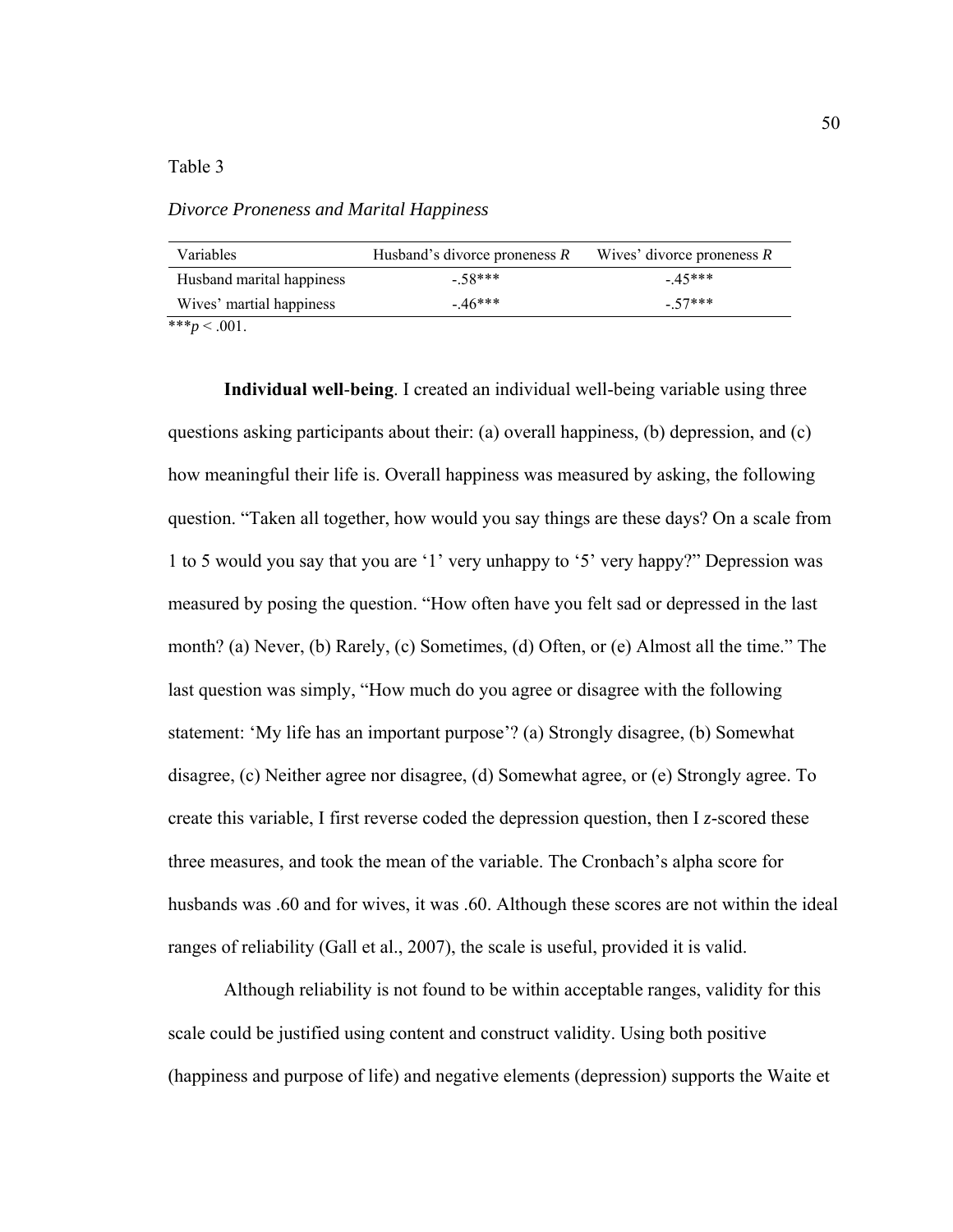Table 3

*Divorce Proneness and Marital Happiness*

| Variables | Husband's divorce proneness *R* | Wives' divorce proneness *R* |
| --- | --- | --- |
| Husband marital happiness | -.58*** | -.45*** |
| Wives' martial happiness | -.46*** | -.57*** |

***$p < .001$.

**Individual well-being**. I created an individual well-being variable using three questions asking participants about their: (a) overall happiness, (b) depression, and (c) how meaningful their life is. Overall happiness was measured by asking, the following question. "Taken all together, how would you say things are these days? On a scale from 1 to 5 would you say that you are '1' very unhappy to '5' very happy?" Depression was measured by posing the question. "How often have you felt sad or depressed in the last month? (a) Never, (b) Rarely, (c) Sometimes, (d) Often, or (e) Almost all the time." The last question was simply, "How much do you agree or disagree with the following statement: 'My life has an important purpose'? (a) Strongly disagree, (b) Somewhat disagree, (c) Neither agree nor disagree, (d) Somewhat agree, or (e) Strongly agree. To create this variable, I first reverse coded the depression question, then I *z*-scored these three measures, and took the mean of the variable. The Cronbach's alpha score for husbands was .60 and for wives, it was .60. Although these scores are not within the ideal ranges of reliability (Gall et al., 2007), the scale is useful, provided it is valid.

Although reliability is not found to be within acceptable ranges, validity for this scale could be justified using content and construct validity. Using both positive (happiness and purpose of life) and negative elements (depression) supports the Waite et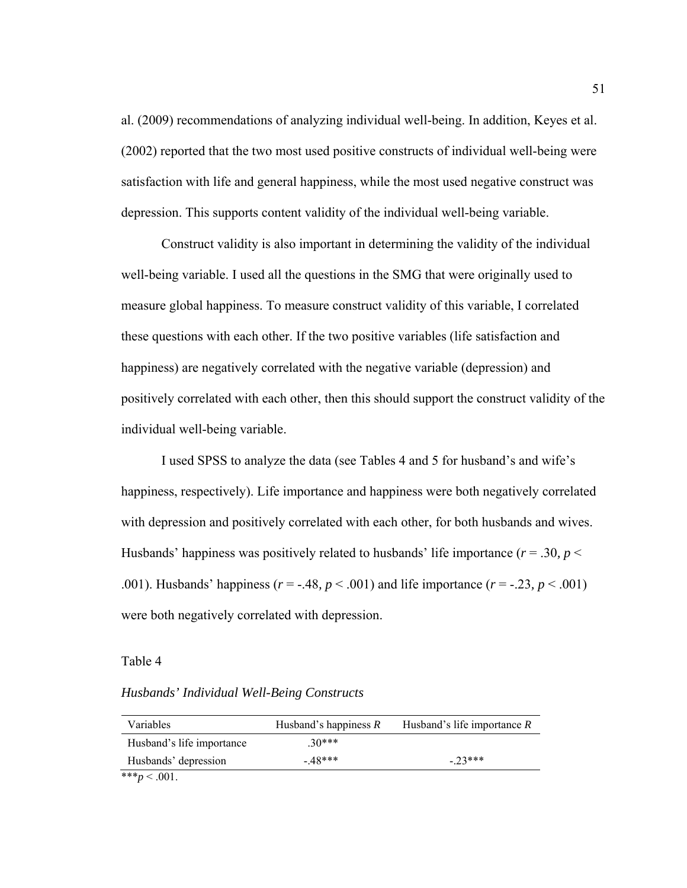al. (2009) recommendations of analyzing individual well-being. In addition, Keyes et al. (2002) reported that the two most used positive constructs of individual well-being were satisfaction with life and general happiness, while the most used negative construct was depression. This supports content validity of the individual well-being variable.

Construct validity is also important in determining the validity of the individual well-being variable. I used all the questions in the SMG that were originally used to measure global happiness. To measure construct validity of this variable, I correlated these questions with each other. If the two positive variables (life satisfaction and happiness) are negatively correlated with the negative variable (depression) and positively correlated with each other, then this should support the construct validity of the individual well-being variable.

I used SPSS to analyze the data (see Tables 4 and 5 for husband's and wife's happiness, respectively). Life importance and happiness were both negatively correlated with depression and positively correlated with each other, for both husbands and wives. Husbands' happiness was positively related to husbands' life importance ($r = .30$, $p < .001$). Husbands' happiness ($r = -.48$, $p < .001$) and life importance ($r = -.23$, $p < .001$) were both negatively correlated with depression.

Table 4

*Husbands' Individual Well-Being Constructs*

| Variables | Husband's happiness *R* | Husband's life importance *R* |
|---|---|---|
| Husband's life importance | .30*** | |
| Husbands' depression | -.48*** | -.23*** |

***$p < .001$.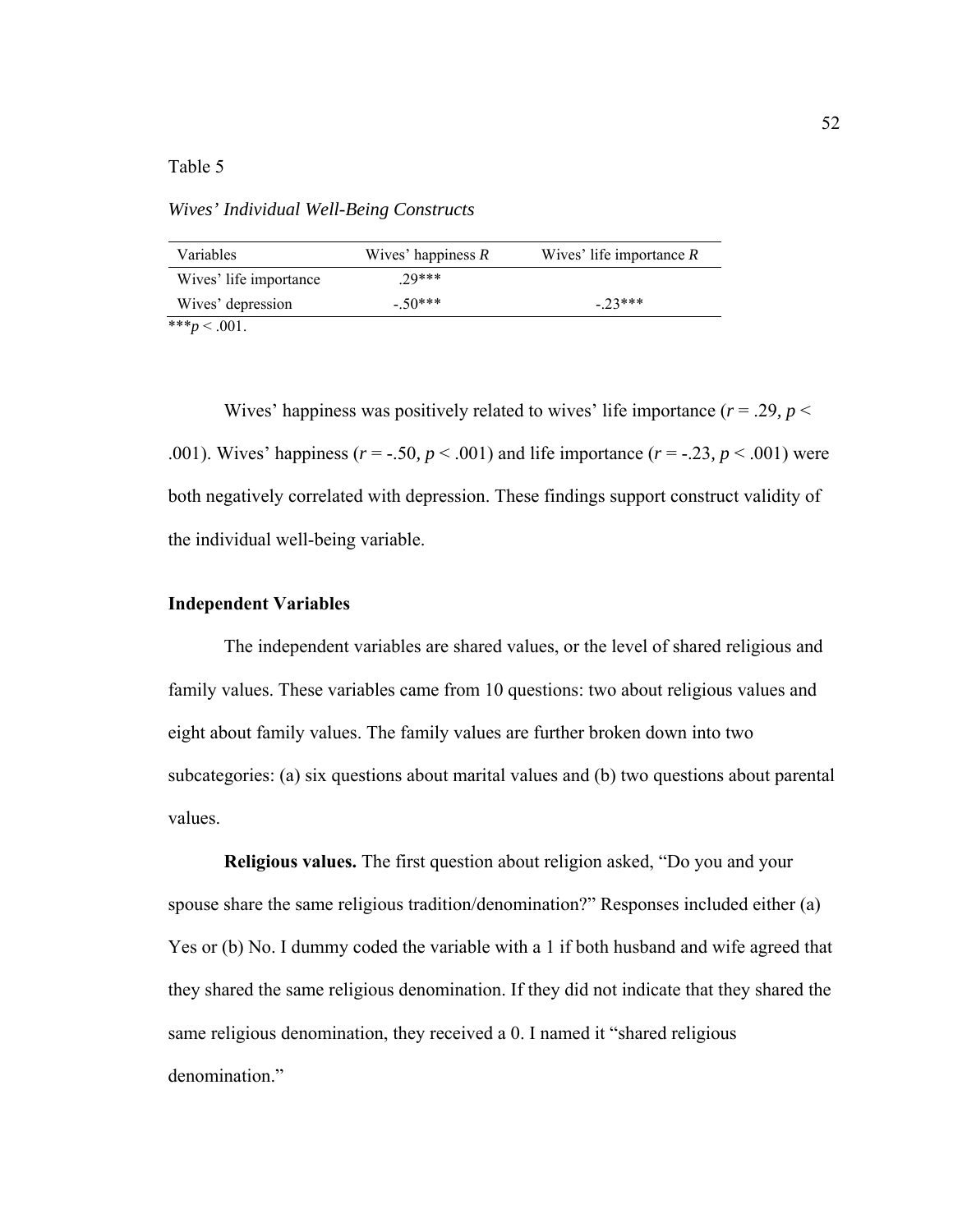Table 5

*Wives' Individual Well-Being Constructs*

| Variables | Wives' happiness *R* | Wives' life importance *R* |
|---|---|---|
| Wives' life importance | .29*** | |
| Wives' depression | -.50*** | -.23*** |

***$p < .001$.

Wives' happiness was positively related to wives' life importance ($r = .29$, $p < .001$). Wives' happiness ($r = -.50$, $p < .001$) and life importance ($r = -.23$, $p < .001$) were both negatively correlated with depression. These findings support construct validity of the individual well-being variable.

## Independent Variables

The independent variables are shared values, or the level of shared religious and family values. These variables came from 10 questions: two about religious values and eight about family values. The family values are further broken down into two subcategories: (a) six questions about marital values and (b) two questions about parental values.

**Religious values.** The first question about religion asked, "Do you and your spouse share the same religious tradition/denomination?" Responses included either (a) Yes or (b) No. I dummy coded the variable with a 1 if both husband and wife agreed that they shared the same religious denomination. If they did not indicate that they shared the same religious denomination, they received a 0. I named it "shared religious denomination."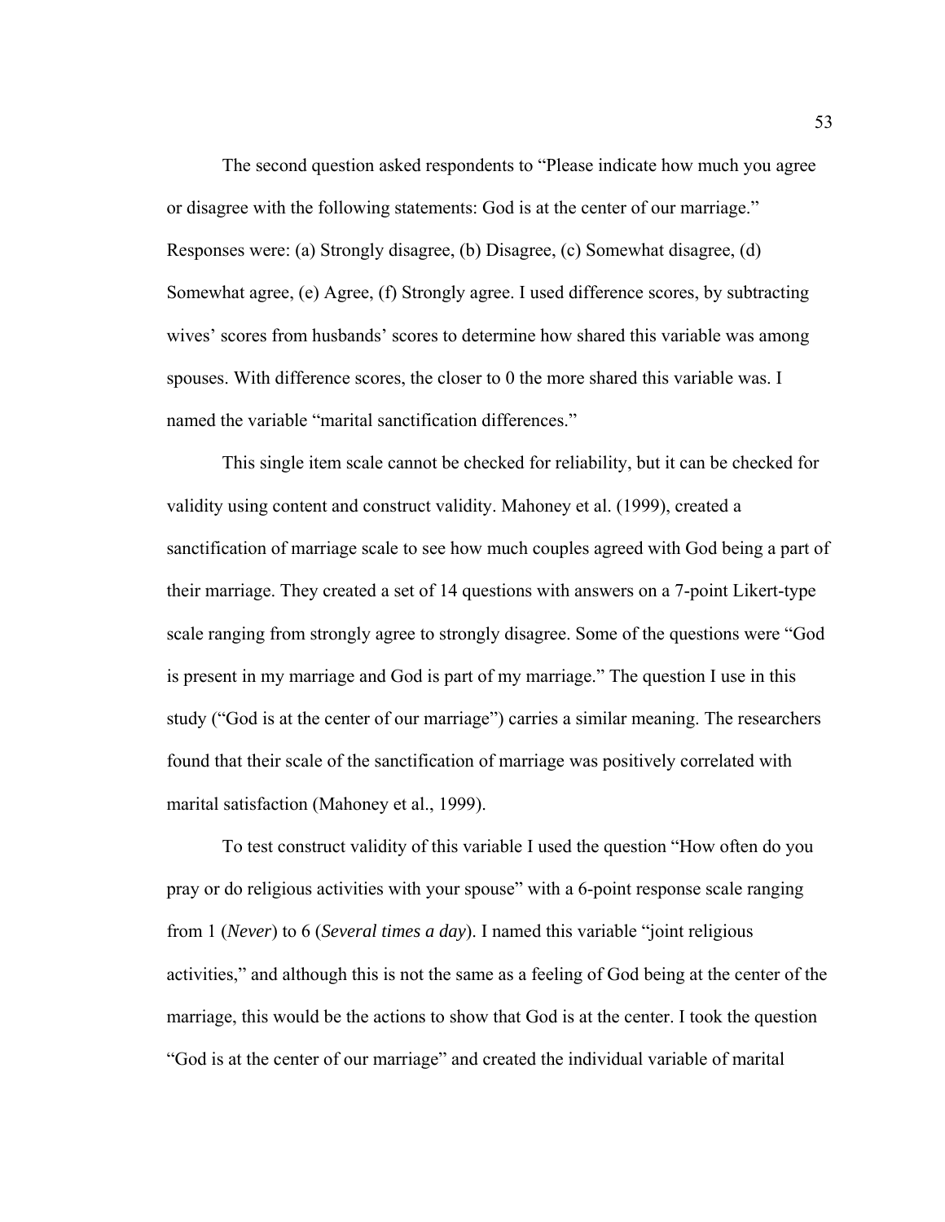The second question asked respondents to "Please indicate how much you agree or disagree with the following statements: God is at the center of our marriage." Responses were: (a) Strongly disagree, (b) Disagree, (c) Somewhat disagree, (d) Somewhat agree, (e) Agree, (f) Strongly agree. I used difference scores, by subtracting wives' scores from husbands' scores to determine how shared this variable was among spouses. With difference scores, the closer to 0 the more shared this variable was. I named the variable "marital sanctification differences."

This single item scale cannot be checked for reliability, but it can be checked for validity using content and construct validity. Mahoney et al. (1999), created a sanctification of marriage scale to see how much couples agreed with God being a part of their marriage. They created a set of 14 questions with answers on a 7-point Likert-type scale ranging from strongly agree to strongly disagree. Some of the questions were "God is present in my marriage and God is part of my marriage." The question I use in this study ("God is at the center of our marriage") carries a similar meaning. The researchers found that their scale of the sanctification of marriage was positively correlated with marital satisfaction (Mahoney et al., 1999).

To test construct validity of this variable I used the question "How often do you pray or do religious activities with your spouse" with a 6-point response scale ranging from 1 (*Never*) to 6 (*Several times a day*). I named this variable "joint religious activities," and although this is not the same as a feeling of God being at the center of the marriage, this would be the actions to show that God is at the center. I took the question "God is at the center of our marriage" and created the individual variable of marital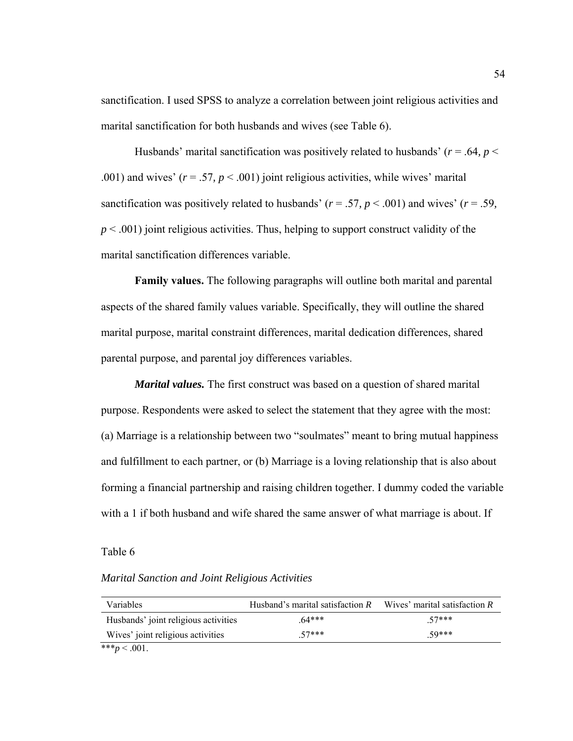sanctification. I used SPSS to analyze a correlation between joint religious activities and marital sanctification for both husbands and wives (see Table 6).

Husbands' marital sanctification was positively related to husbands' ($r = .64$, $p < .001$) and wives' ($r = .57$, $p < .001$) joint religious activities, while wives' marital sanctification was positively related to husbands' ($r = .57$, $p < .001$) and wives' ($r = .59$, $p < .001$) joint religious activities. Thus, helping to support construct validity of the marital sanctification differences variable.

**Family values.** The following paragraphs will outline both marital and parental aspects of the shared family values variable. Specifically, they will outline the shared marital purpose, marital constraint differences, marital dedication differences, shared parental purpose, and parental joy differences variables.

***Marital values.*** The first construct was based on a question of shared marital purpose. Respondents were asked to select the statement that they agree with the most: (a) Marriage is a relationship between two "soulmates" meant to bring mutual happiness and fulfillment to each partner, or (b) Marriage is a loving relationship that is also about forming a financial partnership and raising children together. I dummy coded the variable with a 1 if both husband and wife shared the same answer of what marriage is about. If

Table 6

*Marital Sanction and Joint Religious Activities*

| Variables | Husband's marital satisfaction *R* | Wives' marital satisfaction *R* |
|---|---|---|
| Husbands' joint religious activities | .64*** | .57*** |
| Wives' joint religious activities | .57*** | .59*** |

***$p < .001$.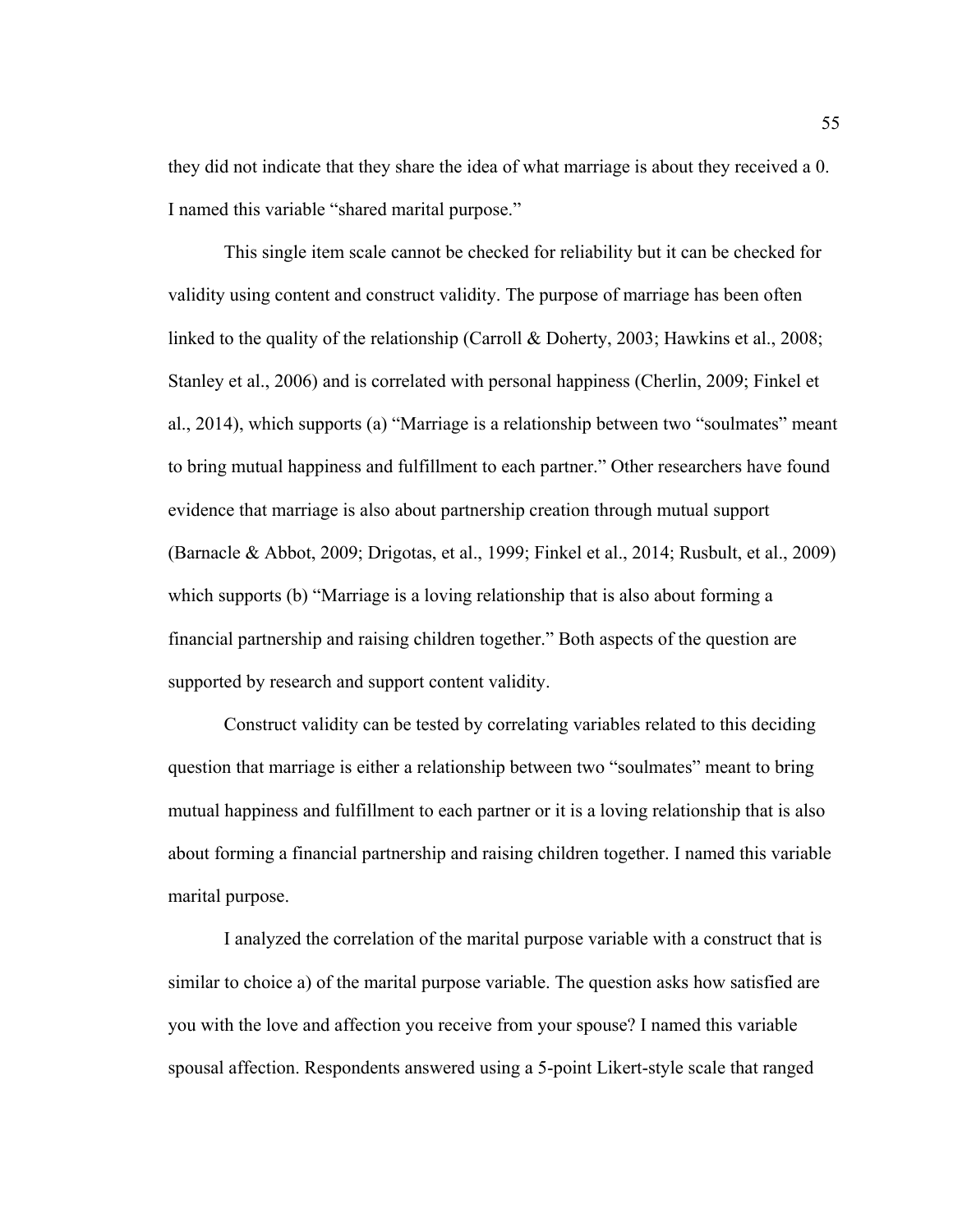they did not indicate that they share the idea of what marriage is about they received a 0. I named this variable "shared marital purpose."

This single item scale cannot be checked for reliability but it can be checked for validity using content and construct validity. The purpose of marriage has been often linked to the quality of the relationship (Carroll & Doherty, 2003; Hawkins et al., 2008; Stanley et al., 2006) and is correlated with personal happiness (Cherlin, 2009; Finkel et al., 2014), which supports (a) "Marriage is a relationship between two "soulmates" meant to bring mutual happiness and fulfillment to each partner." Other researchers have found evidence that marriage is also about partnership creation through mutual support (Barnacle & Abbot, 2009; Drigotas, et al., 1999; Finkel et al., 2014; Rusbult, et al., 2009) which supports (b) "Marriage is a loving relationship that is also about forming a financial partnership and raising children together." Both aspects of the question are supported by research and support content validity.

Construct validity can be tested by correlating variables related to this deciding question that marriage is either a relationship between two "soulmates" meant to bring mutual happiness and fulfillment to each partner or it is a loving relationship that is also about forming a financial partnership and raising children together. I named this variable marital purpose.

I analyzed the correlation of the marital purpose variable with a construct that is similar to choice a) of the marital purpose variable. The question asks how satisfied are you with the love and affection you receive from your spouse? I named this variable spousal affection. Respondents answered using a 5-point Likert-style scale that ranged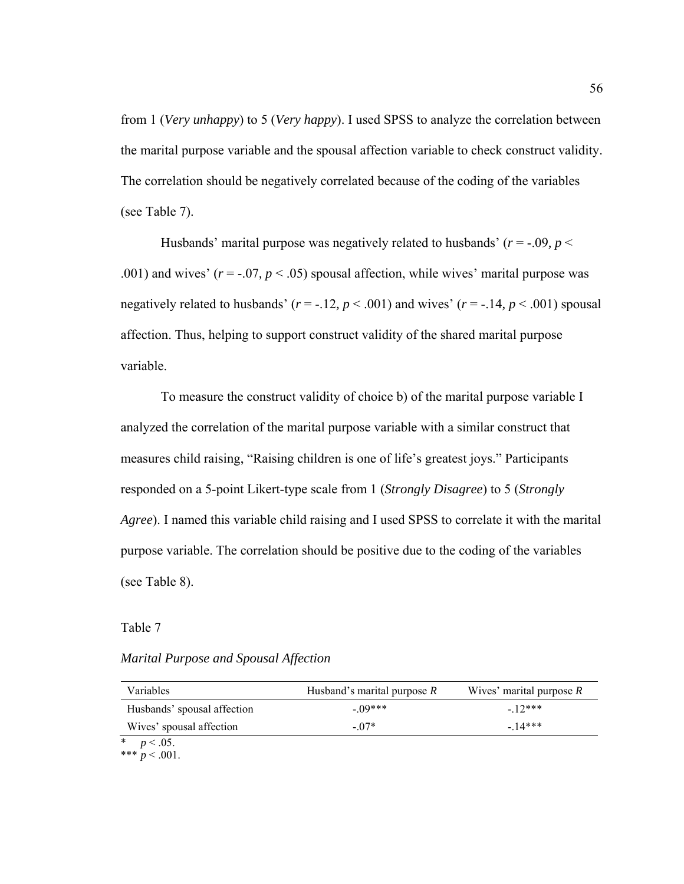from 1 (*Very unhappy*) to 5 (*Very happy*). I used SPSS to analyze the correlation between the marital purpose variable and the spousal affection variable to check construct validity. The correlation should be negatively correlated because of the coding of the variables (see Table 7).

Husbands' marital purpose was negatively related to husbands' ($r$ = -.09, $p$ < .001) and wives' ($r$ = -.07, $p$ < .05) spousal affection, while wives' marital purpose was negatively related to husbands' ($r$ = -.12, $p$ < .001) and wives' ($r$ = -.14, $p$ < .001) spousal affection. Thus, helping to support construct validity of the shared marital purpose variable.

To measure the construct validity of choice b) of the marital purpose variable I analyzed the correlation of the marital purpose variable with a similar construct that measures child raising, "Raising children is one of life's greatest joys." Participants responded on a 5-point Likert-type scale from 1 (*Strongly Disagree*) to 5 (*Strongly Agree*). I named this variable child raising and I used SPSS to correlate it with the marital purpose variable. The correlation should be positive due to the coding of the variables (see Table 8).

Table 7

*Marital Purpose and Spousal Affection*

| Variables | Husband's marital purpose *R* | Wives' marital purpose *R* |
|---|---|---|
| Husbands' spousal affection | -.09*** | -.12*** |
| Wives' spousal affection | -.07* | -.14*** |

\* $p < .05$.
\*** $p < .001$.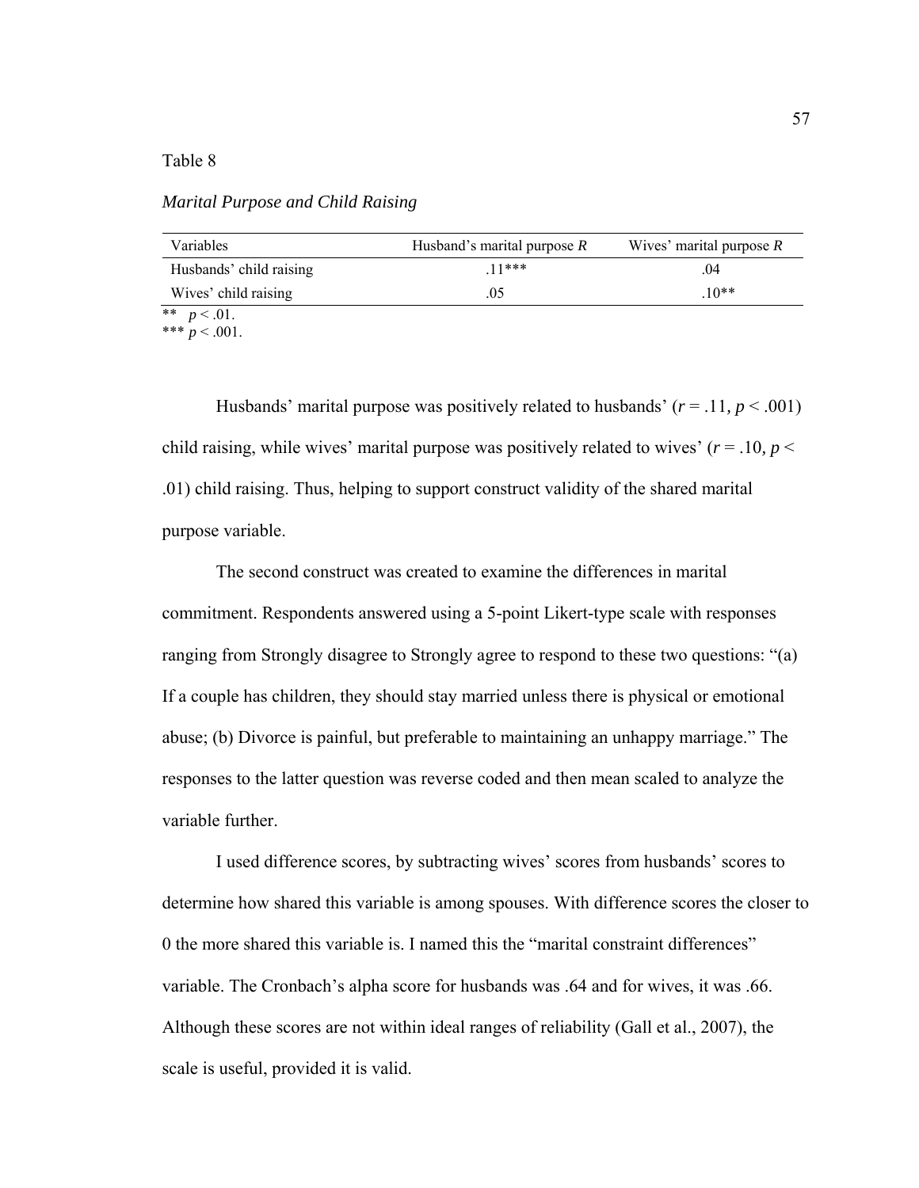Table 8

*Marital Purpose and Child Raising*

| Variables | Husband's marital purpose *R* | Wives' marital purpose *R* |
|---|---|---|
| Husbands' child raising | .11*** | .04 |
| Wives' child raising | .05 | .10** |

** $p < .01$.
*** $p < .001$.

Husbands' marital purpose was positively related to husbands' ($r = .11$, $p < .001$) child raising, while wives' marital purpose was positively related to wives' ($r = .10$, $p < .01$) child raising. Thus, helping to support construct validity of the shared marital purpose variable.

The second construct was created to examine the differences in marital commitment. Respondents answered using a 5-point Likert-type scale with responses ranging from Strongly disagree to Strongly agree to respond to these two questions: "(a) If a couple has children, they should stay married unless there is physical or emotional abuse; (b) Divorce is painful, but preferable to maintaining an unhappy marriage." The responses to the latter question was reverse coded and then mean scaled to analyze the variable further.

I used difference scores, by subtracting wives' scores from husbands' scores to determine how shared this variable is among spouses. With difference scores the closer to 0 the more shared this variable is. I named this the "marital constraint differences" variable. The Cronbach's alpha score for husbands was .64 and for wives, it was .66. Although these scores are not within ideal ranges of reliability (Gall et al., 2007), the scale is useful, provided it is valid.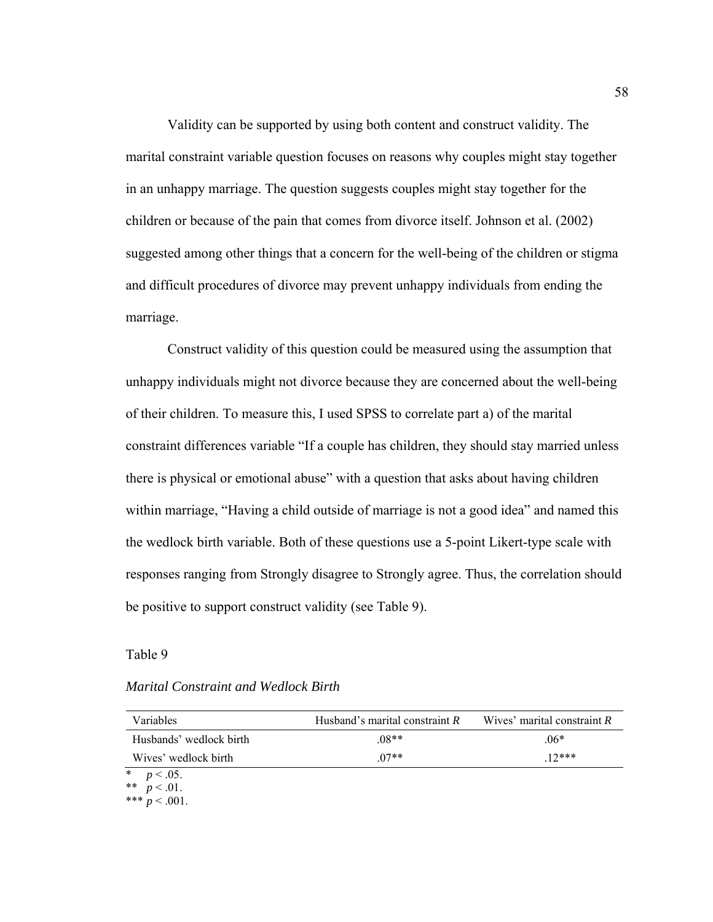Validity can be supported by using both content and construct validity. The marital constraint variable question focuses on reasons why couples might stay together in an unhappy marriage. The question suggests couples might stay together for the children or because of the pain that comes from divorce itself. Johnson et al. (2002) suggested among other things that a concern for the well-being of the children or stigma and difficult procedures of divorce may prevent unhappy individuals from ending the marriage.

Construct validity of this question could be measured using the assumption that unhappy individuals might not divorce because they are concerned about the well-being of their children. To measure this, I used SPSS to correlate part a) of the marital constraint differences variable "If a couple has children, they should stay married unless there is physical or emotional abuse" with a question that asks about having children within marriage, "Having a child outside of marriage is not a good idea" and named this the wedlock birth variable. Both of these questions use a 5-point Likert-type scale with responses ranging from Strongly disagree to Strongly agree. Thus, the correlation should be positive to support construct validity (see Table 9).

Table 9

*Marital Constraint and Wedlock Birth*

| Variables | Husband's marital constraint *R* | Wives' marital constraint *R* |
|---|---|---|
| Husbands' wedlock birth | .08** | .06* |
| Wives' wedlock birth | .07** | .12*** |

\* $p < .05$.
\*\* $p < .01$.
\*\*\* $p < .001$.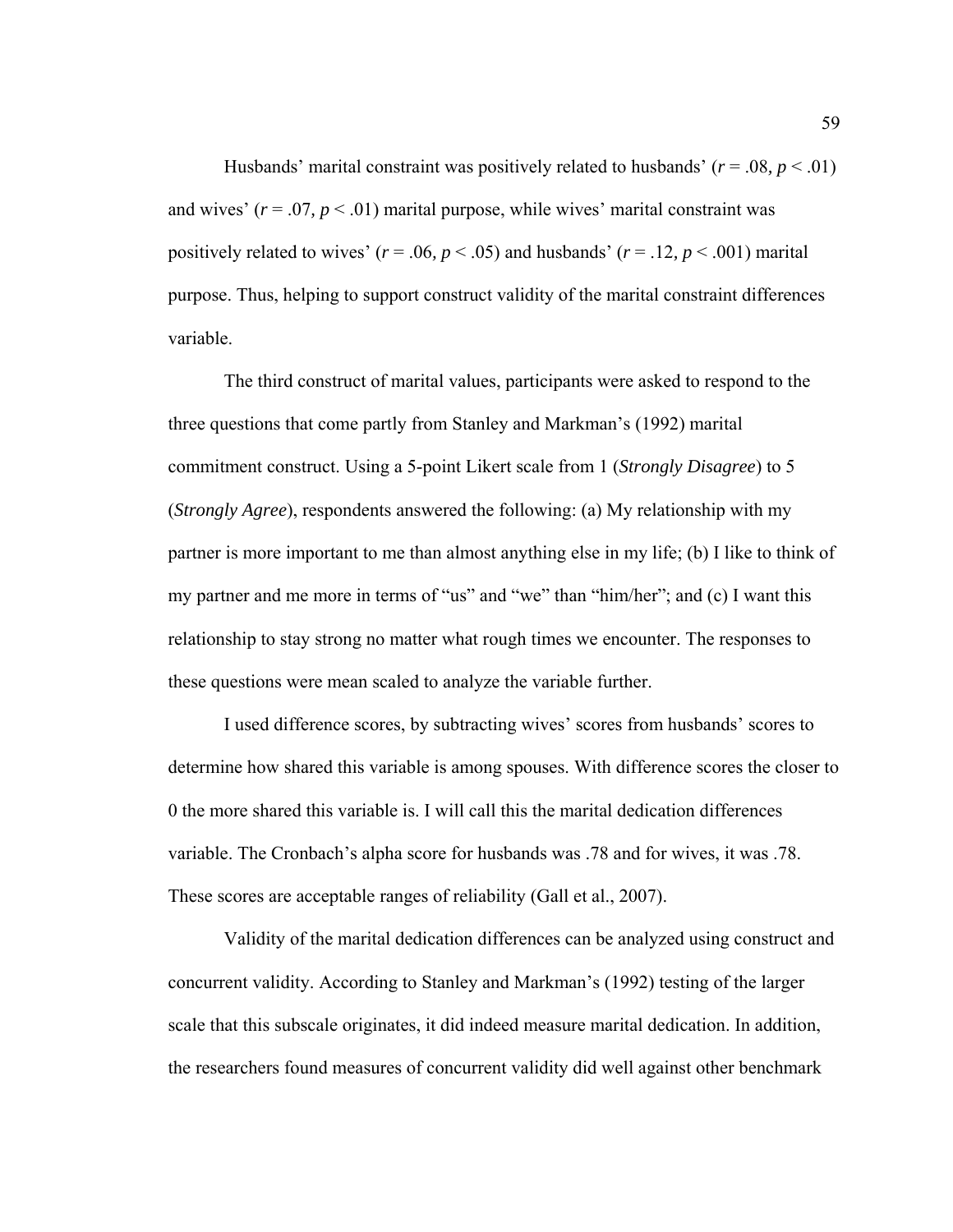Husbands' marital constraint was positively related to husbands' ($r = .08, p < .01$) and wives' ($r = .07, p < .01$) marital purpose, while wives' marital constraint was positively related to wives' ($r = .06, p < .05$) and husbands' ($r = .12, p < .001$) marital purpose. Thus, helping to support construct validity of the marital constraint differences variable.

The third construct of marital values, participants were asked to respond to the three questions that come partly from Stanley and Markman's (1992) marital commitment construct. Using a 5-point Likert scale from 1 (*Strongly Disagree*) to 5 (*Strongly Agree*), respondents answered the following: (a) My relationship with my partner is more important to me than almost anything else in my life; (b) I like to think of my partner and me more in terms of "us" and "we" than "him/her"; and (c) I want this relationship to stay strong no matter what rough times we encounter. The responses to these questions were mean scaled to analyze the variable further.

I used difference scores, by subtracting wives' scores from husbands' scores to determine how shared this variable is among spouses. With difference scores the closer to 0 the more shared this variable is. I will call this the marital dedication differences variable. The Cronbach's alpha score for husbands was .78 and for wives, it was .78. These scores are acceptable ranges of reliability (Gall et al., 2007).

Validity of the marital dedication differences can be analyzed using construct and concurrent validity. According to Stanley and Markman's (1992) testing of the larger scale that this subscale originates, it did indeed measure marital dedication. In addition, the researchers found measures of concurrent validity did well against other benchmark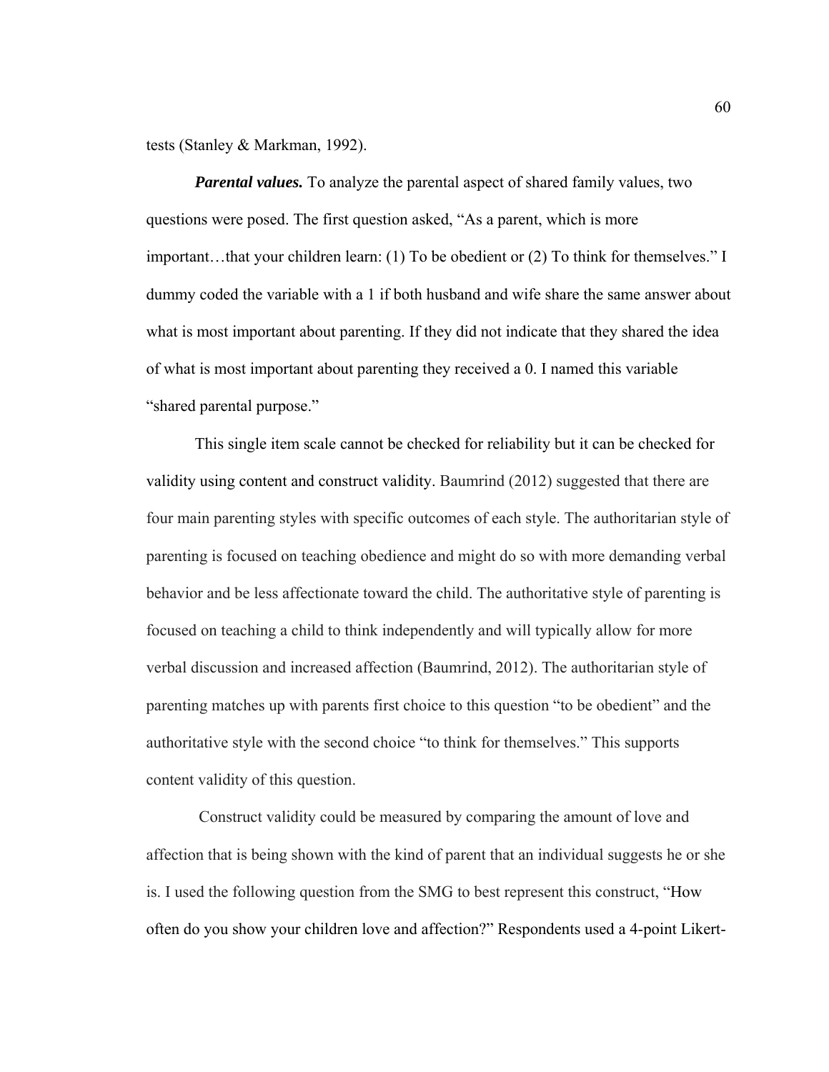tests (Stanley & Markman, 1992).

***Parental values.*** To analyze the parental aspect of shared family values, two questions were posed. The first question asked, “As a parent, which is more important…that your children learn: (1) To be obedient or (2) To think for themselves.” I dummy coded the variable with a 1 if both husband and wife share the same answer about what is most important about parenting. If they did not indicate that they shared the idea of what is most important about parenting they received a 0. I named this variable “shared parental purpose.”

This single item scale cannot be checked for reliability but it can be checked for validity using content and construct validity. Baumrind (2012) suggested that there are four main parenting styles with specific outcomes of each style. The authoritarian style of parenting is focused on teaching obedience and might do so with more demanding verbal behavior and be less affectionate toward the child. The authoritative style of parenting is focused on teaching a child to think independently and will typically allow for more verbal discussion and increased affection (Baumrind, 2012). The authoritarian style of parenting matches up with parents first choice to this question “to be obedient” and the authoritative style with the second choice “to think for themselves.” This supports content validity of this question.

Construct validity could be measured by comparing the amount of love and affection that is being shown with the kind of parent that an individual suggests he or she is. I used the following question from the SMG to best represent this construct, “How often do you show your children love and affection?” Respondents used a 4-point Likert-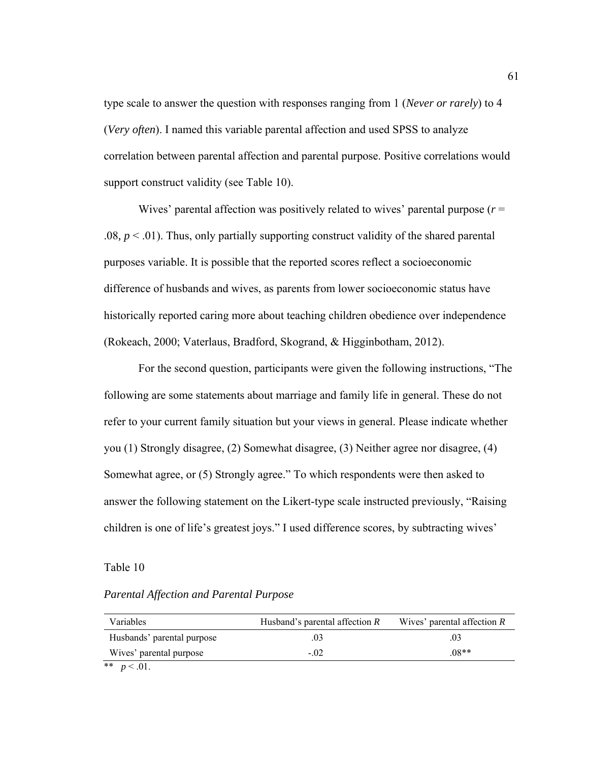type scale to answer the question with responses ranging from 1 (*Never or rarely*) to 4 (*Very often*). I named this variable parental affection and used SPSS to analyze correlation between parental affection and parental purpose. Positive correlations would support construct validity (see Table 10).

Wives' parental affection was positively related to wives' parental purpose ($r$ = .08, $p < .01$). Thus, only partially supporting construct validity of the shared parental purposes variable. It is possible that the reported scores reflect a socioeconomic difference of husbands and wives, as parents from lower socioeconomic status have historically reported caring more about teaching children obedience over independence (Rokeach, 2000; Vaterlaus, Bradford, Skogrand, & Higginbotham, 2012).

For the second question, participants were given the following instructions, "The following are some statements about marriage and family life in general. These do not refer to your current family situation but your views in general. Please indicate whether you (1) Strongly disagree, (2) Somewhat disagree, (3) Neither agree nor disagree, (4) Somewhat agree, or (5) Strongly agree." To which respondents were then asked to answer the following statement on the Likert-type scale instructed previously, "Raising children is one of life's greatest joys." I used difference scores, by subtracting wives'

Table 10

*Parental Affection and Parental Purpose*

| Variables | Husband's parental affection $R$ | Wives' parental affection $R$ |
|---|---|---|
| Husbands' parental purpose | .03 | .03 |
| Wives' parental purpose | -.02 | .08** |

** $p < .01$.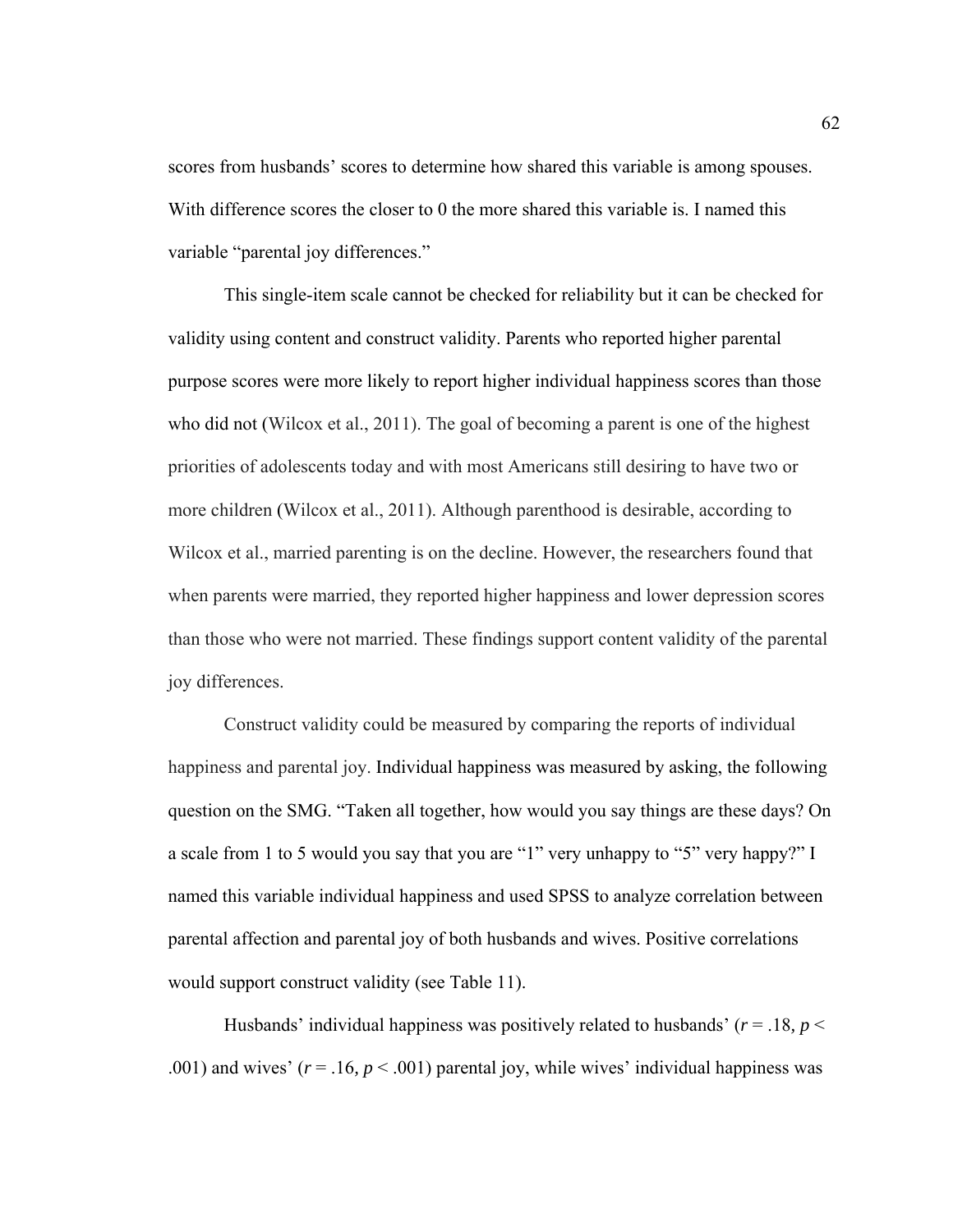scores from husbands' scores to determine how shared this variable is among spouses. With difference scores the closer to 0 the more shared this variable is. I named this variable "parental joy differences."

This single-item scale cannot be checked for reliability but it can be checked for validity using content and construct validity. Parents who reported higher parental purpose scores were more likely to report higher individual happiness scores than those who did not (Wilcox et al., 2011). The goal of becoming a parent is one of the highest priorities of adolescents today and with most Americans still desiring to have two or more children (Wilcox et al., 2011). Although parenthood is desirable, according to Wilcox et al., married parenting is on the decline. However, the researchers found that when parents were married, they reported higher happiness and lower depression scores than those who were not married. These findings support content validity of the parental joy differences.

Construct validity could be measured by comparing the reports of individual happiness and parental joy. Individual happiness was measured by asking, the following question on the SMG. "Taken all together, how would you say things are these days? On a scale from 1 to 5 would you say that you are "1" very unhappy to "5" very happy?" I named this variable individual happiness and used SPSS to analyze correlation between parental affection and parental joy of both husbands and wives. Positive correlations would support construct validity (see Table 11).

Husbands' individual happiness was positively related to husbands' ($r = .18$, $p < .001$) and wives' ($r = .16$, $p < .001$) parental joy, while wives' individual happiness was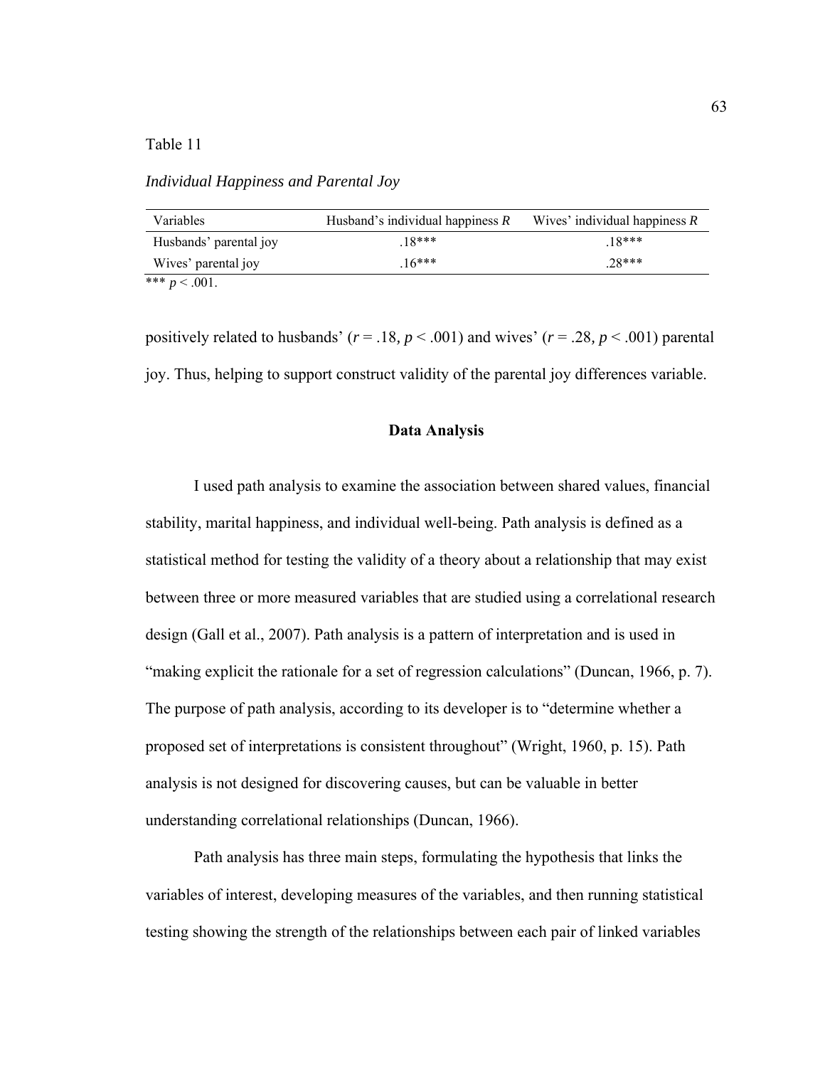Table 11

*Individual Happiness and Parental Joy*

| Variables | Husband's individual happiness *R* | Wives' individual happiness *R* |
|---|---|---|
| Husbands' parental joy | .18*** | .18*** |
| Wives' parental joy | .16*** | .28*** |

*** $p < .001$.

positively related to husbands' ($r = .18$, $p < .001$) and wives' ($r = .28$, $p < .001$) parental joy. Thus, helping to support construct validity of the parental joy differences variable.

## Data Analysis

I used path analysis to examine the association between shared values, financial stability, marital happiness, and individual well-being. Path analysis is defined as a statistical method for testing the validity of a theory about a relationship that may exist between three or more measured variables that are studied using a correlational research design (Gall et al., 2007). Path analysis is a pattern of interpretation and is used in "making explicit the rationale for a set of regression calculations" (Duncan, 1966, p. 7). The purpose of path analysis, according to its developer is to "determine whether a proposed set of interpretations is consistent throughout" (Wright, 1960, p. 15). Path analysis is not designed for discovering causes, but can be valuable in better understanding correlational relationships (Duncan, 1966).

Path analysis has three main steps, formulating the hypothesis that links the variables of interest, developing measures of the variables, and then running statistical testing showing the strength of the relationships between each pair of linked variables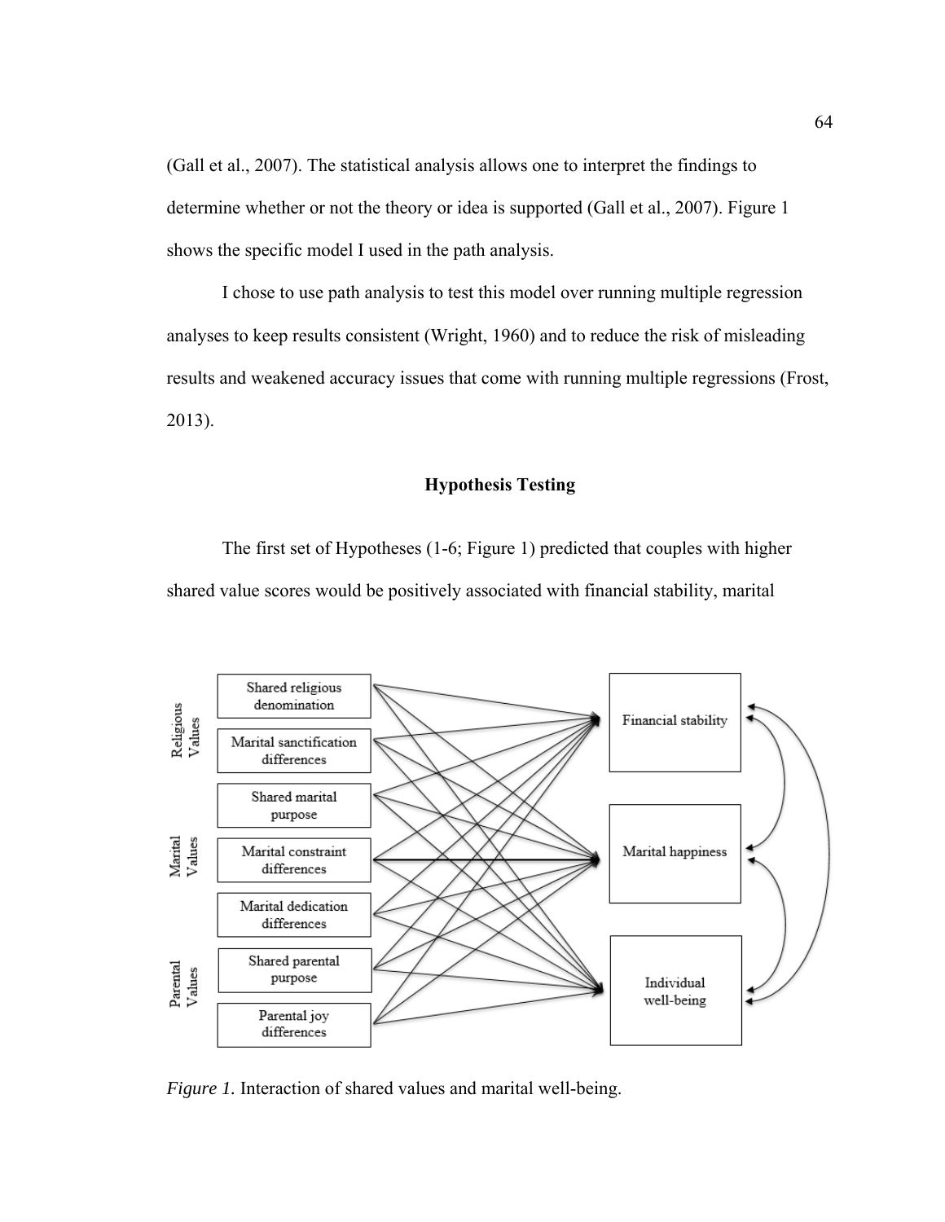(Gall et al., 2007). The statistical analysis allows one to interpret the findings to determine whether or not the theory or idea is supported (Gall et al., 2007). Figure 1 shows the specific model I used in the path analysis.

I chose to use path analysis to test this model over running multiple regression analyses to keep results consistent (Wright, 1960) and to reduce the risk of misleading results and weakened accuracy issues that come with running multiple regressions (Frost, 2013).

## Hypothesis Testing

The first set of Hypotheses (1-6; Figure 1) predicted that couples with higher shared value scores would be positively associated with financial stability, marital

*Figure 1.* Interaction of shared values and marital well-being.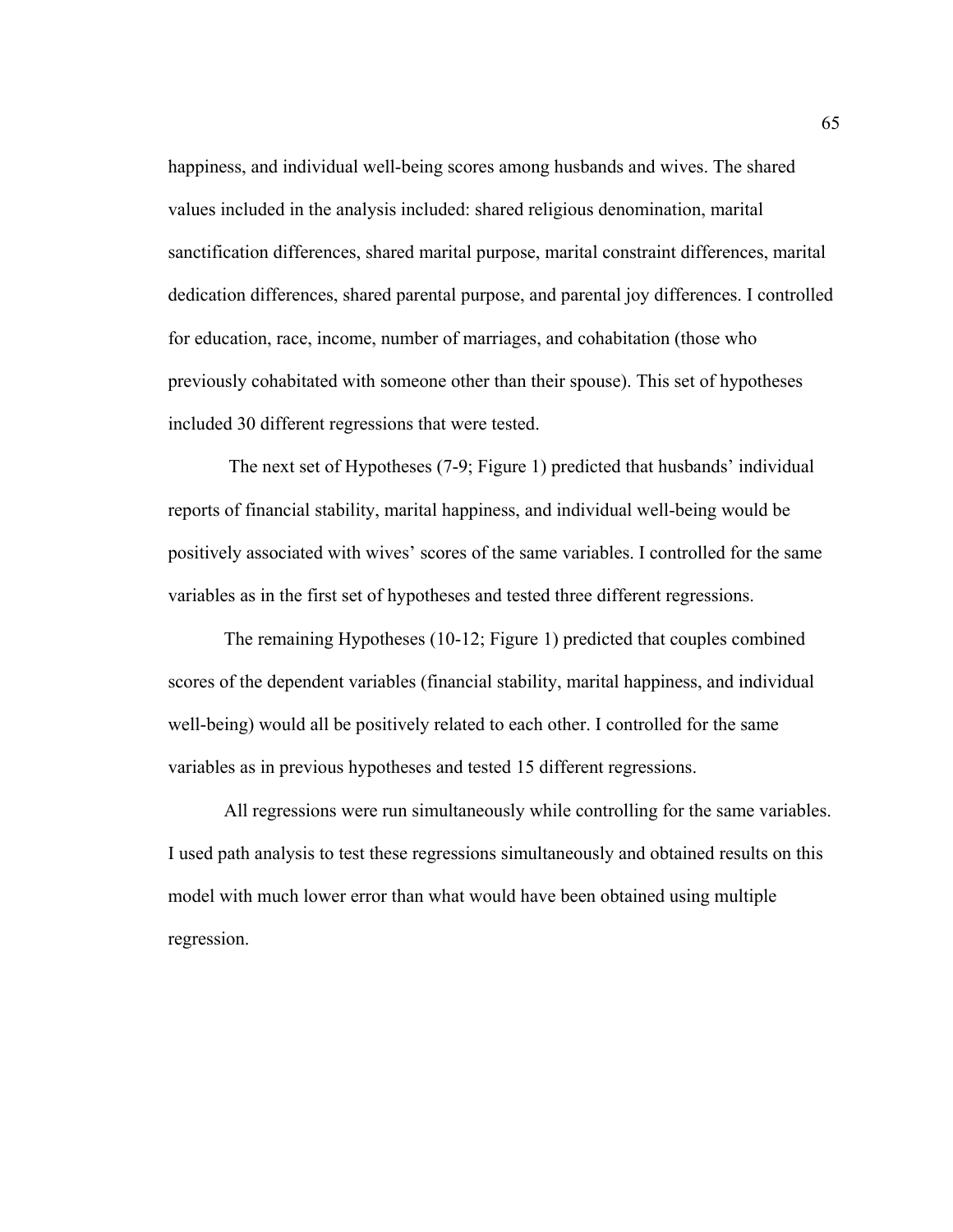happiness, and individual well-being scores among husbands and wives. The shared values included in the analysis included: shared religious denomination, marital sanctification differences, shared marital purpose, marital constraint differences, marital dedication differences, shared parental purpose, and parental joy differences. I controlled for education, race, income, number of marriages, and cohabitation (those who previously cohabitated with someone other than their spouse). This set of hypotheses included 30 different regressions that were tested.

The next set of Hypotheses (7-9; Figure 1) predicted that husbands' individual reports of financial stability, marital happiness, and individual well-being would be positively associated with wives' scores of the same variables. I controlled for the same variables as in the first set of hypotheses and tested three different regressions.

The remaining Hypotheses (10-12; Figure 1) predicted that couples combined scores of the dependent variables (financial stability, marital happiness, and individual well-being) would all be positively related to each other. I controlled for the same variables as in previous hypotheses and tested 15 different regressions.

All regressions were run simultaneously while controlling for the same variables. I used path analysis to test these regressions simultaneously and obtained results on this model with much lower error than what would have been obtained using multiple regression.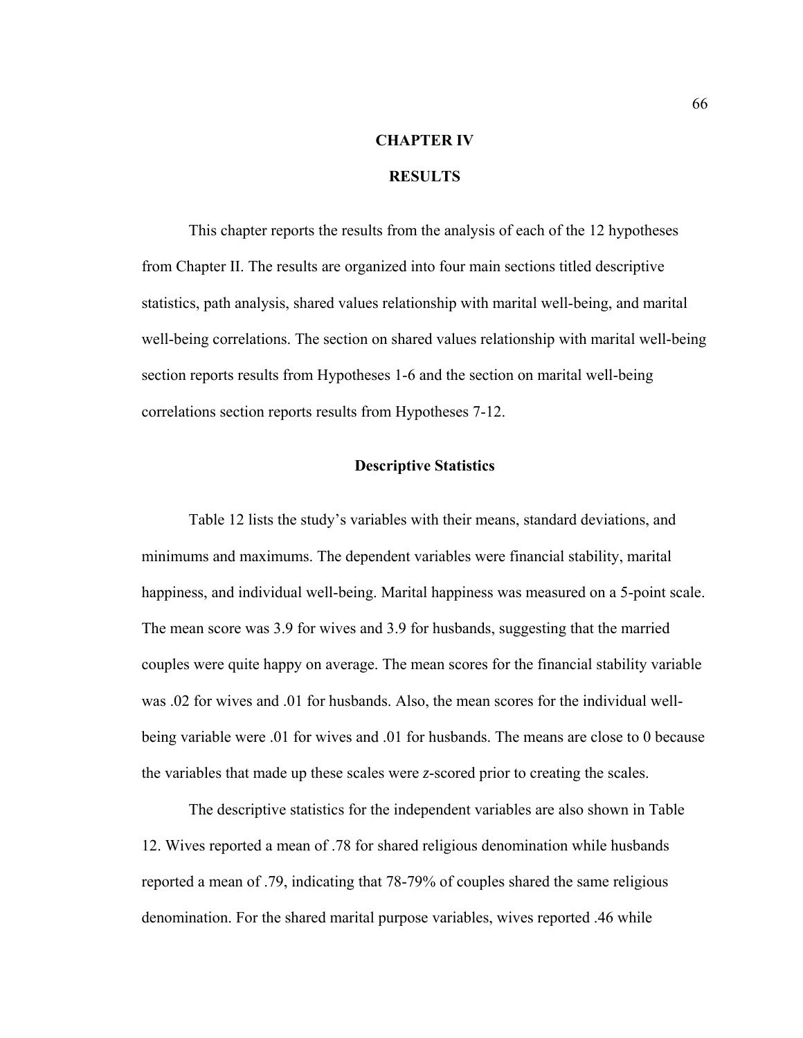# CHAPTER IV

# RESULTS

This chapter reports the results from the analysis of each of the 12 hypotheses from Chapter II. The results are organized into four main sections titled descriptive statistics, path analysis, shared values relationship with marital well-being, and marital well-being correlations. The section on shared values relationship with marital well-being section reports results from Hypotheses 1-6 and the section on marital well-being correlations section reports results from Hypotheses 7-12.

## Descriptive Statistics

Table 12 lists the study's variables with their means, standard deviations, and minimums and maximums. The dependent variables were financial stability, marital happiness, and individual well-being. Marital happiness was measured on a 5-point scale. The mean score was 3.9 for wives and 3.9 for husbands, suggesting that the married couples were quite happy on average. The mean scores for the financial stability variable was .02 for wives and .01 for husbands. Also, the mean scores for the individual well-being variable were .01 for wives and .01 for husbands. The means are close to 0 because the variables that made up these scales were *z*-scored prior to creating the scales.

The descriptive statistics for the independent variables are also shown in Table 12. Wives reported a mean of .78 for shared religious denomination while husbands reported a mean of .79, indicating that 78-79% of couples shared the same religious denomination. For the shared marital purpose variables, wives reported .46 while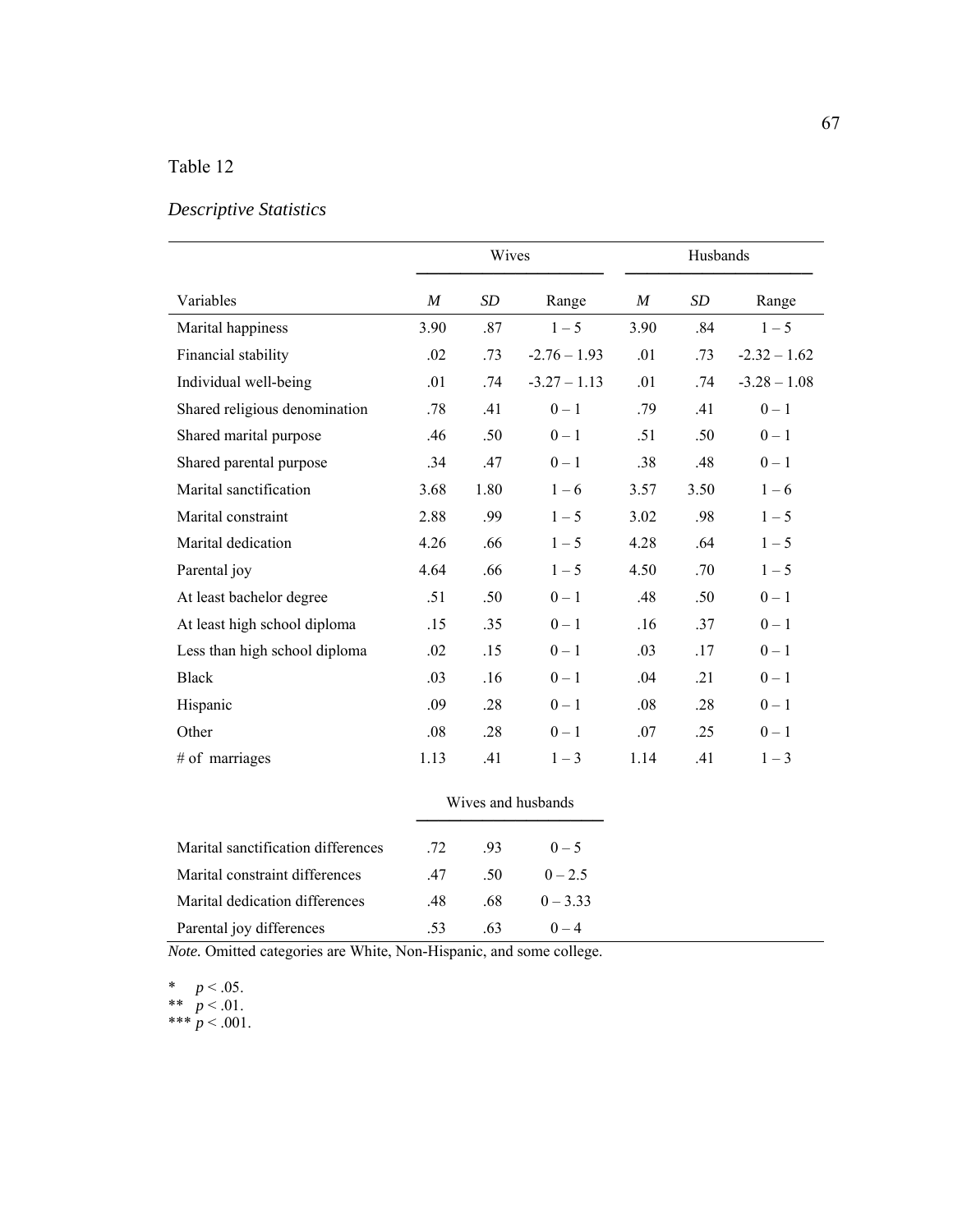Table 12

*Descriptive Statistics*

| | Wives | | | Husbands | | |
|---|---|---|---|---|---|---|
| Variables | *M* | *SD* | Range | *M* | *SD* | Range |
| Marital happiness | 3.90 | .87 | 1 – 5 | 3.90 | .84 | 1 – 5 |
| Financial stability | .02 | .73 | -2.76 – 1.93 | .01 | .73 | -2.32 – 1.62 |
| Individual well-being | .01 | .74 | -3.27 – 1.13 | .01 | .74 | -3.28 – 1.08 |
| Shared religious denomination | .78 | .41 | 0 – 1 | .79 | .41 | 0 – 1 |
| Shared marital purpose | .46 | .50 | 0 – 1 | .51 | .50 | 0 – 1 |
| Shared parental purpose | .34 | .47 | 0 – 1 | .38 | .48 | 0 – 1 |
| Marital sanctification | 3.68 | 1.80 | 1 – 6 | 3.57 | 3.50 | 1 – 6 |
| Marital constraint | 2.88 | .99 | 1 – 5 | 3.02 | .98 | 1 – 5 |
| Marital dedication | 4.26 | .66 | 1 – 5 | 4.28 | .64 | 1 – 5 |
| Parental joy | 4.64 | .66 | 1 – 5 | 4.50 | .70 | 1 – 5 |
| At least bachelor degree | .51 | .50 | 0 – 1 | .48 | .50 | 0 – 1 |
| At least high school diploma | .15 | .35 | 0 – 1 | .16 | .37 | 0 – 1 |
| Less than high school diploma | .02 | .15 | 0 – 1 | .03 | .17 | 0 – 1 |
| Black | .03 | .16 | 0 – 1 | .04 | .21 | 0 – 1 |
| Hispanic | .09 | .28 | 0 – 1 | .08 | .28 | 0 – 1 |
| Other | .08 | .28 | 0 – 1 | .07 | .25 | 0 – 1 |
| # of marriages | 1.13 | .41 | 1 – 3 | 1.14 | .41 | 1 – 3 |
| | Wives and husbands | | | | | |
| Marital sanctification differences | .72 | .93 | 0 – 5 | | | |
| Marital constraint differences | .47 | .50 | 0 – 2.5 | | | |
| Marital dedication differences | .48 | .68 | 0 – 3.33 | | | |
| Parental joy differences | .53 | .63 | 0 – 4 | | | |

*Note.* Omitted categories are White, Non-Hispanic, and some college.

\* $p < .05$.
\*\* $p < .01$.
\*\*\* $p < .001$.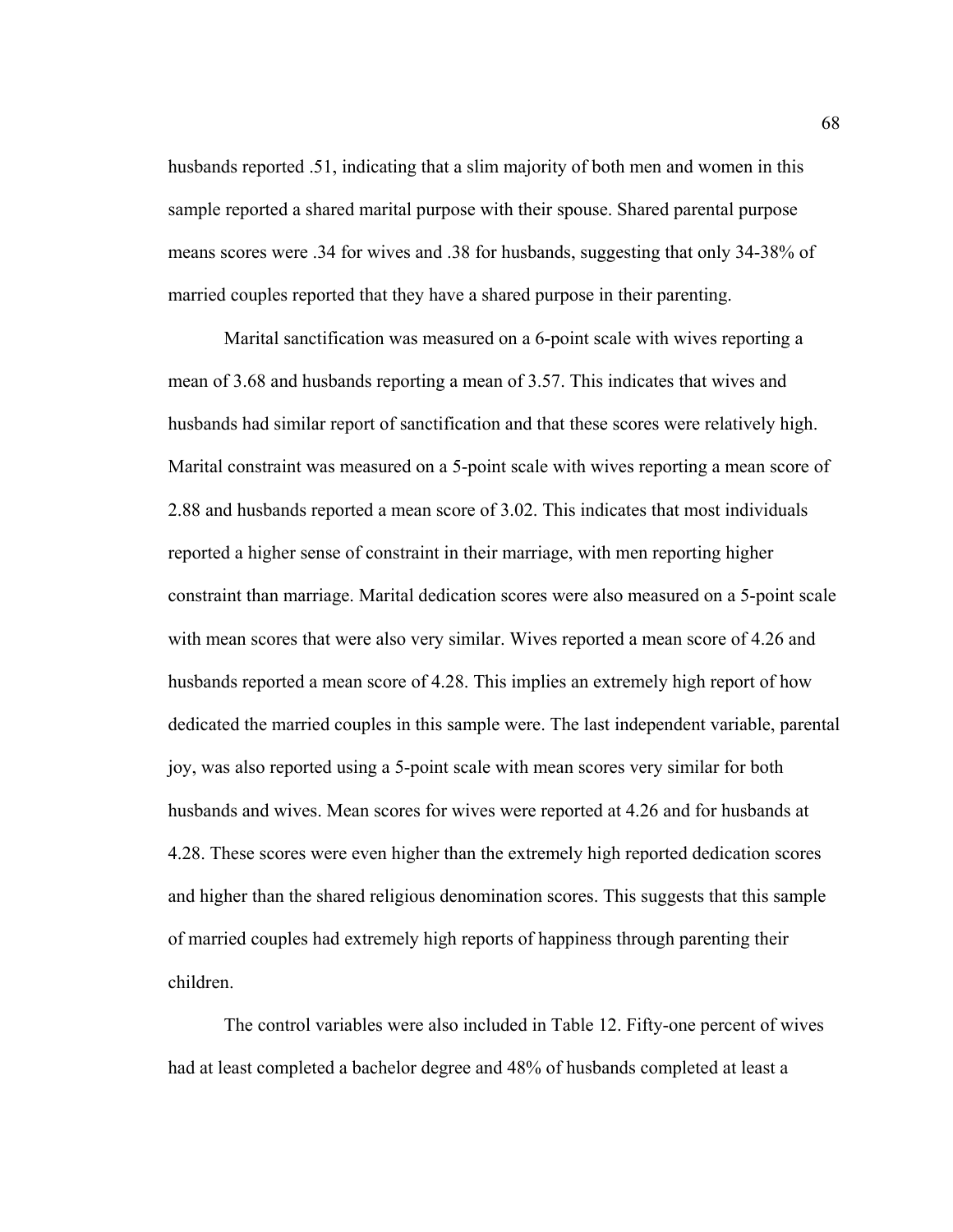husbands reported .51, indicating that a slim majority of both men and women in this sample reported a shared marital purpose with their spouse. Shared parental purpose means scores were .34 for wives and .38 for husbands, suggesting that only 34-38% of married couples reported that they have a shared purpose in their parenting.

Marital sanctification was measured on a 6-point scale with wives reporting a mean of 3.68 and husbands reporting a mean of 3.57. This indicates that wives and husbands had similar report of sanctification and that these scores were relatively high. Marital constraint was measured on a 5-point scale with wives reporting a mean score of 2.88 and husbands reported a mean score of 3.02. This indicates that most individuals reported a higher sense of constraint in their marriage, with men reporting higher constraint than marriage. Marital dedication scores were also measured on a 5-point scale with mean scores that were also very similar. Wives reported a mean score of 4.26 and husbands reported a mean score of 4.28. This implies an extremely high report of how dedicated the married couples in this sample were. The last independent variable, parental joy, was also reported using a 5-point scale with mean scores very similar for both husbands and wives. Mean scores for wives were reported at 4.26 and for husbands at 4.28. These scores were even higher than the extremely high reported dedication scores and higher than the shared religious denomination scores. This suggests that this sample of married couples had extremely high reports of happiness through parenting their children.

The control variables were also included in Table 12. Fifty-one percent of wives had at least completed a bachelor degree and 48% of husbands completed at least a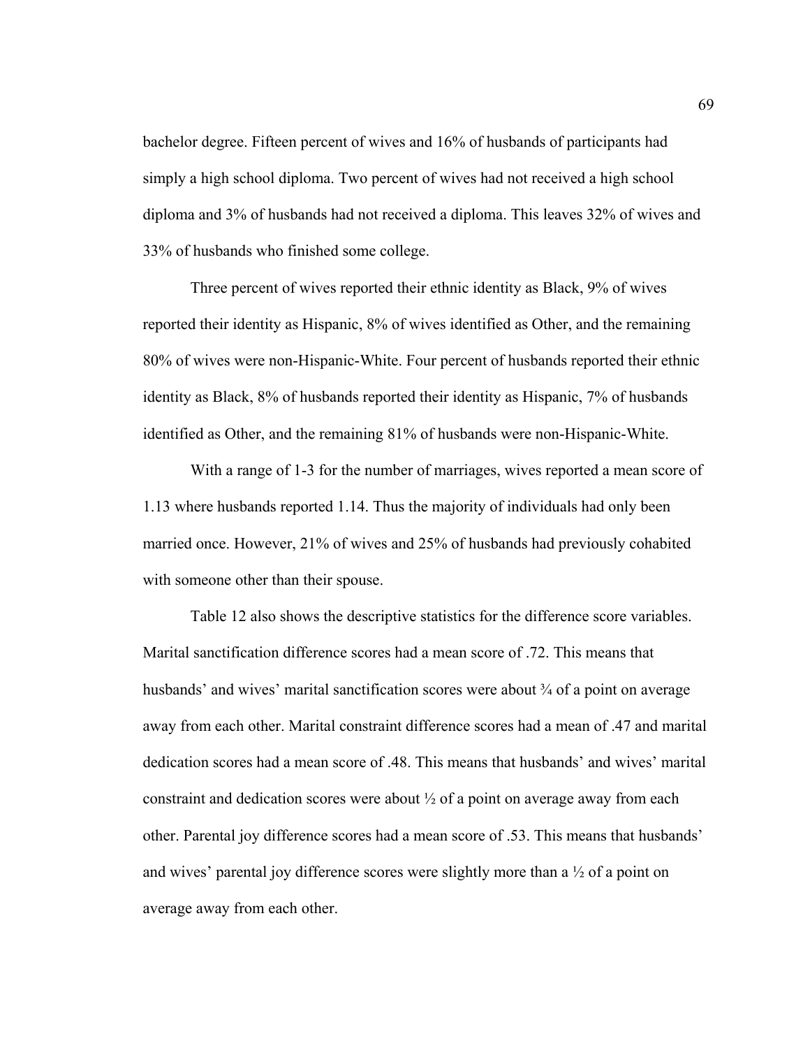bachelor degree. Fifteen percent of wives and 16% of husbands of participants had simply a high school diploma. Two percent of wives had not received a high school diploma and 3% of husbands had not received a diploma. This leaves 32% of wives and 33% of husbands who finished some college.

Three percent of wives reported their ethnic identity as Black, 9% of wives reported their identity as Hispanic, 8% of wives identified as Other, and the remaining 80% of wives were non-Hispanic-White. Four percent of husbands reported their ethnic identity as Black, 8% of husbands reported their identity as Hispanic, 7% of husbands identified as Other, and the remaining 81% of husbands were non-Hispanic-White.

With a range of 1-3 for the number of marriages, wives reported a mean score of 1.13 where husbands reported 1.14. Thus the majority of individuals had only been married once. However, 21% of wives and 25% of husbands had previously cohabited with someone other than their spouse.

Table 12 also shows the descriptive statistics for the difference score variables. Marital sanctification difference scores had a mean score of .72. This means that husbands' and wives' marital sanctification scores were about ¾ of a point on average away from each other. Marital constraint difference scores had a mean of .47 and marital dedication scores had a mean score of .48. This means that husbands' and wives' marital constraint and dedication scores were about ½ of a point on average away from each other. Parental joy difference scores had a mean score of .53. This means that husbands' and wives' parental joy difference scores were slightly more than a ½ of a point on average away from each other.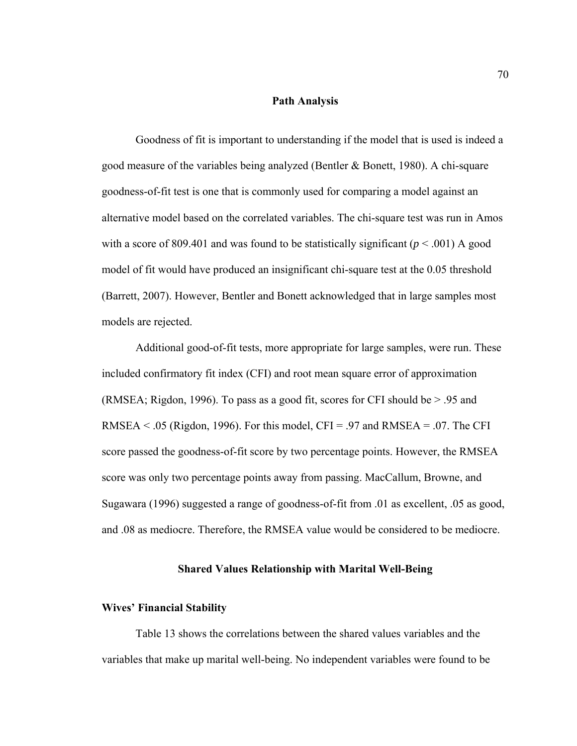## Path Analysis

Goodness of fit is important to understanding if the model that is used is indeed a good measure of the variables being analyzed (Bentler & Bonett, 1980). A chi-square goodness-of-fit test is one that is commonly used for comparing a model against an alternative model based on the correlated variables. The chi-square test was run in Amos with a score of 809.401 and was found to be statistically significant ($p < .001$) A good model of fit would have produced an insignificant chi-square test at the 0.05 threshold (Barrett, 2007). However, Bentler and Bonett acknowledged that in large samples most models are rejected.

Additional good-of-fit tests, more appropriate for large samples, were run. These included confirmatory fit index (CFI) and root mean square error of approximation (RMSEA; Rigdon, 1996). To pass as a good fit, scores for CFI should be > .95 and RMSEA < .05 (Rigdon, 1996). For this model, CFI = .97 and RMSEA = .07. The CFI score passed the goodness-of-fit score by two percentage points. However, the RMSEA score was only two percentage points away from passing. MacCallum, Browne, and Sugawara (1996) suggested a range of goodness-of-fit from .01 as excellent, .05 as good, and .08 as mediocre. Therefore, the RMSEA value would be considered to be mediocre.

## Shared Values Relationship with Marital Well-Being

### Wives' Financial Stability

Table 13 shows the correlations between the shared values variables and the variables that make up marital well-being. No independent variables were found to be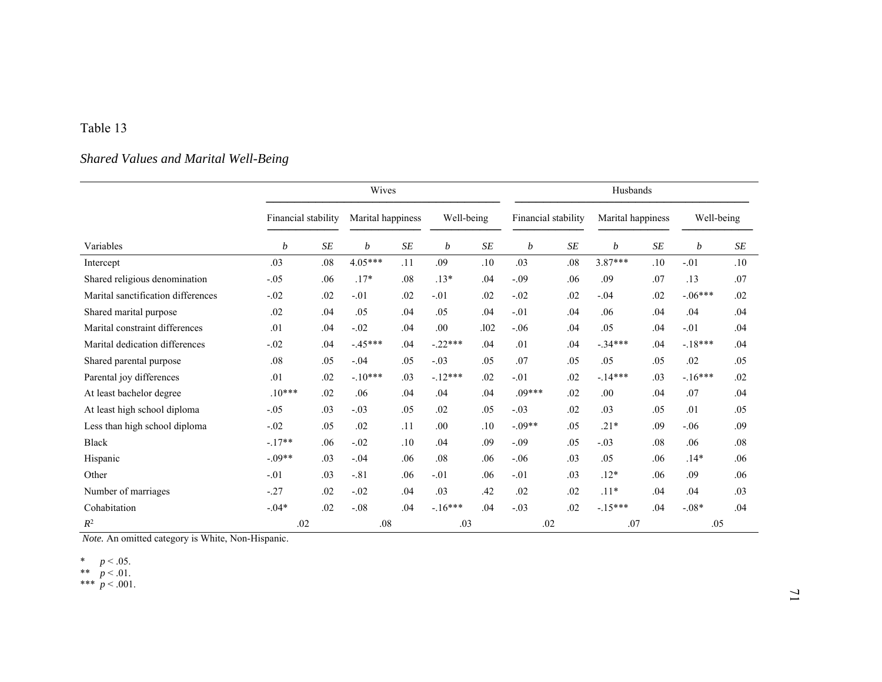Table 13

*Shared Values and Marital Well-Being*

| | Wives | | | | | | Husbands | | | | | |
|---|---|---|---|---|---|---|---|---|---|---|---|---|
| | Financial stability | | Marital happiness | | Well-being | | Financial stability | | Marital happiness | | Well-being | |
| Variables | *b* | *SE* | *b* | *SE* | *b* | *SE* | *b* | *SE* | *b* | *SE* | *b* | *SE* |
| Intercept | .03 | .08 | 4.05*** | .11 | .09 | .10 | .03 | .08 | 3.87*** | .10 | -.01 | .10 |
| Shared religious denomination | -.05 | .06 | .17* | .08 | .13* | .04 | -.09 | .06 | .09 | .07 | .13 | .07 |
| Marital sanctification differences | -.02 | .02 | -.01 | .02 | -.01 | .02 | -.02 | .02 | -.04 | .02 | -.06*** | .02 |
| Shared marital purpose | .02 | .04 | .05 | .04 | .05 | .04 | -.01 | .04 | .06 | .04 | .04 | .04 |
| Marital constraint differences | .01 | .04 | -.02 | .04 | .00 | .l02 | -.06 | .04 | .05 | .04 | -.01 | .04 |
| Marital dedication differences | -.02 | .04 | -.45*** | .04 | -.22*** | .04 | .01 | .04 | -.34*** | .04 | -.18*** | .04 |
| Shared parental purpose | .08 | .05 | -.04 | .05 | -.03 | .05 | .07 | .05 | .05 | .05 | .02 | .05 |
| Parental joy differences | .01 | .02 | -.10*** | .03 | -.12*** | .02 | -.01 | .02 | -.14*** | .03 | -.16*** | .02 |
| At least bachelor degree | .10*** | .02 | .06 | .04 | .04 | .04 | .09*** | .02 | .00 | .04 | .07 | .04 |
| At least high school diploma | -.05 | .03 | -.03 | .05 | .02 | .05 | -.03 | .02 | .03 | .05 | .01 | .05 |
| Less than high school diploma | -.02 | .05 | .02 | .11 | .00 | .10 | -.09** | .05 | .21* | .09 | -.06 | .09 |
| Black | -.17** | .06 | -.02 | .10 | .04 | .09 | -.09 | .05 | -.03 | .08 | .06 | .08 |
| Hispanic | -.09** | .03 | -.04 | .06 | .08 | .06 | -.06 | .03 | .05 | .06 | .14* | .06 |
| Other | -.01 | .03 | -.81 | .06 | -.01 | .06 | -.01 | .03 | .12* | .06 | .09 | .06 |
| Number of marriages | -.27 | .02 | -.02 | .04 | .03 | .42 | .02 | .02 | .11* | .04 | .04 | .03 |
| Cohabitation | -.04* | .02 | -.08 | .04 | -.16*** | .04 | -.03 | .02 | -.15*** | .04 | -.08* | .04 |
| $R^2$ | .02 | | .08 | | .03 | | .02 | | .07 | | .05 | |

*Note.* An omitted category is White, Non-Hispanic.

\* $p < .05$.
\*\* $p < .01$.
\*\*\* $p < .001$.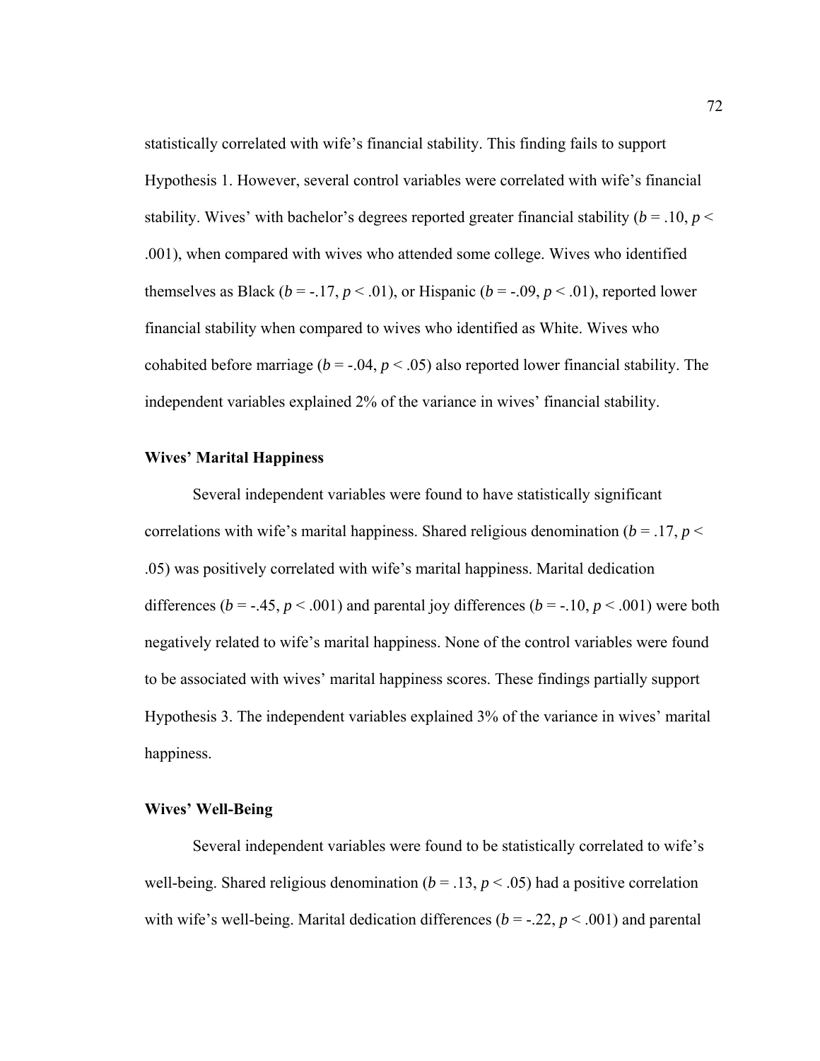statistically correlated with wife's financial stability. This finding fails to support Hypothesis 1. However, several control variables were correlated with wife's financial stability. Wives' with bachelor's degrees reported greater financial stability ($b = .10$, $p < .001$), when compared with wives who attended some college. Wives who identified themselves as Black ($b = -.17$, $p < .01$), or Hispanic ($b = -.09$, $p < .01$), reported lower financial stability when compared to wives who identified as White. Wives who cohabited before marriage ($b = -.04$, $p < .05$) also reported lower financial stability. The independent variables explained 2% of the variance in wives' financial stability.

### Wives' Marital Happiness

Several independent variables were found to have statistically significant correlations with wife's marital happiness. Shared religious denomination ($b = .17$, $p < .05$) was positively correlated with wife's marital happiness. Marital dedication differences ($b = -.45$, $p < .001$) and parental joy differences ($b = -.10$, $p < .001$) were both negatively related to wife's marital happiness. None of the control variables were found to be associated with wives' marital happiness scores. These findings partially support Hypothesis 3. The independent variables explained 3% of the variance in wives' marital happiness.

### Wives' Well-Being

Several independent variables were found to be statistically correlated to wife's well-being. Shared religious denomination ($b = .13$, $p < .05$) had a positive correlation with wife's well-being. Marital dedication differences ($b = -.22$, $p < .001$) and parental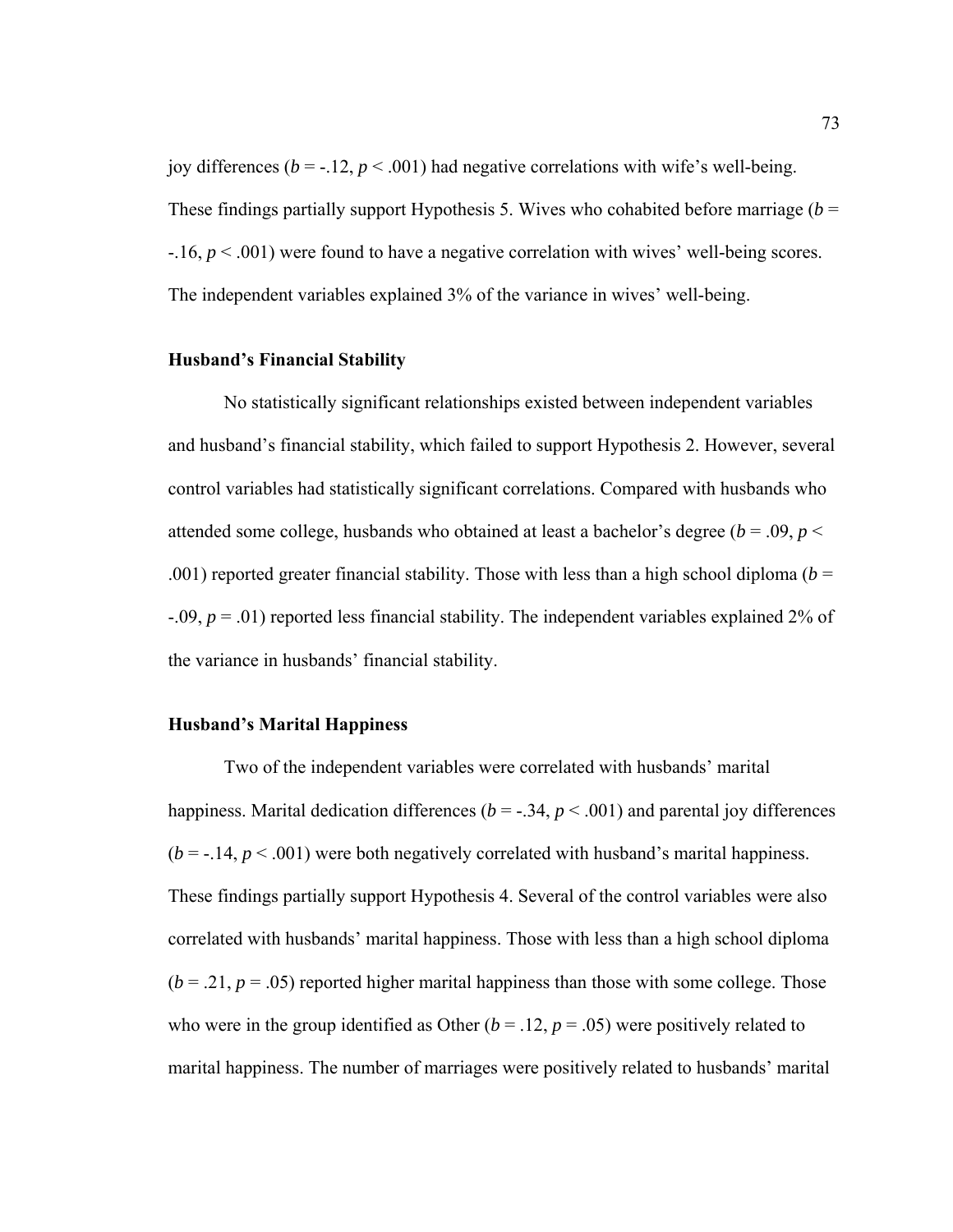joy differences ($b = -.12$, $p < .001$) had negative correlations with wife's well-being. These findings partially support Hypothesis 5. Wives who cohabited before marriage ($b = -.16$, $p < .001$) were found to have a negative correlation with wives' well-being scores. The independent variables explained 3% of the variance in wives' well-being.

### Husband's Financial Stability

No statistically significant relationships existed between independent variables and husband's financial stability, which failed to support Hypothesis 2. However, several control variables had statistically significant correlations. Compared with husbands who attended some college, husbands who obtained at least a bachelor's degree ($b = .09$, $p < .001$) reported greater financial stability. Those with less than a high school diploma ($b = -.09$, $p = .01$) reported less financial stability. The independent variables explained 2% of the variance in husbands' financial stability.

### Husband's Marital Happiness

Two of the independent variables were correlated with husbands' marital happiness. Marital dedication differences ($b = -.34$, $p < .001$) and parental joy differences ($b = -.14$, $p < .001$) were both negatively correlated with husband's marital happiness. These findings partially support Hypothesis 4. Several of the control variables were also correlated with husbands' marital happiness. Those with less than a high school diploma ($b = .21$, $p = .05$) reported higher marital happiness than those with some college. Those who were in the group identified as Other ($b = .12$, $p = .05$) were positively related to marital happiness. The number of marriages were positively related to husbands' marital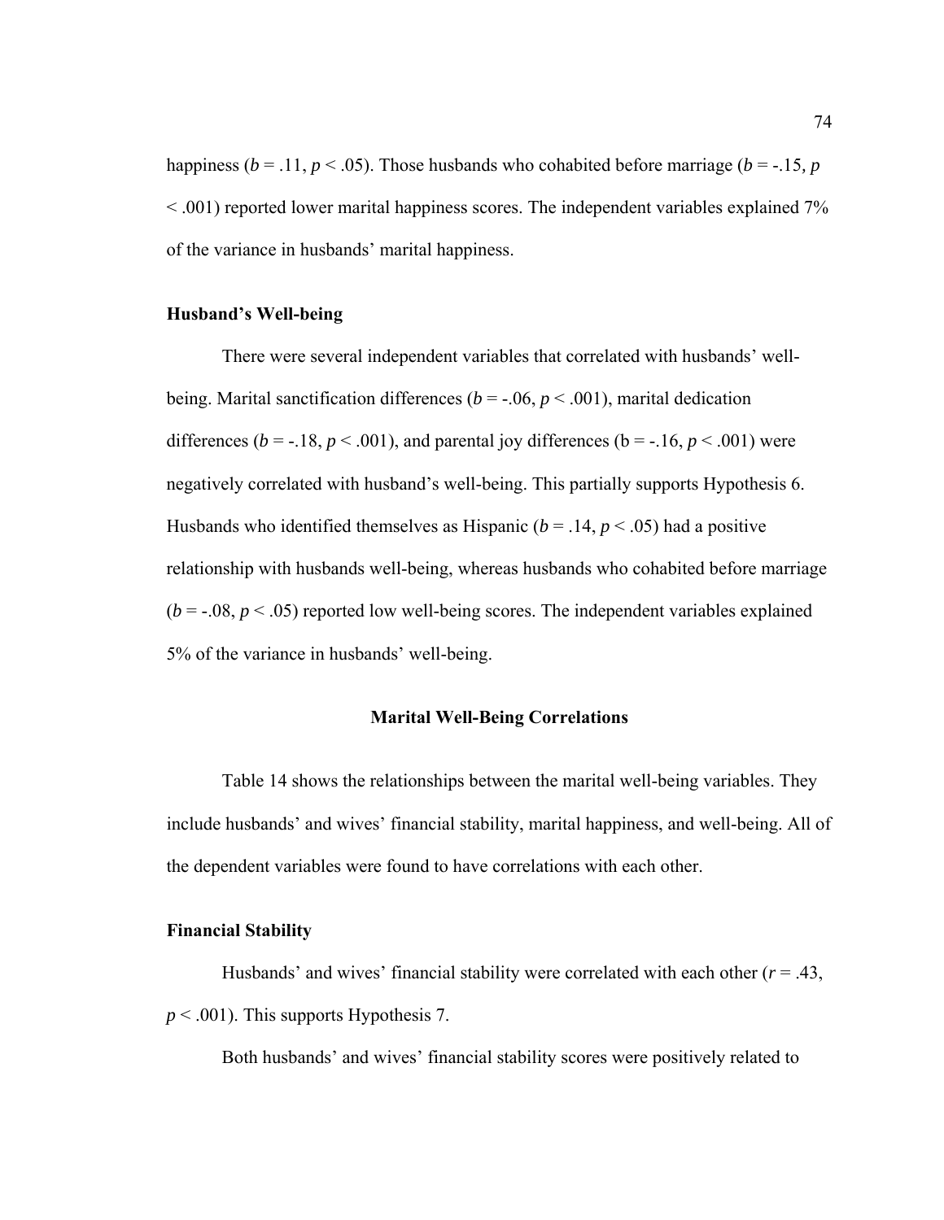happiness ($b = .11$, $p < .05$). Those husbands who cohabited before marriage ($b = -.15$, $p < .001$) reported lower marital happiness scores. The independent variables explained 7% of the variance in husbands' marital happiness.

**Husband's Well-being**

There were several independent variables that correlated with husbands' well-being. Marital sanctification differences ($b = -.06$, $p < .001$), marital dedication differences ($b = -.18$, $p < .001$), and parental joy differences ($b = -.16$, $p < .001$) were negatively correlated with husband's well-being. This partially supports Hypothesis 6. Husbands who identified themselves as Hispanic ($b = .14$, $p < .05$) had a positive relationship with husbands well-being, whereas husbands who cohabited before marriage ($b = -.08$, $p < .05$) reported low well-being scores. The independent variables explained 5% of the variance in husbands' well-being.

## Marital Well-Being Correlations

Table 14 shows the relationships between the marital well-being variables. They include husbands' and wives' financial stability, marital happiness, and well-being. All of the dependent variables were found to have correlations with each other.

**Financial Stability**

Husbands' and wives' financial stability were correlated with each other ($r = .43$, $p < .001$). This supports Hypothesis 7.

Both husbands' and wives' financial stability scores were positively related to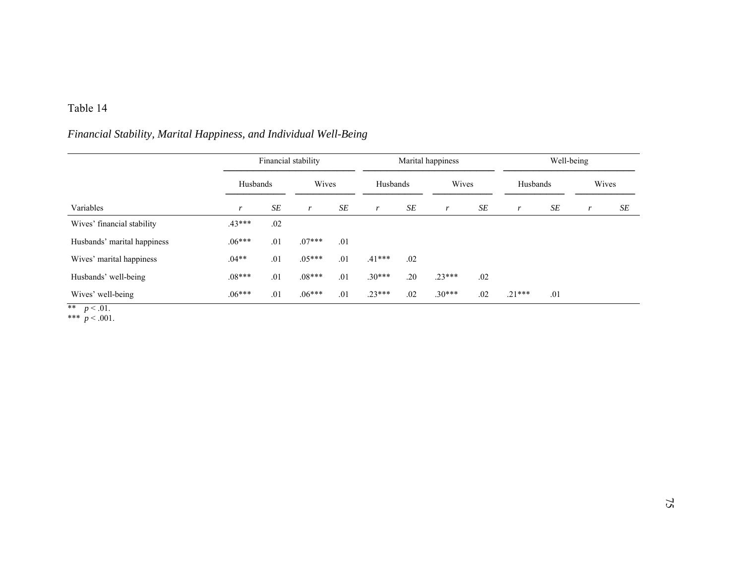Table 14

*Financial Stability, Marital Happiness, and Individual Well-Being*

| | Financial stability | | | | Marital happiness | | | | Well-being | | | |
|---|---|---|---|---|---|---|---|---|---|---|---|---|
| | Husbands | | Wives | | Husbands | | Wives | | Husbands | | Wives | |
| Variables | *r* | *SE* | *r* | *SE* | *r* | *SE* | *r* | *SE* | *r* | *SE* | *r* | *SE* |
| Wives' financial stability | .43*** | .02 | | | | | | | | | | |
| Husbands' marital happiness | .06*** | .01 | .07*** | .01 | | | | | | | | |
| Wives' marital happiness | .04** | .01 | .05*** | .01 | .41*** | .02 | | | | | | |
| Husbands' well-being | .08*** | .01 | .08*** | .01 | .30*** | .20 | .23*** | .02 | | | | |
| Wives' well-being | .06*** | .01 | .06*** | .01 | .23*** | .02 | .30*** | .02 | .21*** | .01 | | |

** $p < .01$.
*** $p < .001$.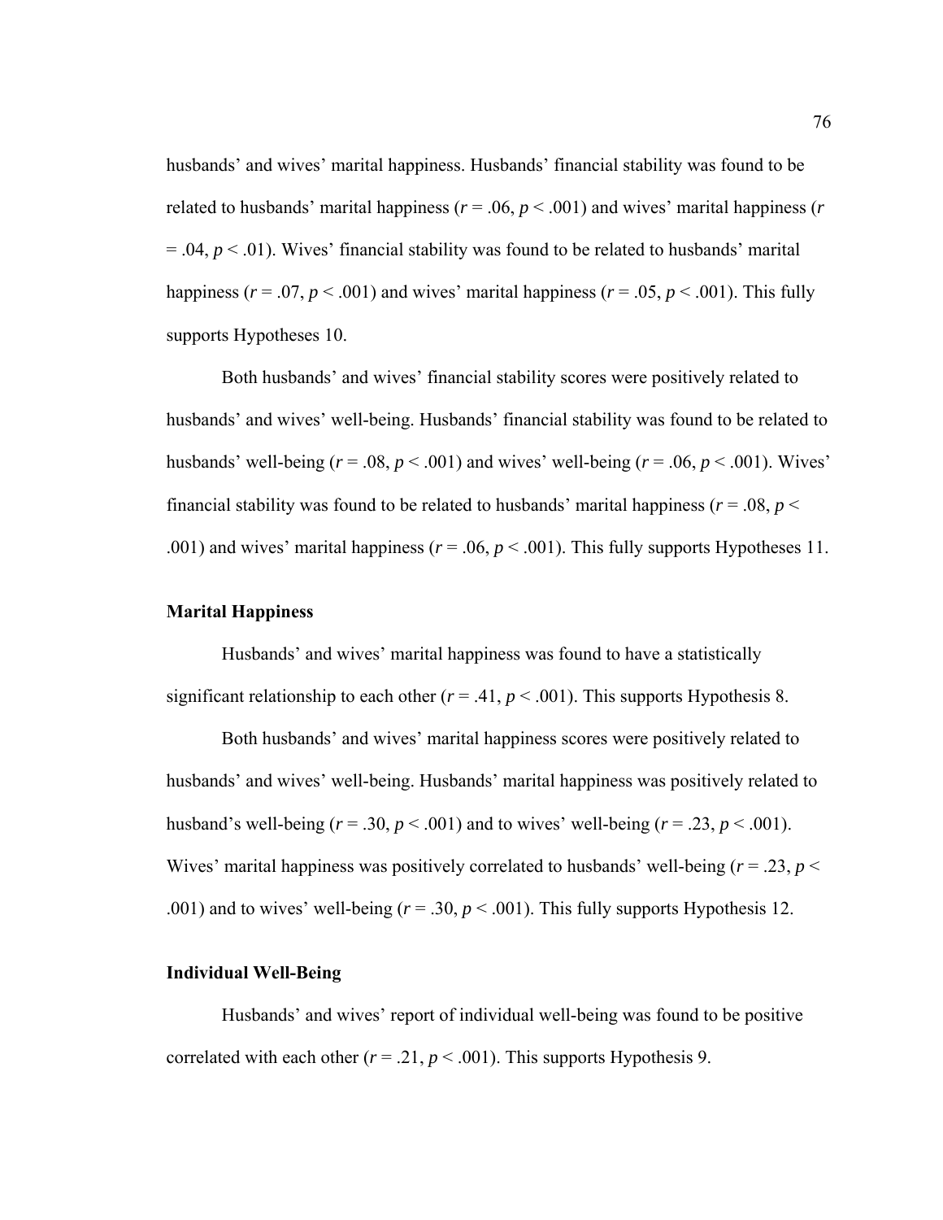husbands' and wives' marital happiness. Husbands' financial stability was found to be related to husbands' marital happiness ($r = .06$, $p < .001$) and wives' marital happiness ($r = .04$, $p < .01$). Wives' financial stability was found to be related to husbands' marital happiness ($r = .07$, $p < .001$) and wives' marital happiness ($r = .05$, $p < .001$). This fully supports Hypotheses 10.

Both husbands' and wives' financial stability scores were positively related to husbands' and wives' well-being. Husbands' financial stability was found to be related to husbands' well-being ($r = .08$, $p < .001$) and wives' well-being ($r = .06$, $p < .001$). Wives' financial stability was found to be related to husbands' marital happiness ($r = .08$, $p < .001$) and wives' marital happiness ($r = .06$, $p < .001$). This fully supports Hypotheses 11.

**Marital Happiness**

Husbands' and wives' marital happiness was found to have a statistically significant relationship to each other ($r = .41$, $p < .001$). This supports Hypothesis 8.

Both husbands' and wives' marital happiness scores were positively related to husbands' and wives' well-being. Husbands' marital happiness was positively related to husband's well-being ($r = .30$, $p < .001$) and to wives' well-being ($r = .23$, $p < .001$). Wives' marital happiness was positively correlated to husbands' well-being ($r = .23$, $p < .001$) and to wives' well-being ($r = .30$, $p < .001$). This fully supports Hypothesis 12.

**Individual Well-Being**

Husbands' and wives' report of individual well-being was found to be positive correlated with each other ($r = .21$, $p < .001$). This supports Hypothesis 9.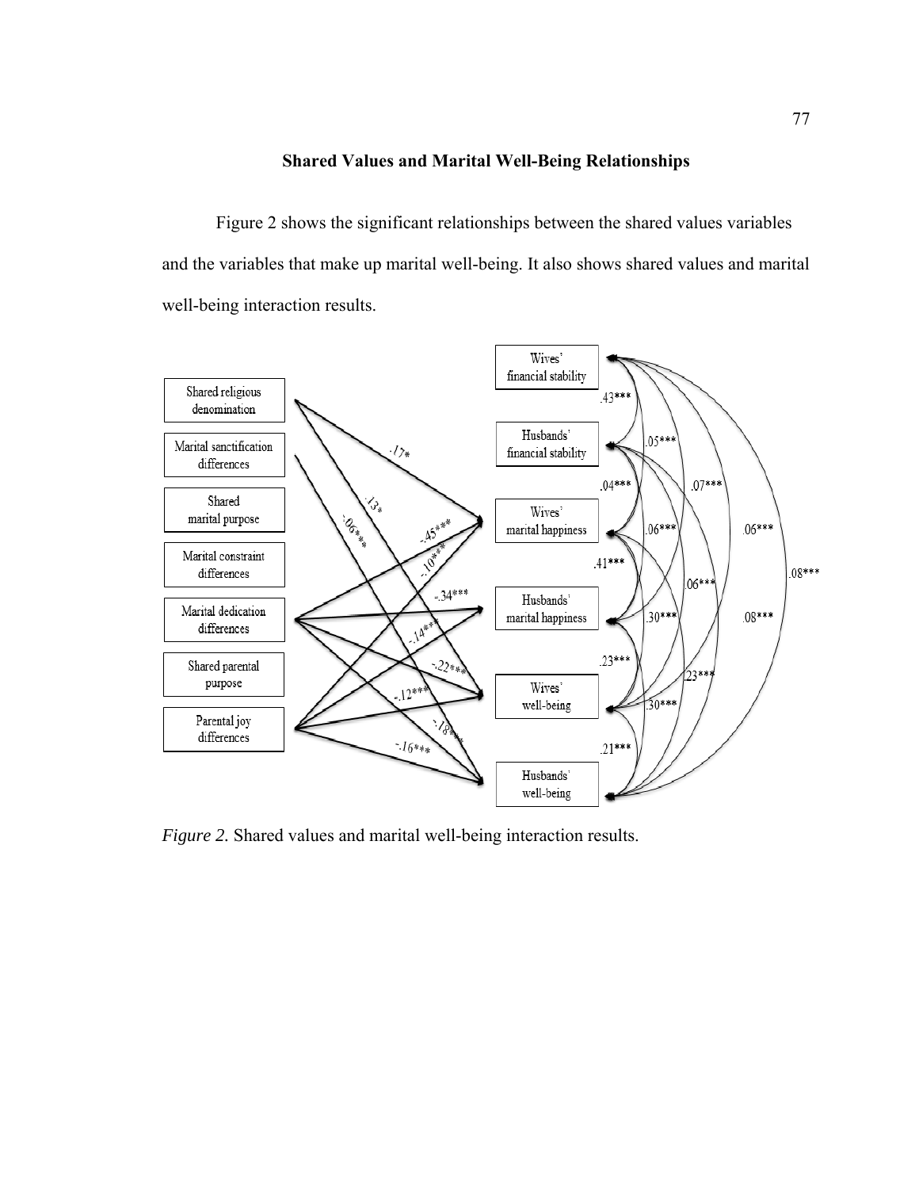## Shared Values and Marital Well-Being Relationships

Figure 2 shows the significant relationships between the shared values variables and the variables that make up marital well-being. It also shows shared values and marital well-being interaction results.

*Figure 2.* Shared values and marital well-being interaction results.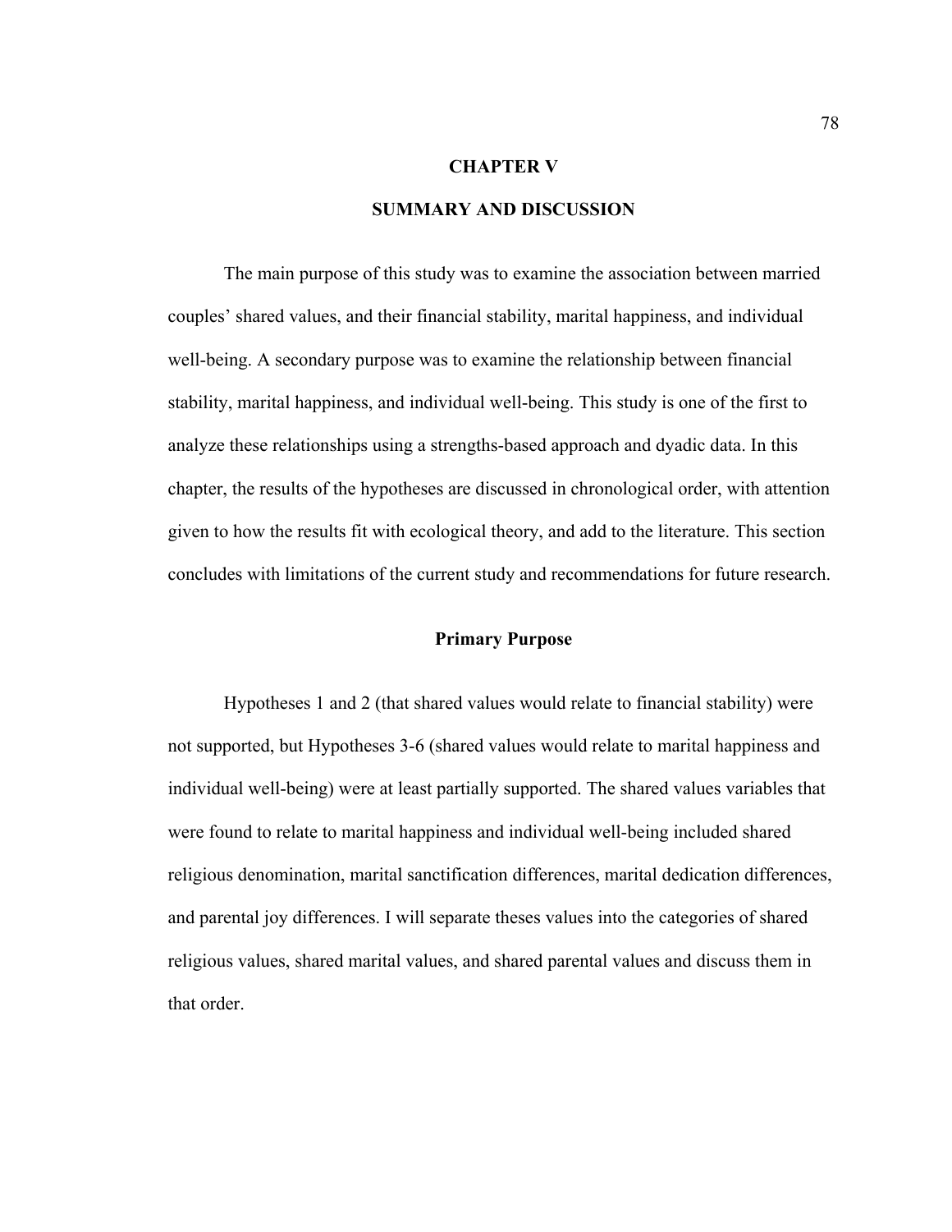# CHAPTER V

# SUMMARY AND DISCUSSION

The main purpose of this study was to examine the association between married couples' shared values, and their financial stability, marital happiness, and individual well-being. A secondary purpose was to examine the relationship between financial stability, marital happiness, and individual well-being. This study is one of the first to analyze these relationships using a strengths-based approach and dyadic data. In this chapter, the results of the hypotheses are discussed in chronological order, with attention given to how the results fit with ecological theory, and add to the literature. This section concludes with limitations of the current study and recommendations for future research.

## Primary Purpose

Hypotheses 1 and 2 (that shared values would relate to financial stability) were not supported, but Hypotheses 3-6 (shared values would relate to marital happiness and individual well-being) were at least partially supported. The shared values variables that were found to relate to marital happiness and individual well-being included shared religious denomination, marital sanctification differences, marital dedication differences, and parental joy differences. I will separate theses values into the categories of shared religious values, shared marital values, and shared parental values and discuss them in that order.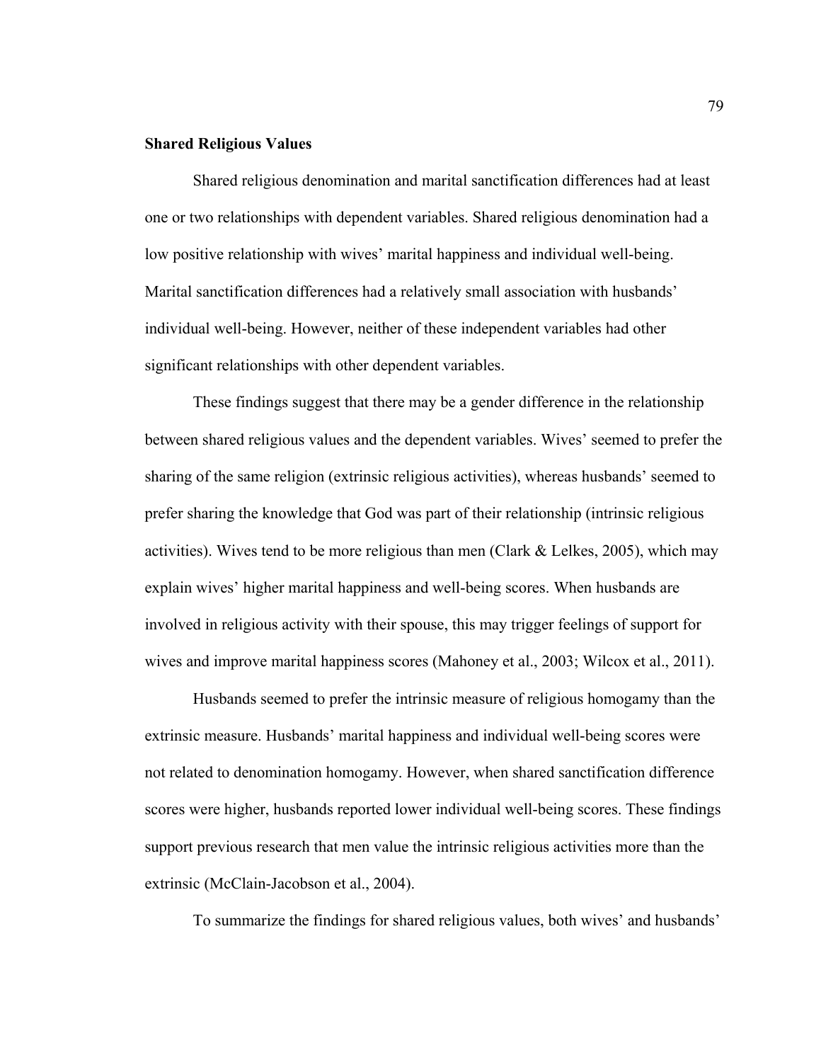**Shared Religious Values**

Shared religious denomination and marital sanctification differences had at least one or two relationships with dependent variables. Shared religious denomination had a low positive relationship with wives' marital happiness and individual well-being. Marital sanctification differences had a relatively small association with husbands' individual well-being. However, neither of these independent variables had other significant relationships with other dependent variables.

These findings suggest that there may be a gender difference in the relationship between shared religious values and the dependent variables. Wives' seemed to prefer the sharing of the same religion (extrinsic religious activities), whereas husbands' seemed to prefer sharing the knowledge that God was part of their relationship (intrinsic religious activities). Wives tend to be more religious than men (Clark & Lelkes, 2005), which may explain wives' higher marital happiness and well-being scores. When husbands are involved in religious activity with their spouse, this may trigger feelings of support for wives and improve marital happiness scores (Mahoney et al., 2003; Wilcox et al., 2011).

Husbands seemed to prefer the intrinsic measure of religious homogamy than the extrinsic measure. Husbands' marital happiness and individual well-being scores were not related to denomination homogamy. However, when shared sanctification difference scores were higher, husbands reported lower individual well-being scores. These findings support previous research that men value the intrinsic religious activities more than the extrinsic (McClain-Jacobson et al., 2004).

To summarize the findings for shared religious values, both wives' and husbands'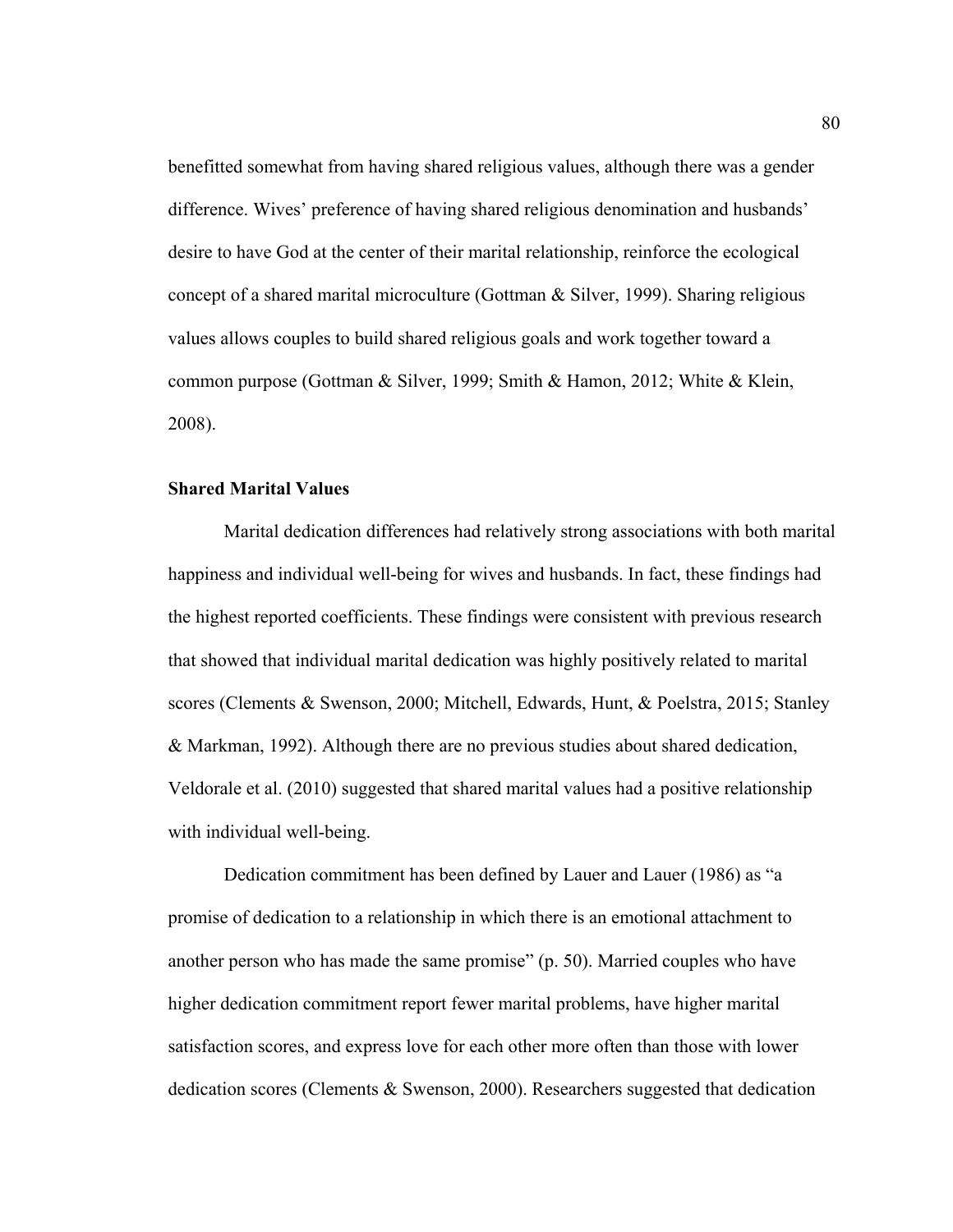benefitted somewhat from having shared religious values, although there was a gender difference. Wives' preference of having shared religious denomination and husbands' desire to have God at the center of their marital relationship, reinforce the ecological concept of a shared marital microculture (Gottman & Silver, 1999). Sharing religious values allows couples to build shared religious goals and work together toward a common purpose (Gottman & Silver, 1999; Smith & Hamon, 2012; White & Klein, 2008).

### Shared Marital Values

Marital dedication differences had relatively strong associations with both marital happiness and individual well-being for wives and husbands. In fact, these findings had the highest reported coefficients. These findings were consistent with previous research that showed that individual marital dedication was highly positively related to marital scores (Clements & Swenson, 2000; Mitchell, Edwards, Hunt, & Poelstra, 2015; Stanley & Markman, 1992). Although there are no previous studies about shared dedication, Veldorale et al. (2010) suggested that shared marital values had a positive relationship with individual well-being.

Dedication commitment has been defined by Lauer and Lauer (1986) as "a promise of dedication to a relationship in which there is an emotional attachment to another person who has made the same promise" (p. 50). Married couples who have higher dedication commitment report fewer marital problems, have higher marital satisfaction scores, and express love for each other more often than those with lower dedication scores (Clements & Swenson, 2000). Researchers suggested that dedication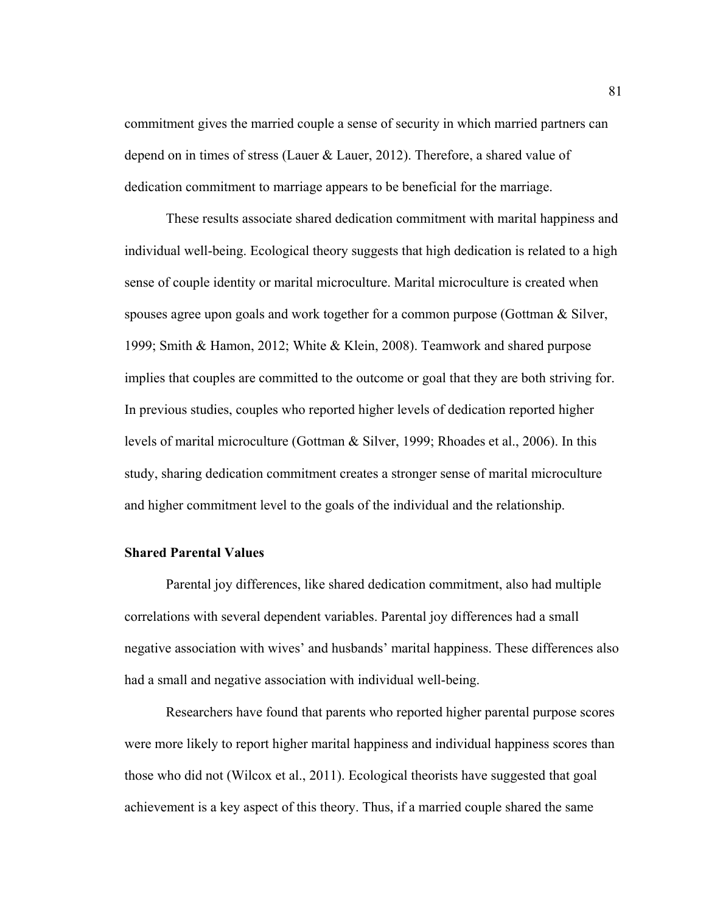commitment gives the married couple a sense of security in which married partners can depend on in times of stress (Lauer & Lauer, 2012). Therefore, a shared value of dedication commitment to marriage appears to be beneficial for the marriage.

These results associate shared dedication commitment with marital happiness and individual well-being. Ecological theory suggests that high dedication is related to a high sense of couple identity or marital microculture. Marital microculture is created when spouses agree upon goals and work together for a common purpose (Gottman & Silver, 1999; Smith & Hamon, 2012; White & Klein, 2008). Teamwork and shared purpose implies that couples are committed to the outcome or goal that they are both striving for. In previous studies, couples who reported higher levels of dedication reported higher levels of marital microculture (Gottman & Silver, 1999; Rhoades et al., 2006). In this study, sharing dedication commitment creates a stronger sense of marital microculture and higher commitment level to the goals of the individual and the relationship.

### Shared Parental Values

Parental joy differences, like shared dedication commitment, also had multiple correlations with several dependent variables. Parental joy differences had a small negative association with wives' and husbands' marital happiness. These differences also had a small and negative association with individual well-being.

Researchers have found that parents who reported higher parental purpose scores were more likely to report higher marital happiness and individual happiness scores than those who did not (Wilcox et al., 2011). Ecological theorists have suggested that goal achievement is a key aspect of this theory. Thus, if a married couple shared the same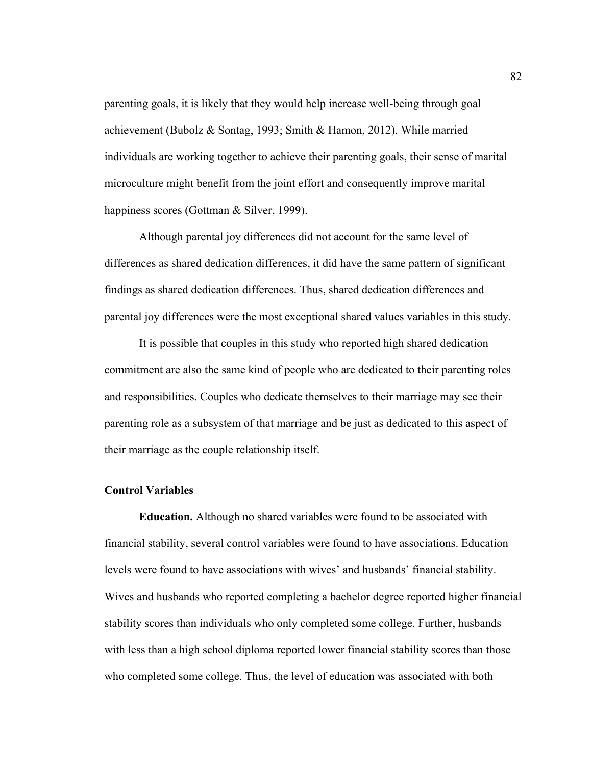parenting goals, it is likely that they would help increase well-being through goal achievement (Bubolz & Sontag, 1993; Smith & Hamon, 2012). While married individuals are working together to achieve their parenting goals, their sense of marital microculture might benefit from the joint effort and consequently improve marital happiness scores (Gottman & Silver, 1999).

Although parental joy differences did not account for the same level of differences as shared dedication differences, it did have the same pattern of significant findings as shared dedication differences. Thus, shared dedication differences and parental joy differences were the most exceptional shared values variables in this study.

It is possible that couples in this study who reported high shared dedication commitment are also the same kind of people who are dedicated to their parenting roles and responsibilities. Couples who dedicate themselves to their marriage may see their parenting role as a subsystem of that marriage and be just as dedicated to this aspect of their marriage as the couple relationship itself.

### Control Variables

**Education.** Although no shared variables were found to be associated with financial stability, several control variables were found to have associations. Education levels were found to have associations with wives' and husbands' financial stability. Wives and husbands who reported completing a bachelor degree reported higher financial stability scores than individuals who only completed some college. Further, husbands with less than a high school diploma reported lower financial stability scores than those who completed some college. Thus, the level of education was associated with both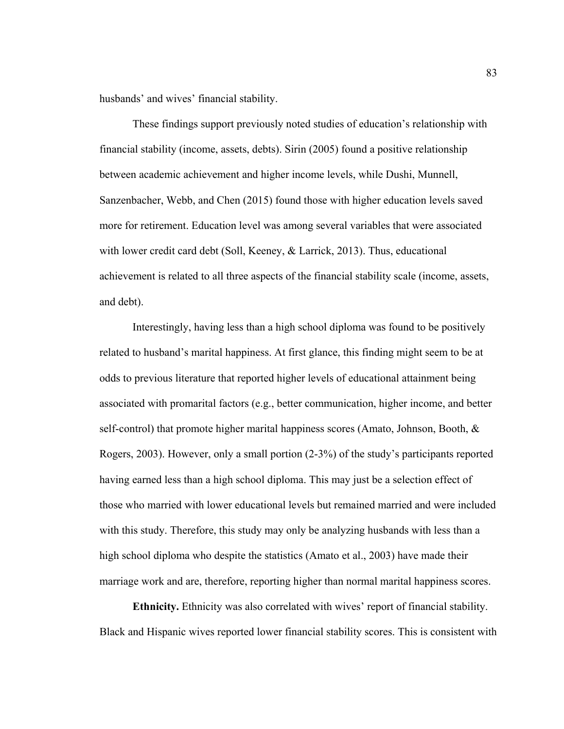husbands' and wives' financial stability.

These findings support previously noted studies of education's relationship with financial stability (income, assets, debts). Sirin (2005) found a positive relationship between academic achievement and higher income levels, while Dushi, Munnell, Sanzenbacher, Webb, and Chen (2015) found those with higher education levels saved more for retirement. Education level was among several variables that were associated with lower credit card debt (Soll, Keeney, & Larrick, 2013). Thus, educational achievement is related to all three aspects of the financial stability scale (income, assets, and debt).

Interestingly, having less than a high school diploma was found to be positively related to husband's marital happiness. At first glance, this finding might seem to be at odds to previous literature that reported higher levels of educational attainment being associated with promarital factors (e.g., better communication, higher income, and better self-control) that promote higher marital happiness scores (Amato, Johnson, Booth, & Rogers, 2003). However, only a small portion (2-3%) of the study's participants reported having earned less than a high school diploma. This may just be a selection effect of those who married with lower educational levels but remained married and were included with this study. Therefore, this study may only be analyzing husbands with less than a high school diploma who despite the statistics (Amato et al., 2003) have made their marriage work and are, therefore, reporting higher than normal marital happiness scores.

**Ethnicity.** Ethnicity was also correlated with wives' report of financial stability. Black and Hispanic wives reported lower financial stability scores. This is consistent with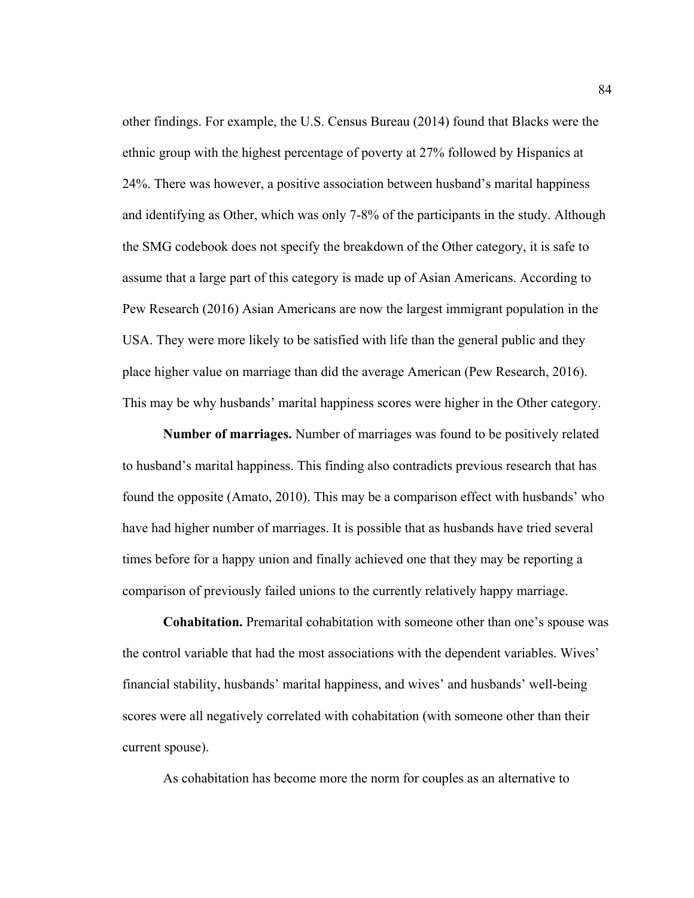other findings. For example, the U.S. Census Bureau (2014) found that Blacks were the ethnic group with the highest percentage of poverty at 27% followed by Hispanics at 24%. There was however, a positive association between husband's marital happiness and identifying as Other, which was only 7-8% of the participants in the study. Although the SMG codebook does not specify the breakdown of the Other category, it is safe to assume that a large part of this category is made up of Asian Americans. According to Pew Research (2016) Asian Americans are now the largest immigrant population in the USA. They were more likely to be satisfied with life than the general public and they place higher value on marriage than did the average American (Pew Research, 2016). This may be why husbands' marital happiness scores were higher in the Other category.

**Number of marriages.** Number of marriages was found to be positively related to husband's marital happiness. This finding also contradicts previous research that has found the opposite (Amato, 2010). This may be a comparison effect with husbands' who have had higher number of marriages. It is possible that as husbands have tried several times before for a happy union and finally achieved one that they may be reporting a comparison of previously failed unions to the currently relatively happy marriage.

**Cohabitation.** Premarital cohabitation with someone other than one's spouse was the control variable that had the most associations with the dependent variables. Wives' financial stability, husbands' marital happiness, and wives' and husbands' well-being scores were all negatively correlated with cohabitation (with someone other than their current spouse).

As cohabitation has become more the norm for couples as an alternative to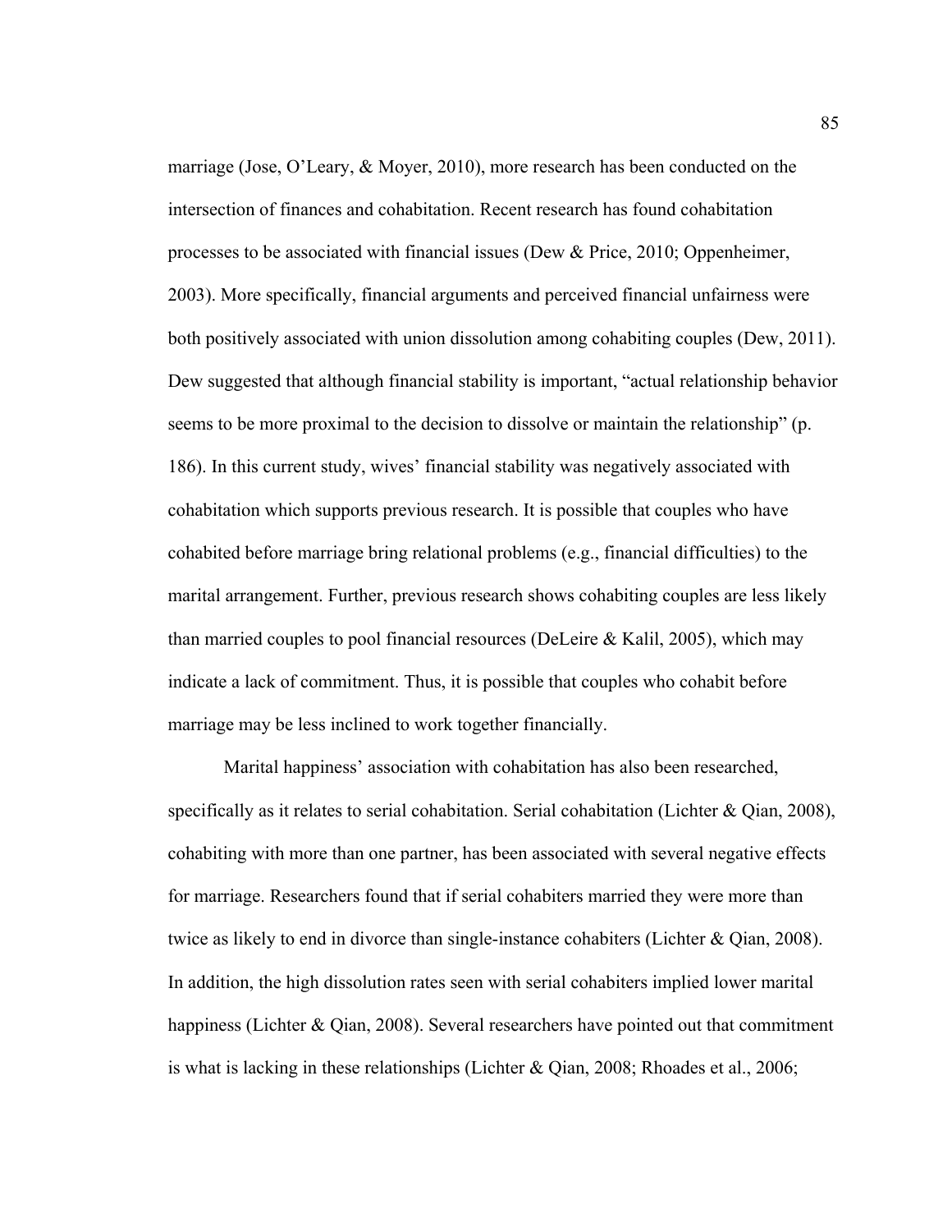marriage (Jose, O'Leary, & Moyer, 2010), more research has been conducted on the intersection of finances and cohabitation. Recent research has found cohabitation processes to be associated with financial issues (Dew & Price, 2010; Oppenheimer, 2003). More specifically, financial arguments and perceived financial unfairness were both positively associated with union dissolution among cohabiting couples (Dew, 2011). Dew suggested that although financial stability is important, "actual relationship behavior seems to be more proximal to the decision to dissolve or maintain the relationship" (p. 186). In this current study, wives' financial stability was negatively associated with cohabitation which supports previous research. It is possible that couples who have cohabited before marriage bring relational problems (e.g., financial difficulties) to the marital arrangement. Further, previous research shows cohabiting couples are less likely than married couples to pool financial resources (DeLeire & Kalil, 2005), which may indicate a lack of commitment. Thus, it is possible that couples who cohabit before marriage may be less inclined to work together financially.

Marital happiness' association with cohabitation has also been researched, specifically as it relates to serial cohabitation. Serial cohabitation (Lichter & Qian, 2008), cohabiting with more than one partner, has been associated with several negative effects for marriage. Researchers found that if serial cohabiters married they were more than twice as likely to end in divorce than single-instance cohabiters (Lichter & Qian, 2008). In addition, the high dissolution rates seen with serial cohabiters implied lower marital happiness (Lichter & Qian, 2008). Several researchers have pointed out that commitment is what is lacking in these relationships (Lichter & Qian, 2008; Rhoades et al., 2006;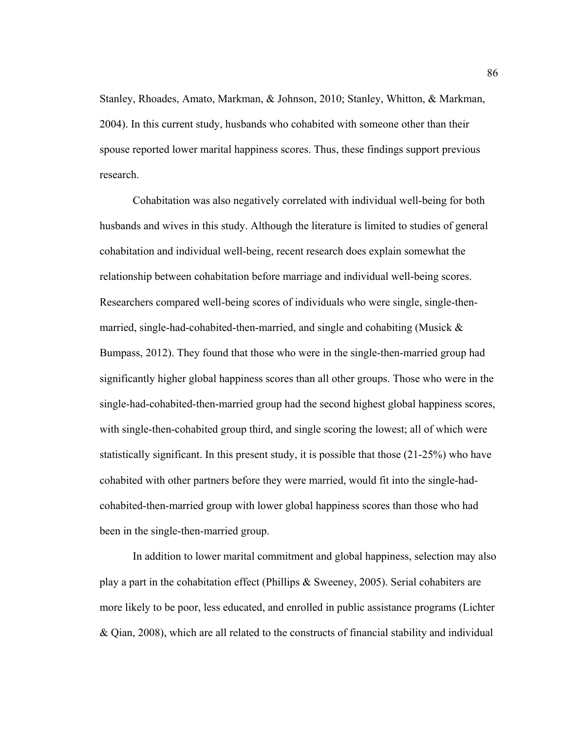Stanley, Rhoades, Amato, Markman, & Johnson, 2010; Stanley, Whitton, & Markman, 2004). In this current study, husbands who cohabited with someone other than their spouse reported lower marital happiness scores. Thus, these findings support previous research.

Cohabitation was also negatively correlated with individual well-being for both husbands and wives in this study. Although the literature is limited to studies of general cohabitation and individual well-being, recent research does explain somewhat the relationship between cohabitation before marriage and individual well-being scores. Researchers compared well-being scores of individuals who were single, single-then-married, single-had-cohabited-then-married, and single and cohabiting (Musick & Bumpass, 2012). They found that those who were in the single-then-married group had significantly higher global happiness scores than all other groups. Those who were in the single-had-cohabited-then-married group had the second highest global happiness scores, with single-then-cohabited group third, and single scoring the lowest; all of which were statistically significant. In this present study, it is possible that those (21-25%) who have cohabited with other partners before they were married, would fit into the single-had-cohabited-then-married group with lower global happiness scores than those who had been in the single-then-married group.

In addition to lower marital commitment and global happiness, selection may also play a part in the cohabitation effect (Phillips & Sweeney, 2005). Serial cohabiters are more likely to be poor, less educated, and enrolled in public assistance programs (Lichter & Qian, 2008), which are all related to the constructs of financial stability and individual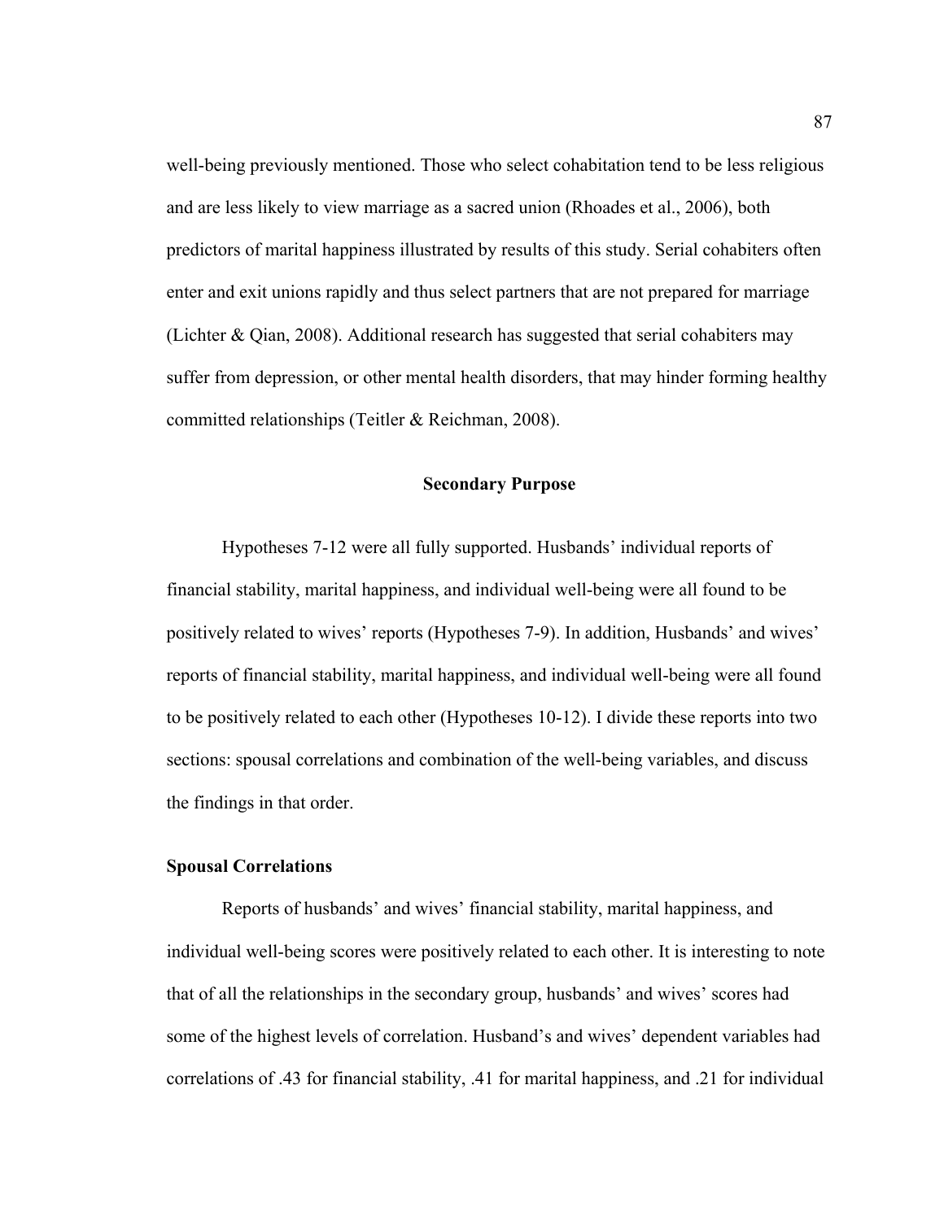well-being previously mentioned. Those who select cohabitation tend to be less religious and are less likely to view marriage as a sacred union (Rhoades et al., 2006), both predictors of marital happiness illustrated by results of this study. Serial cohabiters often enter and exit unions rapidly and thus select partners that are not prepared for marriage (Lichter & Qian, 2008). Additional research has suggested that serial cohabiters may suffer from depression, or other mental health disorders, that may hinder forming healthy committed relationships (Teitler & Reichman, 2008).

## Secondary Purpose

Hypotheses 7-12 were all fully supported. Husbands' individual reports of financial stability, marital happiness, and individual well-being were all found to be positively related to wives' reports (Hypotheses 7-9). In addition, Husbands' and wives' reports of financial stability, marital happiness, and individual well-being were all found to be positively related to each other (Hypotheses 10-12). I divide these reports into two sections: spousal correlations and combination of the well-being variables, and discuss the findings in that order.

### Spousal Correlations

Reports of husbands' and wives' financial stability, marital happiness, and individual well-being scores were positively related to each other. It is interesting to note that of all the relationships in the secondary group, husbands' and wives' scores had some of the highest levels of correlation. Husband's and wives' dependent variables had correlations of .43 for financial stability, .41 for marital happiness, and .21 for individual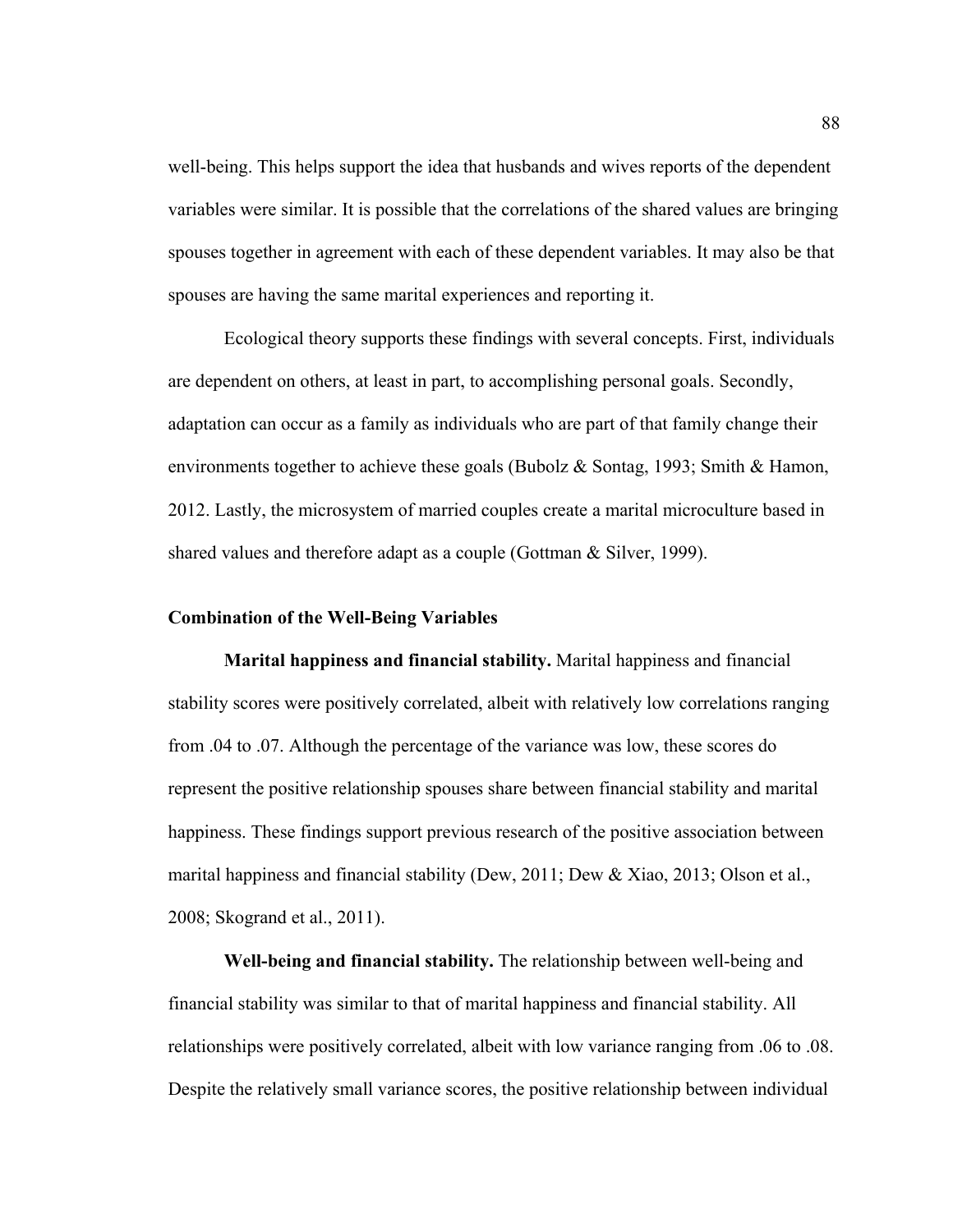well-being. This helps support the idea that husbands and wives reports of the dependent variables were similar. It is possible that the correlations of the shared values are bringing spouses together in agreement with each of these dependent variables. It may also be that spouses are having the same marital experiences and reporting it.

Ecological theory supports these findings with several concepts. First, individuals are dependent on others, at least in part, to accomplishing personal goals. Secondly, adaptation can occur as a family as individuals who are part of that family change their environments together to achieve these goals (Bubolz & Sontag, 1993; Smith & Hamon, 2012. Lastly, the microsystem of married couples create a marital microculture based in shared values and therefore adapt as a couple (Gottman & Silver, 1999).

### Combination of the Well-Being Variables

**Marital happiness and financial stability.** Marital happiness and financial stability scores were positively correlated, albeit with relatively low correlations ranging from .04 to .07. Although the percentage of the variance was low, these scores do represent the positive relationship spouses share between financial stability and marital happiness. These findings support previous research of the positive association between marital happiness and financial stability (Dew, 2011; Dew & Xiao, 2013; Olson et al., 2008; Skogrand et al., 2011).

**Well-being and financial stability.** The relationship between well-being and financial stability was similar to that of marital happiness and financial stability. All relationships were positively correlated, albeit with low variance ranging from .06 to .08. Despite the relatively small variance scores, the positive relationship between individual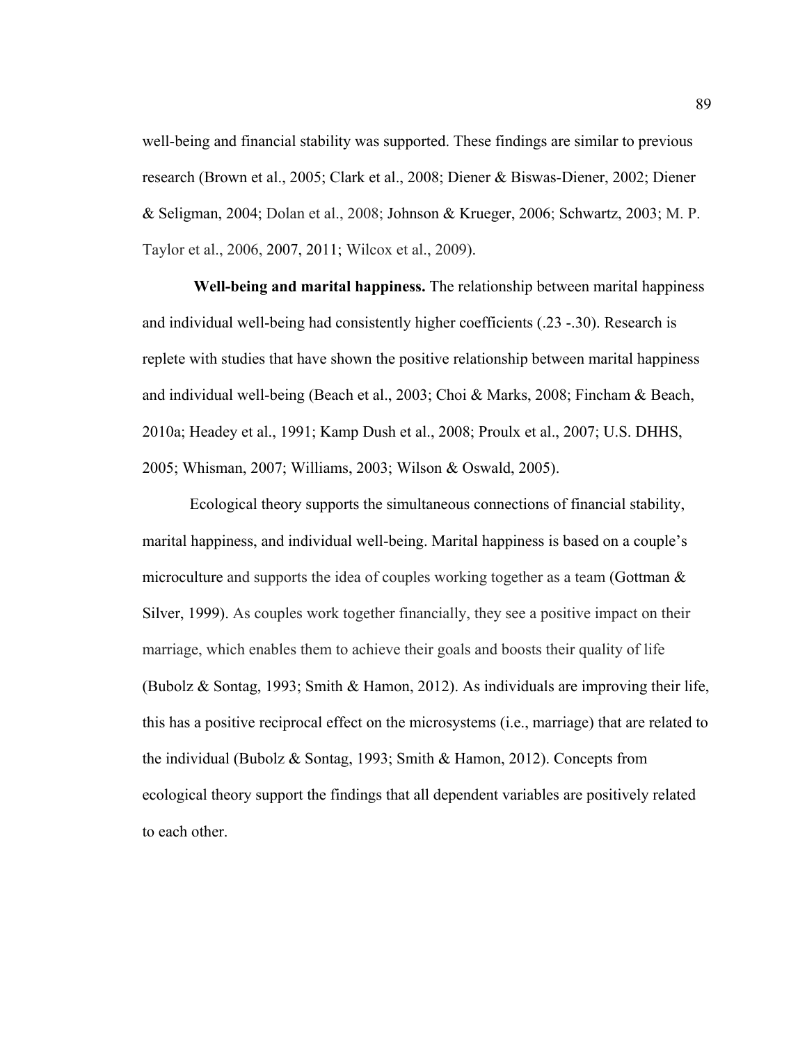well-being and financial stability was supported. These findings are similar to previous research (Brown et al., 2005; Clark et al., 2008; Diener & Biswas-Diener, 2002; Diener & Seligman, 2004; Dolan et al., 2008; Johnson & Krueger, 2006; Schwartz, 2003; M. P. Taylor et al., 2006, 2007, 2011; Wilcox et al., 2009).

**Well-being and marital happiness.** The relationship between marital happiness and individual well-being had consistently higher coefficients (.23 -.30). Research is replete with studies that have shown the positive relationship between marital happiness and individual well-being (Beach et al., 2003; Choi & Marks, 2008; Fincham & Beach, 2010a; Headey et al., 1991; Kamp Dush et al., 2008; Proulx et al., 2007; U.S. DHHS, 2005; Whisman, 2007; Williams, 2003; Wilson & Oswald, 2005).

Ecological theory supports the simultaneous connections of financial stability, marital happiness, and individual well-being. Marital happiness is based on a couple's microculture and supports the idea of couples working together as a team (Gottman & Silver, 1999). As couples work together financially, they see a positive impact on their marriage, which enables them to achieve their goals and boosts their quality of life (Bubolz & Sontag, 1993; Smith & Hamon, 2012). As individuals are improving their life, this has a positive reciprocal effect on the microsystems (i.e., marriage) that are related to the individual (Bubolz & Sontag, 1993; Smith & Hamon, 2012). Concepts from ecological theory support the findings that all dependent variables are positively related to each other.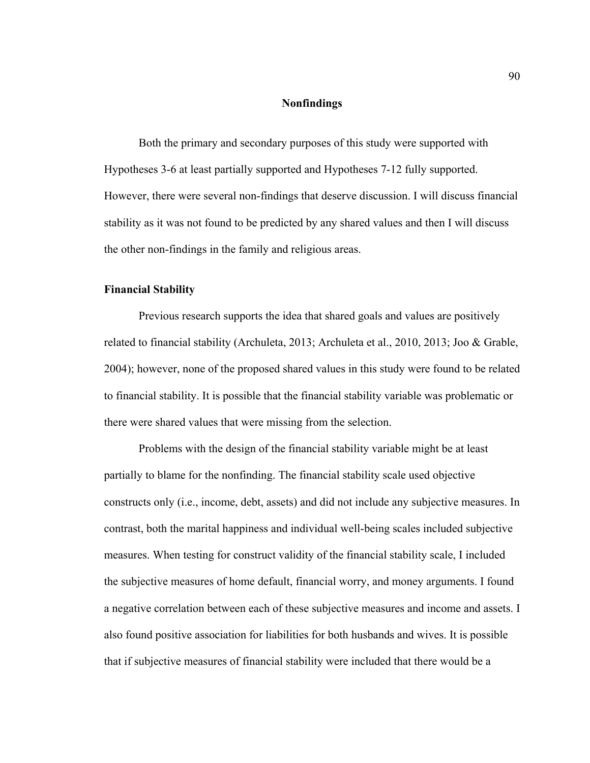## Nonfindings

Both the primary and secondary purposes of this study were supported with Hypotheses 3-6 at least partially supported and Hypotheses 7-12 fully supported. However, there were several non-findings that deserve discussion. I will discuss financial stability as it was not found to be predicted by any shared values and then I will discuss the other non-findings in the family and religious areas.

### Financial Stability

Previous research supports the idea that shared goals and values are positively related to financial stability (Archuleta, 2013; Archuleta et al., 2010, 2013; Joo & Grable, 2004); however, none of the proposed shared values in this study were found to be related to financial stability. It is possible that the financial stability variable was problematic or there were shared values that were missing from the selection.

Problems with the design of the financial stability variable might be at least partially to blame for the nonfinding. The financial stability scale used objective constructs only (i.e., income, debt, assets) and did not include any subjective measures. In contrast, both the marital happiness and individual well-being scales included subjective measures. When testing for construct validity of the financial stability scale, I included the subjective measures of home default, financial worry, and money arguments. I found a negative correlation between each of these subjective measures and income and assets. I also found positive association for liabilities for both husbands and wives. It is possible that if subjective measures of financial stability were included that there would be a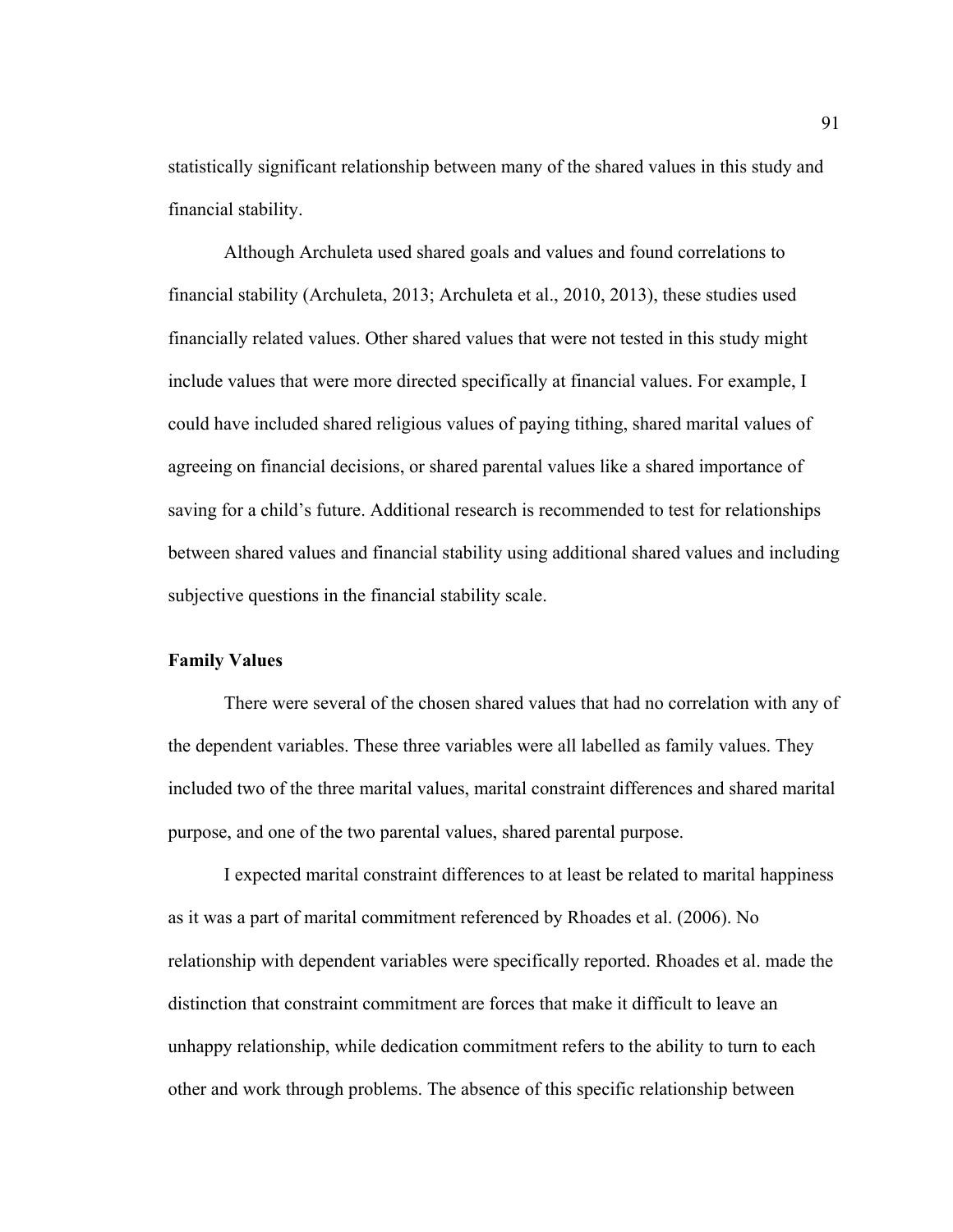statistically significant relationship between many of the shared values in this study and financial stability.

Although Archuleta used shared goals and values and found correlations to financial stability (Archuleta, 2013; Archuleta et al., 2010, 2013), these studies used financially related values. Other shared values that were not tested in this study might include values that were more directed specifically at financial values. For example, I could have included shared religious values of paying tithing, shared marital values of agreeing on financial decisions, or shared parental values like a shared importance of saving for a child's future. Additional research is recommended to test for relationships between shared values and financial stability using additional shared values and including subjective questions in the financial stability scale.

**Family Values**

There were several of the chosen shared values that had no correlation with any of the dependent variables. These three variables were all labelled as family values. They included two of the three marital values, marital constraint differences and shared marital purpose, and one of the two parental values, shared parental purpose.

I expected marital constraint differences to at least be related to marital happiness as it was a part of marital commitment referenced by Rhoades et al. (2006). No relationship with dependent variables were specifically reported. Rhoades et al. made the distinction that constraint commitment are forces that make it difficult to leave an unhappy relationship, while dedication commitment refers to the ability to turn to each other and work through problems. The absence of this specific relationship between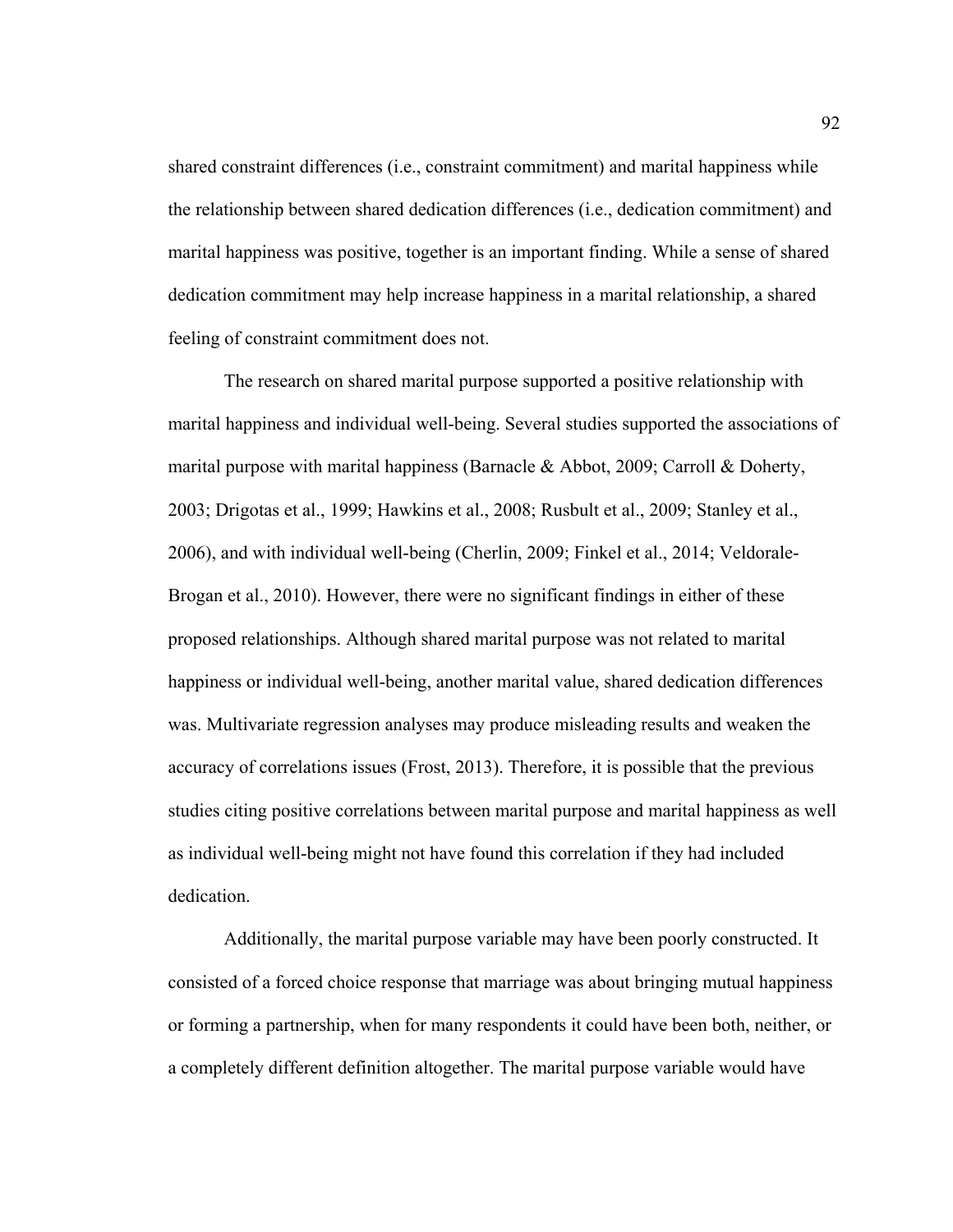shared constraint differences (i.e., constraint commitment) and marital happiness while the relationship between shared dedication differences (i.e., dedication commitment) and marital happiness was positive, together is an important finding. While a sense of shared dedication commitment may help increase happiness in a marital relationship, a shared feeling of constraint commitment does not.

The research on shared marital purpose supported a positive relationship with marital happiness and individual well-being. Several studies supported the associations of marital purpose with marital happiness (Barnacle & Abbot, 2009; Carroll & Doherty, 2003; Drigotas et al., 1999; Hawkins et al., 2008; Rusbult et al., 2009; Stanley et al., 2006), and with individual well-being (Cherlin, 2009; Finkel et al., 2014; Veldorale-Brogan et al., 2010). However, there were no significant findings in either of these proposed relationships. Although shared marital purpose was not related to marital happiness or individual well-being, another marital value, shared dedication differences was. Multivariate regression analyses may produce misleading results and weaken the accuracy of correlations issues (Frost, 2013). Therefore, it is possible that the previous studies citing positive correlations between marital purpose and marital happiness as well as individual well-being might not have found this correlation if they had included dedication.

Additionally, the marital purpose variable may have been poorly constructed. It consisted of a forced choice response that marriage was about bringing mutual happiness or forming a partnership, when for many respondents it could have been both, neither, or a completely different definition altogether. The marital purpose variable would have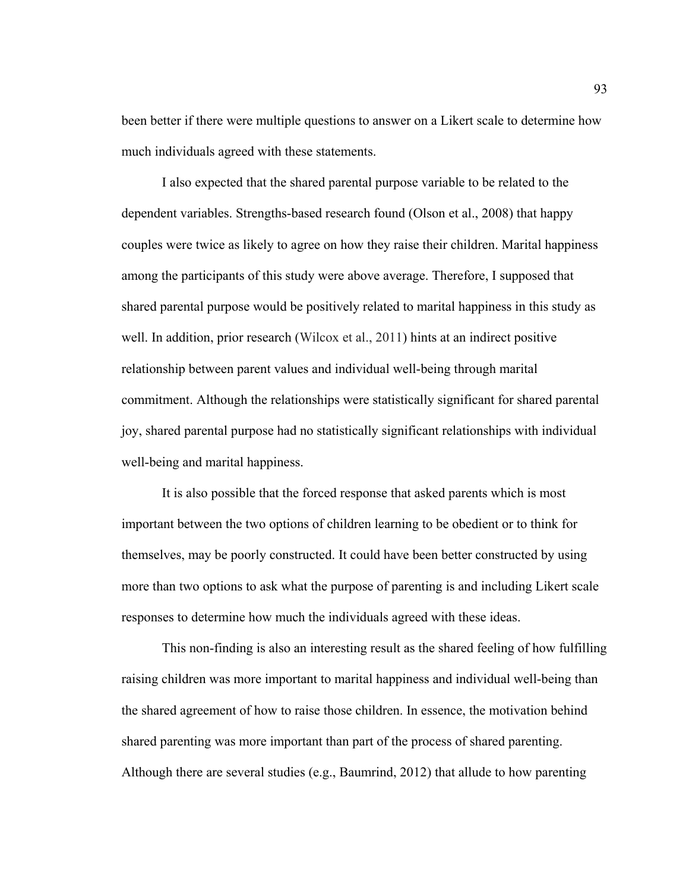been better if there were multiple questions to answer on a Likert scale to determine how much individuals agreed with these statements.

I also expected that the shared parental purpose variable to be related to the dependent variables. Strengths-based research found (Olson et al., 2008) that happy couples were twice as likely to agree on how they raise their children. Marital happiness among the participants of this study were above average. Therefore, I supposed that shared parental purpose would be positively related to marital happiness in this study as well. In addition, prior research (Wilcox et al., 2011) hints at an indirect positive relationship between parent values and individual well-being through marital commitment. Although the relationships were statistically significant for shared parental joy, shared parental purpose had no statistically significant relationships with individual well-being and marital happiness.

It is also possible that the forced response that asked parents which is most important between the two options of children learning to be obedient or to think for themselves, may be poorly constructed. It could have been better constructed by using more than two options to ask what the purpose of parenting is and including Likert scale responses to determine how much the individuals agreed with these ideas.

This non-finding is also an interesting result as the shared feeling of how fulfilling raising children was more important to marital happiness and individual well-being than the shared agreement of how to raise those children. In essence, the motivation behind shared parenting was more important than part of the process of shared parenting. Although there are several studies (e.g., Baumrind, 2012) that allude to how parenting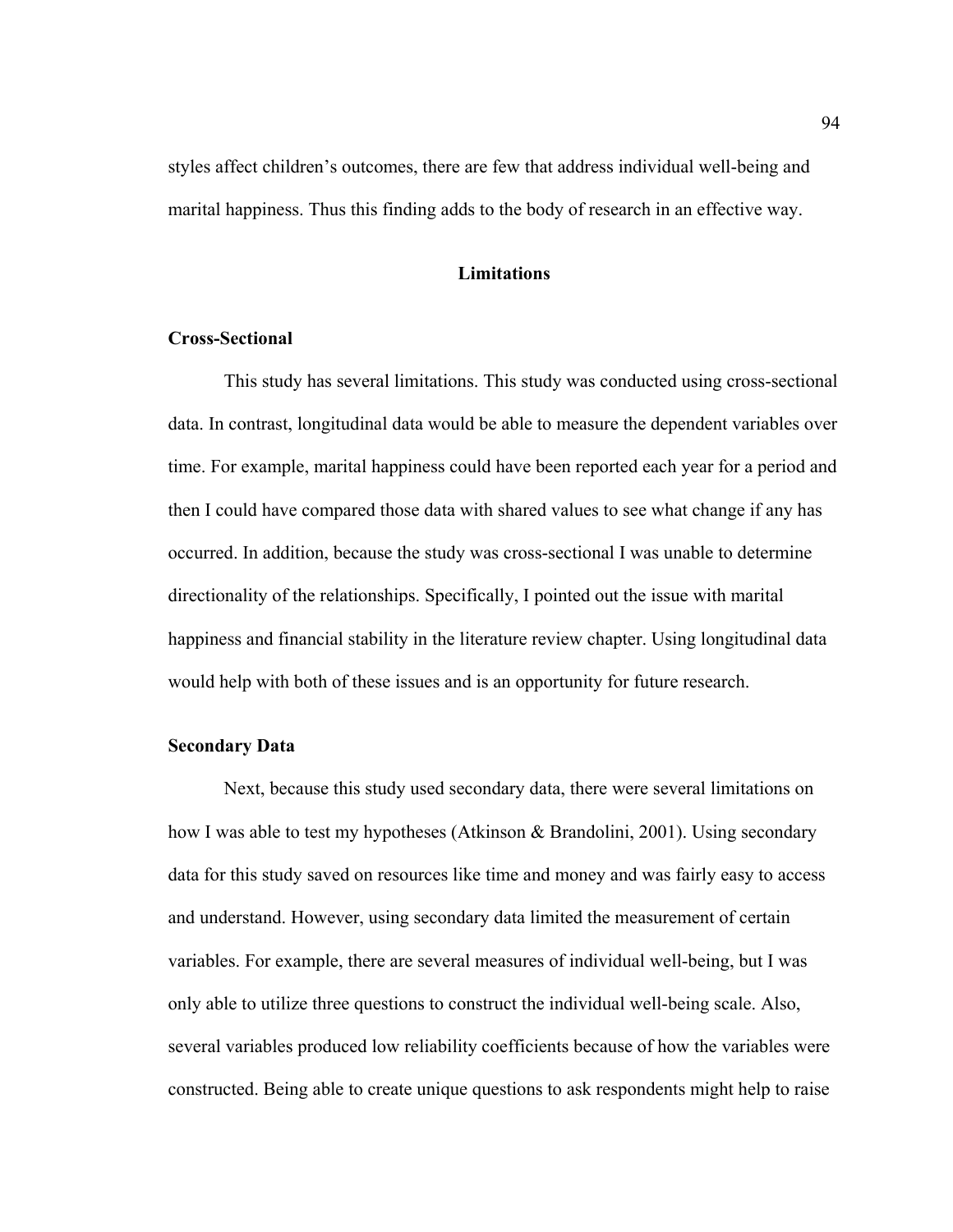styles affect children's outcomes, there are few that address individual well-being and marital happiness. Thus this finding adds to the body of research in an effective way.

## Limitations

### Cross-Sectional

This study has several limitations. This study was conducted using cross-sectional data. In contrast, longitudinal data would be able to measure the dependent variables over time. For example, marital happiness could have been reported each year for a period and then I could have compared those data with shared values to see what change if any has occurred. In addition, because the study was cross-sectional I was unable to determine directionality of the relationships. Specifically, I pointed out the issue with marital happiness and financial stability in the literature review chapter. Using longitudinal data would help with both of these issues and is an opportunity for future research.

### Secondary Data

Next, because this study used secondary data, there were several limitations on how I was able to test my hypotheses (Atkinson & Brandolini, 2001). Using secondary data for this study saved on resources like time and money and was fairly easy to access and understand. However, using secondary data limited the measurement of certain variables. For example, there are several measures of individual well-being, but I was only able to utilize three questions to construct the individual well-being scale. Also, several variables produced low reliability coefficients because of how the variables were constructed. Being able to create unique questions to ask respondents might help to raise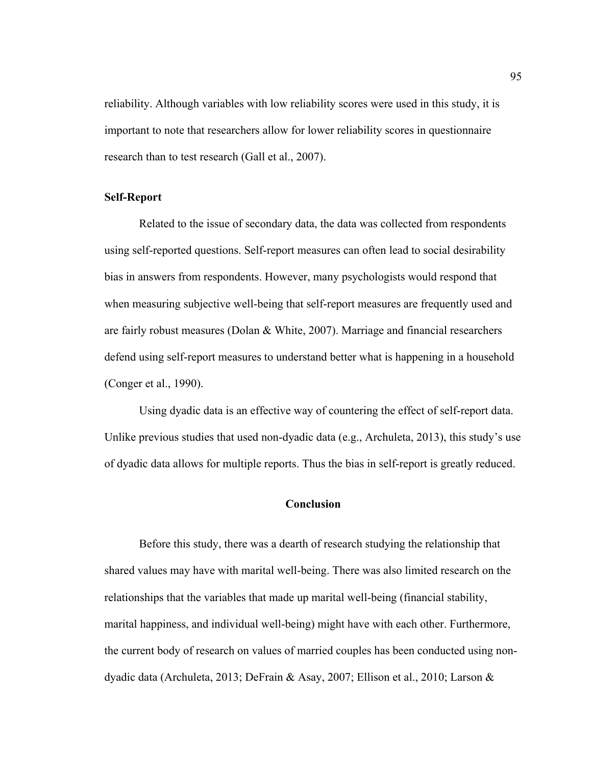reliability. Although variables with low reliability scores were used in this study, it is important to note that researchers allow for lower reliability scores in questionnaire research than to test research (Gall et al., 2007).

### Self-Report

Related to the issue of secondary data, the data was collected from respondents using self-reported questions. Self-report measures can often lead to social desirability bias in answers from respondents. However, many psychologists would respond that when measuring subjective well-being that self-report measures are frequently used and are fairly robust measures (Dolan & White, 2007). Marriage and financial researchers defend using self-report measures to understand better what is happening in a household (Conger et al., 1990).

Using dyadic data is an effective way of countering the effect of self-report data. Unlike previous studies that used non-dyadic data (e.g., Archuleta, 2013), this study's use of dyadic data allows for multiple reports. Thus the bias in self-report is greatly reduced.

## Conclusion

Before this study, there was a dearth of research studying the relationship that shared values may have with marital well-being. There was also limited research on the relationships that the variables that made up marital well-being (financial stability, marital happiness, and individual well-being) might have with each other. Furthermore, the current body of research on values of married couples has been conducted using non-dyadic data (Archuleta, 2013; DeFrain & Asay, 2007; Ellison et al., 2010; Larson &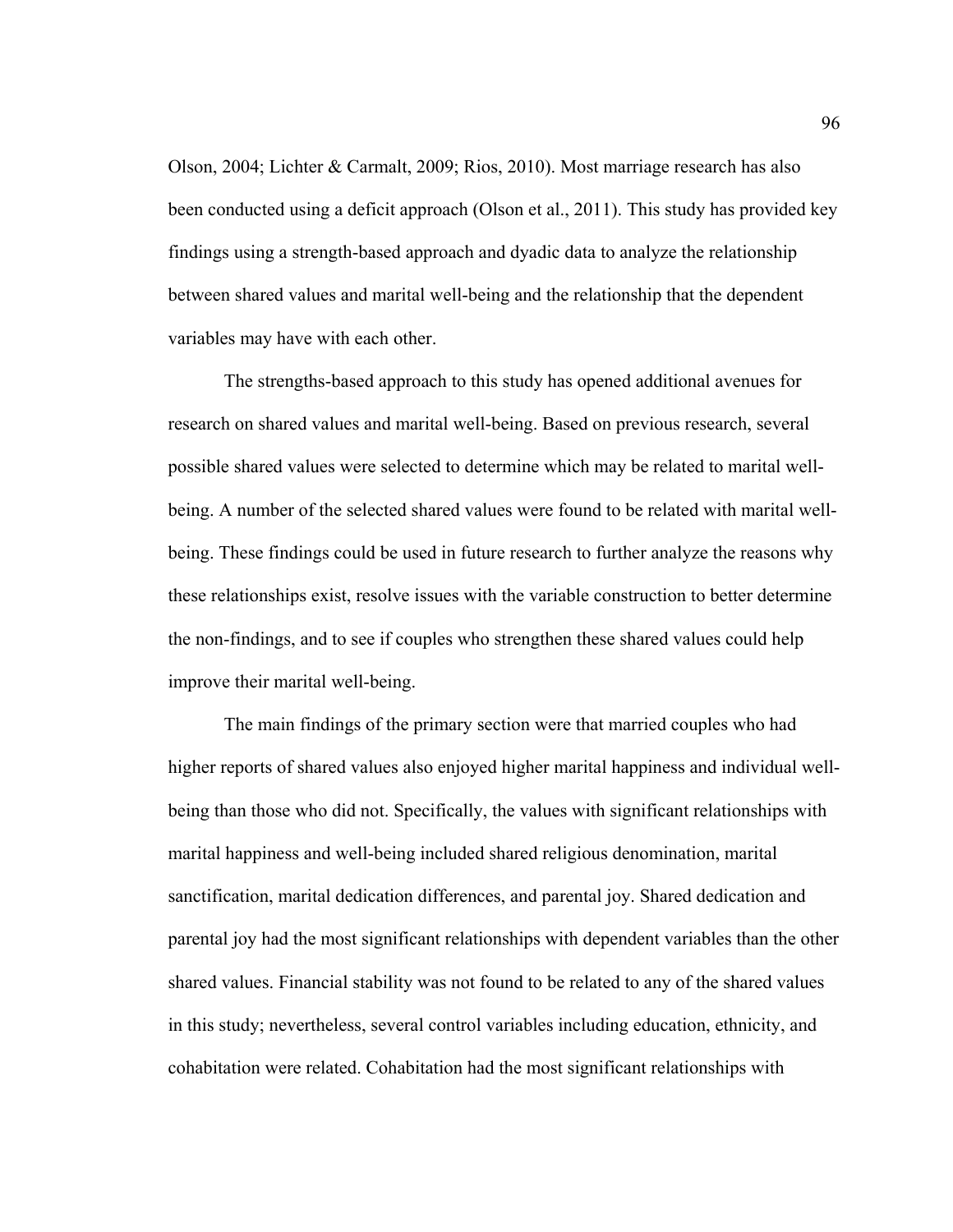Olson, 2004; Lichter & Carmalt, 2009; Rios, 2010). Most marriage research has also been conducted using a deficit approach (Olson et al., 2011). This study has provided key findings using a strength-based approach and dyadic data to analyze the relationship between shared values and marital well-being and the relationship that the dependent variables may have with each other.

The strengths-based approach to this study has opened additional avenues for research on shared values and marital well-being. Based on previous research, several possible shared values were selected to determine which may be related to marital well-being. A number of the selected shared values were found to be related with marital well-being. These findings could be used in future research to further analyze the reasons why these relationships exist, resolve issues with the variable construction to better determine the non-findings, and to see if couples who strengthen these shared values could help improve their marital well-being.

The main findings of the primary section were that married couples who had higher reports of shared values also enjoyed higher marital happiness and individual well-being than those who did not. Specifically, the values with significant relationships with marital happiness and well-being included shared religious denomination, marital sanctification, marital dedication differences, and parental joy. Shared dedication and parental joy had the most significant relationships with dependent variables than the other shared values. Financial stability was not found to be related to any of the shared values in this study; nevertheless, several control variables including education, ethnicity, and cohabitation were related. Cohabitation had the most significant relationships with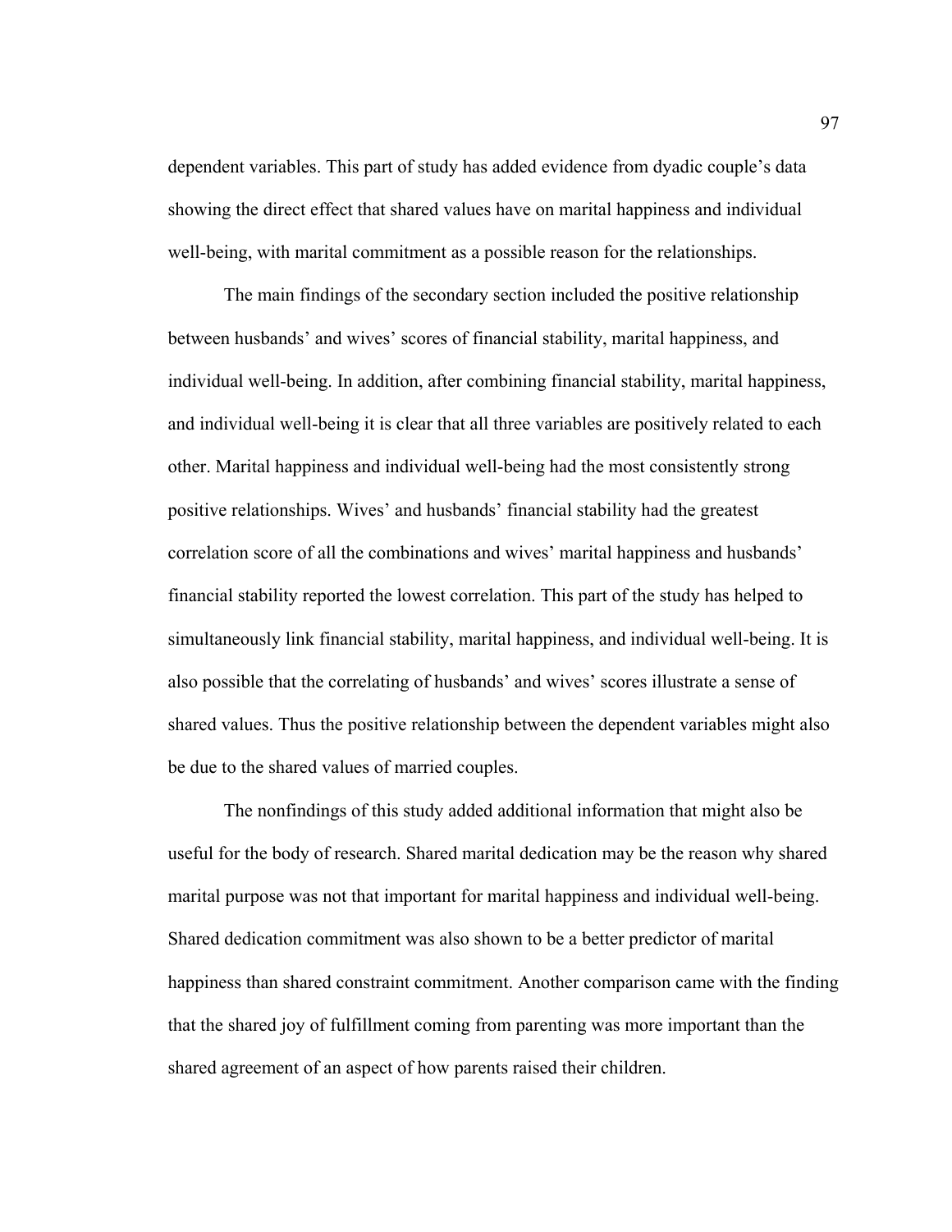dependent variables. This part of study has added evidence from dyadic couple's data showing the direct effect that shared values have on marital happiness and individual well-being, with marital commitment as a possible reason for the relationships.

The main findings of the secondary section included the positive relationship between husbands' and wives' scores of financial stability, marital happiness, and individual well-being. In addition, after combining financial stability, marital happiness, and individual well-being it is clear that all three variables are positively related to each other. Marital happiness and individual well-being had the most consistently strong positive relationships. Wives' and husbands' financial stability had the greatest correlation score of all the combinations and wives' marital happiness and husbands' financial stability reported the lowest correlation. This part of the study has helped to simultaneously link financial stability, marital happiness, and individual well-being. It is also possible that the correlating of husbands' and wives' scores illustrate a sense of shared values. Thus the positive relationship between the dependent variables might also be due to the shared values of married couples.

The nonfindings of this study added additional information that might also be useful for the body of research. Shared marital dedication may be the reason why shared marital purpose was not that important for marital happiness and individual well-being. Shared dedication commitment was also shown to be a better predictor of marital happiness than shared constraint commitment. Another comparison came with the finding that the shared joy of fulfillment coming from parenting was more important than the shared agreement of an aspect of how parents raised their children.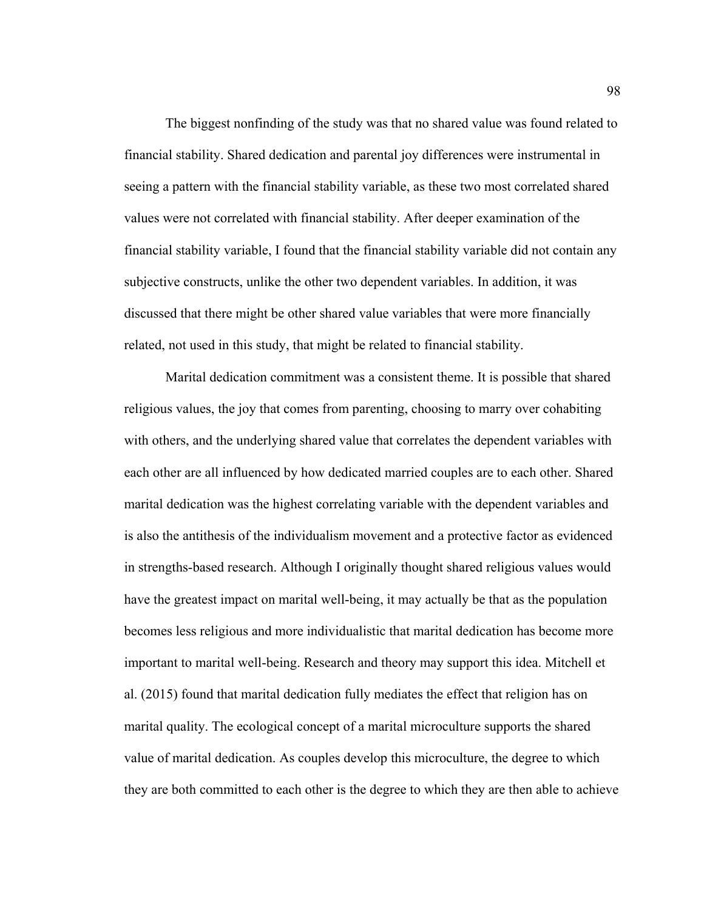The biggest nonfinding of the study was that no shared value was found related to financial stability. Shared dedication and parental joy differences were instrumental in seeing a pattern with the financial stability variable, as these two most correlated shared values were not correlated with financial stability. After deeper examination of the financial stability variable, I found that the financial stability variable did not contain any subjective constructs, unlike the other two dependent variables. In addition, it was discussed that there might be other shared value variables that were more financially related, not used in this study, that might be related to financial stability.

Marital dedication commitment was a consistent theme. It is possible that shared religious values, the joy that comes from parenting, choosing to marry over cohabiting with others, and the underlying shared value that correlates the dependent variables with each other are all influenced by how dedicated married couples are to each other. Shared marital dedication was the highest correlating variable with the dependent variables and is also the antithesis of the individualism movement and a protective factor as evidenced in strengths-based research. Although I originally thought shared religious values would have the greatest impact on marital well-being, it may actually be that as the population becomes less religious and more individualistic that marital dedication has become more important to marital well-being. Research and theory may support this idea. Mitchell et al. (2015) found that marital dedication fully mediates the effect that religion has on marital quality. The ecological concept of a marital microculture supports the shared value of marital dedication. As couples develop this microculture, the degree to which they are both committed to each other is the degree to which they are then able to achieve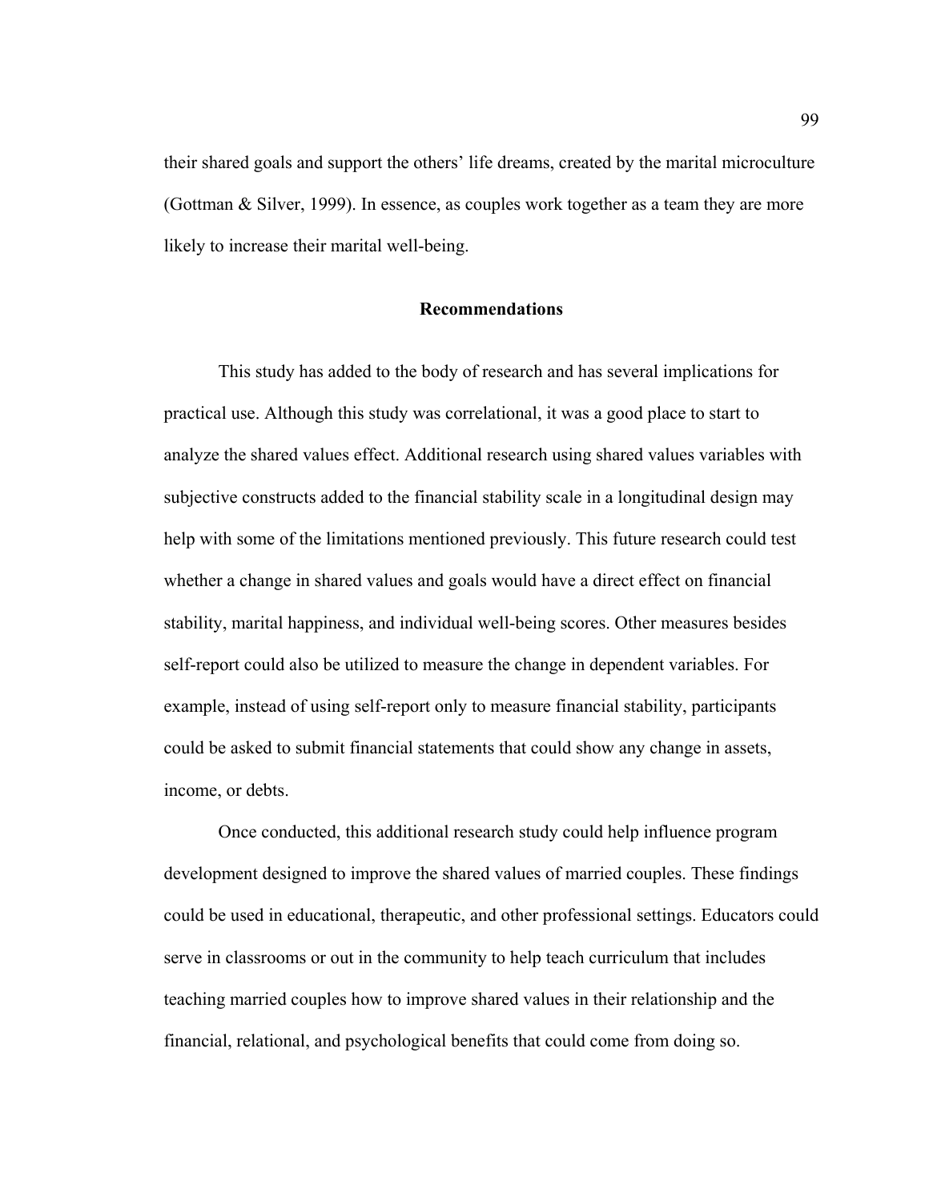their shared goals and support the others' life dreams, created by the marital microculture (Gottman & Silver, 1999). In essence, as couples work together as a team they are more likely to increase their marital well-being.

## Recommendations

This study has added to the body of research and has several implications for practical use. Although this study was correlational, it was a good place to start to analyze the shared values effect. Additional research using shared values variables with subjective constructs added to the financial stability scale in a longitudinal design may help with some of the limitations mentioned previously. This future research could test whether a change in shared values and goals would have a direct effect on financial stability, marital happiness, and individual well-being scores. Other measures besides self-report could also be utilized to measure the change in dependent variables. For example, instead of using self-report only to measure financial stability, participants could be asked to submit financial statements that could show any change in assets, income, or debts.

Once conducted, this additional research study could help influence program development designed to improve the shared values of married couples. These findings could be used in educational, therapeutic, and other professional settings. Educators could serve in classrooms or out in the community to help teach curriculum that includes teaching married couples how to improve shared values in their relationship and the financial, relational, and psychological benefits that could come from doing so.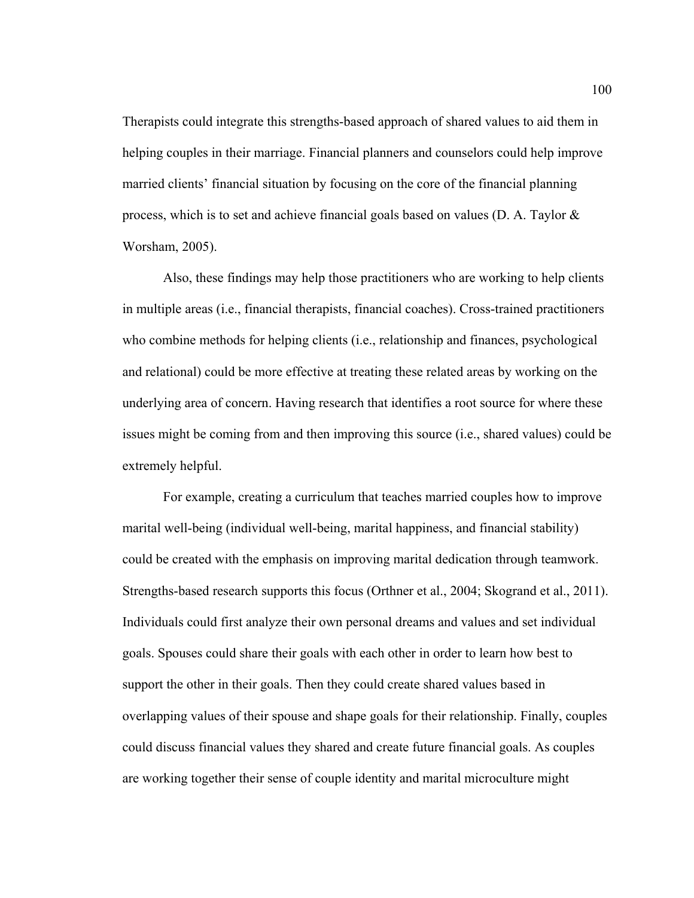Therapists could integrate this strengths-based approach of shared values to aid them in helping couples in their marriage. Financial planners and counselors could help improve married clients' financial situation by focusing on the core of the financial planning process, which is to set and achieve financial goals based on values (D. A. Taylor & Worsham, 2005).

Also, these findings may help those practitioners who are working to help clients in multiple areas (i.e., financial therapists, financial coaches). Cross-trained practitioners who combine methods for helping clients (i.e., relationship and finances, psychological and relational) could be more effective at treating these related areas by working on the underlying area of concern. Having research that identifies a root source for where these issues might be coming from and then improving this source (i.e., shared values) could be extremely helpful.

For example, creating a curriculum that teaches married couples how to improve marital well-being (individual well-being, marital happiness, and financial stability) could be created with the emphasis on improving marital dedication through teamwork. Strengths-based research supports this focus (Orthner et al., 2004; Skogrand et al., 2011). Individuals could first analyze their own personal dreams and values and set individual goals. Spouses could share their goals with each other in order to learn how best to support the other in their goals. Then they could create shared values based in overlapping values of their spouse and shape goals for their relationship. Finally, couples could discuss financial values they shared and create future financial goals. As couples are working together their sense of couple identity and marital microculture might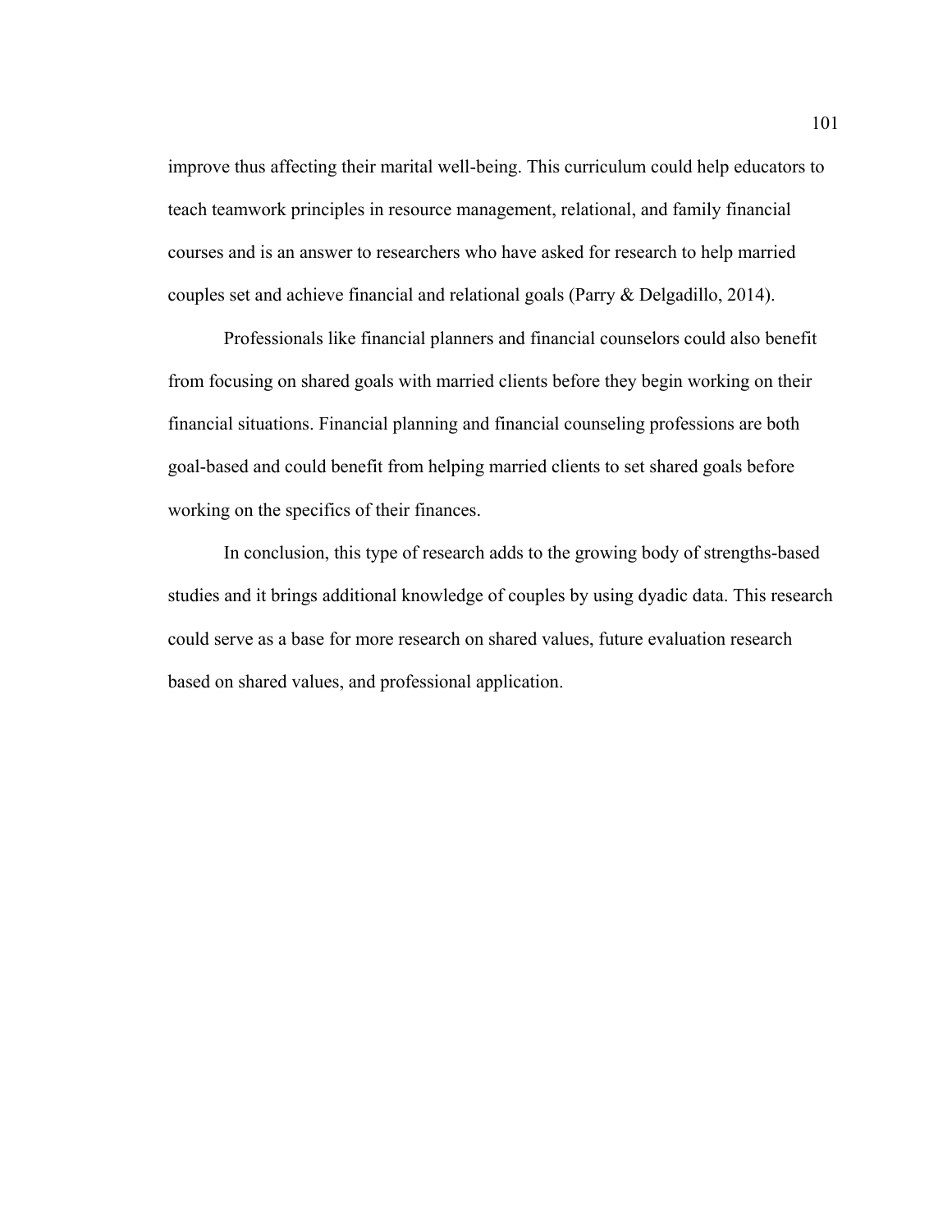improve thus affecting their marital well-being. This curriculum could help educators to teach teamwork principles in resource management, relational, and family financial courses and is an answer to researchers who have asked for research to help married couples set and achieve financial and relational goals (Parry & Delgadillo, 2014).

Professionals like financial planners and financial counselors could also benefit from focusing on shared goals with married clients before they begin working on their financial situations. Financial planning and financial counseling professions are both goal-based and could benefit from helping married clients to set shared goals before working on the specifics of their finances.

In conclusion, this type of research adds to the growing body of strengths-based studies and it brings additional knowledge of couples by using dyadic data. This research could serve as a base for more research on shared values, future evaluation research based on shared values, and professional application.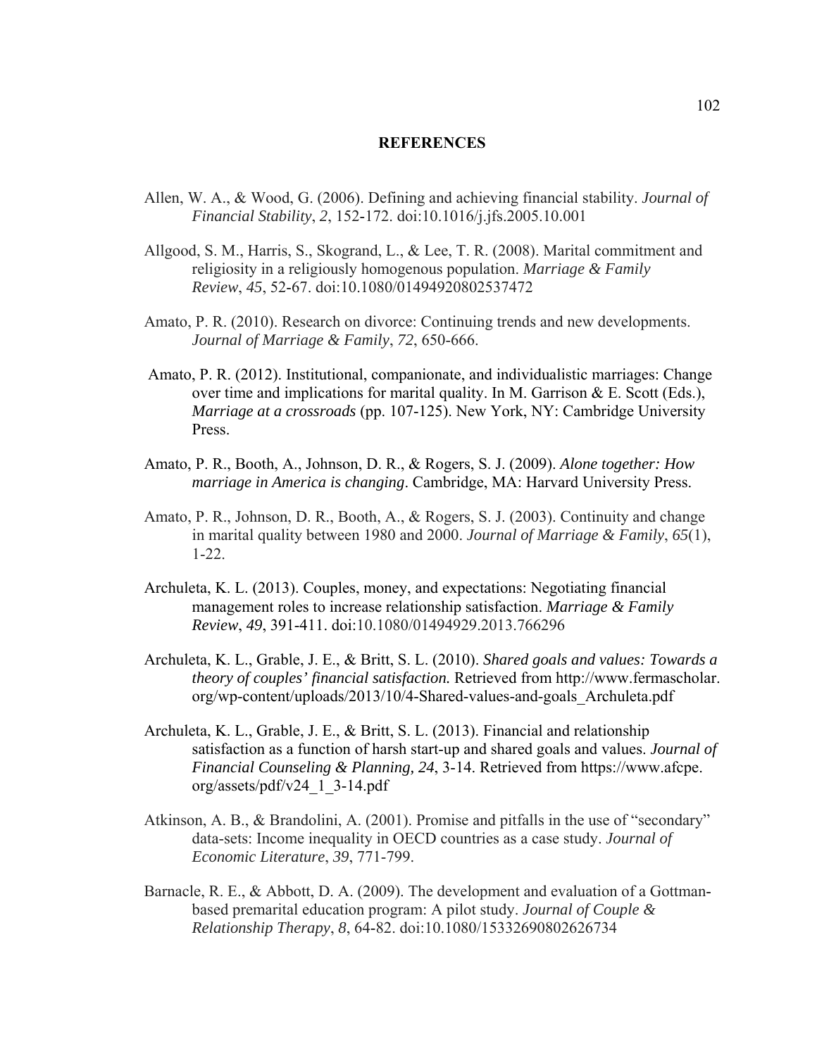# REFERENCES

Allen, W. A., & Wood, G. (2006). Defining and achieving financial stability. *Journal of Financial Stability*, *2*, 152-172. doi:10.1016/j.jfs.2005.10.001

Allgood, S. M., Harris, S., Skogrand, L., & Lee, T. R. (2008). Marital commitment and religiosity in a religiously homogenous population. *Marriage & Family Review*, *45*, 52-67. doi:10.1080/01494920802537472

Amato, P. R. (2010). Research on divorce: Continuing trends and new developments. *Journal of Marriage & Family*, *72*, 650-666.

Amato, P. R. (2012). Institutional, companionate, and individualistic marriages: Change over time and implications for marital quality. In M. Garrison & E. Scott (Eds.), *Marriage at a crossroads* (pp. 107-125). New York, NY: Cambridge University Press.

Amato, P. R., Booth, A., Johnson, D. R., & Rogers, S. J. (2009). *Alone together: How marriage in America is changing*. Cambridge, MA: Harvard University Press.

Amato, P. R., Johnson, D. R., Booth, A., & Rogers, S. J. (2003). Continuity and change in marital quality between 1980 and 2000. *Journal of Marriage & Family*, *65*(1), 1-22.

Archuleta, K. L. (2013). Couples, money, and expectations: Negotiating financial management roles to increase relationship satisfaction. *Marriage & Family Review*, *49*, 391-411. doi:10.1080/01494929.2013.766296

Archuleta, K. L., Grable, J. E., & Britt, S. L. (2010). *Shared goals and values: Towards a theory of couples' financial satisfaction.* Retrieved from http://www.fermascholar.org/wp-content/uploads/2013/10/4-Shared-values-and-goals_Archuleta.pdf

Archuleta, K. L., Grable, J. E., & Britt, S. L. (2013). Financial and relationship satisfaction as a function of harsh start-up and shared goals and values. *Journal of Financial Counseling & Planning, 24*, 3-14. Retrieved from https://www.afcpe.org/assets/pdf/v24_1_3-14.pdf

Atkinson, A. B., & Brandolini, A. (2001). Promise and pitfalls in the use of "secondary" data-sets: Income inequality in OECD countries as a case study. *Journal of Economic Literature*, *39*, 771-799.

Barnacle, R. E., & Abbott, D. A. (2009). The development and evaluation of a Gottman-based premarital education program: A pilot study. *Journal of Couple & Relationship Therapy*, *8*, 64-82. doi:10.1080/15332690802626734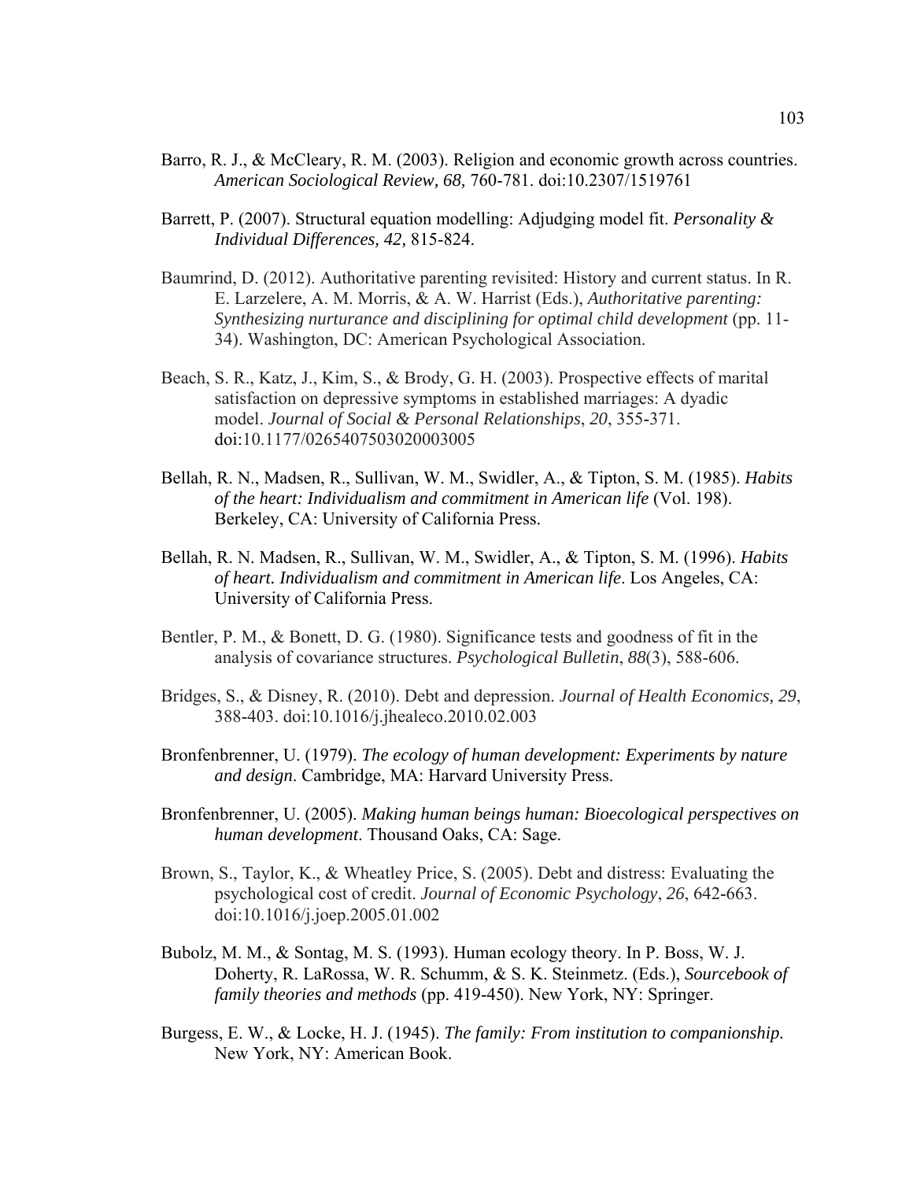Barro, R. J., & McCleary, R. M. (2003). Religion and economic growth across countries. *American Sociological Review, 68,* 760-781. doi:10.2307/1519761

Barrett, P. (2007). Structural equation modelling: Adjudging model fit. *Personality & Individual Differences, 42,* 815-824.

Baumrind, D. (2012). Authoritative parenting revisited: History and current status. In R. E. Larzelere, A. M. Morris, & A. W. Harrist (Eds.), *Authoritative parenting: Synthesizing nurturance and disciplining for optimal child development* (pp. 11-34). Washington, DC: American Psychological Association.

Beach, S. R., Katz, J., Kim, S., & Brody, G. H. (2003). Prospective effects of marital satisfaction on depressive symptoms in established marriages: A dyadic model. *Journal of Social & Personal Relationships*, *20*, 355-371. doi:10.1177/0265407503020003005

Bellah, R. N., Madsen, R., Sullivan, W. M., Swidler, A., & Tipton, S. M. (1985). *Habits of the heart: Individualism and commitment in American life* (Vol. 198). Berkeley, CA: University of California Press.

Bellah, R. N. Madsen, R., Sullivan, W. M., Swidler, A., & Tipton, S. M. (1996). *Habits of heart. Individualism and commitment in American life*. Los Angeles, CA: University of California Press.

Bentler, P. M., & Bonett, D. G. (1980). Significance tests and goodness of fit in the analysis of covariance structures. *Psychological Bulletin*, *88*(3), 588-606.

Bridges, S., & Disney, R. (2010). Debt and depression. *Journal of Health Economics, 29*, 388-403. doi:10.1016/j.jhealeco.2010.02.003

Bronfenbrenner, U. (1979). *The ecology of human development: Experiments by nature and design*. Cambridge, MA: Harvard University Press.

Bronfenbrenner, U. (2005). *Making human beings human: Bioecological perspectives on human development*. Thousand Oaks, CA: Sage.

Brown, S., Taylor, K., & Wheatley Price, S. (2005). Debt and distress: Evaluating the psychological cost of credit. *Journal of Economic Psychology*, *26*, 642-663. doi:10.1016/j.joep.2005.01.002

Bubolz, M. M., & Sontag, M. S. (1993). Human ecology theory. In P. Boss, W. J. Doherty, R. LaRossa, W. R. Schumm, & S. K. Steinmetz. (Eds.), *Sourcebook of family theories and methods* (pp. 419-450). New York, NY: Springer.

Burgess, E. W., & Locke, H. J. (1945). *The family: From institution to companionship.* New York, NY: American Book.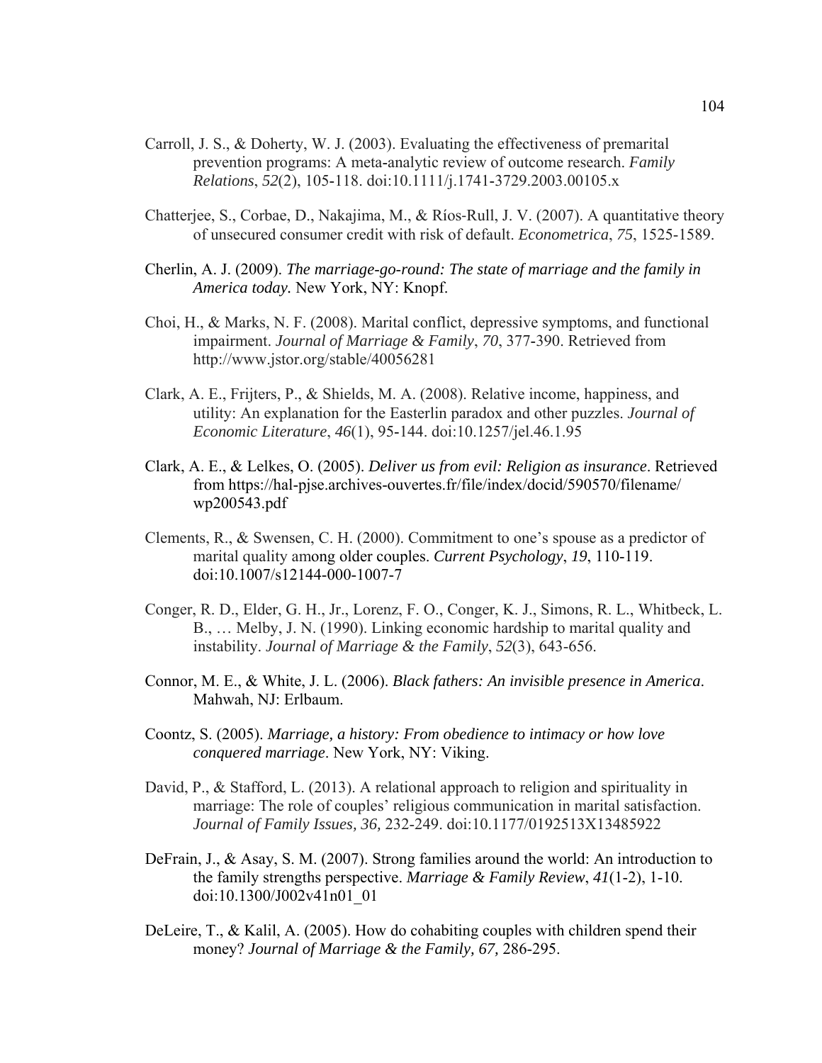Carroll, J. S., & Doherty, W. J. (2003). Evaluating the effectiveness of premarital prevention programs: A meta-analytic review of outcome research. *Family Relations*, *52*(2), 105-118. doi:10.1111/j.1741-3729.2003.00105.x

Chatterjee, S., Corbae, D., Nakajima, M., & Ríos-Rull, J. V. (2007). A quantitative theory of unsecured consumer credit with risk of default. *Econometrica*, *75*, 1525-1589.

Cherlin, A. J. (2009). *The marriage-go-round: The state of marriage and the family in America today.* New York, NY: Knopf.

Choi, H., & Marks, N. F. (2008). Marital conflict, depressive symptoms, and functional impairment. *Journal of Marriage & Family*, *70*, 377-390. Retrieved from http://www.jstor.org/stable/40056281

Clark, A. E., Frijters, P., & Shields, M. A. (2008). Relative income, happiness, and utility: An explanation for the Easterlin paradox and other puzzles. *Journal of Economic Literature*, *46*(1), 95-144. doi:10.1257/jel.46.1.95

Clark, A. E., & Lelkes, O. (2005). *Deliver us from evil: Religion as insurance*. Retrieved from https://hal-pjse.archives-ouvertes.fr/file/index/docid/590570/filename/wp200543.pdf

Clements, R., & Swensen, C. H. (2000). Commitment to one's spouse as a predictor of marital quality among older couples. *Current Psychology*, *19*, 110-119. doi:10.1007/s12144-000-1007-7

Conger, R. D., Elder, G. H., Jr., Lorenz, F. O., Conger, K. J., Simons, R. L., Whitbeck, L. B., … Melby, J. N. (1990). Linking economic hardship to marital quality and instability. *Journal of Marriage & the Family*, *52*(3), 643-656.

Connor, M. E., & White, J. L. (2006). *Black fathers: An invisible presence in America*. Mahwah, NJ: Erlbaum.

Coontz, S. (2005). *Marriage, a history: From obedience to intimacy or how love conquered marriage*. New York, NY: Viking.

David, P., & Stafford, L. (2013). A relational approach to religion and spirituality in marriage: The role of couples' religious communication in marital satisfaction. *Journal of Family Issues, 36,* 232-249. doi:10.1177/0192513X13485922

DeFrain, J., & Asay, S. M. (2007). Strong families around the world: An introduction to the family strengths perspective. *Marriage & Family Review*, *41*(1-2), 1-10. doi:10.1300/J002v41n01_01

DeLeire, T., & Kalil, A. (2005). How do cohabiting couples with children spend their money? *Journal of Marriage & the Family, 67,* 286-295.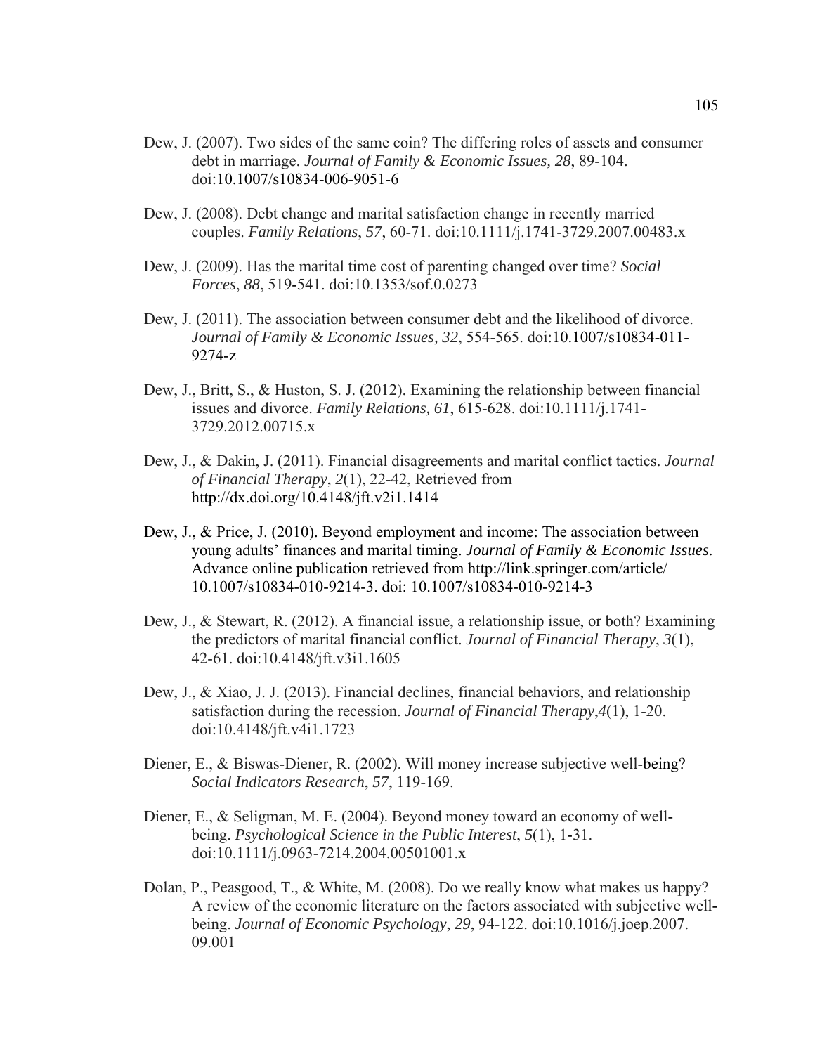Dew, J. (2007). Two sides of the same coin? The differing roles of assets and consumer debt in marriage. *Journal of Family & Economic Issues, 28*, 89-104. doi:10.1007/s10834-006-9051-6

Dew, J. (2008). Debt change and marital satisfaction change in recently married couples. *Family Relations*, *57*, 60-71. doi:10.1111/j.1741-3729.2007.00483.x

Dew, J. (2009). Has the marital time cost of parenting changed over time? *Social Forces*, *88*, 519-541. doi:10.1353/sof.0.0273

Dew, J. (2011). The association between consumer debt and the likelihood of divorce. *Journal of Family & Economic Issues, 32*, 554-565. doi:10.1007/s10834-011-9274-z

Dew, J., Britt, S., & Huston, S. J. (2012). Examining the relationship between financial issues and divorce. *Family Relations, 61*, 615-628. doi:10.1111/j.1741-3729.2012.00715.x

Dew, J., & Dakin, J. (2011). Financial disagreements and marital conflict tactics. *Journal of Financial Therapy*, *2*(1), 22-42, Retrieved from http://dx.doi.org/10.4148/jft.v2i1.1414

Dew, J., & Price, J. (2010). Beyond employment and income: The association between young adults' finances and marital timing. *Journal of Family & Economic Issues*. Advance online publication retrieved from http://link.springer.com/article/10.1007/s10834-010-9214-3. doi: 10.1007/s10834-010-9214-3

Dew, J., & Stewart, R. (2012). A financial issue, a relationship issue, or both? Examining the predictors of marital financial conflict. *Journal of Financial Therapy*, *3*(1), 42-61. doi:10.4148/jft.v3i1.1605

Dew, J., & Xiao, J. J. (2013). Financial declines, financial behaviors, and relationship satisfaction during the recession. *Journal of Financial Therapy*,*4*(1), 1-20. doi:10.4148/jft.v4i1.1723

Diener, E., & Biswas-Diener, R. (2002). Will money increase subjective well-being? *Social Indicators Research*, *57*, 119-169.

Diener, E., & Seligman, M. E. (2004). Beyond money toward an economy of well-being. *Psychological Science in the Public Interest*, *5*(1), 1-31. doi:10.1111/j.0963-7214.2004.00501001.x

Dolan, P., Peasgood, T., & White, M. (2008). Do we really know what makes us happy? A review of the economic literature on the factors associated with subjective well-being. *Journal of Economic Psychology*, *29*, 94-122. doi:10.1016/j.joep.2007.09.001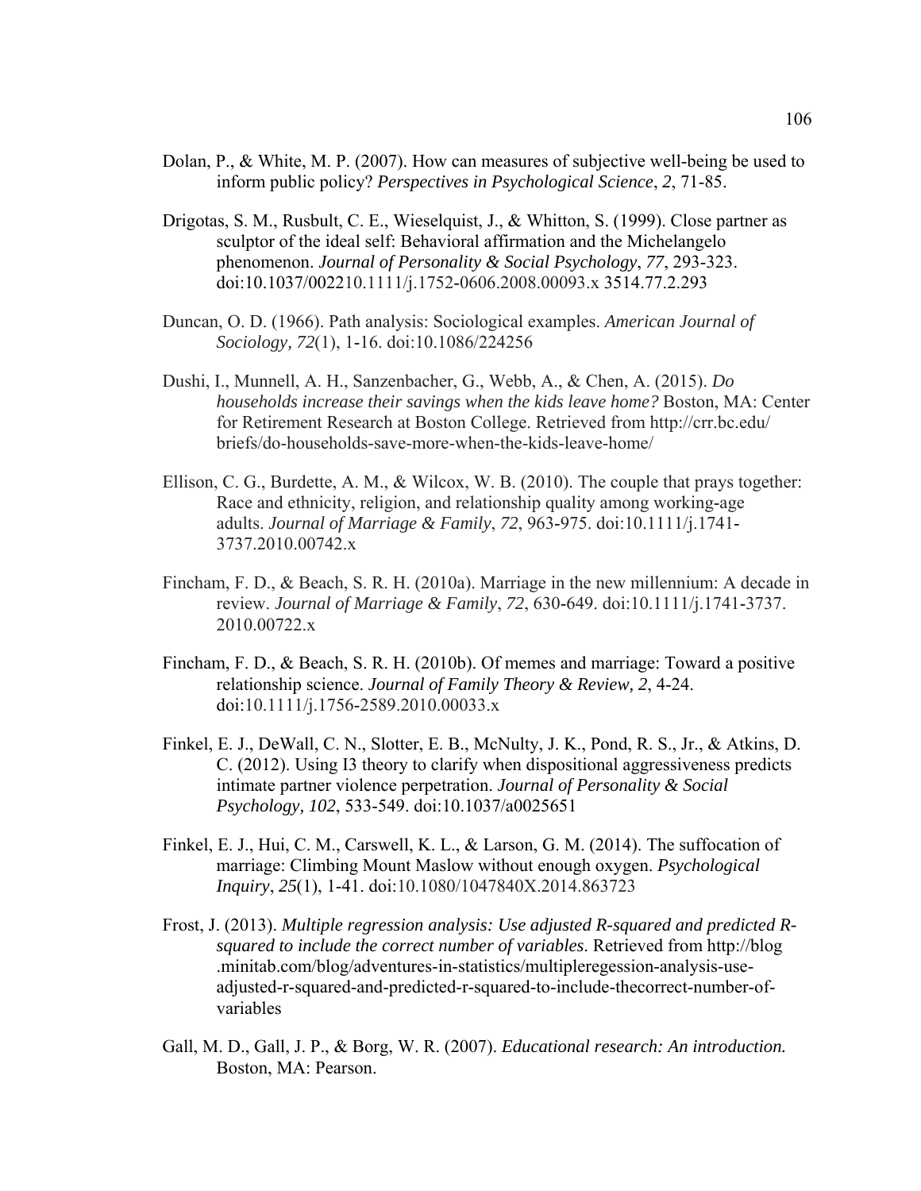Dolan, P., & White, M. P. (2007). How can measures of subjective well-being be used to inform public policy? *Perspectives in Psychological Science*, *2*, 71-85.

Drigotas, S. M., Rusbult, C. E., Wieselquist, J., & Whitton, S. (1999). Close partner as sculptor of the ideal self: Behavioral affirmation and the Michelangelo phenomenon. *Journal of Personality & Social Psychology*, *77*, 293-323. doi:10.1037/002210.1111/j.1752-0606.2008.00093.x 3514.77.2.293

Duncan, O. D. (1966). Path analysis: Sociological examples. *American Journal of Sociology*, *72*(1), 1-16. doi:10.1086/224256

Dushi, I., Munnell, A. H., Sanzenbacher, G., Webb, A., & Chen, A. (2015). *Do households increase their savings when the kids leave home?* Boston, MA: Center for Retirement Research at Boston College. Retrieved from http://crr.bc.edu/briefs/do-households-save-more-when-the-kids-leave-home/

Ellison, C. G., Burdette, A. M., & Wilcox, W. B. (2010). The couple that prays together: Race and ethnicity, religion, and relationship quality among working-age adults. *Journal of Marriage & Family*, *72*, 963-975. doi:10.1111/j.1741-3737.2010.00742.x

Fincham, F. D., & Beach, S. R. H. (2010a). Marriage in the new millennium: A decade in review. *Journal of Marriage & Family*, *72*, 630-649. doi:10.1111/j.1741-3737.2010.00722.x

Fincham, F. D., & Beach, S. R. H. (2010b). Of memes and marriage: Toward a positive relationship science. *Journal of Family Theory & Review, 2*, 4-24. doi:10.1111/j.1756-2589.2010.00033.x

Finkel, E. J., DeWall, C. N., Slotter, E. B., McNulty, J. K., Pond, R. S., Jr., & Atkins, D. C. (2012). Using I3 theory to clarify when dispositional aggressiveness predicts intimate partner violence perpetration. *Journal of Personality & Social Psychology, 102*, 533-549. doi:10.1037/a0025651

Finkel, E. J., Hui, C. M., Carswell, K. L., & Larson, G. M. (2014). The suffocation of marriage: Climbing Mount Maslow without enough oxygen. *Psychological Inquiry*, *25*(1), 1-41. doi:10.1080/1047840X.2014.863723

Frost, J. (2013). *Multiple regression analysis: Use adjusted R-squared and predicted R-squared to include the correct number of variables*. Retrieved from http://blog.minitab.com/blog/adventures-in-statistics/multipleregession-analysis-use-adjusted-r-squared-and-predicted-r-squared-to-include-thecorrect-number-of-variables

Gall, M. D., Gall, J. P., & Borg, W. R. (2007). *Educational research: An introduction.* Boston, MA: Pearson.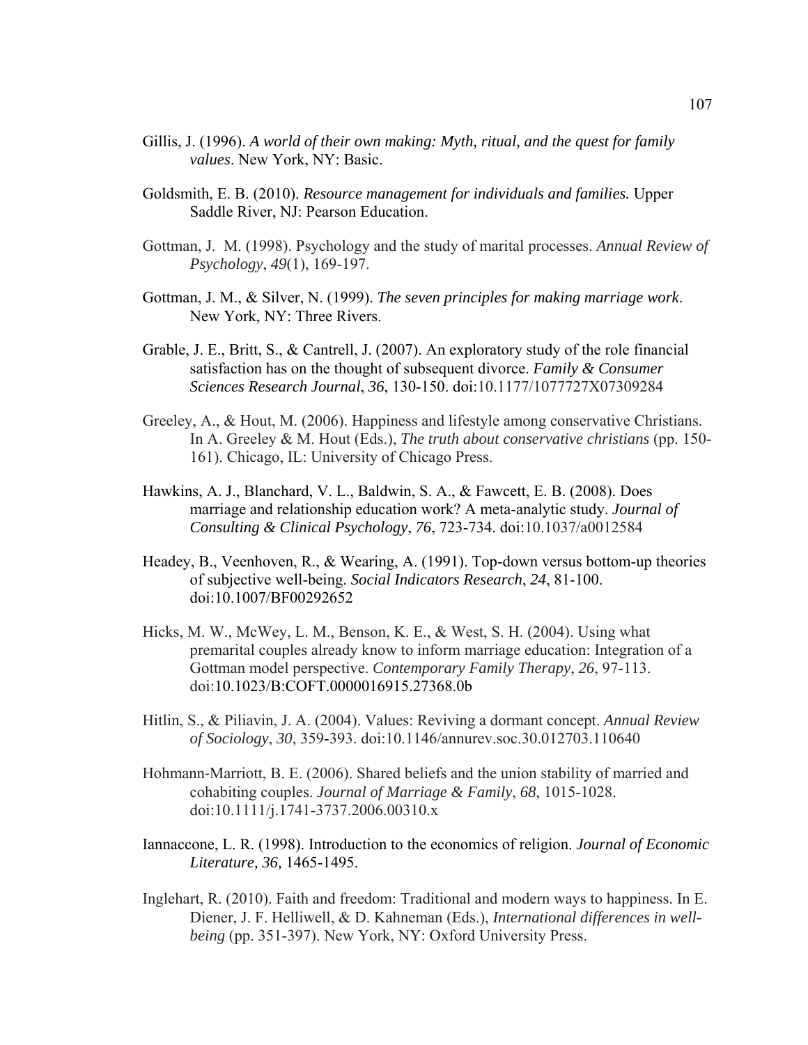Gillis, J. (1996). *A world of their own making: Myth, ritual, and the quest for family values*. New York, NY: Basic.

Goldsmith, E. B. (2010). *Resource management for individuals and families.* Upper Saddle River, NJ: Pearson Education.

Gottman, J. M. (1998). Psychology and the study of marital processes. *Annual Review of Psychology*, *49*(1), 169-197.

Gottman, J. M., & Silver, N. (1999). *The seven principles for making marriage work*. New York, NY: Three Rivers.

Grable, J. E., Britt, S., & Cantrell, J. (2007). An exploratory study of the role financial satisfaction has on the thought of subsequent divorce. *Family & Consumer Sciences Research Journal*, *36*, 130-150. doi:10.1177/1077727X07309284

Greeley, A., & Hout, M. (2006). Happiness and lifestyle among conservative Christians. In A. Greeley & M. Hout (Eds.), *The truth about conservative christians* (pp. 150-161). Chicago, IL: University of Chicago Press.

Hawkins, A. J., Blanchard, V. L., Baldwin, S. A., & Fawcett, E. B. (2008). Does marriage and relationship education work? A meta-analytic study. *Journal of Consulting & Clinical Psychology*, *76*, 723-734. doi:10.1037/a0012584

Headey, B., Veenhoven, R., & Wearing, A. (1991). Top-down versus bottom-up theories of subjective well-being. *Social Indicators Research*, *24*, 81-100. doi:10.1007/BF00292652

Hicks, M. W., McWey, L. M., Benson, K. E., & West, S. H. (2004). Using what premarital couples already know to inform marriage education: Integration of a Gottman model perspective. *Contemporary Family Therapy*, *26*, 97-113. doi:10.1023/B:COFT.0000016915.27368.0b

Hitlin, S., & Piliavin, J. A. (2004). Values: Reviving a dormant concept. *Annual Review of Sociology*, *30*, 359-393. doi:10.1146/annurev.soc.30.012703.110640

Hohmann-Marriott, B. E. (2006). Shared beliefs and the union stability of married and cohabiting couples. *Journal of Marriage & Family*, *68*, 1015-1028. doi:10.1111/j.1741-3737.2006.00310.x

Iannaccone, L. R. (1998). Introduction to the economics of religion. *Journal of Economic Literature, 36,* 1465-1495.

Inglehart, R. (2010). Faith and freedom: Traditional and modern ways to happiness. In E. Diener, J. F. Helliwell, & D. Kahneman (Eds.), *International differences in well-being* (pp. 351-397). New York, NY: Oxford University Press.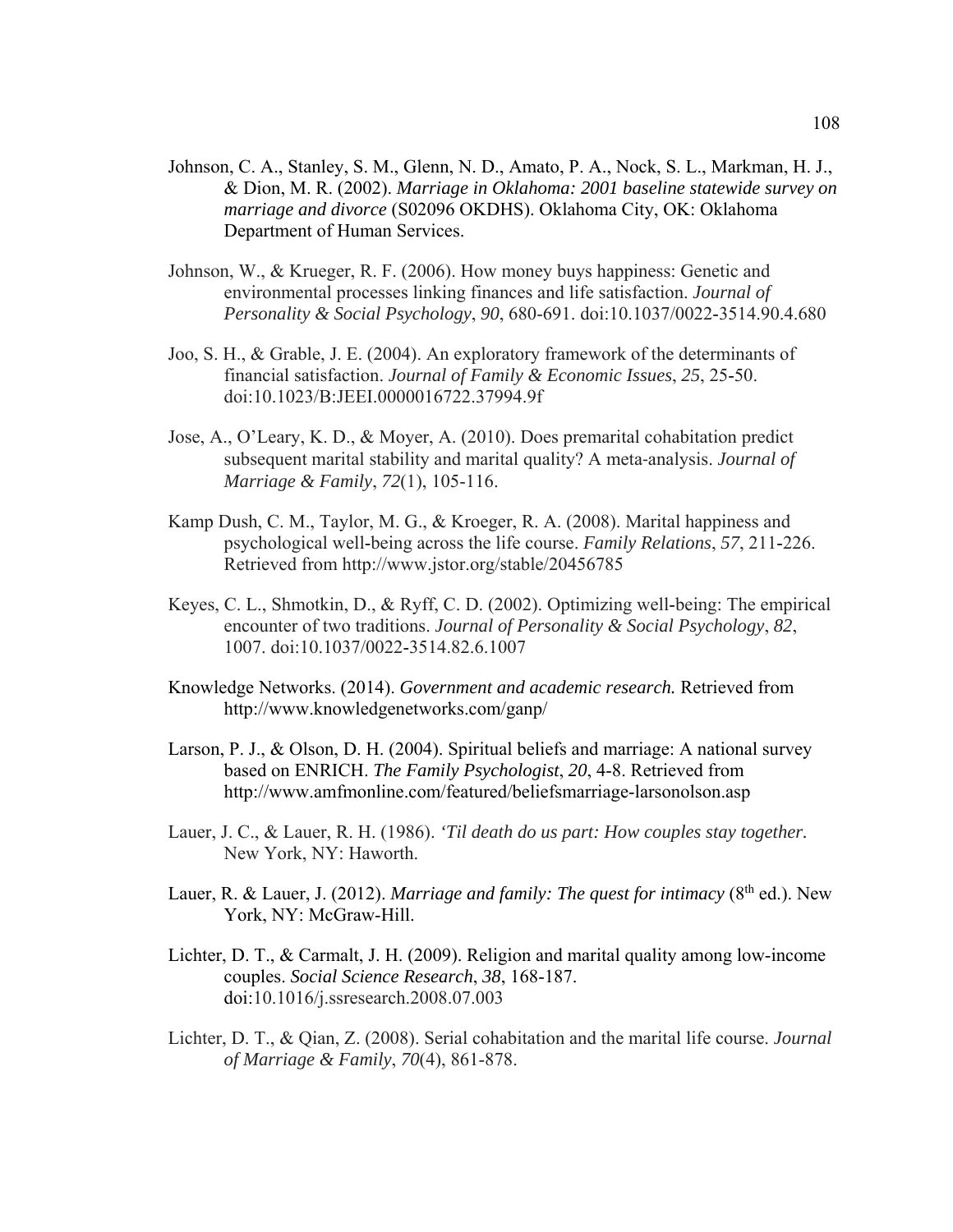Johnson, C. A., Stanley, S. M., Glenn, N. D., Amato, P. A., Nock, S. L., Markman, H. J., & Dion, M. R. (2002). *Marriage in Oklahoma: 2001 baseline statewide survey on marriage and divorce* (S02096 OKDHS). Oklahoma City, OK: Oklahoma Department of Human Services.

Johnson, W., & Krueger, R. F. (2006). How money buys happiness: Genetic and environmental processes linking finances and life satisfaction. *Journal of Personality & Social Psychology*, *90*, 680-691. doi:10.1037/0022-3514.90.4.680

Joo, S. H., & Grable, J. E. (2004). An exploratory framework of the determinants of financial satisfaction. *Journal of Family & Economic Issues*, *25*, 25-50. doi:10.1023/B:JEEI.0000016722.37994.9f

Jose, A., O'Leary, K. D., & Moyer, A. (2010). Does premarital cohabitation predict subsequent marital stability and marital quality? A meta-analysis. *Journal of Marriage & Family*, *72*(1), 105-116.

Kamp Dush, C. M., Taylor, M. G., & Kroeger, R. A. (2008). Marital happiness and psychological well-being across the life course. *Family Relations*, *57*, 211-226. Retrieved from http://www.jstor.org/stable/20456785

Keyes, C. L., Shmotkin, D., & Ryff, C. D. (2002). Optimizing well-being: The empirical encounter of two traditions. *Journal of Personality & Social Psychology*, *82*, 1007. doi:10.1037/0022-3514.82.6.1007

Knowledge Networks. (2014). *Government and academic research.* Retrieved from http://www.knowledgenetworks.com/ganp/

Larson, P. J., & Olson, D. H. (2004). Spiritual beliefs and marriage: A national survey based on ENRICH. *The Family Psychologist*, *20*, 4-8. Retrieved from http://www.amfmonline.com/featured/beliefsmarriage-larsonolson.asp

Lauer, J. C., & Lauer, R. H. (1986). *'Til death do us part: How couples stay together*. New York, NY: Haworth.

Lauer, R. & Lauer, J. (2012). *Marriage and family: The quest for intimacy* (8th ed.). New York, NY: McGraw-Hill.

Lichter, D. T., & Carmalt, J. H. (2009). Religion and marital quality among low-income couples. *Social Science Research*, *38*, 168-187. doi:10.1016/j.ssresearch.2008.07.003

Lichter, D. T., & Qian, Z. (2008). Serial cohabitation and the marital life course. *Journal of Marriage & Family*, *70*(4), 861-878.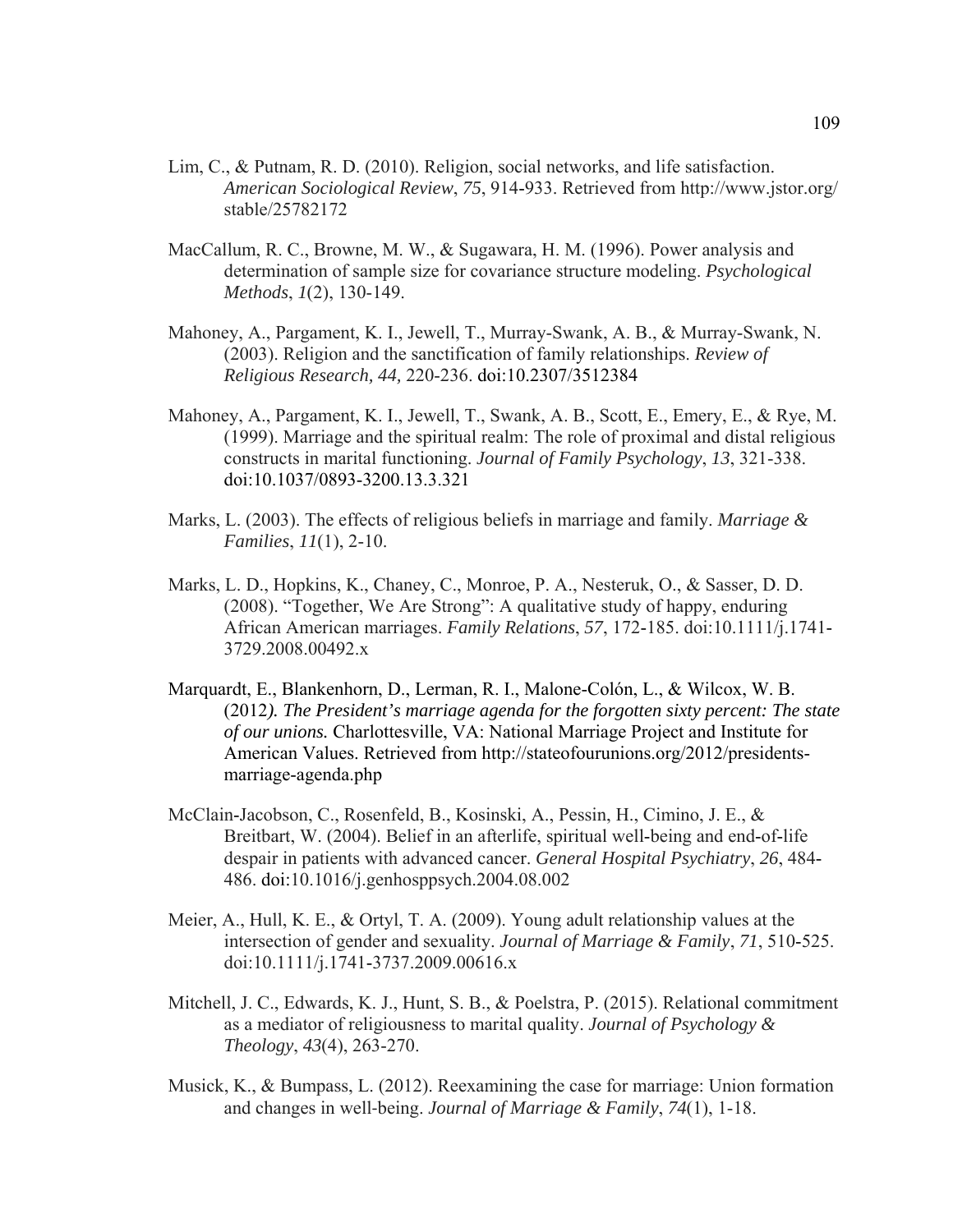Lim, C., & Putnam, R. D. (2010). Religion, social networks, and life satisfaction. *American Sociological Review*, *75*, 914-933. Retrieved from http://www.jstor.org/stable/25782172

MacCallum, R. C., Browne, M. W., & Sugawara, H. M. (1996). Power analysis and determination of sample size for covariance structure modeling. *Psychological Methods*, *1*(2), 130-149.

Mahoney, A., Pargament, K. I., Jewell, T., Murray-Swank, A. B., & Murray-Swank, N. (2003). Religion and the sanctification of family relationships. *Review of Religious Research, 44,* 220-236. doi:10.2307/3512384

Mahoney, A., Pargament, K. I., Jewell, T., Swank, A. B., Scott, E., Emery, E., & Rye, M. (1999). Marriage and the spiritual realm: The role of proximal and distal religious constructs in marital functioning. *Journal of Family Psychology*, *13*, 321-338. doi:10.1037/0893-3200.13.3.321

Marks, L. (2003). The effects of religious beliefs in marriage and family. *Marriage & Families*, *11*(1), 2-10.

Marks, L. D., Hopkins, K., Chaney, C., Monroe, P. A., Nesteruk, O., & Sasser, D. D. (2008). "Together, We Are Strong": A qualitative study of happy, enduring African American marriages. *Family Relations*, *57*, 172-185. doi:10.1111/j.1741-3729.2008.00492.x

Marquardt, E., Blankenhorn, D., Lerman, R. I., Malone-Colón, L., & Wilcox, W. B. (2012*). The President's marriage agenda for the forgotten sixty percent: The state of our unions.* Charlottesville, VA: National Marriage Project and Institute for American Values. Retrieved from http://stateofourunions.org/2012/presidents-marriage-agenda.php

McClain-Jacobson, C., Rosenfeld, B., Kosinski, A., Pessin, H., Cimino, J. E., & Breitbart, W. (2004). Belief in an afterlife, spiritual well-being and end-of-life despair in patients with advanced cancer. *General Hospital Psychiatry*, *26*, 484-486. doi:10.1016/j.genhosppsych.2004.08.002

Meier, A., Hull, K. E., & Ortyl, T. A. (2009). Young adult relationship values at the intersection of gender and sexuality. *Journal of Marriage & Family*, *71*, 510-525. doi:10.1111/j.1741-3737.2009.00616.x

Mitchell, J. C., Edwards, K. J., Hunt, S. B., & Poelstra, P. (2015). Relational commitment as a mediator of religiousness to marital quality. *Journal of Psychology & Theology*, *43*(4), 263-270.

Musick, K., & Bumpass, L. (2012). Reexamining the case for marriage: Union formation and changes in well-being. *Journal of Marriage & Family*, *74*(1), 1-18.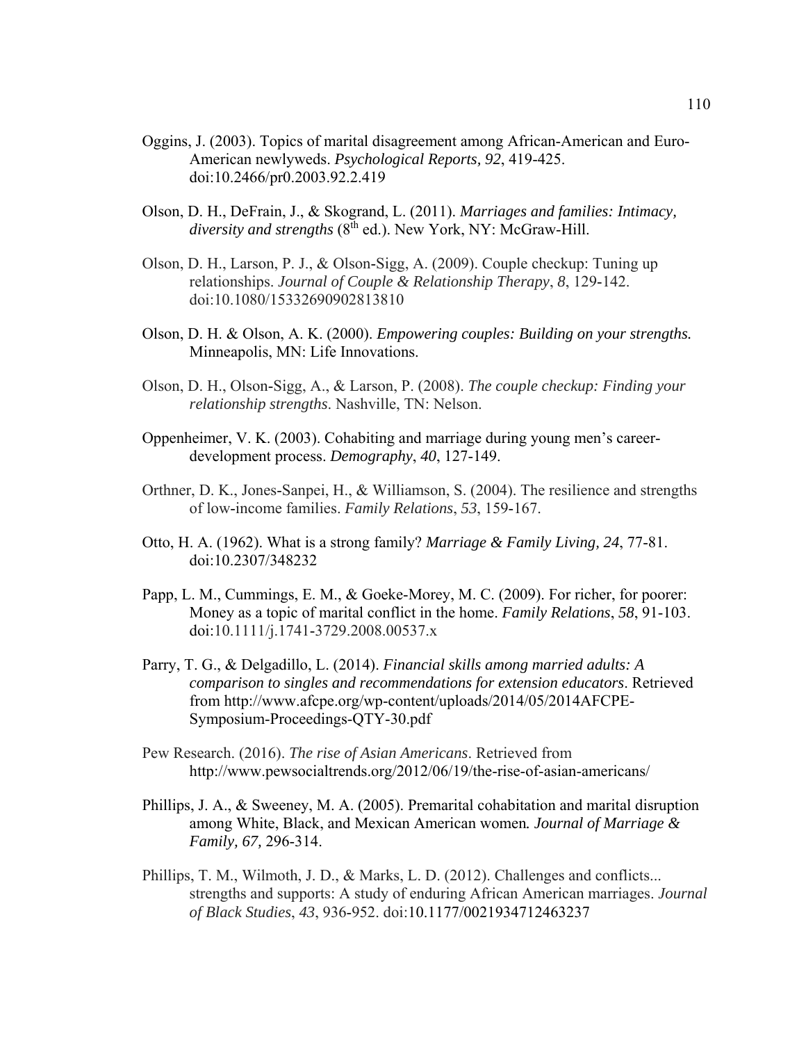Oggins, J. (2003). Topics of marital disagreement among African-American and Euro-American newlyweds. *Psychological Reports, 92*, 419-425. doi:10.2466/pr0.2003.92.2.419

Olson, D. H., DeFrain, J., & Skogrand, L. (2011). *Marriages and families: Intimacy, diversity and strengths* (8th ed.). New York, NY: McGraw-Hill.

Olson, D. H., Larson, P. J., & Olson-Sigg, A. (2009). Couple checkup: Tuning up relationships. *Journal of Couple & Relationship Therapy*, *8*, 129-142. doi:10.1080/15332690902813810

Olson, D. H. & Olson, A. K. (2000). *Empowering couples: Building on your strengths.* Minneapolis, MN: Life Innovations.

Olson, D. H., Olson-Sigg, A., & Larson, P. (2008). *The couple checkup: Finding your relationship strengths*. Nashville, TN: Nelson.

Oppenheimer, V. K. (2003). Cohabiting and marriage during young men's career-development process. *Demography*, *40*, 127-149.

Orthner, D. K., Jones-Sanpei, H., & Williamson, S. (2004). The resilience and strengths of low-income families. *Family Relations*, *53*, 159-167.

Otto, H. A. (1962). What is a strong family? *Marriage & Family Living, 24*, 77-81. doi:10.2307/348232

Papp, L. M., Cummings, E. M., & Goeke-Morey, M. C. (2009). For richer, for poorer: Money as a topic of marital conflict in the home. *Family Relations*, *58*, 91-103. doi:10.1111/j.1741-3729.2008.00537.x

Parry, T. G., & Delgadillo, L. (2014). *Financial skills among married adults: A comparison to singles and recommendations for extension educators*. Retrieved from http://www.afcpe.org/wp-content/uploads/2014/05/2014AFCPE-Symposium-Proceedings-QTY-30.pdf

Pew Research. (2016). *The rise of Asian Americans*. Retrieved from http://www.pewsocialtrends.org/2012/06/19/the-rise-of-asian-americans/

Phillips, J. A., & Sweeney, M. A. (2005). Premarital cohabitation and marital disruption among White, Black, and Mexican American women*. Journal of Marriage & Family, 67,* 296-314.

Phillips, T. M., Wilmoth, J. D., & Marks, L. D. (2012). Challenges and conflicts... strengths and supports: A study of enduring African American marriages. *Journal of Black Studies*, *43*, 936-952. doi:10.1177/0021934712463237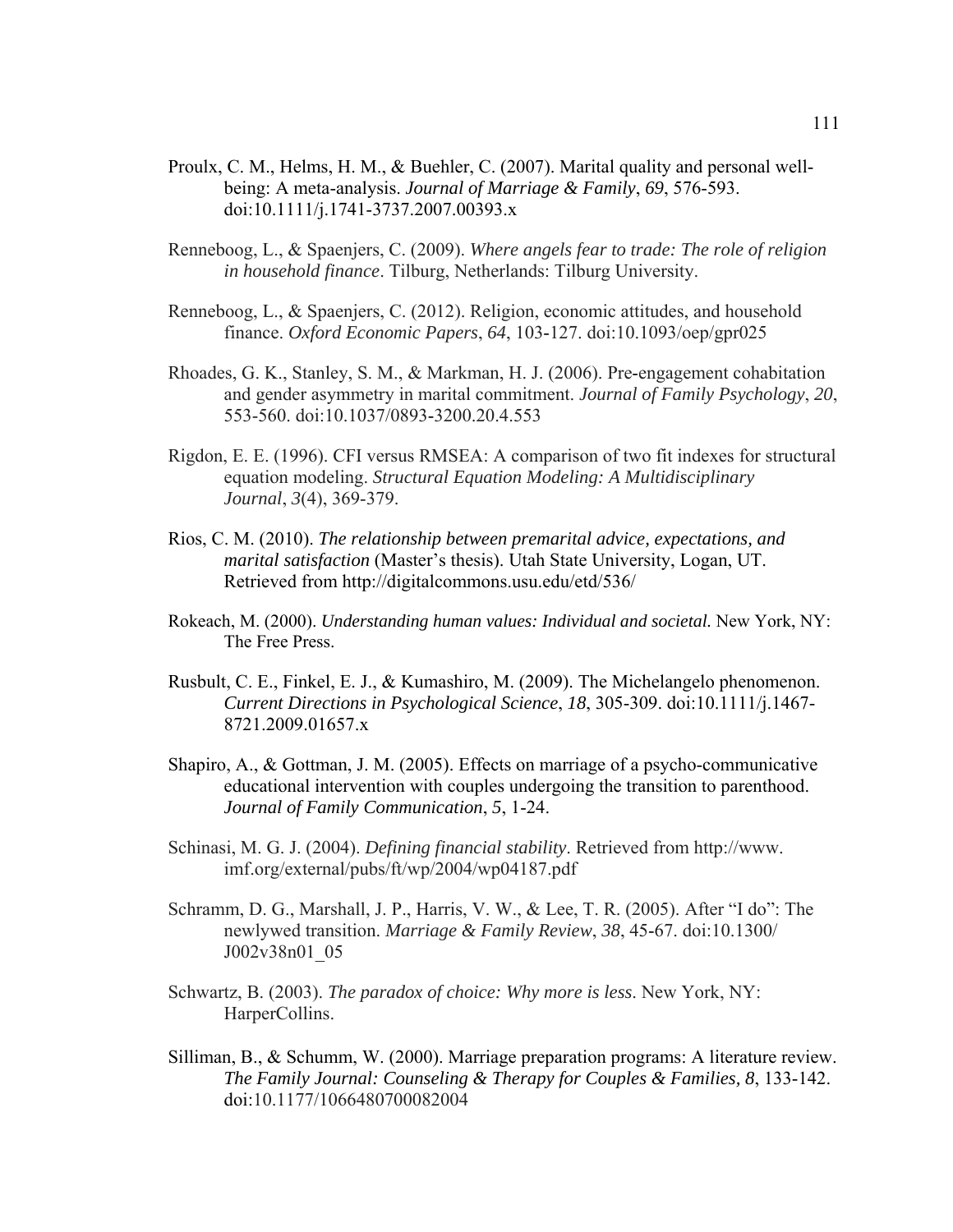Proulx, C. M., Helms, H. M., & Buehler, C. (2007). Marital quality and personal well-being: A meta-analysis. *Journal of Marriage & Family*, *69*, 576-593. doi:10.1111/j.1741-3737.2007.00393.x

Renneboog, L., & Spaenjers, C. (2009). *Where angels fear to trade: The role of religion in household finance*. Tilburg, Netherlands: Tilburg University.

Renneboog, L., & Spaenjers, C. (2012). Religion, economic attitudes, and household finance. *Oxford Economic Papers*, *64*, 103-127. doi:10.1093/oep/gpr025

Rhoades, G. K., Stanley, S. M., & Markman, H. J. (2006). Pre-engagement cohabitation and gender asymmetry in marital commitment. *Journal of Family Psychology*, *20*, 553-560. doi:10.1037/0893-3200.20.4.553

Rigdon, E. E. (1996). CFI versus RMSEA: A comparison of two fit indexes for structural equation modeling. *Structural Equation Modeling: A Multidisciplinary Journal*, *3*(4), 369-379.

Rios, C. M. (2010). *The relationship between premarital advice, expectations, and marital satisfaction* (Master's thesis). Utah State University, Logan, UT. Retrieved from http://digitalcommons.usu.edu/etd/536/

Rokeach, M. (2000). *Understanding human values: Individual and societal.* New York, NY: The Free Press.

Rusbult, C. E., Finkel, E. J., & Kumashiro, M. (2009). The Michelangelo phenomenon. *Current Directions in Psychological Science*, *18*, 305-309. doi:10.1111/j.1467-8721.2009.01657.x

Shapiro, A., & Gottman, J. M. (2005). Effects on marriage of a psycho-communicative educational intervention with couples undergoing the transition to parenthood. *Journal of Family Communication*, *5*, 1-24.

Schinasi, M. G. J. (2004). *Defining financial stability*. Retrieved from http://www.imf.org/external/pubs/ft/wp/2004/wp04187.pdf

Schramm, D. G., Marshall, J. P., Harris, V. W., & Lee, T. R. (2005). After "I do": The newlywed transition. *Marriage & Family Review*, *38*, 45-67. doi:10.1300/J002v38n01_05

Schwartz, B. (2003). *The paradox of choice: Why more is less*. New York, NY: HarperCollins.

Silliman, B., & Schumm, W. (2000). Marriage preparation programs: A literature review. *The Family Journal: Counseling & Therapy for Couples & Families, 8*, 133-142. doi:10.1177/1066480700082004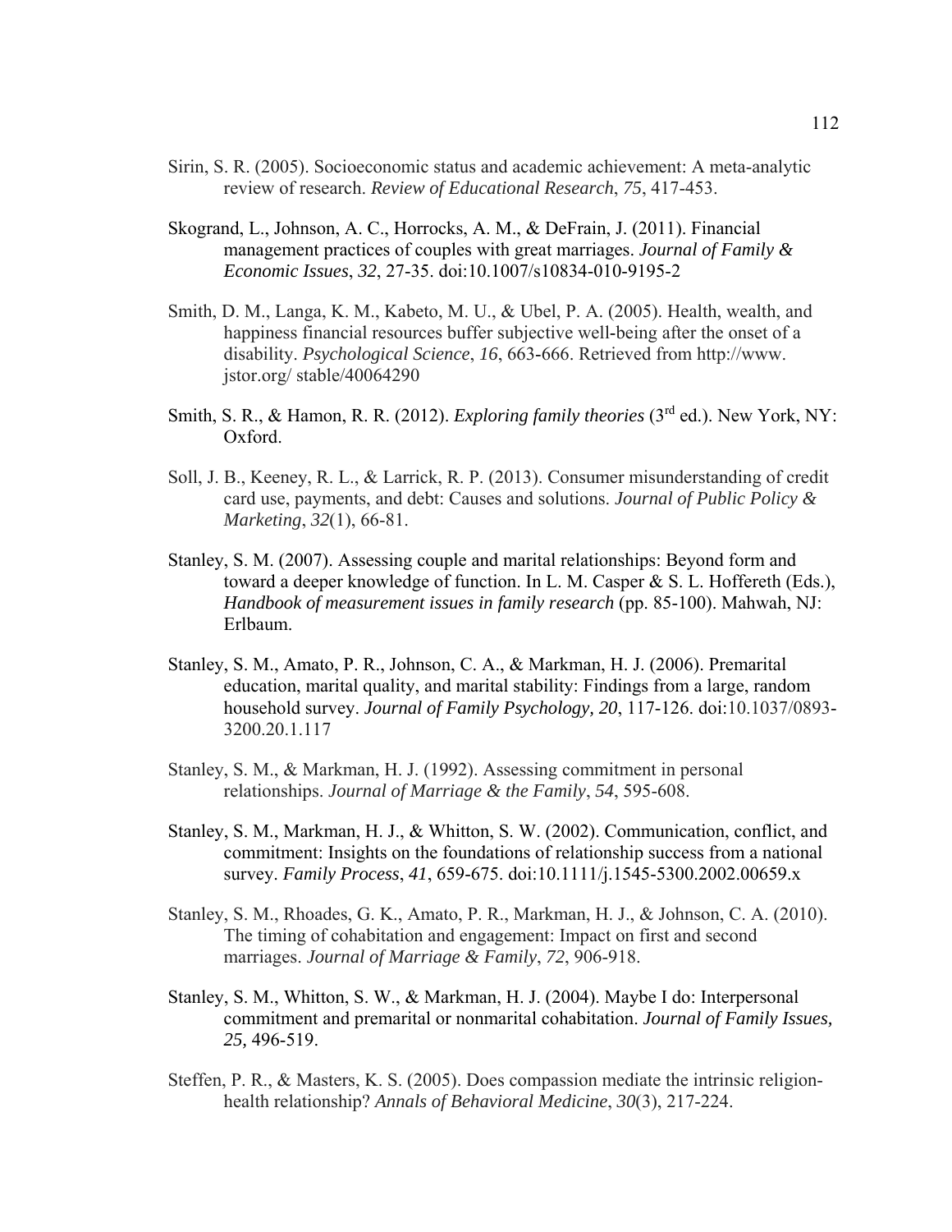Sirin, S. R. (2005). Socioeconomic status and academic achievement: A meta-analytic review of research. *Review of Educational Research*, *75*, 417-453.

Skogrand, L., Johnson, A. C., Horrocks, A. M., & DeFrain, J. (2011). Financial management practices of couples with great marriages. *Journal of Family & Economic Issues*, *32*, 27-35. doi:10.1007/s10834-010-9195-2

Smith, D. M., Langa, K. M., Kabeto, M. U., & Ubel, P. A. (2005). Health, wealth, and happiness financial resources buffer subjective well-being after the onset of a disability. *Psychological Science*, *16*, 663-666. Retrieved from http://www. jstor.org/ stable/40064290

Smith, S. R., & Hamon, R. R. (2012). *Exploring family theories* (3rd ed.). New York, NY: Oxford.

Soll, J. B., Keeney, R. L., & Larrick, R. P. (2013). Consumer misunderstanding of credit card use, payments, and debt: Causes and solutions. *Journal of Public Policy & Marketing*, *32*(1), 66-81.

Stanley, S. M. (2007). Assessing couple and marital relationships: Beyond form and toward a deeper knowledge of function. In L. M. Casper & S. L. Hoffereth (Eds.), *Handbook of measurement issues in family research* (pp. 85-100). Mahwah, NJ: Erlbaum.

Stanley, S. M., Amato, P. R., Johnson, C. A., & Markman, H. J. (2006). Premarital education, marital quality, and marital stability: Findings from a large, random household survey. *Journal of Family Psychology, 20*, 117-126. doi:10.1037/0893-3200.20.1.117

Stanley, S. M., & Markman, H. J. (1992). Assessing commitment in personal relationships. *Journal of Marriage & the Family*, *54*, 595-608.

Stanley, S. M., Markman, H. J., & Whitton, S. W. (2002). Communication, conflict, and commitment: Insights on the foundations of relationship success from a national survey. *Family Process*, *41*, 659-675. doi:10.1111/j.1545-5300.2002.00659.x

Stanley, S. M., Rhoades, G. K., Amato, P. R., Markman, H. J., & Johnson, C. A. (2010). The timing of cohabitation and engagement: Impact on first and second marriages. *Journal of Marriage & Family*, *72*, 906-918.

Stanley, S. M., Whitton, S. W., & Markman, H. J. (2004). Maybe I do: Interpersonal commitment and premarital or nonmarital cohabitation. *Journal of Family Issues, 25,* 496-519.

Steffen, P. R., & Masters, K. S. (2005). Does compassion mediate the intrinsic religion-health relationship? *Annals of Behavioral Medicine*, *30*(3), 217-224.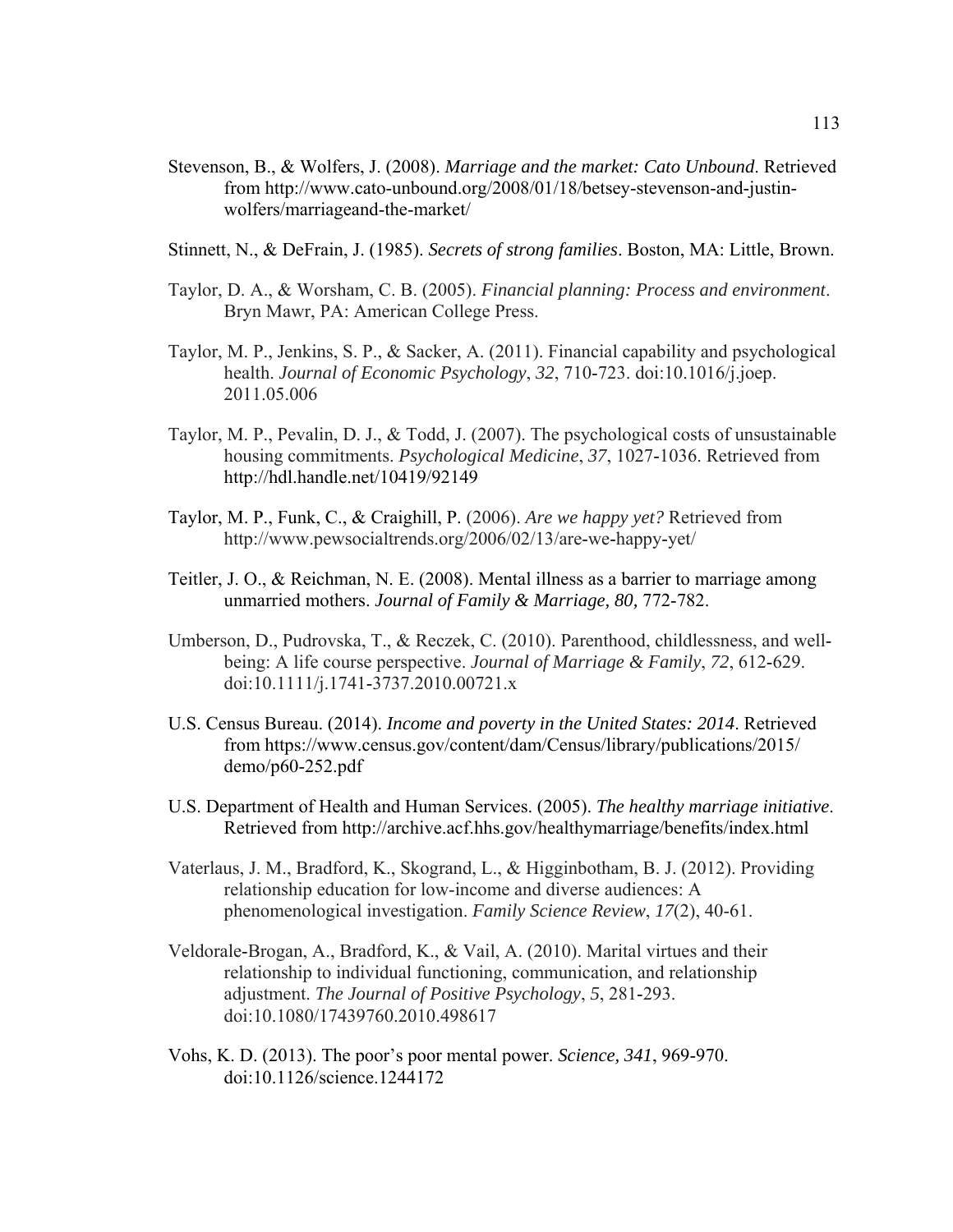Stevenson, B., & Wolfers, J. (2008). *Marriage and the market: Cato Unbound*. Retrieved from http://www.cato-unbound.org/2008/01/18/betsey-stevenson-and-justin-wolfers/marriageand-the-market/

Stinnett, N., & DeFrain, J. (1985). *Secrets of strong families*. Boston, MA: Little, Brown.

Taylor, D. A., & Worsham, C. B. (2005). *Financial planning: Process and environment*. Bryn Mawr, PA: American College Press.

Taylor, M. P., Jenkins, S. P., & Sacker, A. (2011). Financial capability and psychological health. *Journal of Economic Psychology*, *32*, 710-723. doi:10.1016/j.joep. 2011.05.006

Taylor, M. P., Pevalin, D. J., & Todd, J. (2007). The psychological costs of unsustainable housing commitments. *Psychological Medicine*, *37*, 1027-1036. Retrieved from http://hdl.handle.net/10419/92149

Taylor, M. P., Funk, C., & Craighill, P. (2006). *Are we happy yet?* Retrieved from http://www.pewsocialtrends.org/2006/02/13/are-we-happy-yet/

Teitler, J. O., & Reichman, N. E. (2008). Mental illness as a barrier to marriage among unmarried mothers. *Journal of Family & Marriage, 80,* 772-782.

Umberson, D., Pudrovska, T., & Reczek, C. (2010). Parenthood, childlessness, and well-being: A life course perspective. *Journal of Marriage & Family*, *72*, 612-629. doi:10.1111/j.1741-3737.2010.00721.x

U.S. Census Bureau. (2014). *Income and poverty in the United States: 2014*. Retrieved from https://www.census.gov/content/dam/Census/library/publications/2015/ demo/p60-252.pdf

U.S. Department of Health and Human Services. (2005). *The healthy marriage initiative*. Retrieved from http://archive.acf.hhs.gov/healthymarriage/benefits/index.html

Vaterlaus, J. M., Bradford, K., Skogrand, L., & Higginbotham, B. J. (2012). Providing relationship education for low-income and diverse audiences: A phenomenological investigation. *Family Science Review*, *17*(2), 40-61.

Veldorale-Brogan, A., Bradford, K., & Vail, A. (2010). Marital virtues and their relationship to individual functioning, communication, and relationship adjustment. *The Journal of Positive Psychology*, *5*, 281-293. doi:10.1080/17439760.2010.498617

Vohs, K. D. (2013). The poor's poor mental power. *Science, 341*, 969-970. doi:10.1126/science.1244172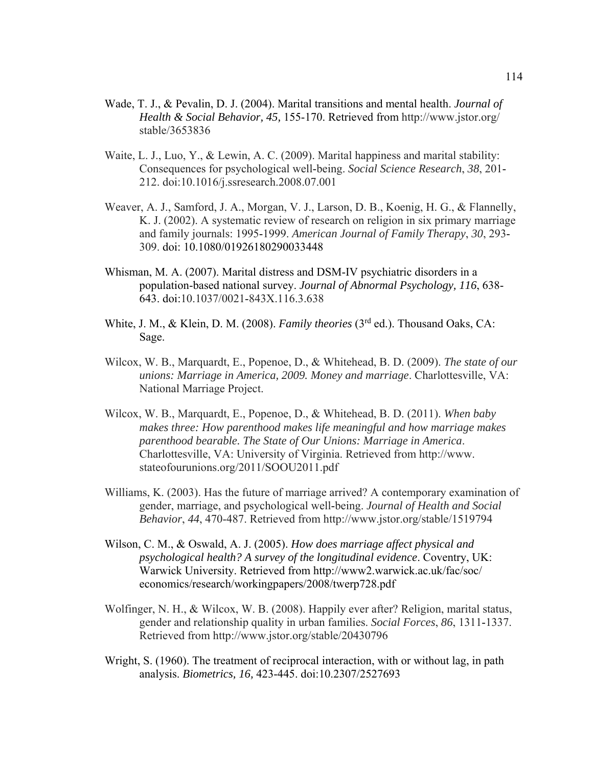Wade, T. J., & Pevalin, D. J. (2004). Marital transitions and mental health. *Journal of Health & Social Behavior, 45,* 155-170. Retrieved from http://www.jstor.org/stable/3653836

Waite, L. J., Luo, Y., & Lewin, A. C. (2009). Marital happiness and marital stability: Consequences for psychological well-being. *Social Science Research*, *38*, 201-212. doi:10.1016/j.ssresearch.2008.07.001

Weaver, A. J., Samford, J. A., Morgan, V. J., Larson, D. B., Koenig, H. G., & Flannelly, K. J. (2002). A systematic review of research on religion in six primary marriage and family journals: 1995-1999. *American Journal of Family Therapy*, *30*, 293-309. doi: 10.1080/01926180290033448

Whisman, M. A. (2007). Marital distress and DSM-IV psychiatric disorders in a population-based national survey. *Journal of Abnormal Psychology, 116*, 638-643. doi:10.1037/0021-843X.116.3.638

White, J. M., & Klein, D. M. (2008). *Family theories* (3rd ed.). Thousand Oaks, CA: Sage.

Wilcox, W. B., Marquardt, E., Popenoe, D., & Whitehead, B. D. (2009). *The state of our unions: Marriage in America, 2009. Money and marriage*. Charlottesville, VA: National Marriage Project.

Wilcox, W. B., Marquardt, E., Popenoe, D., & Whitehead, B. D. (2011). *When baby makes three: How parenthood makes life meaningful and how marriage makes parenthood bearable. The State of Our Unions: Marriage in America*. Charlottesville, VA: University of Virginia. Retrieved from http://www.stateofourunions.org/2011/SOOU2011.pdf

Williams, K. (2003). Has the future of marriage arrived? A contemporary examination of gender, marriage, and psychological well-being. *Journal of Health and Social Behavior*, *44*, 470-487. Retrieved from http://www.jstor.org/stable/1519794

Wilson, C. M., & Oswald, A. J. (2005). *How does marriage affect physical and psychological health? A survey of the longitudinal evidence*. Coventry, UK: Warwick University. Retrieved from http://www2.warwick.ac.uk/fac/soc/economics/research/workingpapers/2008/twerp728.pdf

Wolfinger, N. H., & Wilcox, W. B. (2008). Happily ever after? Religion, marital status, gender and relationship quality in urban families. *Social Forces*, *86*, 1311-1337. Retrieved from http://www.jstor.org/stable/20430796

Wright, S. (1960). The treatment of reciprocal interaction, with or without lag, in path analysis. *Biometrics, 16,* 423-445. doi:10.2307/2527693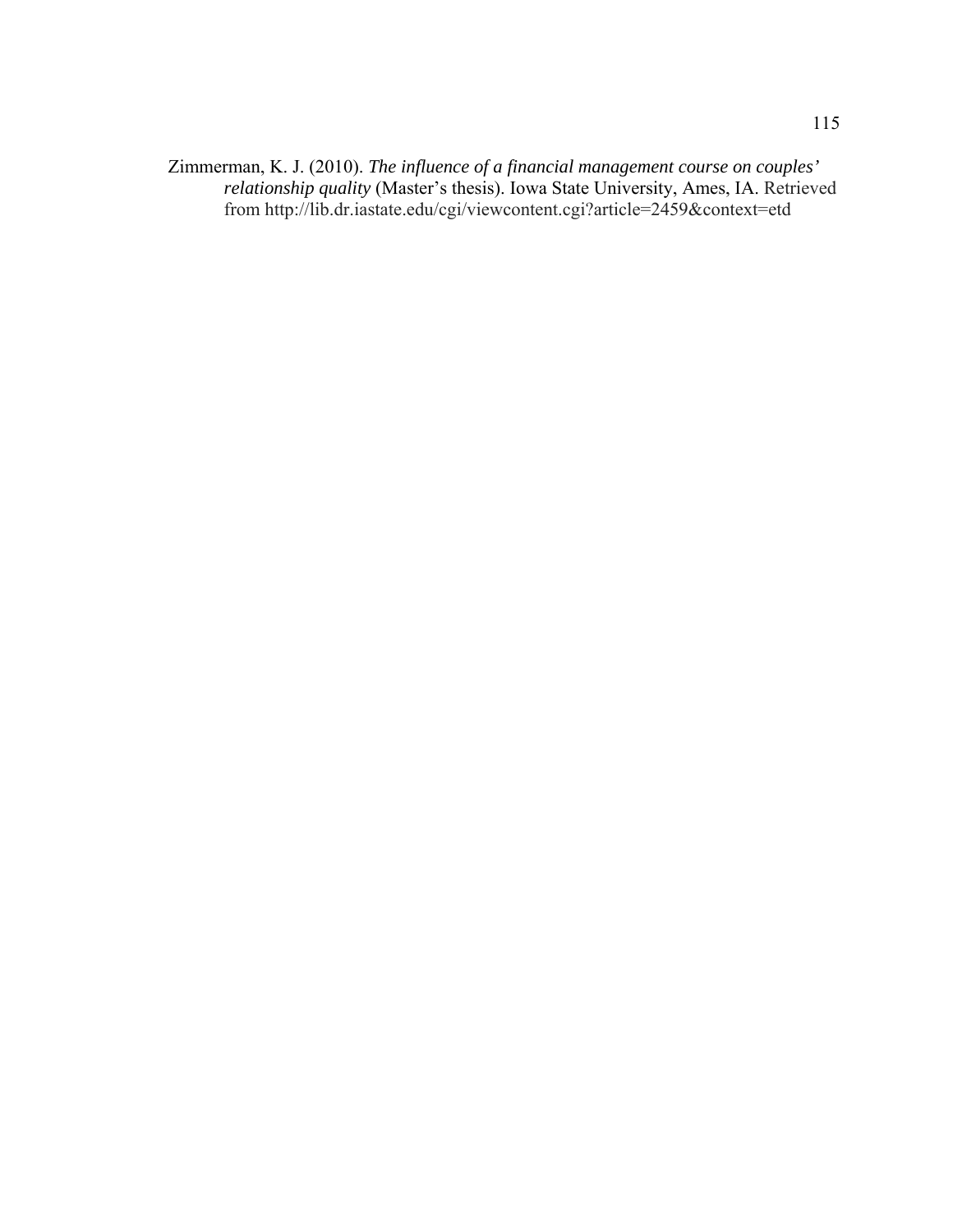Zimmerman, K. J. (2010). *The influence of a financial management course on couples' relationship quality* (Master's thesis). Iowa State University, Ames, IA. Retrieved from http://lib.dr.iastate.edu/cgi/viewcontent.cgi?article=2459&context=etd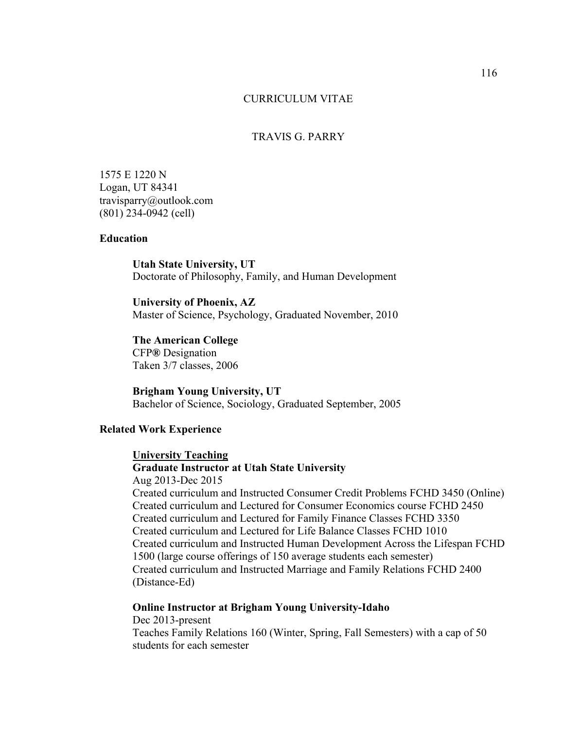# CURRICULUM VITAE

## TRAVIS G. PARRY

1575 E 1220 N
Logan, UT 84341
travisparry@outlook.com
(801) 234-0942 (cell)

### Education

**Utah State University, UT**
Doctorate of Philosophy, Family, and Human Development

**University of Phoenix, AZ**
Master of Science, Psychology, Graduated November, 2010

**The American College**
CFP**®** Designation
Taken 3/7 classes, 2006

**Brigham Young University, UT**
Bachelor of Science, Sociology, Graduated September, 2005

### Related Work Experience

**University Teaching**

**Graduate Instructor at Utah State University**
Aug 2013-Dec 2015
Created curriculum and Instructed Consumer Credit Problems FCHD 3450 (Online)
Created curriculum and Lectured for Consumer Economics course FCHD 2450
Created curriculum and Lectured for Family Finance Classes FCHD 3350
Created curriculum and Lectured for Life Balance Classes FCHD 1010
Created curriculum and Instructed Human Development Across the Lifespan FCHD 1500 (large course offerings of 150 average students each semester)
Created curriculum and Instructed Marriage and Family Relations FCHD 2400 (Distance-Ed)

**Online Instructor at Brigham Young University-Idaho**
Dec 2013-present
Teaches Family Relations 160 (Winter, Spring, Fall Semesters) with a cap of 50 students for each semester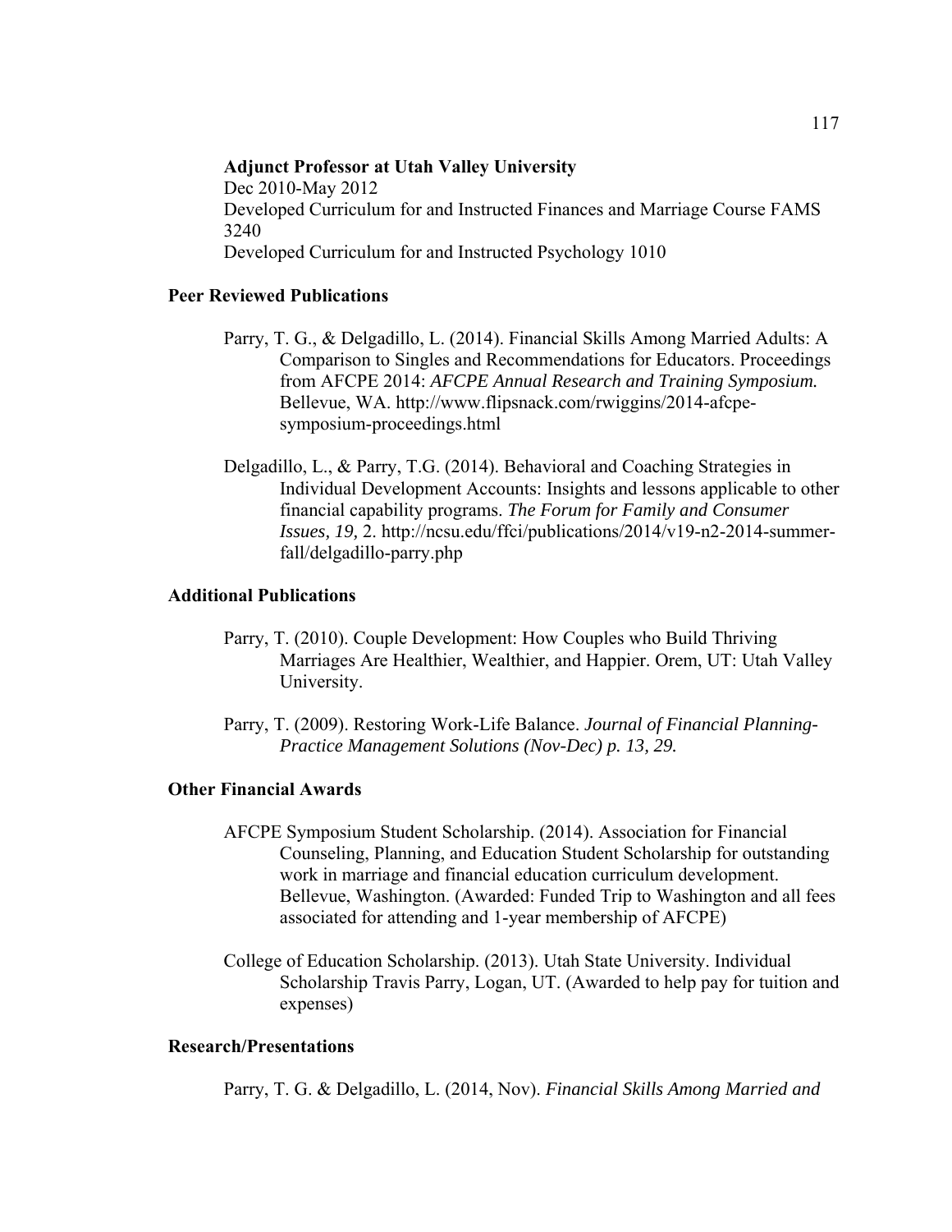**Adjunct Professor at Utah Valley University**
Dec 2010-May 2012
Developed Curriculum for and Instructed Finances and Marriage Course FAMS 3240
Developed Curriculum for and Instructed Psychology 1010

## Peer Reviewed Publications

Parry, T. G., & Delgadillo, L. (2014). Financial Skills Among Married Adults: A Comparison to Singles and Recommendations for Educators. Proceedings from AFCPE 2014: *AFCPE Annual Research and Training Symposium.* Bellevue, WA. http://www.flipsnack.com/rwiggins/2014-afcpe-symposium-proceedings.html

Delgadillo, L., & Parry, T.G. (2014). Behavioral and Coaching Strategies in Individual Development Accounts: Insights and lessons applicable to other financial capability programs. *The Forum for Family and Consumer Issues, 19,* 2. http://ncsu.edu/ffci/publications/2014/v19-n2-2014-summer-fall/delgadillo-parry.php

## Additional Publications

Parry, T. (2010). Couple Development: How Couples who Build Thriving Marriages Are Healthier, Wealthier, and Happier. Orem, UT: Utah Valley University.

Parry, T. (2009). Restoring Work-Life Balance. *Journal of Financial Planning-Practice Management Solutions (Nov-Dec) p. 13, 29.*

## Other Financial Awards

AFCPE Symposium Student Scholarship. (2014). Association for Financial Counseling, Planning, and Education Student Scholarship for outstanding work in marriage and financial education curriculum development. Bellevue, Washington. (Awarded: Funded Trip to Washington and all fees associated for attending and 1-year membership of AFCPE)

College of Education Scholarship. (2013). Utah State University. Individual Scholarship Travis Parry, Logan, UT. (Awarded to help pay for tuition and expenses)

## Research/Presentations

Parry, T. G. & Delgadillo, L. (2014, Nov). *Financial Skills Among Married and*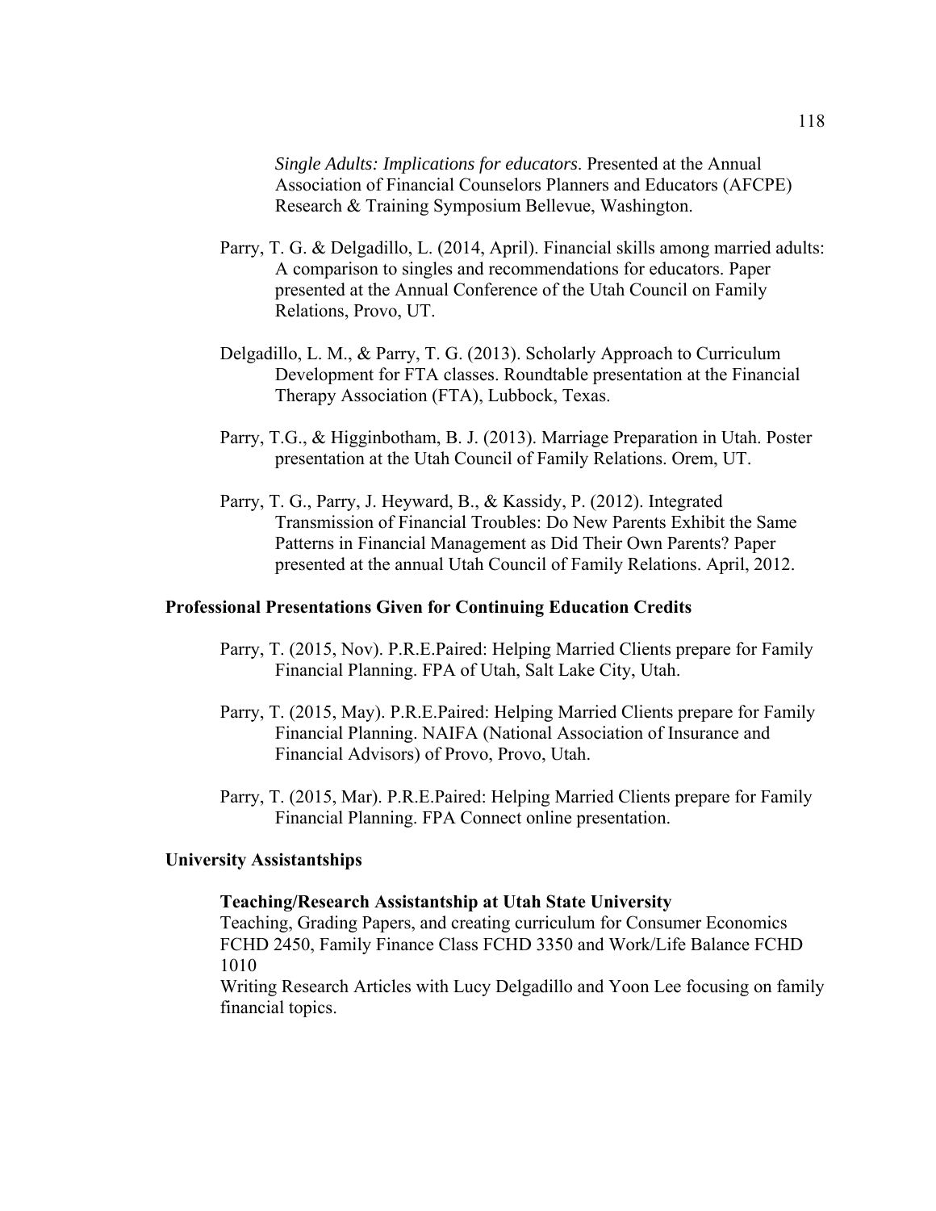*Single Adults: Implications for educators*. Presented at the Annual Association of Financial Counselors Planners and Educators (AFCPE) Research & Training Symposium Bellevue, Washington.

Parry, T. G. & Delgadillo, L. (2014, April). Financial skills among married adults: A comparison to singles and recommendations for educators. Paper presented at the Annual Conference of the Utah Council on Family Relations, Provo, UT.

Delgadillo, L. M., & Parry, T. G. (2013). Scholarly Approach to Curriculum Development for FTA classes. Roundtable presentation at the Financial Therapy Association (FTA), Lubbock, Texas.

Parry, T.G., & Higginbotham, B. J. (2013). Marriage Preparation in Utah. Poster presentation at the Utah Council of Family Relations. Orem, UT.

Parry, T. G., Parry, J. Heyward, B., & Kassidy, P. (2012). Integrated Transmission of Financial Troubles: Do New Parents Exhibit the Same Patterns in Financial Management as Did Their Own Parents? Paper presented at the annual Utah Council of Family Relations. April, 2012.

**Professional Presentations Given for Continuing Education Credits**

Parry, T. (2015, Nov). P.R.E.Paired: Helping Married Clients prepare for Family Financial Planning. FPA of Utah, Salt Lake City, Utah.

Parry, T. (2015, May). P.R.E.Paired: Helping Married Clients prepare for Family Financial Planning. NAIFA (National Association of Insurance and Financial Advisors) of Provo, Provo, Utah.

Parry, T. (2015, Mar). P.R.E.Paired: Helping Married Clients prepare for Family Financial Planning. FPA Connect online presentation.

**University Assistantships**

**Teaching/Research Assistantship at Utah State University**

Teaching, Grading Papers, and creating curriculum for Consumer Economics FCHD 2450, Family Finance Class FCHD 3350 and Work/Life Balance FCHD 1010

Writing Research Articles with Lucy Delgadillo and Yoon Lee focusing on family financial topics.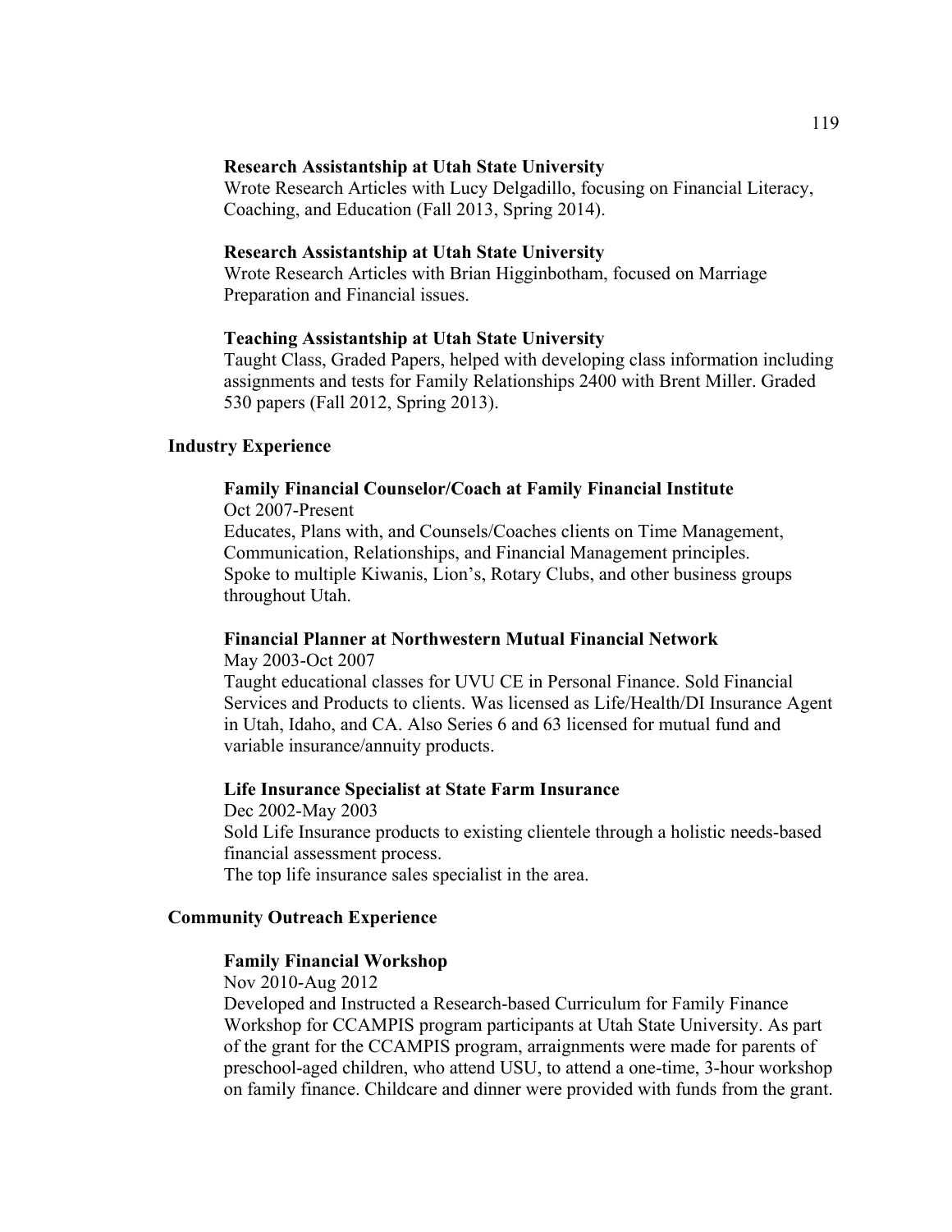**Research Assistantship at Utah State University**
Wrote Research Articles with Lucy Delgadillo, focusing on Financial Literacy, Coaching, and Education (Fall 2013, Spring 2014).

**Research Assistantship at Utah State University**
Wrote Research Articles with Brian Higginbotham, focused on Marriage Preparation and Financial issues.

**Teaching Assistantship at Utah State University**
Taught Class, Graded Papers, helped with developing class information including assignments and tests for Family Relationships 2400 with Brent Miller. Graded 530 papers (Fall 2012, Spring 2013).

## Industry Experience

**Family Financial Counselor/Coach at Family Financial Institute**
Oct 2007-Present
Educates, Plans with, and Counsels/Coaches clients on Time Management, Communication, Relationships, and Financial Management principles.
Spoke to multiple Kiwanis, Lion's, Rotary Clubs, and other business groups throughout Utah.

**Financial Planner at Northwestern Mutual Financial Network**
May 2003-Oct 2007
Taught educational classes for UVU CE in Personal Finance. Sold Financial Services and Products to clients. Was licensed as Life/Health/DI Insurance Agent in Utah, Idaho, and CA. Also Series 6 and 63 licensed for mutual fund and variable insurance/annuity products.

**Life Insurance Specialist at State Farm Insurance**
Dec 2002-May 2003
Sold Life Insurance products to existing clientele through a holistic needs-based financial assessment process.
The top life insurance sales specialist in the area.

## Community Outreach Experience

**Family Financial Workshop**
Nov 2010-Aug 2012
Developed and Instructed a Research-based Curriculum for Family Finance Workshop for CCAMPIS program participants at Utah State University. As part of the grant for the CCAMPIS program, arraignments were made for parents of preschool-aged children, who attend USU, to attend a one-time, 3-hour workshop on family finance. Childcare and dinner were provided with funds from the grant.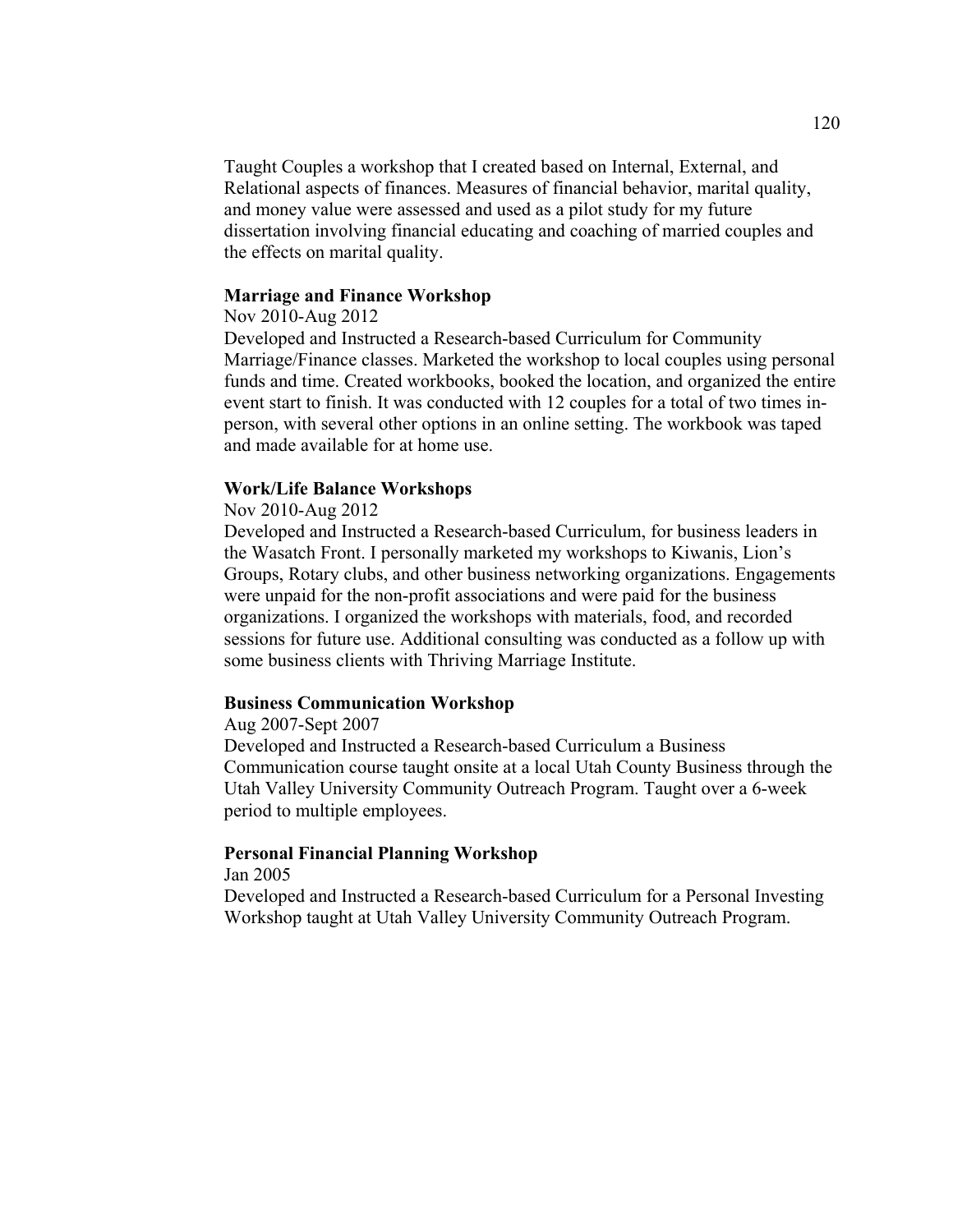Taught Couples a workshop that I created based on Internal, External, and Relational aspects of finances. Measures of financial behavior, marital quality, and money value were assessed and used as a pilot study for my future dissertation involving financial educating and coaching of married couples and the effects on marital quality.

**Marriage and Finance Workshop**

Nov 2010-Aug 2012

Developed and Instructed a Research-based Curriculum for Community Marriage/Finance classes. Marketed the workshop to local couples using personal funds and time. Created workbooks, booked the location, and organized the entire event start to finish. It was conducted with 12 couples for a total of two times in-person, with several other options in an online setting. The workbook was taped and made available for at home use.

**Work/Life Balance Workshops**

Nov 2010-Aug 2012

Developed and Instructed a Research-based Curriculum, for business leaders in the Wasatch Front. I personally marketed my workshops to Kiwanis, Lion's Groups, Rotary clubs, and other business networking organizations. Engagements were unpaid for the non-profit associations and were paid for the business organizations. I organized the workshops with materials, food, and recorded sessions for future use. Additional consulting was conducted as a follow up with some business clients with Thriving Marriage Institute.

**Business Communication Workshop**

Aug 2007-Sept 2007

Developed and Instructed a Research-based Curriculum a Business Communication course taught onsite at a local Utah County Business through the Utah Valley University Community Outreach Program. Taught over a 6-week period to multiple employees.

**Personal Financial Planning Workshop**

Jan 2005

Developed and Instructed a Research-based Curriculum for a Personal Investing Workshop taught at Utah Valley University Community Outreach Program.